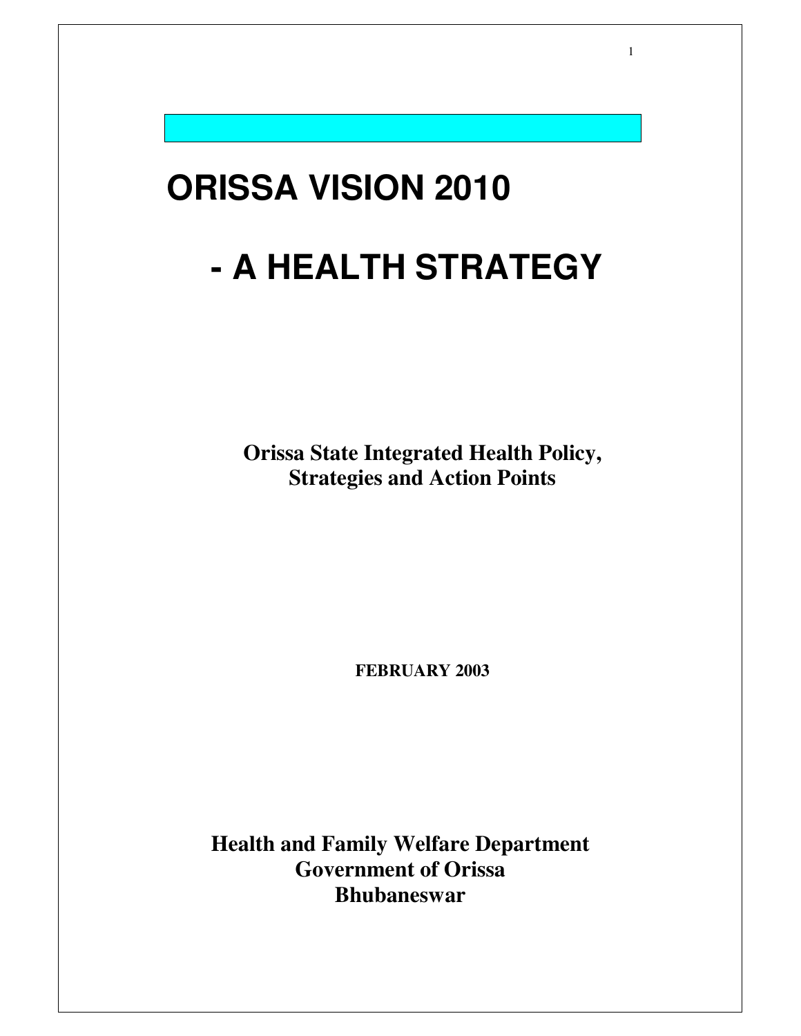# ORISSA VISION 2010

# - A HEALTH STRATEGY

**Orissa State Integrated Health Policy, Strategies and Action Points**

**FEBRUARY 2003**

**Health and Family Welfare Department**
**Government of Orissa**
**Bhubaneswar**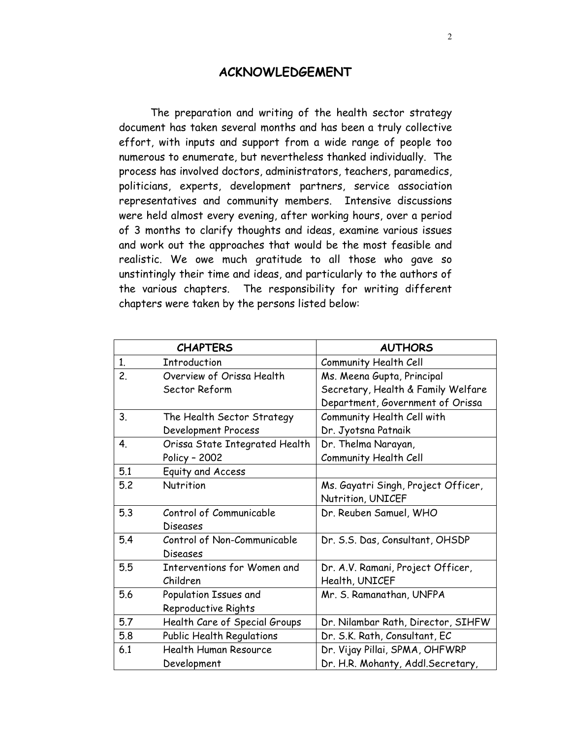# ACKNOWLEDGEMENT

The preparation and writing of the health sector strategy document has taken several months and has been a truly collective effort, with inputs and support from a wide range of people too numerous to enumerate, but nevertheless thanked individually. The process has involved doctors, administrators, teachers, paramedics, politicians, experts, development partners, service association representatives and community members. Intensive discussions were held almost every evening, after working hours, over a period of 3 months to clarify thoughts and ideas, examine various issues and work out the approaches that would be the most feasible and realistic. We owe much gratitude to all those who gave so unstintingly their time and ideas, and particularly to the authors of the various chapters. The responsibility for writing different chapters were taken by the persons listed below:

| CHAPTERS | | AUTHORS |
|---|---|---|
| 1. | Introduction | Community Health Cell |
| 2. | Overview of Orissa Health Sector Reform | Ms. Meena Gupta, Principal Secretary, Health & Family Welfare Department, Government of Orissa |
| 3. | The Health Sector Strategy Development Process | Community Health Cell with Dr. Jyotsna Patnaik |
| 4. | Orissa State Integrated Health Policy – 2002 | Dr. Thelma Narayan, Community Health Cell |
| 5.1 | Equity and Access | |
| 5.2 | Nutrition | Ms. Gayatri Singh, Project Officer, Nutrition, UNICEF |
| 5.3 | Control of Communicable Diseases | Dr. Reuben Samuel, WHO |
| 5.4 | Control of Non-Communicable Diseases | Dr. S.S. Das, Consultant, OHSDP |
| 5.5 | Interventions for Women and Children | Dr. A.V. Ramani, Project Officer, Health, UNICEF |
| 5.6 | Population Issues and Reproductive Rights | Mr. S. Ramanathan, UNFPA |
| 5.7 | Health Care of Special Groups | Dr. Nilambar Rath, Director, SIHFW |
| 5.8 | Public Health Regulations | Dr. S.K. Rath, Consultant, EC |
| 6.1 | Health Human Resource Development | Dr. Vijay Pillai, SPMA, OHFWRP<br>Dr. H.R. Mohanty, Addl.Secretary, |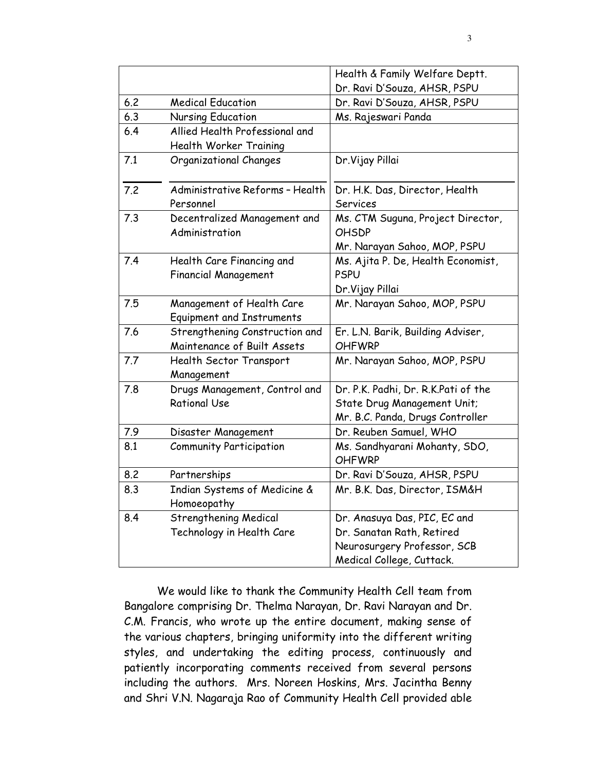| | | |
|---|---|---|
| | | Health & Family Welfare Deptt. Dr. Ravi D'Souza, AHSR, PSPU |
| 6.2 | Medical Education | Dr. Ravi D'Souza, AHSR, PSPU |
| 6.3 | Nursing Education | Ms. Rajeswari Panda |
| 6.4 | Allied Health Professional and Health Worker Training | |
| 7.1 | Organizational Changes | Dr.Vijay Pillai |
| 7.2 | Administrative Reforms – Health Personnel | Dr. H.K. Das, Director, Health Services |
| 7.3 | Decentralized Management and Administration | Ms. CTM Suguna, Project Director, OHSDP Mr. Narayan Sahoo, MOP, PSPU |
| 7.4 | Health Care Financing and Financial Management | Ms. Ajita P. De, Health Economist, PSPU Dr.Vijay Pillai |
| 7.5 | Management of Health Care Equipment and Instruments | Mr. Narayan Sahoo, MOP, PSPU |
| 7.6 | Strengthening Construction and Maintenance of Built Assets | Er. L.N. Barik, Building Adviser, OHFWRP |
| 7.7 | Health Sector Transport Management | Mr. Narayan Sahoo, MOP, PSPU |
| 7.8 | Drugs Management, Control and Rational Use | Dr. P.K. Padhi, Dr. R.K.Pati of the State Drug Management Unit; Mr. B.C. Panda, Drugs Controller |
| 7.9 | Disaster Management | Dr. Reuben Samuel, WHO |
| 8.1 | Community Participation | Ms. Sandhyarani Mohanty, SDO, OHFWRP |
| 8.2 | Partnerships | Dr. Ravi D'Souza, AHSR, PSPU |
| 8.3 | Indian Systems of Medicine & Homoeopathy | Mr. B.K. Das, Director, ISM&H |
| 8.4 | Strengthening Medical Technology in Health Care | Dr. Anasuya Das, PIC, EC and Dr. Sanatan Rath, Retired Neurosurgery Professor, SCB Medical College, Cuttack. |

We would like to thank the Community Health Cell team from Bangalore comprising Dr. Thelma Narayan, Dr. Ravi Narayan and Dr. C.M. Francis, who wrote up the entire document, making sense of the various chapters, bringing uniformity into the different writing styles, and undertaking the editing process, continuously and patiently incorporating comments received from several persons including the authors. Mrs. Noreen Hoskins, Mrs. Jacintha Benny and Shri V.N. Nagaraja Rao of Community Health Cell provided able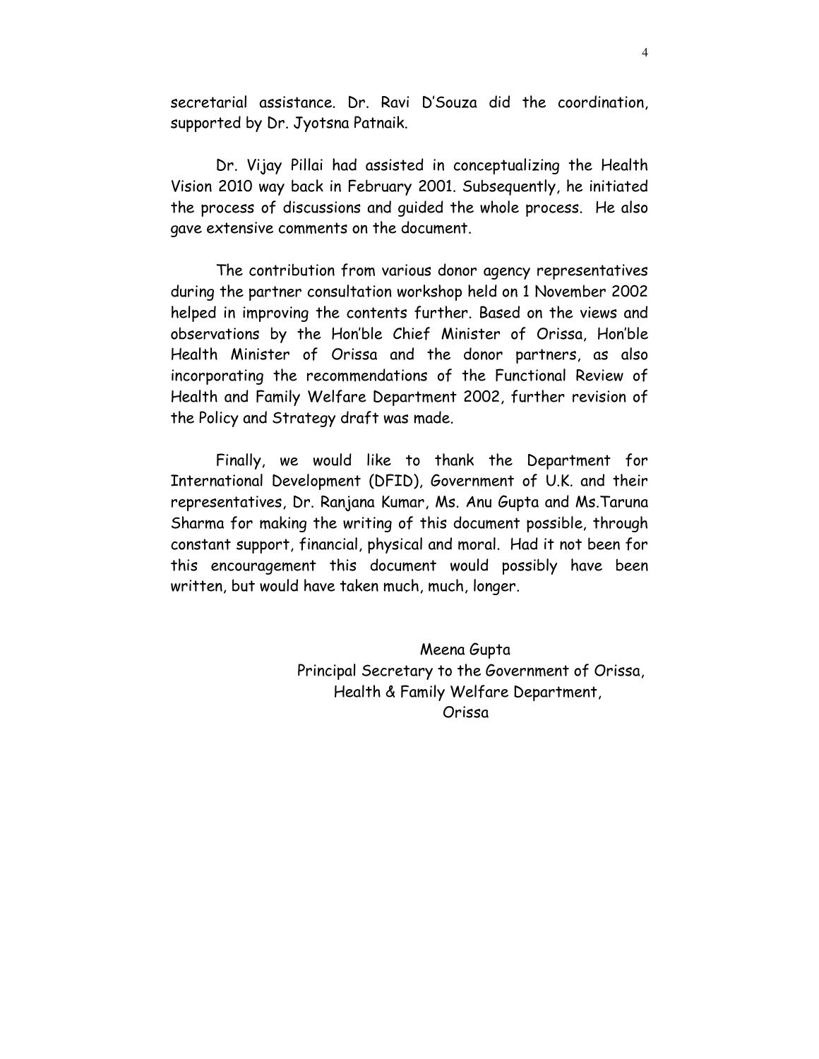secretarial assistance. Dr. Ravi D'Souza did the coordination, supported by Dr. Jyotsna Patnaik.

Dr. Vijay Pillai had assisted in conceptualizing the Health Vision 2010 way back in February 2001. Subsequently, he initiated the process of discussions and guided the whole process. He also gave extensive comments on the document.

The contribution from various donor agency representatives during the partner consultation workshop held on 1 November 2002 helped in improving the contents further. Based on the views and observations by the Hon'ble Chief Minister of Orissa, Hon'ble Health Minister of Orissa and the donor partners, as also incorporating the recommendations of the Functional Review of Health and Family Welfare Department 2002, further revision of the Policy and Strategy draft was made.

Finally, we would like to thank the Department for International Development (DFID), Government of U.K. and their representatives, Dr. Ranjana Kumar, Ms. Anu Gupta and Ms.Taruna Sharma for making the writing of this document possible, through constant support, financial, physical and moral. Had it not been for this encouragement this document would possibly have been written, but would have taken much, much, longer.

Meena Gupta
Principal Secretary to the Government of Orissa,
Health & Family Welfare Department,
Orissa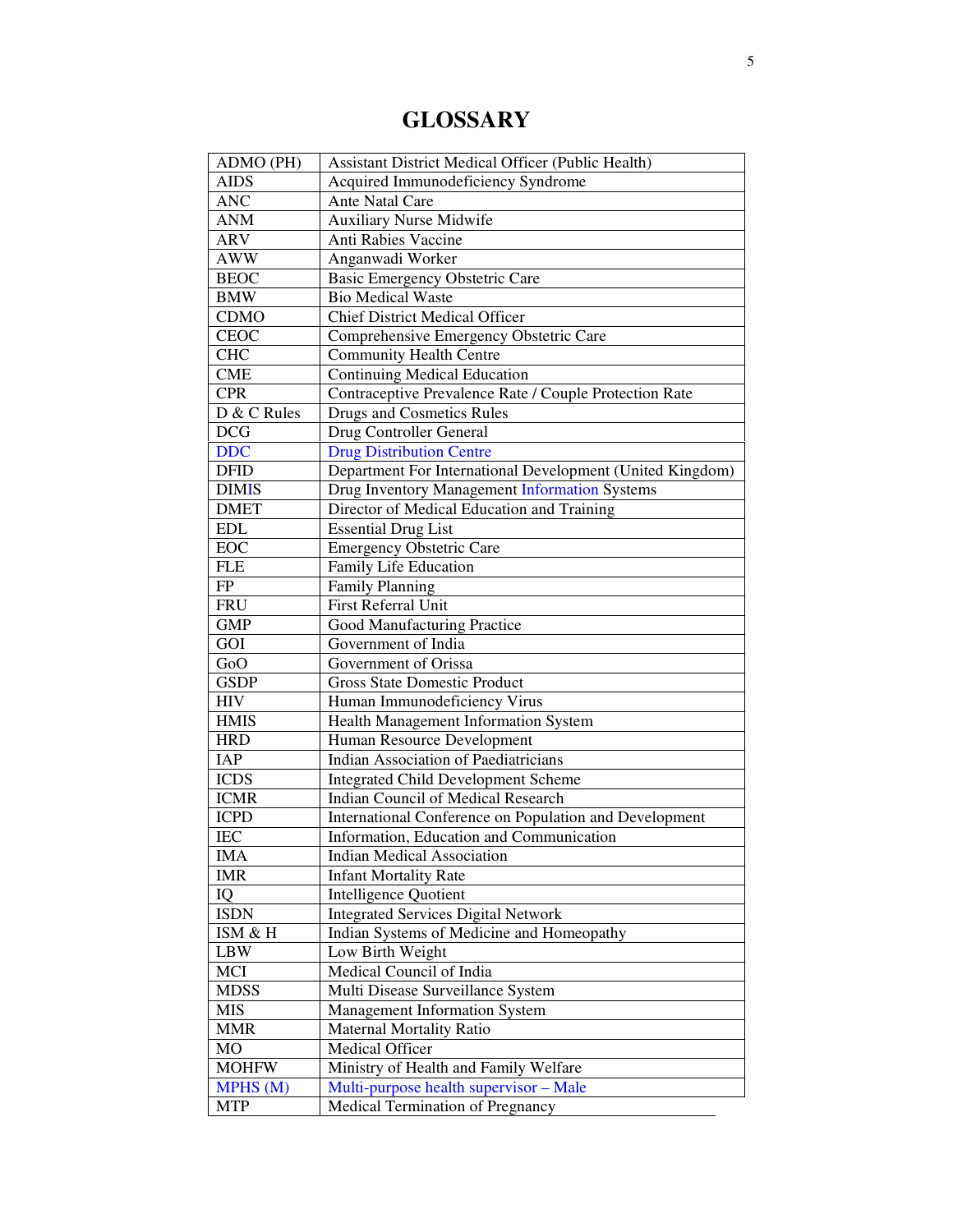# GLOSSARY

| | |
|---|---|
| ADMO (PH) | Assistant District Medical Officer (Public Health) |
| AIDS | Acquired Immunodeficiency Syndrome |
| ANC | Ante Natal Care |
| ANM | Auxiliary Nurse Midwife |
| ARV | Anti Rabies Vaccine |
| AWW | Anganwadi Worker |
| BEOC | Basic Emergency Obstetric Care |
| BMW | Bio Medical Waste |
| CDMO | Chief District Medical Officer |
| CEOC | Comprehensive Emergency Obstetric Care |
| CHC | Community Health Centre |
| CME | Continuing Medical Education |
| CPR | Contraceptive Prevalence Rate / Couple Protection Rate |
| D & C Rules | Drugs and Cosmetics Rules |
| DCG | Drug Controller General |
| DDC | Drug Distribution Centre |
| DFID | Department For International Development (United Kingdom) |
| DIMIS | Drug Inventory Management Information Systems |
| DMET | Director of Medical Education and Training |
| EDL | Essential Drug List |
| EOC | Emergency Obstetric Care |
| FLE | Family Life Education |
| FP | Family Planning |
| FRU | First Referral Unit |
| GMP | Good Manufacturing Practice |
| GOI | Government of India |
| GoO | Government of Orissa |
| GSDP | Gross State Domestic Product |
| HIV | Human Immunodeficiency Virus |
| HMIS | Health Management Information System |
| HRD | Human Resource Development |
| IAP | Indian Association of Paediatricians |
| ICDS | Integrated Child Development Scheme |
| ICMR | Indian Council of Medical Research |
| ICPD | International Conference on Population and Development |
| IEC | Information, Education and Communication |
| IMA | Indian Medical Association |
| IMR | Infant Mortality Rate |
| IQ | Intelligence Quotient |
| ISDN | Integrated Services Digital Network |
| ISM & H | Indian Systems of Medicine and Homeopathy |
| LBW | Low Birth Weight |
| MCI | Medical Council of India |
| MDSS | Multi Disease Surveillance System |
| MIS | Management Information System |
| MMR | Maternal Mortality Ratio |
| MO | Medical Officer |
| MOHFW | Ministry of Health and Family Welfare |
| MPHS (M) | Multi-purpose health supervisor – Male |
| MTP | Medical Termination of Pregnancy |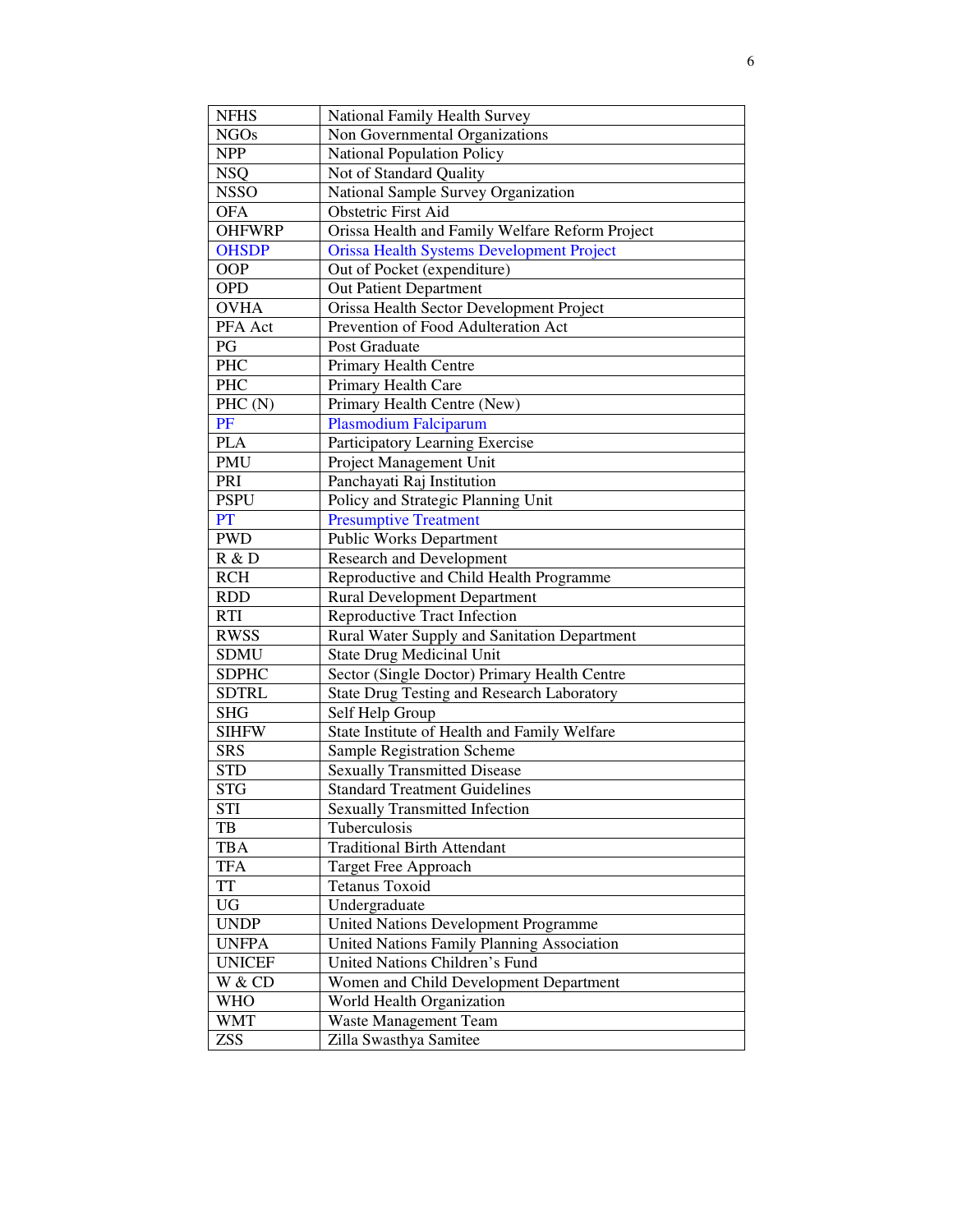| NFHS | National Family Health Survey |
|---|---|
| NGOs | Non Governmental Organizations |
| NPP | National Population Policy |
| NSQ | Not of Standard Quality |
| NSSO | National Sample Survey Organization |
| OFA | Obstetric First Aid |
| OHFWRP | Orissa Health and Family Welfare Reform Project |
| OHSDP | Orissa Health Systems Development Project |
| OOP | Out of Pocket (expenditure) |
| OPD | Out Patient Department |
| OVHA | Orissa Health Sector Development Project |
| PFA Act | Prevention of Food Adulteration Act |
| PG | Post Graduate |
| PHC | Primary Health Centre |
| PHC | Primary Health Care |
| PHC (N) | Primary Health Centre (New) |
| PF | Plasmodium Falciparum |
| PLA | Participatory Learning Exercise |
| PMU | Project Management Unit |
| PRI | Panchayati Raj Institution |
| PSPU | Policy and Strategic Planning Unit |
| PT | Presumptive Treatment |
| PWD | Public Works Department |
| R & D | Research and Development |
| RCH | Reproductive and Child Health Programme |
| RDD | Rural Development Department |
| RTI | Reproductive Tract Infection |
| RWSS | Rural Water Supply and Sanitation Department |
| SDMU | State Drug Medicinal Unit |
| SDPHC | Sector (Single Doctor) Primary Health Centre |
| SDTRL | State Drug Testing and Research Laboratory |
| SHG | Self Help Group |
| SIHFW | State Institute of Health and Family Welfare |
| SRS | Sample Registration Scheme |
| STD | Sexually Transmitted Disease |
| STG | Standard Treatment Guidelines |
| STI | Sexually Transmitted Infection |
| TB | Tuberculosis |
| TBA | Traditional Birth Attendant |
| TFA | Target Free Approach |
| TT | Tetanus Toxoid |
| UG | Undergraduate |
| UNDP | United Nations Development Programme |
| UNFPA | United Nations Family Planning Association |
| UNICEF | United Nations Children's Fund |
| W & CD | Women and Child Development Department |
| WHO | World Health Organization |
| WMT | Waste Management Team |
| ZSS | Zilla Swasthya Samitee |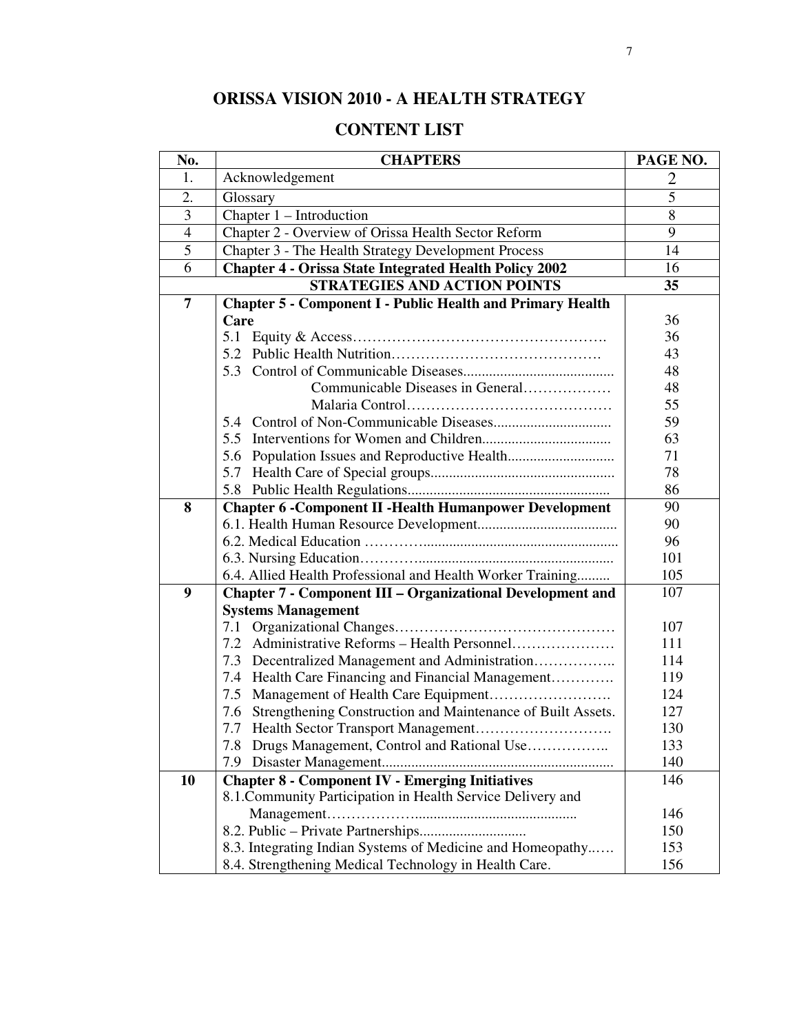# ORISSA VISION 2010 - A HEALTH STRATEGY

## CONTENT LIST

| No. | CHAPTERS | PAGE NO. |
|---|---|---|
| 1. | Acknowledgement | 2 |
| 2. | Glossary | 5 |
| 3 | Chapter 1 – Introduction | 8 |
| 4 | Chapter 2 - Overview of Orissa Health Sector Reform | 9 |
| 5 | Chapter 3 - The Health Strategy Development Process | 14 |
| 6 | **Chapter 4 - Orissa State Integrated Health Policy 2002** | 16 |
| | **STRATEGIES AND ACTION POINTS** | **35** |
| **7** | **Chapter 5 - Component I - Public Health and Primary Health Care** | 36 |
| | 5.1 Equity & Access……………………………………………. | 36 |
| | 5.2 Public Health Nutrition……………………………………. | 43 |
| | 5.3 Control of Communicable Diseases........................................ | 48 |
| | Communicable Diseases in General……………… | 48 |
| | Malaria Control…………………………………… | 55 |
| | 5.4 Control of Non-Communicable Diseases................................ | 59 |
| | 5.5 Interventions for Women and Children................................... | 63 |
| | 5.6 Population Issues and Reproductive Health............................ | 71 |
| | 5.7 Health Care of Special groups................................................. | 78 |
| | 5.8 Public Health Regulations...................................................... | 86 |
| **8** | **Chapter 6 -Component II -Health Humanpower Development** | 90 |
| | 6.1. Health Human Resource Development..................................... | 90 |
| | 6.2. Medical Education …………..................................................... | 96 |
| | 6.3. Nursing Education…………..................................................... | 101 |
| | 6.4. Allied Health Professional and Health Worker Training......... | 105 |
| **9** | **Chapter 7 - Component III – Organizational Development and Systems Management** | 107 |
| | 7.1 Organizational Changes……………………………………… | 107 |
| | 7.2 Administrative Reforms – Health Personnel………………… | 111 |
| | 7.3 Decentralized Management and Administration…………….. | 114 |
| | 7.4 Health Care Financing and Financial Management…………. | 119 |
| | 7.5 Management of Health Care Equipment……………………. | 124 |
| | 7.6 Strengthening Construction and Maintenance of Built Assets. | 127 |
| | 7.7 Health Sector Transport Management………………………. | 130 |
| | 7.8 Drugs Management, Control and Rational Use…………….. | 133 |
| | 7.9 Disaster Management............................................................... | 140 |
| **10** | **Chapter 8 - Component IV - Emerging Initiatives** | 146 |
| | 8.1.Community Participation in Health Service Delivery and Management……………........................................................ | 146 |
| | 8.2. Public – Private Partnerships............................ | 150 |
| | 8.3. Integrating Indian Systems of Medicine and Homeopathy..…. | 153 |
| | 8.4. Strengthening Medical Technology in Health Care. | 156 |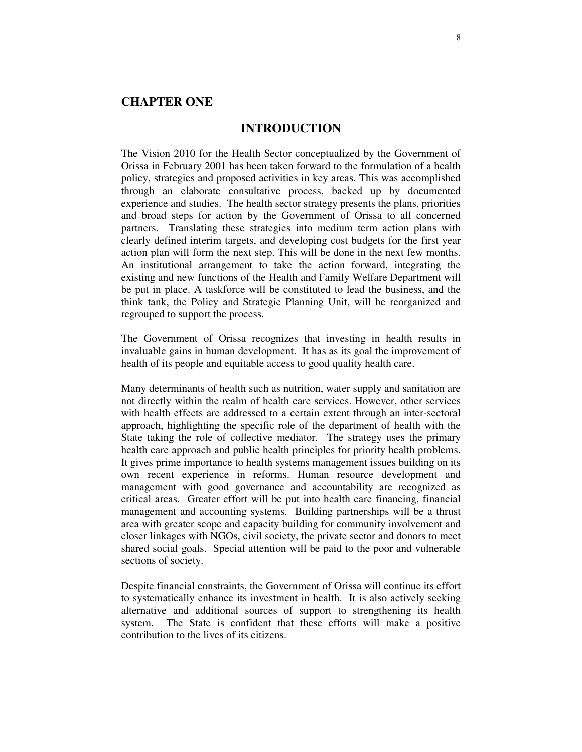# CHAPTER ONE

## INTRODUCTION

The Vision 2010 for the Health Sector conceptualized by the Government of Orissa in February 2001 has been taken forward to the formulation of a health policy, strategies and proposed activities in key areas. This was accomplished through an elaborate consultative process, backed up by documented experience and studies. The health sector strategy presents the plans, priorities and broad steps for action by the Government of Orissa to all concerned partners. Translating these strategies into medium term action plans with clearly defined interim targets, and developing cost budgets for the first year action plan will form the next step. This will be done in the next few months. An institutional arrangement to take the action forward, integrating the existing and new functions of the Health and Family Welfare Department will be put in place. A taskforce will be constituted to lead the business, and the think tank, the Policy and Strategic Planning Unit, will be reorganized and regrouped to support the process.

The Government of Orissa recognizes that investing in health results in invaluable gains in human development. It has as its goal the improvement of health of its people and equitable access to good quality health care.

Many determinants of health such as nutrition, water supply and sanitation are not directly within the realm of health care services. However, other services with health effects are addressed to a certain extent through an inter-sectoral approach, highlighting the specific role of the department of health with the State taking the role of collective mediator. The strategy uses the primary health care approach and public health principles for priority health problems. It gives prime importance to health systems management issues building on its own recent experience in reforms. Human resource development and management with good governance and accountability are recognized as critical areas. Greater effort will be put into health care financing, financial management and accounting systems. Building partnerships will be a thrust area with greater scope and capacity building for community involvement and closer linkages with NGOs, civil society, the private sector and donors to meet shared social goals. Special attention will be paid to the poor and vulnerable sections of society.

Despite financial constraints, the Government of Orissa will continue its effort to systematically enhance its investment in health. It is also actively seeking alternative and additional sources of support to strengthening its health system. The State is confident that these efforts will make a positive contribution to the lives of its citizens.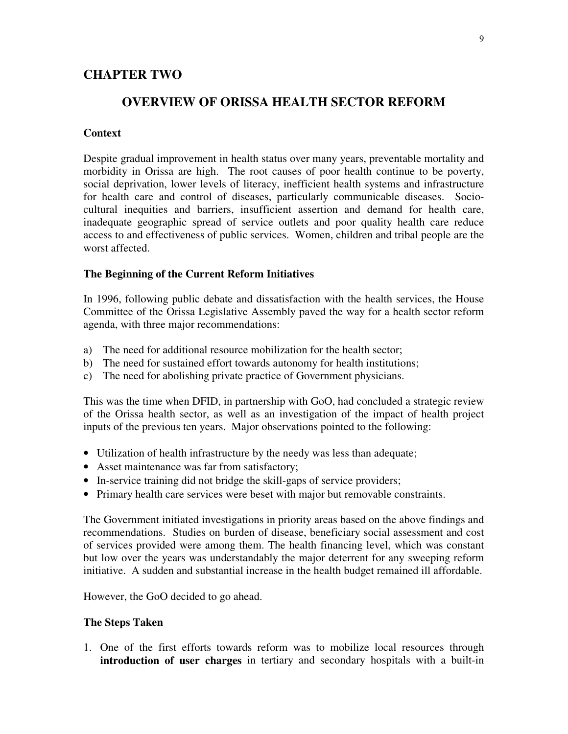## CHAPTER TWO

# OVERVIEW OF ORISSA HEALTH SECTOR REFORM

### Context

Despite gradual improvement in health status over many years, preventable mortality and morbidity in Orissa are high. The root causes of poor health continue to be poverty, social deprivation, lower levels of literacy, inefficient health systems and infrastructure for health care and control of diseases, particularly communicable diseases. Socio-cultural inequities and barriers, insufficient assertion and demand for health care, inadequate geographic spread of service outlets and poor quality health care reduce access to and effectiveness of public services. Women, children and tribal people are the worst affected.

### The Beginning of the Current Reform Initiatives

In 1996, following public debate and dissatisfaction with the health services, the House Committee of the Orissa Legislative Assembly paved the way for a health sector reform agenda, with three major recommendations:

a) The need for additional resource mobilization for the health sector;
b) The need for sustained effort towards autonomy for health institutions;
c) The need for abolishing private practice of Government physicians.

This was the time when DFID, in partnership with GoO, had concluded a strategic review of the Orissa health sector, as well as an investigation of the impact of health project inputs of the previous ten years. Major observations pointed to the following:

- Utilization of health infrastructure by the needy was less than adequate;
- Asset maintenance was far from satisfactory;
- In-service training did not bridge the skill-gaps of service providers;
- Primary health care services were beset with major but removable constraints.

The Government initiated investigations in priority areas based on the above findings and recommendations. Studies on burden of disease, beneficiary social assessment and cost of services provided were among them. The health financing level, which was constant but low over the years was understandably the major deterrent for any sweeping reform initiative. A sudden and substantial increase in the health budget remained ill affordable.

However, the GoO decided to go ahead.

### The Steps Taken

1. One of the first efforts towards reform was to mobilize local resources through **introduction of user charges** in tertiary and secondary hospitals with a built-in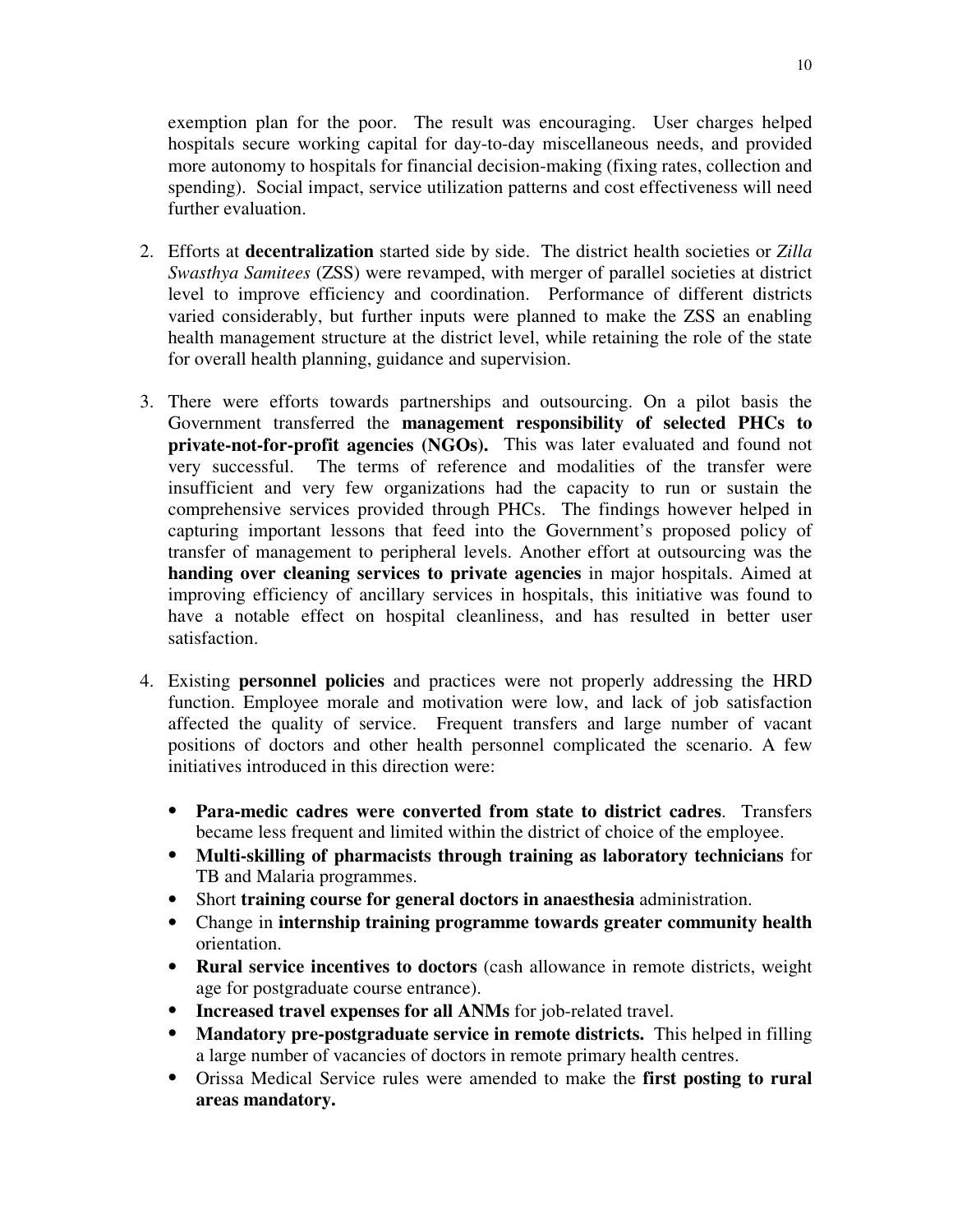exemption plan for the poor. The result was encouraging. User charges helped hospitals secure working capital for day-to-day miscellaneous needs, and provided more autonomy to hospitals for financial decision-making (fixing rates, collection and spending). Social impact, service utilization patterns and cost effectiveness will need further evaluation.

2. Efforts at **decentralization** started side by side. The district health societies or *Zilla Swasthya Samitees* (ZSS) were revamped, with merger of parallel societies at district level to improve efficiency and coordination. Performance of different districts varied considerably, but further inputs were planned to make the ZSS an enabling health management structure at the district level, while retaining the role of the state for overall health planning, guidance and supervision.

3. There were efforts towards partnerships and outsourcing. On a pilot basis the Government transferred the **management responsibility of selected PHCs to private-not-for-profit agencies (NGOs).** This was later evaluated and found not very successful. The terms of reference and modalities of the transfer were insufficient and very few organizations had the capacity to run or sustain the comprehensive services provided through PHCs. The findings however helped in capturing important lessons that feed into the Government's proposed policy of transfer of management to peripheral levels. Another effort at outsourcing was the **handing over cleaning services to private agencies** in major hospitals. Aimed at improving efficiency of ancillary services in hospitals, this initiative was found to have a notable effect on hospital cleanliness, and has resulted in better user satisfaction.

4. Existing **personnel policies** and practices were not properly addressing the HRD function. Employee morale and motivation were low, and lack of job satisfaction affected the quality of service. Frequent transfers and large number of vacant positions of doctors and other health personnel complicated the scenario. A few initiatives introduced in this direction were:

   - **Para-medic cadres were converted from state to district cadres**. Transfers became less frequent and limited within the district of choice of the employee.
   - **Multi-skilling of pharmacists through training as laboratory technicians** for TB and Malaria programmes.
   - Short **training course for general doctors in anaesthesia** administration.
   - Change in **internship training programme towards greater community health** orientation.
   - **Rural service incentives to doctors** (cash allowance in remote districts, weight age for postgraduate course entrance).
   - **Increased travel expenses for all ANMs** for job-related travel.
   - **Mandatory pre-postgraduate service in remote districts.** This helped in filling a large number of vacancies of doctors in remote primary health centres.
   - Orissa Medical Service rules were amended to make the **first posting to rural areas mandatory.**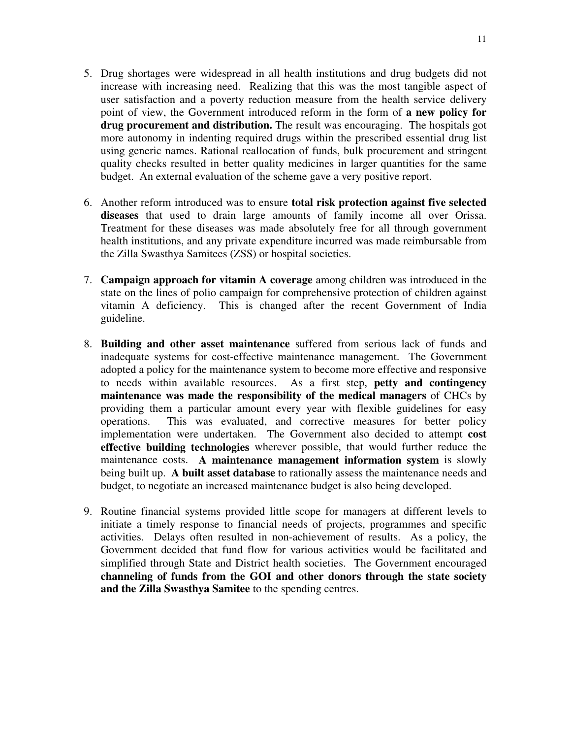5. Drug shortages were widespread in all health institutions and drug budgets did not increase with increasing need. Realizing that this was the most tangible aspect of user satisfaction and a poverty reduction measure from the health service delivery point of view, the Government introduced reform in the form of **a new policy for drug procurement and distribution.** The result was encouraging. The hospitals got more autonomy in indenting required drugs within the prescribed essential drug list using generic names. Rational reallocation of funds, bulk procurement and stringent quality checks resulted in better quality medicines in larger quantities for the same budget. An external evaluation of the scheme gave a very positive report.

6. Another reform introduced was to ensure **total risk protection against five selected diseases** that used to drain large amounts of family income all over Orissa. Treatment for these diseases was made absolutely free for all through government health institutions, and any private expenditure incurred was made reimbursable from the Zilla Swasthya Samitees (ZSS) or hospital societies.

7. **Campaign approach for vitamin A coverage** among children was introduced in the state on the lines of polio campaign for comprehensive protection of children against vitamin A deficiency. This is changed after the recent Government of India guideline.

8. **Building and other asset maintenance** suffered from serious lack of funds and inadequate systems for cost-effective maintenance management. The Government adopted a policy for the maintenance system to become more effective and responsive to needs within available resources. As a first step, **petty and contingency maintenance was made the responsibility of the medical managers** of CHCs by providing them a particular amount every year with flexible guidelines for easy operations. This was evaluated, and corrective measures for better policy implementation were undertaken. The Government also decided to attempt **cost effective building technologies** wherever possible, that would further reduce the maintenance costs. **A maintenance management information system** is slowly being built up. **A built asset database** to rationally assess the maintenance needs and budget, to negotiate an increased maintenance budget is also being developed.

9. Routine financial systems provided little scope for managers at different levels to initiate a timely response to financial needs of projects, programmes and specific activities. Delays often resulted in non-achievement of results. As a policy, the Government decided that fund flow for various activities would be facilitated and simplified through State and District health societies. The Government encouraged **channeling of funds from the GOI and other donors through the state society and the Zilla Swasthya Samitee** to the spending centres.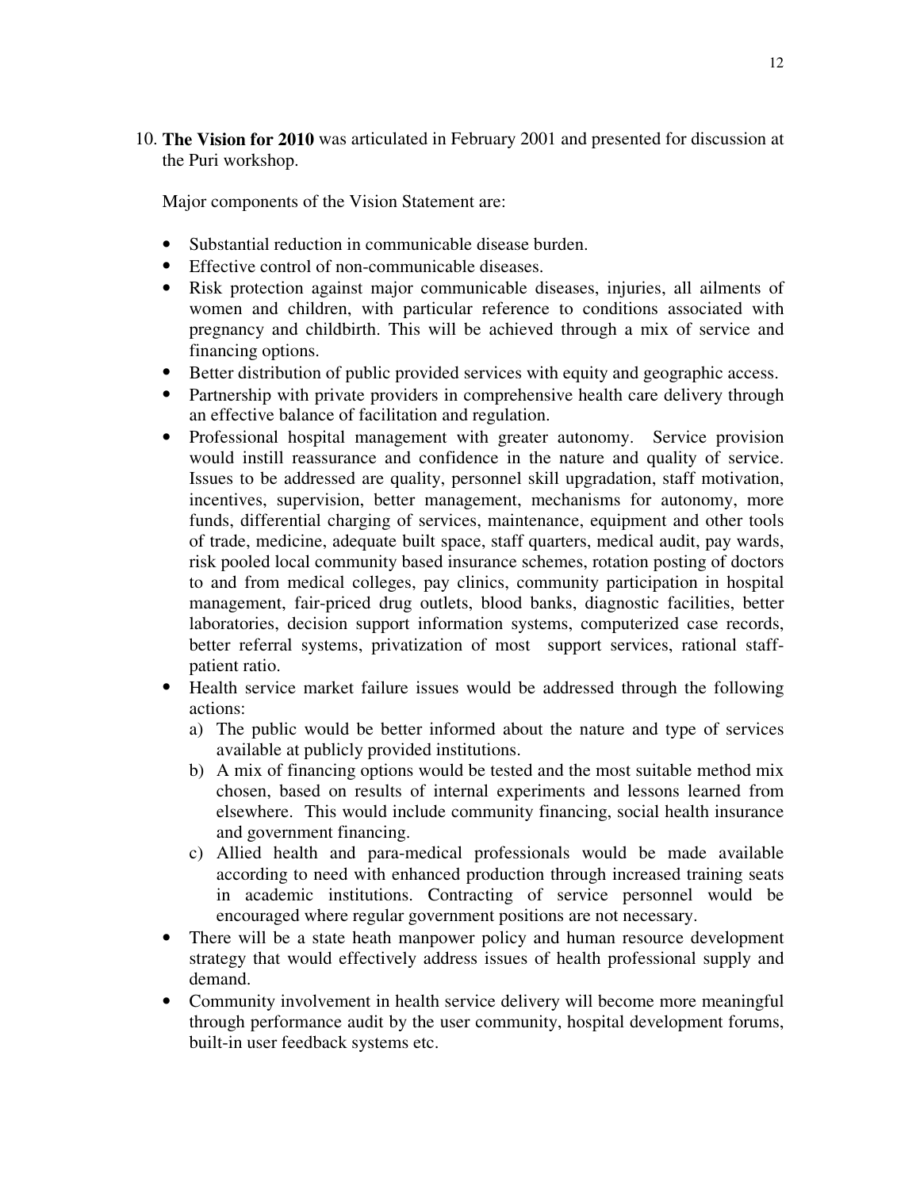10. **The Vision for 2010** was articulated in February 2001 and presented for discussion at the Puri workshop.

    Major components of the Vision Statement are:

    - Substantial reduction in communicable disease burden.
    - Effective control of non-communicable diseases.
    - Risk protection against major communicable diseases, injuries, all ailments of women and children, with particular reference to conditions associated with pregnancy and childbirth. This will be achieved through a mix of service and financing options.
    - Better distribution of public provided services with equity and geographic access.
    - Partnership with private providers in comprehensive health care delivery through an effective balance of facilitation and regulation.
    - Professional hospital management with greater autonomy. Service provision would instill reassurance and confidence in the nature and quality of service. Issues to be addressed are quality, personnel skill upgradation, staff motivation, incentives, supervision, better management, mechanisms for autonomy, more funds, differential charging of services, maintenance, equipment and other tools of trade, medicine, adequate built space, staff quarters, medical audit, pay wards, risk pooled local community based insurance schemes, rotation posting of doctors to and from medical colleges, pay clinics, community participation in hospital management, fair-priced drug outlets, blood banks, diagnostic facilities, better laboratories, decision support information systems, computerized case records, better referral systems, privatization of most support services, rational staff-patient ratio.
    - Health service market failure issues would be addressed through the following actions:
        a) The public would be better informed about the nature and type of services available at publicly provided institutions.
        b) A mix of financing options would be tested and the most suitable method mix chosen, based on results of internal experiments and lessons learned from elsewhere. This would include community financing, social health insurance and government financing.
        c) Allied health and para-medical professionals would be made available according to need with enhanced production through increased training seats in academic institutions. Contracting of service personnel would be encouraged where regular government positions are not necessary.
    - There will be a state heath manpower policy and human resource development strategy that would effectively address issues of health professional supply and demand.
    - Community involvement in health service delivery will become more meaningful through performance audit by the user community, hospital development forums, built-in user feedback systems etc.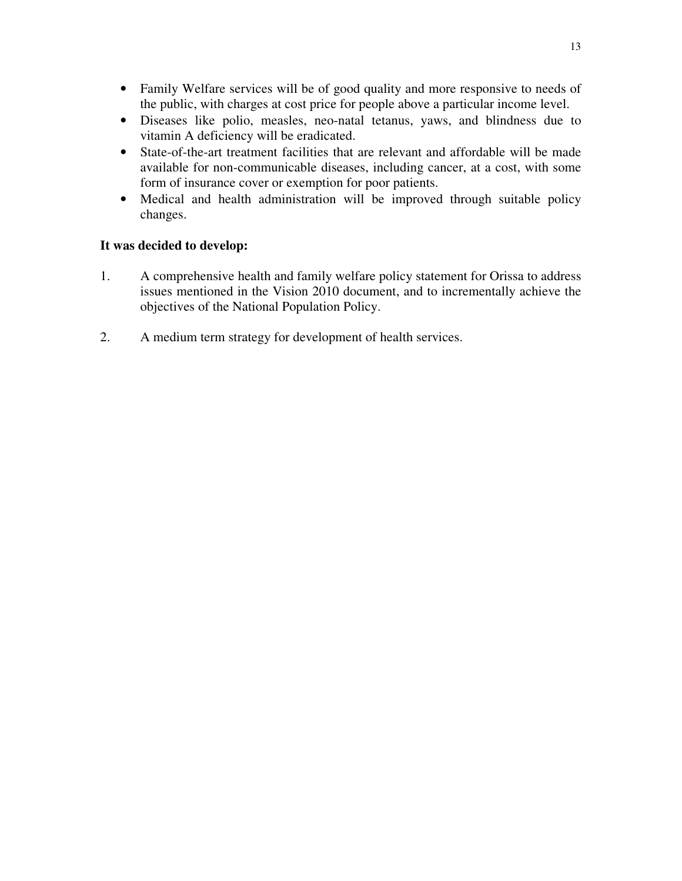- Family Welfare services will be of good quality and more responsive to needs of the public, with charges at cost price for people above a particular income level.
- Diseases like polio, measles, neo-natal tetanus, yaws, and blindness due to vitamin A deficiency will be eradicated.
- State-of-the-art treatment facilities that are relevant and affordable will be made available for non-communicable diseases, including cancer, at a cost, with some form of insurance cover or exemption for poor patients.
- Medical and health administration will be improved through suitable policy changes.

**It was decided to develop:**

1. A comprehensive health and family welfare policy statement for Orissa to address issues mentioned in the Vision 2010 document, and to incrementally achieve the objectives of the National Population Policy.

2. A medium term strategy for development of health services.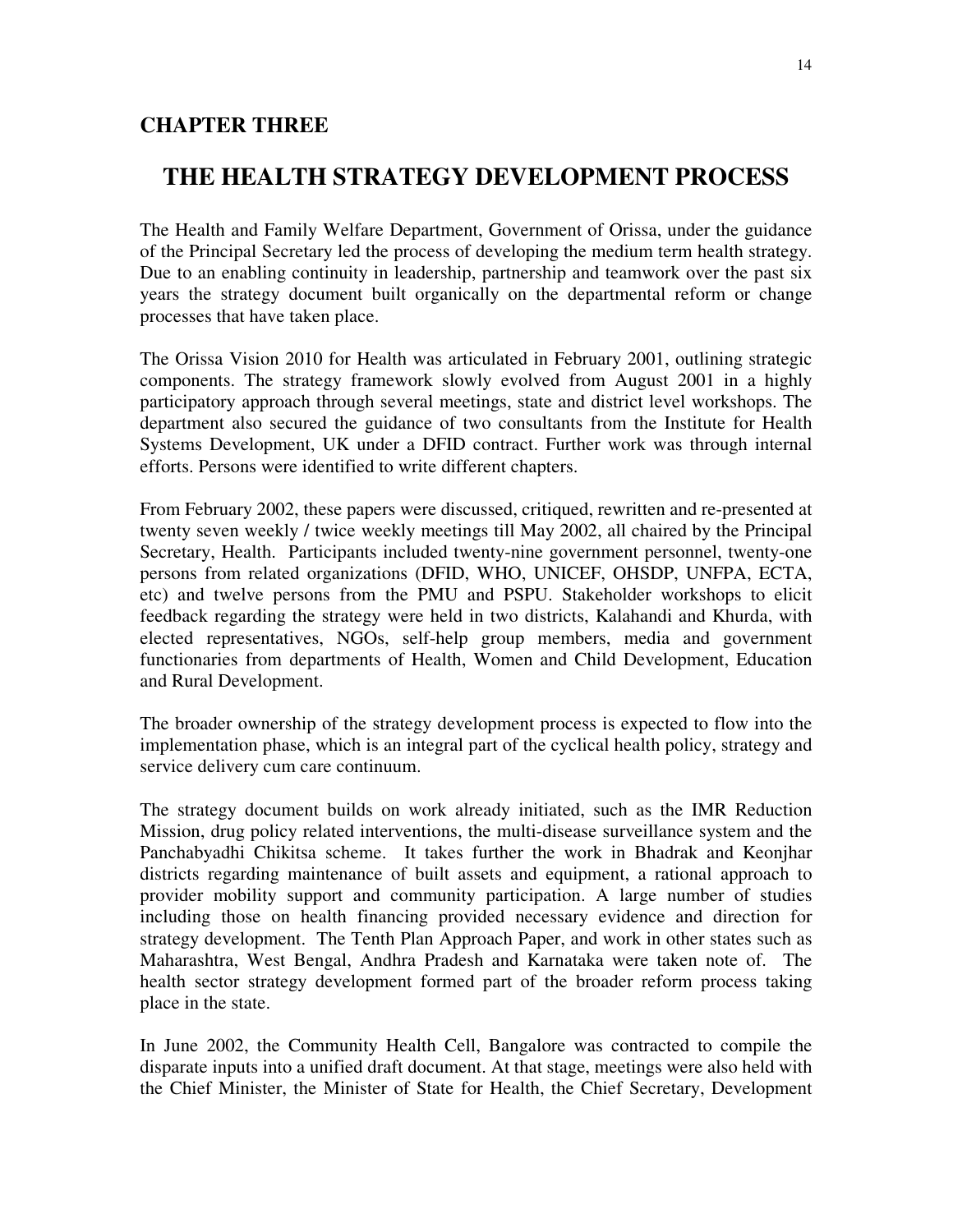## CHAPTER THREE

# THE HEALTH STRATEGY DEVELOPMENT PROCESS

The Health and Family Welfare Department, Government of Orissa, under the guidance of the Principal Secretary led the process of developing the medium term health strategy. Due to an enabling continuity in leadership, partnership and teamwork over the past six years the strategy document built organically on the departmental reform or change processes that have taken place.

The Orissa Vision 2010 for Health was articulated in February 2001, outlining strategic components. The strategy framework slowly evolved from August 2001 in a highly participatory approach through several meetings, state and district level workshops. The department also secured the guidance of two consultants from the Institute for Health Systems Development, UK under a DFID contract. Further work was through internal efforts. Persons were identified to write different chapters.

From February 2002, these papers were discussed, critiqued, rewritten and re-presented at twenty seven weekly / twice weekly meetings till May 2002, all chaired by the Principal Secretary, Health. Participants included twenty-nine government personnel, twenty-one persons from related organizations (DFID, WHO, UNICEF, OHSDP, UNFPA, ECTA, etc) and twelve persons from the PMU and PSPU. Stakeholder workshops to elicit feedback regarding the strategy were held in two districts, Kalahandi and Khurda, with elected representatives, NGOs, self-help group members, media and government functionaries from departments of Health, Women and Child Development, Education and Rural Development.

The broader ownership of the strategy development process is expected to flow into the implementation phase, which is an integral part of the cyclical health policy, strategy and service delivery cum care continuum.

The strategy document builds on work already initiated, such as the IMR Reduction Mission, drug policy related interventions, the multi-disease surveillance system and the Panchabyadhi Chikitsa scheme. It takes further the work in Bhadrak and Keonjhar districts regarding maintenance of built assets and equipment, a rational approach to provider mobility support and community participation. A large number of studies including those on health financing provided necessary evidence and direction for strategy development. The Tenth Plan Approach Paper, and work in other states such as Maharashtra, West Bengal, Andhra Pradesh and Karnataka were taken note of. The health sector strategy development formed part of the broader reform process taking place in the state.

In June 2002, the Community Health Cell, Bangalore was contracted to compile the disparate inputs into a unified draft document. At that stage, meetings were also held with the Chief Minister, the Minister of State for Health, the Chief Secretary, Development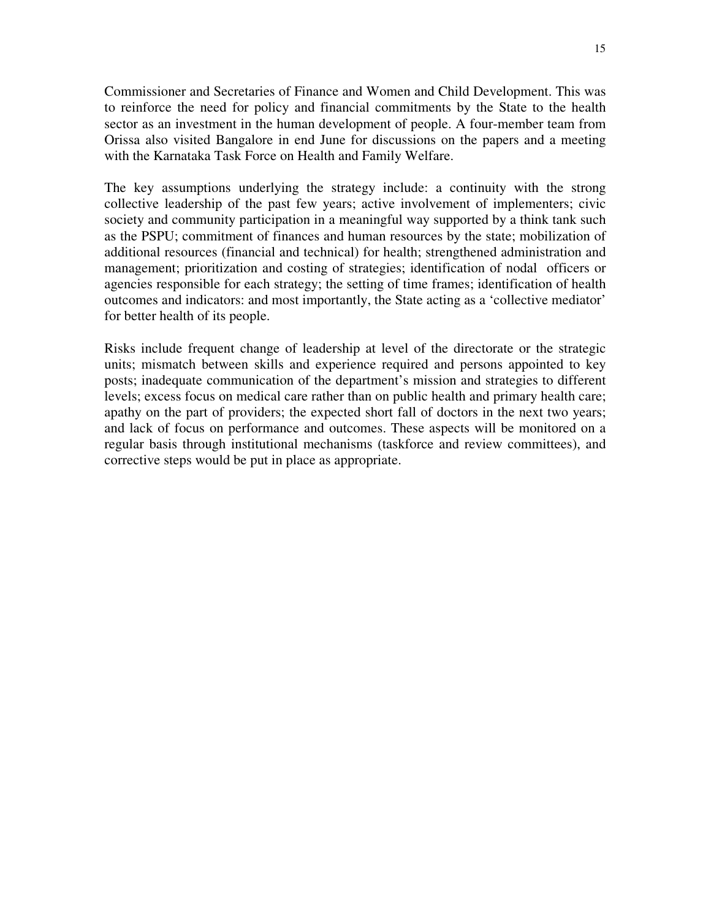Commissioner and Secretaries of Finance and Women and Child Development. This was to reinforce the need for policy and financial commitments by the State to the health sector as an investment in the human development of people. A four-member team from Orissa also visited Bangalore in end June for discussions on the papers and a meeting with the Karnataka Task Force on Health and Family Welfare.

The key assumptions underlying the strategy include: a continuity with the strong collective leadership of the past few years; active involvement of implementers; civic society and community participation in a meaningful way supported by a think tank such as the PSPU; commitment of finances and human resources by the state; mobilization of additional resources (financial and technical) for health; strengthened administration and management; prioritization and costing of strategies; identification of nodal officers or agencies responsible for each strategy; the setting of time frames; identification of health outcomes and indicators: and most importantly, the State acting as a 'collective mediator' for better health of its people.

Risks include frequent change of leadership at level of the directorate or the strategic units; mismatch between skills and experience required and persons appointed to key posts; inadequate communication of the department's mission and strategies to different levels; excess focus on medical care rather than on public health and primary health care; apathy on the part of providers; the expected short fall of doctors in the next two years; and lack of focus on performance and outcomes. These aspects will be monitored on a regular basis through institutional mechanisms (taskforce and review committees), and corrective steps would be put in place as appropriate.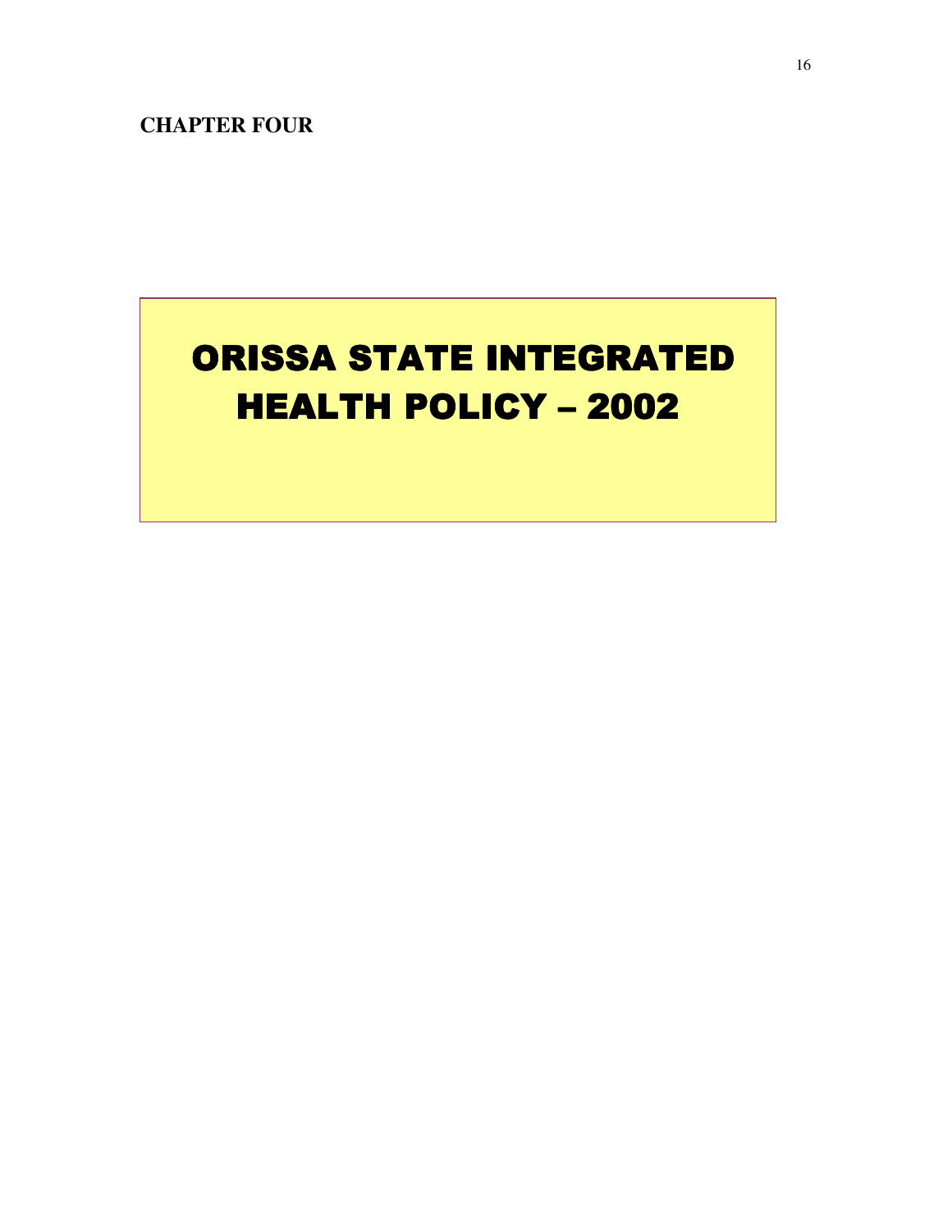**CHAPTER FOUR**

# ORISSA STATE INTEGRATED HEALTH POLICY – 2002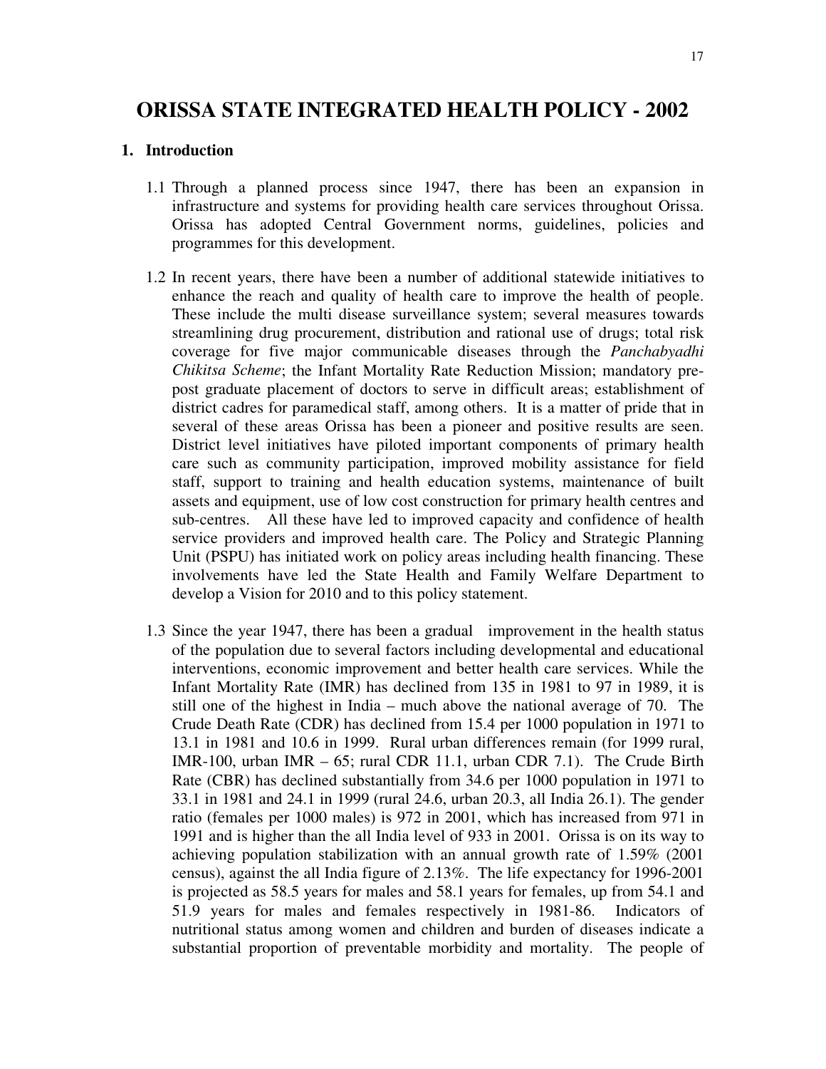# ORISSA STATE INTEGRATED HEALTH POLICY - 2002

## 1. Introduction

1.1 Through a planned process since 1947, there has been an expansion in infrastructure and systems for providing health care services throughout Orissa. Orissa has adopted Central Government norms, guidelines, policies and programmes for this development.

1.2 In recent years, there have been a number of additional statewide initiatives to enhance the reach and quality of health care to improve the health of people. These include the multi disease surveillance system; several measures towards streamlining drug procurement, distribution and rational use of drugs; total risk coverage for five major communicable diseases through the *Panchabyadhi Chikitsa Scheme*; the Infant Mortality Rate Reduction Mission; mandatory pre-post graduate placement of doctors to serve in difficult areas; establishment of district cadres for paramedical staff, among others. It is a matter of pride that in several of these areas Orissa has been a pioneer and positive results are seen. District level initiatives have piloted important components of primary health care such as community participation, improved mobility assistance for field staff, support to training and health education systems, maintenance of built assets and equipment, use of low cost construction for primary health centres and sub-centres. All these have led to improved capacity and confidence of health service providers and improved health care. The Policy and Strategic Planning Unit (PSPU) has initiated work on policy areas including health financing. These involvements have led the State Health and Family Welfare Department to develop a Vision for 2010 and to this policy statement.

1.3 Since the year 1947, there has been a gradual improvement in the health status of the population due to several factors including developmental and educational interventions, economic improvement and better health care services. While the Infant Mortality Rate (IMR) has declined from 135 in 1981 to 97 in 1989, it is still one of the highest in India – much above the national average of 70. The Crude Death Rate (CDR) has declined from 15.4 per 1000 population in 1971 to 13.1 in 1981 and 10.6 in 1999. Rural urban differences remain (for 1999 rural, IMR-100, urban IMR – 65; rural CDR 11.1, urban CDR 7.1). The Crude Birth Rate (CBR) has declined substantially from 34.6 per 1000 population in 1971 to 33.1 in 1981 and 24.1 in 1999 (rural 24.6, urban 20.3, all India 26.1). The gender ratio (females per 1000 males) is 972 in 2001, which has increased from 971 in 1991 and is higher than the all India level of 933 in 2001. Orissa is on its way to achieving population stabilization with an annual growth rate of 1.59% (2001 census), against the all India figure of 2.13%. The life expectancy for 1996-2001 is projected as 58.5 years for males and 58.1 years for females, up from 54.1 and 51.9 years for males and females respectively in 1981-86. Indicators of nutritional status among women and children and burden of diseases indicate a substantial proportion of preventable morbidity and mortality. The people of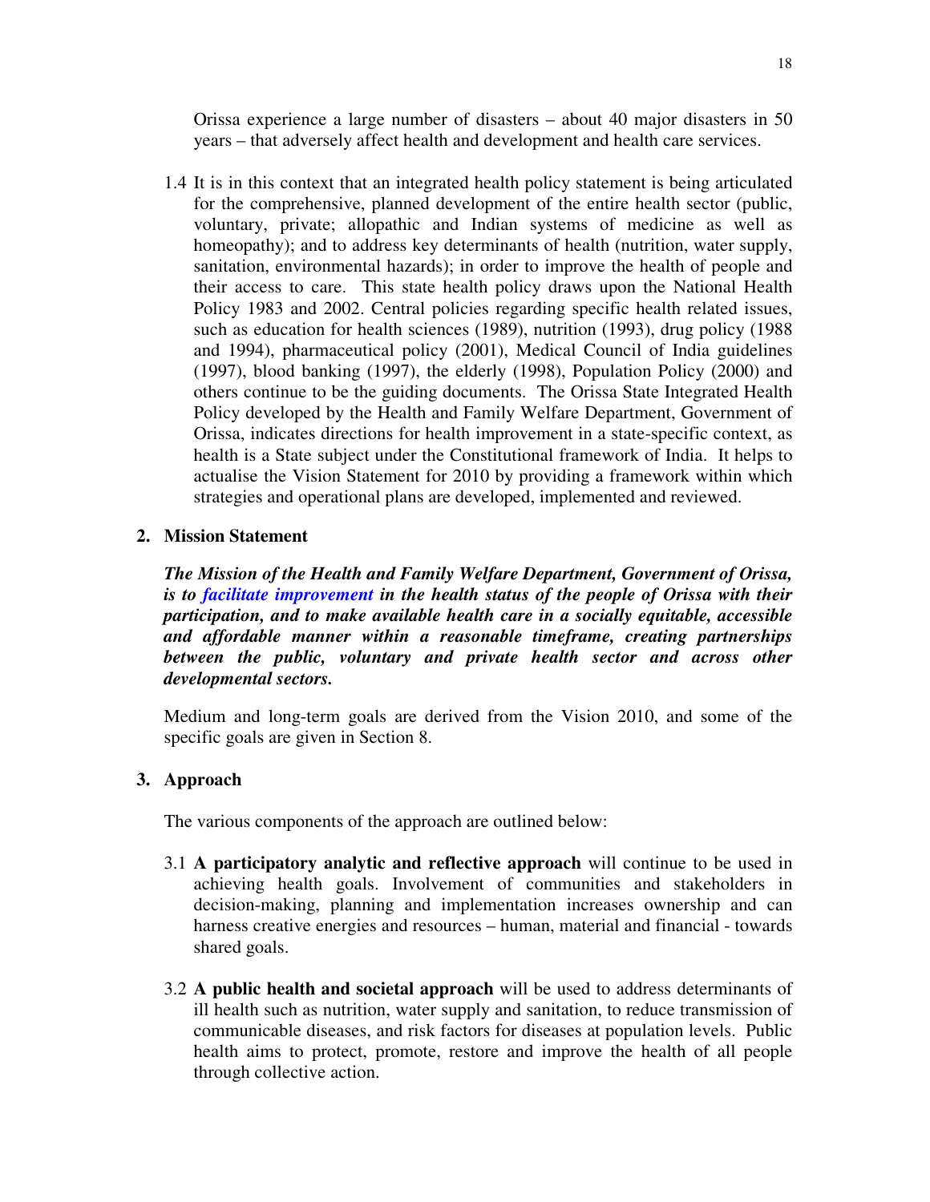Orissa experience a large number of disasters – about 40 major disasters in 50 years – that adversely affect health and development and health care services.

1.4 It is in this context that an integrated health policy statement is being articulated for the comprehensive, planned development of the entire health sector (public, voluntary, private; allopathic and Indian systems of medicine as well as homeopathy); and to address key determinants of health (nutrition, water supply, sanitation, environmental hazards); in order to improve the health of people and their access to care. This state health policy draws upon the National Health Policy 1983 and 2002. Central policies regarding specific health related issues, such as education for health sciences (1989), nutrition (1993), drug policy (1988 and 1994), pharmaceutical policy (2001), Medical Council of India guidelines (1997), blood banking (1997), the elderly (1998), Population Policy (2000) and others continue to be the guiding documents. The Orissa State Integrated Health Policy developed by the Health and Family Welfare Department, Government of Orissa, indicates directions for health improvement in a state-specific context, as health is a State subject under the Constitutional framework of India. It helps to actualise the Vision Statement for 2010 by providing a framework within which strategies and operational plans are developed, implemented and reviewed.

## 2. Mission Statement

***The Mission of the Health and Family Welfare Department, Government of Orissa, is to facilitate improvement in the health status of the people of Orissa with their participation, and to make available health care in a socially equitable, accessible and affordable manner within a reasonable timeframe, creating partnerships between the public, voluntary and private health sector and across other developmental sectors.***

Medium and long-term goals are derived from the Vision 2010, and some of the specific goals are given in Section 8.

## 3. Approach

The various components of the approach are outlined below:

3.1 **A participatory analytic and reflective approach** will continue to be used in achieving health goals. Involvement of communities and stakeholders in decision-making, planning and implementation increases ownership and can harness creative energies and resources – human, material and financial - towards shared goals.

3.2 **A public health and societal approach** will be used to address determinants of ill health such as nutrition, water supply and sanitation, to reduce transmission of communicable diseases, and risk factors for diseases at population levels. Public health aims to protect, promote, restore and improve the health of all people through collective action.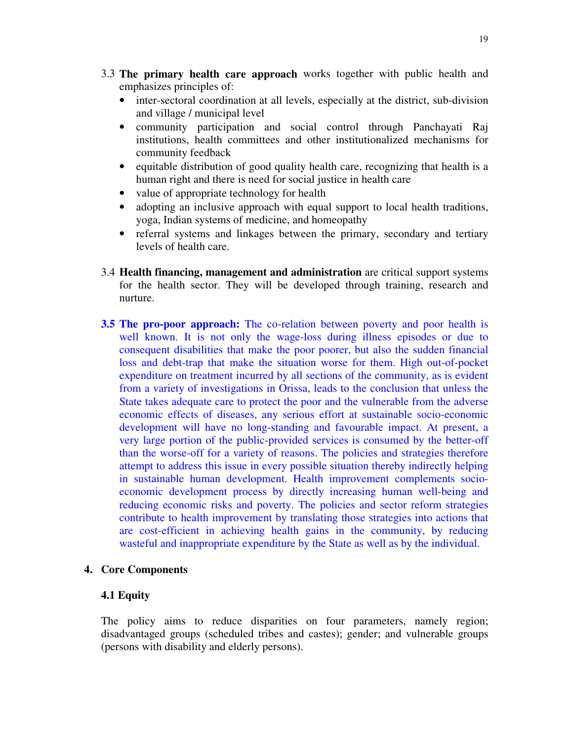3.3 **The primary health care approach** works together with public health and emphasizes principles of:

- inter-sectoral coordination at all levels, especially at the district, sub-division and village / municipal level
- community participation and social control through Panchayati Raj institutions, health committees and other institutionalized mechanisms for community feedback
- equitable distribution of good quality health care, recognizing that health is a human right and there is need for social justice in health care
- value of appropriate technology for health
- adopting an inclusive approach with equal support to local health traditions, yoga, Indian systems of medicine, and homeopathy
- referral systems and linkages between the primary, secondary and tertiary levels of health care.

3.4 **Health financing, management and administration** are critical support systems for the health sector. They will be developed through training, research and nurture.

**3.5 The pro-poor approach:** The co-relation between poverty and poor health is well known. It is not only the wage-loss during illness episodes or due to consequent disabilities that make the poor poorer, but also the sudden financial loss and debt-trap that make the situation worse for them. High out-of-pocket expenditure on treatment incurred by all sections of the community, as is evident from a variety of investigations in Orissa, leads to the conclusion that unless the State takes adequate care to protect the poor and the vulnerable from the adverse economic effects of diseases, any serious effort at sustainable socio-economic development will have no long-standing and favourable impact. At present, a very large portion of the public-provided services is consumed by the better-off than the worse-off for a variety of reasons. The policies and strategies therefore attempt to address this issue in every possible situation thereby indirectly helping in sustainable human development. Health improvement complements socio-economic development process by directly increasing human well-being and reducing economic risks and poverty. The policies and sector reform strategies contribute to health improvement by translating those strategies into actions that are cost-efficient in achieving health gains in the community, by reducing wasteful and inappropriate expenditure by the State as well as by the individual.

## 4. Core Components

### 4.1 Equity

The policy aims to reduce disparities on four parameters, namely region; disadvantaged groups (scheduled tribes and castes); gender; and vulnerable groups (persons with disability and elderly persons).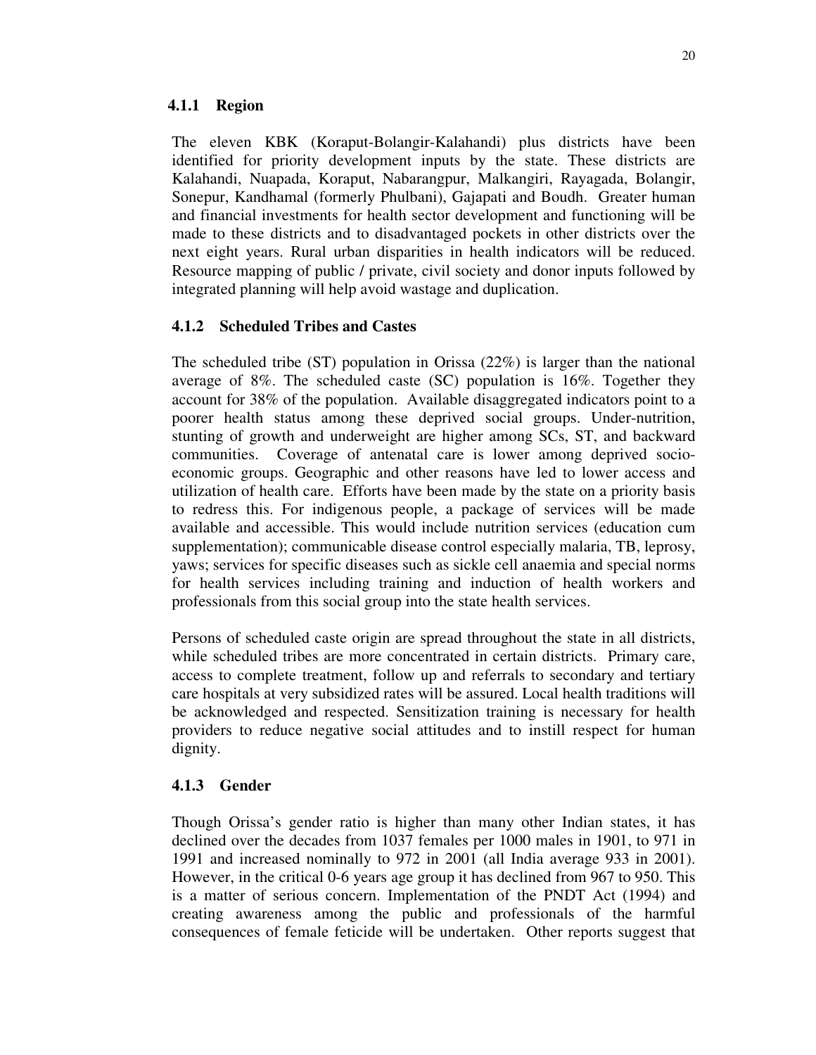### 4.1.1 Region

The eleven KBK (Koraput-Bolangir-Kalahandi) plus districts have been identified for priority development inputs by the state. These districts are Kalahandi, Nuapada, Koraput, Nabarangpur, Malkangiri, Rayagada, Bolangir, Sonepur, Kandhamal (formerly Phulbani), Gajapati and Boudh. Greater human and financial investments for health sector development and functioning will be made to these districts and to disadvantaged pockets in other districts over the next eight years. Rural urban disparities in health indicators will be reduced. Resource mapping of public / private, civil society and donor inputs followed by integrated planning will help avoid wastage and duplication.

### 4.1.2 Scheduled Tribes and Castes

The scheduled tribe (ST) population in Orissa (22%) is larger than the national average of 8%. The scheduled caste (SC) population is 16%. Together they account for 38% of the population. Available disaggregated indicators point to a poorer health status among these deprived social groups. Under-nutrition, stunting of growth and underweight are higher among SCs, ST, and backward communities. Coverage of antenatal care is lower among deprived socio-economic groups. Geographic and other reasons have led to lower access and utilization of health care. Efforts have been made by the state on a priority basis to redress this. For indigenous people, a package of services will be made available and accessible. This would include nutrition services (education cum supplementation); communicable disease control especially malaria, TB, leprosy, yaws; services for specific diseases such as sickle cell anaemia and special norms for health services including training and induction of health workers and professionals from this social group into the state health services.

Persons of scheduled caste origin are spread throughout the state in all districts, while scheduled tribes are more concentrated in certain districts. Primary care, access to complete treatment, follow up and referrals to secondary and tertiary care hospitals at very subsidized rates will be assured. Local health traditions will be acknowledged and respected. Sensitization training is necessary for health providers to reduce negative social attitudes and to instill respect for human dignity.

### 4.1.3 Gender

Though Orissa's gender ratio is higher than many other Indian states, it has declined over the decades from 1037 females per 1000 males in 1901, to 971 in 1991 and increased nominally to 972 in 2001 (all India average 933 in 2001). However, in the critical 0-6 years age group it has declined from 967 to 950. This is a matter of serious concern. Implementation of the PNDT Act (1994) and creating awareness among the public and professionals of the harmful consequences of female feticide will be undertaken. Other reports suggest that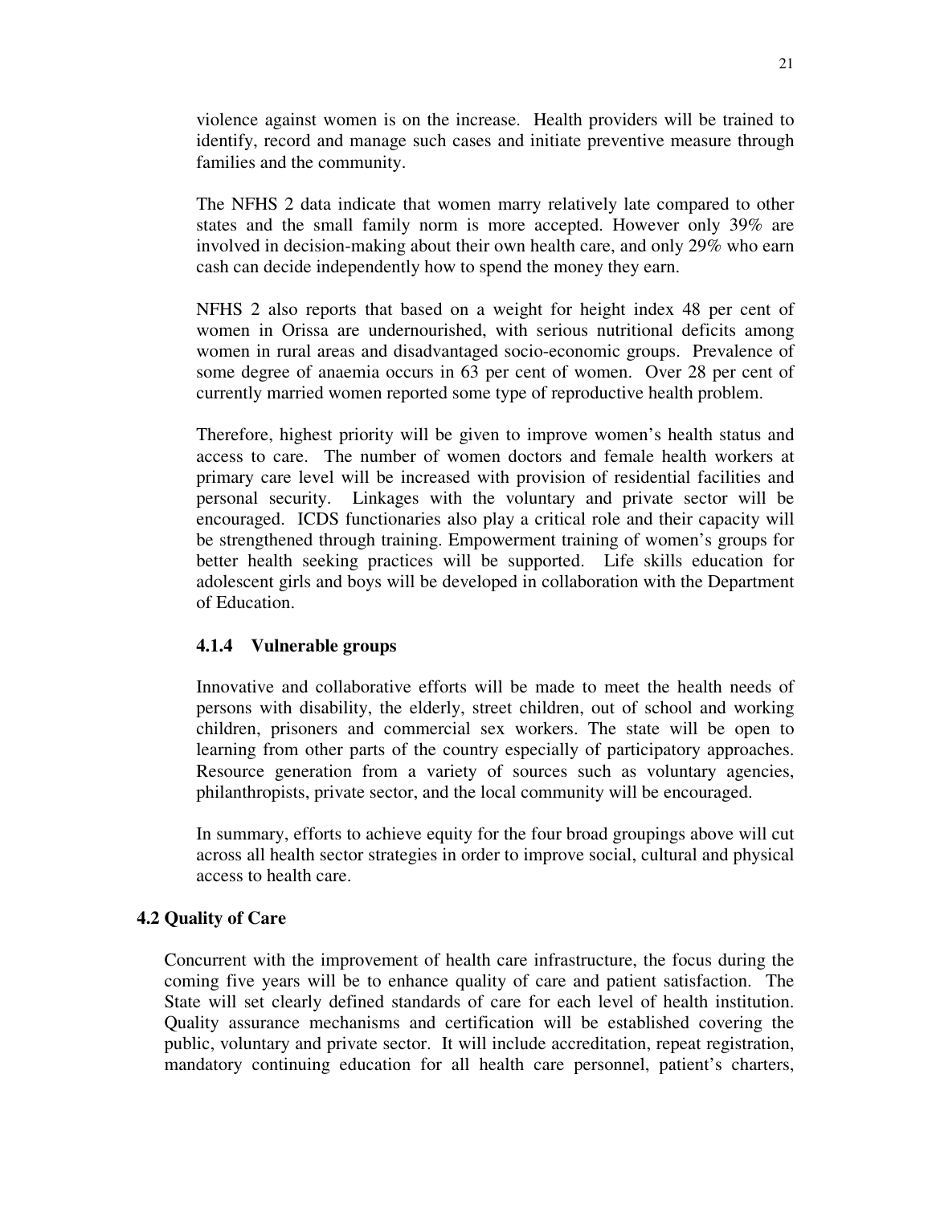violence against women is on the increase. Health providers will be trained to identify, record and manage such cases and initiate preventive measure through families and the community.

The NFHS 2 data indicate that women marry relatively late compared to other states and the small family norm is more accepted. However only 39% are involved in decision-making about their own health care, and only 29% who earn cash can decide independently how to spend the money they earn.

NFHS 2 also reports that based on a weight for height index 48 per cent of women in Orissa are undernourished, with serious nutritional deficits among women in rural areas and disadvantaged socio-economic groups. Prevalence of some degree of anaemia occurs in 63 per cent of women. Over 28 per cent of currently married women reported some type of reproductive health problem.

Therefore, highest priority will be given to improve women's health status and access to care. The number of women doctors and female health workers at primary care level will be increased with provision of residential facilities and personal security. Linkages with the voluntary and private sector will be encouraged. ICDS functionaries also play a critical role and their capacity will be strengthened through training. Empowerment training of women's groups for better health seeking practices will be supported. Life skills education for adolescent girls and boys will be developed in collaboration with the Department of Education.

#### 4.1.4 Vulnerable groups

Innovative and collaborative efforts will be made to meet the health needs of persons with disability, the elderly, street children, out of school and working children, prisoners and commercial sex workers. The state will be open to learning from other parts of the country especially of participatory approaches. Resource generation from a variety of sources such as voluntary agencies, philanthropists, private sector, and the local community will be encouraged.

In summary, efforts to achieve equity for the four broad groupings above will cut across all health sector strategies in order to improve social, cultural and physical access to health care.

### 4.2 Quality of Care

Concurrent with the improvement of health care infrastructure, the focus during the coming five years will be to enhance quality of care and patient satisfaction. The State will set clearly defined standards of care for each level of health institution. Quality assurance mechanisms and certification will be established covering the public, voluntary and private sector. It will include accreditation, repeat registration, mandatory continuing education for all health care personnel, patient's charters,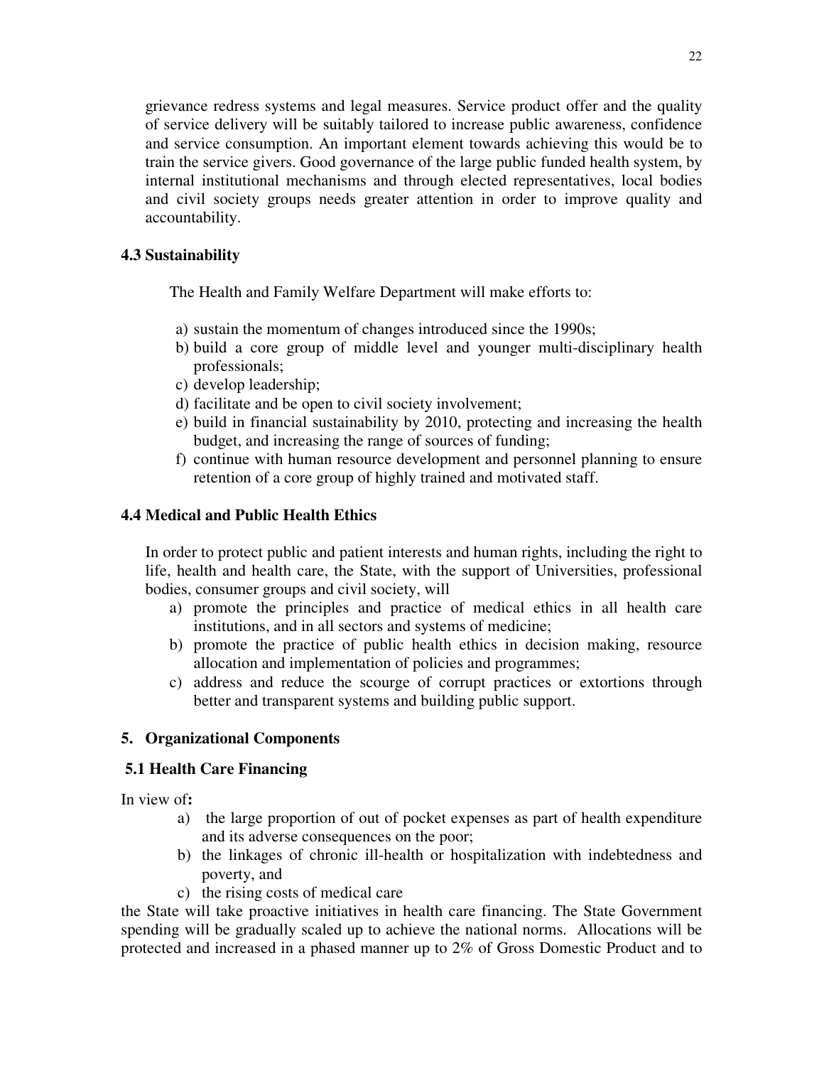grievance redress systems and legal measures. Service product offer and the quality of service delivery will be suitably tailored to increase public awareness, confidence and service consumption. An important element towards achieving this would be to train the service givers. Good governance of the large public funded health system, by internal institutional mechanisms and through elected representatives, local bodies and civil society groups needs greater attention in order to improve quality and accountability.

### 4.3 Sustainability

The Health and Family Welfare Department will make efforts to:

a) sustain the momentum of changes introduced since the 1990s;
b) build a core group of middle level and younger multi-disciplinary health professionals;
c) develop leadership;
d) facilitate and be open to civil society involvement;
e) build in financial sustainability by 2010, protecting and increasing the health budget, and increasing the range of sources of funding;
f) continue with human resource development and personnel planning to ensure retention of a core group of highly trained and motivated staff.

### 4.4 Medical and Public Health Ethics

In order to protect public and patient interests and human rights, including the right to life, health and health care, the State, with the support of Universities, professional bodies, consumer groups and civil society, will

a) promote the principles and practice of medical ethics in all health care institutions, and in all sectors and systems of medicine;
b) promote the practice of public health ethics in decision making, resource allocation and implementation of policies and programmes;
c) address and reduce the scourge of corrupt practices or extortions through better and transparent systems and building public support.

## 5. Organizational Components

### 5.1 Health Care Financing

In view of**:**

a) the large proportion of out of pocket expenses as part of health expenditure and its adverse consequences on the poor;
b) the linkages of chronic ill-health or hospitalization with indebtedness and poverty, and
c) the rising costs of medical care

the State will take proactive initiatives in health care financing. The State Government spending will be gradually scaled up to achieve the national norms. Allocations will be protected and increased in a phased manner up to 2% of Gross Domestic Product and to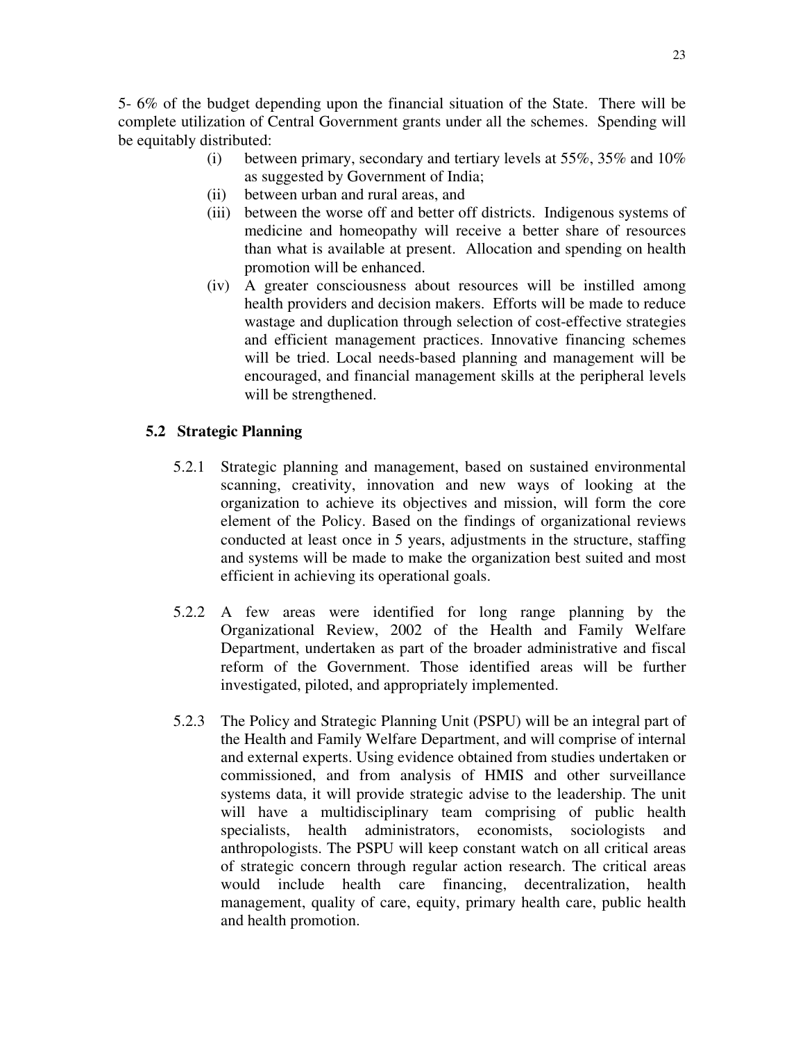5- 6% of the budget depending upon the financial situation of the State. There will be complete utilization of Central Government grants under all the schemes. Spending will be equitably distributed:

(i) between primary, secondary and tertiary levels at 55%, 35% and 10% as suggested by Government of India;

(ii) between urban and rural areas, and

(iii) between the worse off and better off districts. Indigenous systems of medicine and homeopathy will receive a better share of resources than what is available at present. Allocation and spending on health promotion will be enhanced.

(iv) A greater consciousness about resources will be instilled among health providers and decision makers. Efforts will be made to reduce wastage and duplication through selection of cost-effective strategies and efficient management practices. Innovative financing schemes will be tried. Local needs-based planning and management will be encouraged, and financial management skills at the peripheral levels will be strengthened.

## 5.2 Strategic Planning

5.2.1 Strategic planning and management, based on sustained environmental scanning, creativity, innovation and new ways of looking at the organization to achieve its objectives and mission, will form the core element of the Policy. Based on the findings of organizational reviews conducted at least once in 5 years, adjustments in the structure, staffing and systems will be made to make the organization best suited and most efficient in achieving its operational goals.

5.2.2 A few areas were identified for long range planning by the Organizational Review, 2002 of the Health and Family Welfare Department, undertaken as part of the broader administrative and fiscal reform of the Government. Those identified areas will be further investigated, piloted, and appropriately implemented.

5.2.3 The Policy and Strategic Planning Unit (PSPU) will be an integral part of the Health and Family Welfare Department, and will comprise of internal and external experts. Using evidence obtained from studies undertaken or commissioned, and from analysis of HMIS and other surveillance systems data, it will provide strategic advise to the leadership. The unit will have a multidisciplinary team comprising of public health specialists, health administrators, economists, sociologists and anthropologists. The PSPU will keep constant watch on all critical areas of strategic concern through regular action research. The critical areas would include health care financing, decentralization, health management, quality of care, equity, primary health care, public health and health promotion.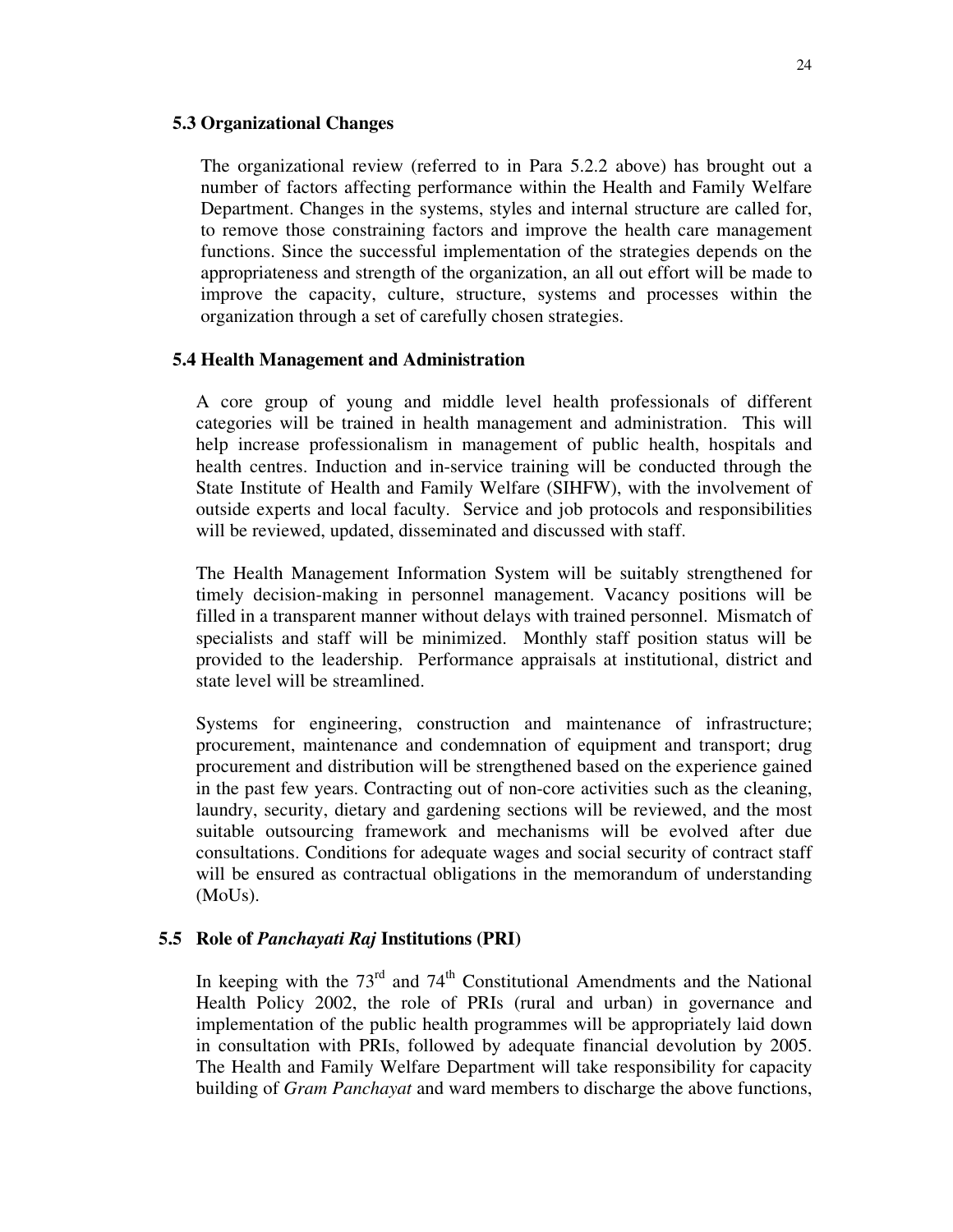### 5.3 Organizational Changes

The organizational review (referred to in Para 5.2.2 above) has brought out a number of factors affecting performance within the Health and Family Welfare Department. Changes in the systems, styles and internal structure are called for, to remove those constraining factors and improve the health care management functions. Since the successful implementation of the strategies depends on the appropriateness and strength of the organization, an all out effort will be made to improve the capacity, culture, structure, systems and processes within the organization through a set of carefully chosen strategies.

### 5.4 Health Management and Administration

A core group of young and middle level health professionals of different categories will be trained in health management and administration. This will help increase professionalism in management of public health, hospitals and health centres. Induction and in-service training will be conducted through the State Institute of Health and Family Welfare (SIHFW), with the involvement of outside experts and local faculty. Service and job protocols and responsibilities will be reviewed, updated, disseminated and discussed with staff.

The Health Management Information System will be suitably strengthened for timely decision-making in personnel management. Vacancy positions will be filled in a transparent manner without delays with trained personnel. Mismatch of specialists and staff will be minimized. Monthly staff position status will be provided to the leadership. Performance appraisals at institutional, district and state level will be streamlined.

Systems for engineering, construction and maintenance of infrastructure; procurement, maintenance and condemnation of equipment and transport; drug procurement and distribution will be strengthened based on the experience gained in the past few years. Contracting out of non-core activities such as the cleaning, laundry, security, dietary and gardening sections will be reviewed, and the most suitable outsourcing framework and mechanisms will be evolved after due consultations. Conditions for adequate wages and social security of contract staff will be ensured as contractual obligations in the memorandum of understanding (MoUs).

### 5.5 Role of *Panchayati Raj* Institutions (PRI)

In keeping with the 73rd and 74th Constitutional Amendments and the National Health Policy 2002, the role of PRIs (rural and urban) in governance and implementation of the public health programmes will be appropriately laid down in consultation with PRIs, followed by adequate financial devolution by 2005. The Health and Family Welfare Department will take responsibility for capacity building of *Gram Panchayat* and ward members to discharge the above functions,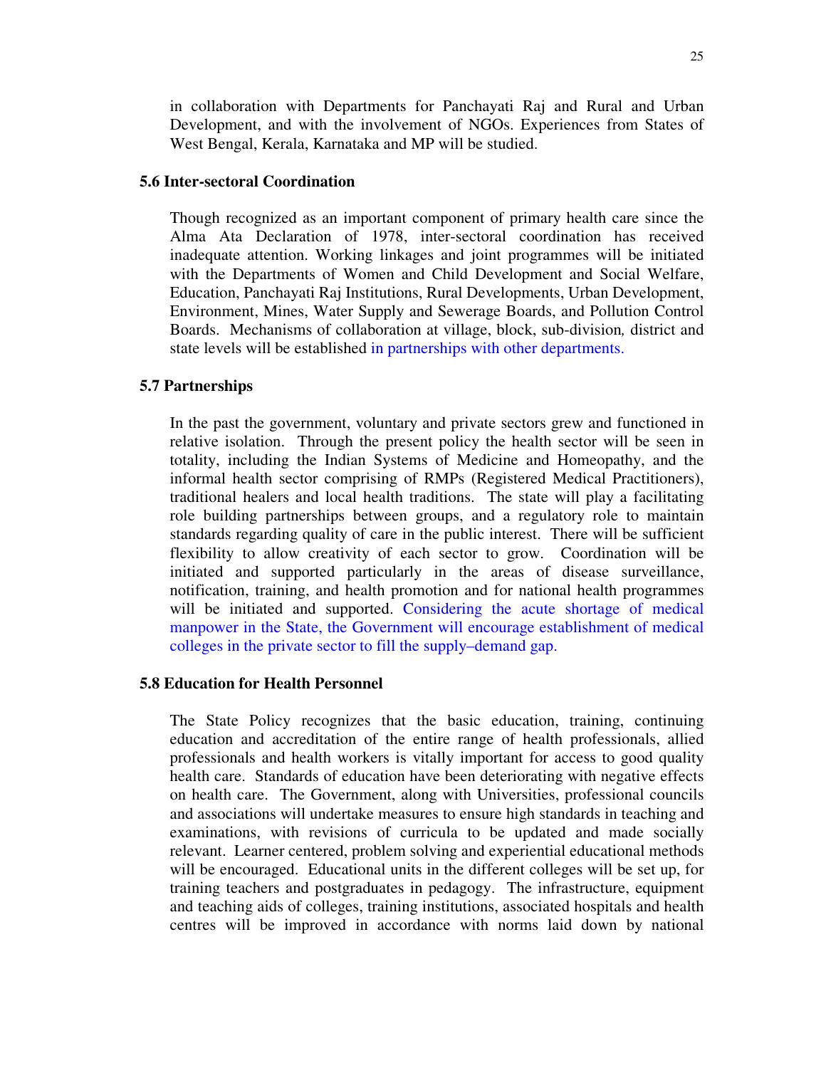in collaboration with Departments for Panchayati Raj and Rural and Urban Development, and with the involvement of NGOs. Experiences from States of West Bengal, Kerala, Karnataka and MP will be studied.

### 5.6 Inter-sectoral Coordination

Though recognized as an important component of primary health care since the Alma Ata Declaration of 1978, inter-sectoral coordination has received inadequate attention. Working linkages and joint programmes will be initiated with the Departments of Women and Child Development and Social Welfare, Education, Panchayati Raj Institutions, Rural Developments, Urban Development, Environment, Mines, Water Supply and Sewerage Boards, and Pollution Control Boards. Mechanisms of collaboration at village, block, sub-division*,* district and state levels will be established in partnerships with other departments.

### 5.7 Partnerships

In the past the government, voluntary and private sectors grew and functioned in relative isolation. Through the present policy the health sector will be seen in totality, including the Indian Systems of Medicine and Homeopathy, and the informal health sector comprising of RMPs (Registered Medical Practitioners), traditional healers and local health traditions. The state will play a facilitating role building partnerships between groups, and a regulatory role to maintain standards regarding quality of care in the public interest. There will be sufficient flexibility to allow creativity of each sector to grow. Coordination will be initiated and supported particularly in the areas of disease surveillance, notification, training, and health promotion and for national health programmes will be initiated and supported. Considering the acute shortage of medical manpower in the State, the Government will encourage establishment of medical colleges in the private sector to fill the supply–demand gap.

### 5.8 Education for Health Personnel

The State Policy recognizes that the basic education, training, continuing education and accreditation of the entire range of health professionals, allied professionals and health workers is vitally important for access to good quality health care. Standards of education have been deteriorating with negative effects on health care. The Government, along with Universities, professional councils and associations will undertake measures to ensure high standards in teaching and examinations, with revisions of curricula to be updated and made socially relevant. Learner centered, problem solving and experiential educational methods will be encouraged. Educational units in the different colleges will be set up, for training teachers and postgraduates in pedagogy. The infrastructure, equipment and teaching aids of colleges, training institutions, associated hospitals and health centres will be improved in accordance with norms laid down by national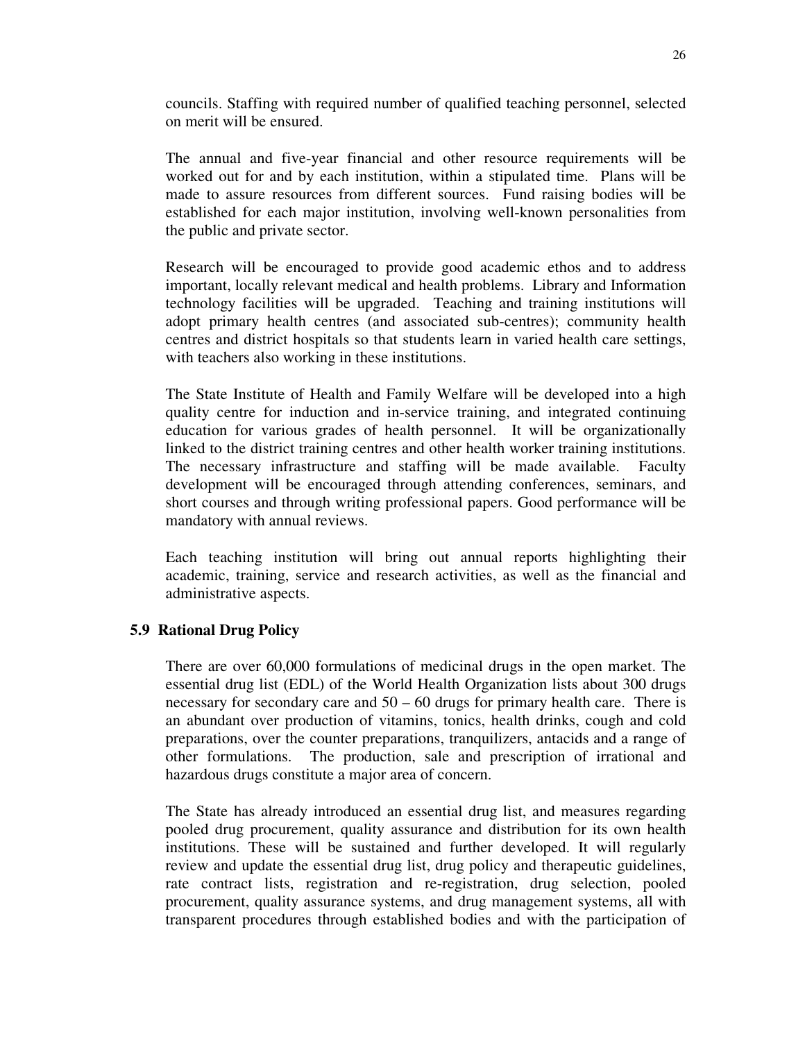councils. Staffing with required number of qualified teaching personnel, selected on merit will be ensured.

The annual and five-year financial and other resource requirements will be worked out for and by each institution, within a stipulated time. Plans will be made to assure resources from different sources. Fund raising bodies will be established for each major institution, involving well-known personalities from the public and private sector.

Research will be encouraged to provide good academic ethos and to address important, locally relevant medical and health problems. Library and Information technology facilities will be upgraded. Teaching and training institutions will adopt primary health centres (and associated sub-centres); community health centres and district hospitals so that students learn in varied health care settings, with teachers also working in these institutions.

The State Institute of Health and Family Welfare will be developed into a high quality centre for induction and in-service training, and integrated continuing education for various grades of health personnel. It will be organizationally linked to the district training centres and other health worker training institutions. The necessary infrastructure and staffing will be made available. Faculty development will be encouraged through attending conferences, seminars, and short courses and through writing professional papers. Good performance will be mandatory with annual reviews.

Each teaching institution will bring out annual reports highlighting their academic, training, service and research activities, as well as the financial and administrative aspects.

### 5.9 Rational Drug Policy

There are over 60,000 formulations of medicinal drugs in the open market. The essential drug list (EDL) of the World Health Organization lists about 300 drugs necessary for secondary care and 50 – 60 drugs for primary health care. There is an abundant over production of vitamins, tonics, health drinks, cough and cold preparations, over the counter preparations, tranquilizers, antacids and a range of other formulations. The production, sale and prescription of irrational and hazardous drugs constitute a major area of concern.

The State has already introduced an essential drug list, and measures regarding pooled drug procurement, quality assurance and distribution for its own health institutions. These will be sustained and further developed. It will regularly review and update the essential drug list, drug policy and therapeutic guidelines, rate contract lists, registration and re-registration, drug selection, pooled procurement, quality assurance systems, and drug management systems, all with transparent procedures through established bodies and with the participation of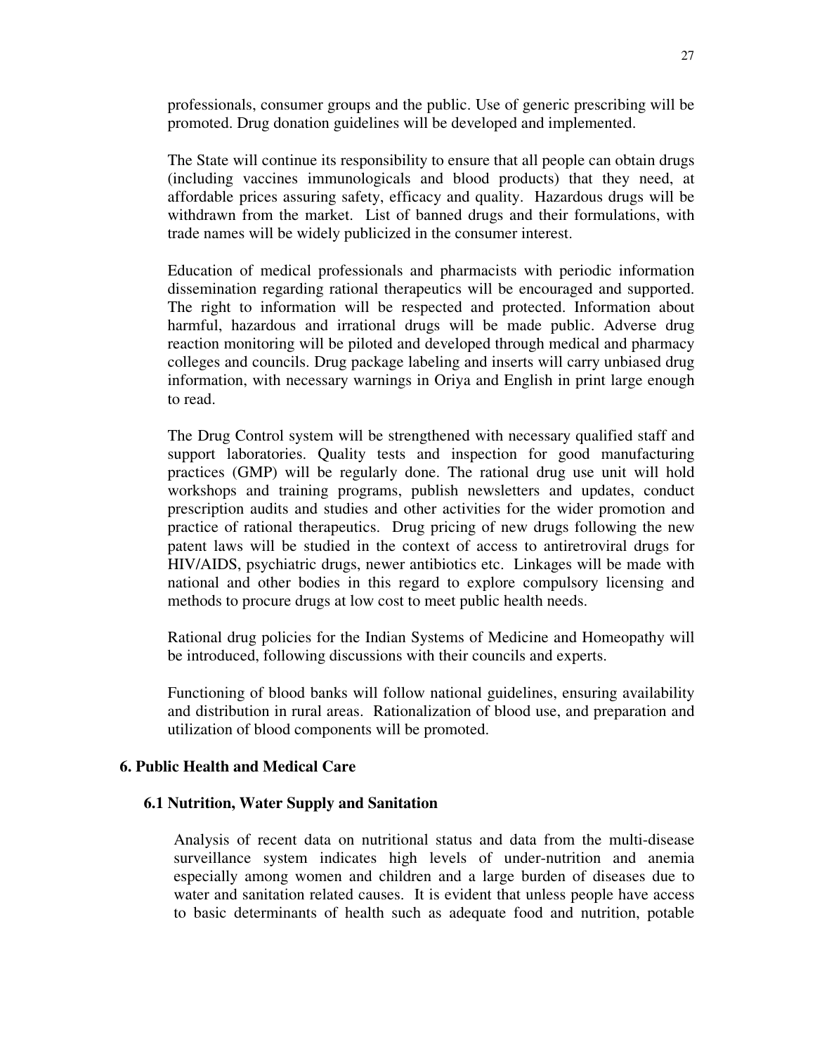professionals, consumer groups and the public. Use of generic prescribing will be promoted. Drug donation guidelines will be developed and implemented.

The State will continue its responsibility to ensure that all people can obtain drugs (including vaccines immunologicals and blood products) that they need, at affordable prices assuring safety, efficacy and quality. Hazardous drugs will be withdrawn from the market. List of banned drugs and their formulations, with trade names will be widely publicized in the consumer interest.

Education of medical professionals and pharmacists with periodic information dissemination regarding rational therapeutics will be encouraged and supported. The right to information will be respected and protected. Information about harmful, hazardous and irrational drugs will be made public. Adverse drug reaction monitoring will be piloted and developed through medical and pharmacy colleges and councils. Drug package labeling and inserts will carry unbiased drug information, with necessary warnings in Oriya and English in print large enough to read.

The Drug Control system will be strengthened with necessary qualified staff and support laboratories. Quality tests and inspection for good manufacturing practices (GMP) will be regularly done. The rational drug use unit will hold workshops and training programs, publish newsletters and updates, conduct prescription audits and studies and other activities for the wider promotion and practice of rational therapeutics. Drug pricing of new drugs following the new patent laws will be studied in the context of access to antiretroviral drugs for HIV/AIDS, psychiatric drugs, newer antibiotics etc. Linkages will be made with national and other bodies in this regard to explore compulsory licensing and methods to procure drugs at low cost to meet public health needs.

Rational drug policies for the Indian Systems of Medicine and Homeopathy will be introduced, following discussions with their councils and experts.

Functioning of blood banks will follow national guidelines, ensuring availability and distribution in rural areas. Rationalization of blood use, and preparation and utilization of blood components will be promoted.

## 6. Public Health and Medical Care

### 6.1 Nutrition, Water Supply and Sanitation

Analysis of recent data on nutritional status and data from the multi-disease surveillance system indicates high levels of under-nutrition and anemia especially among women and children and a large burden of diseases due to water and sanitation related causes. It is evident that unless people have access to basic determinants of health such as adequate food and nutrition, potable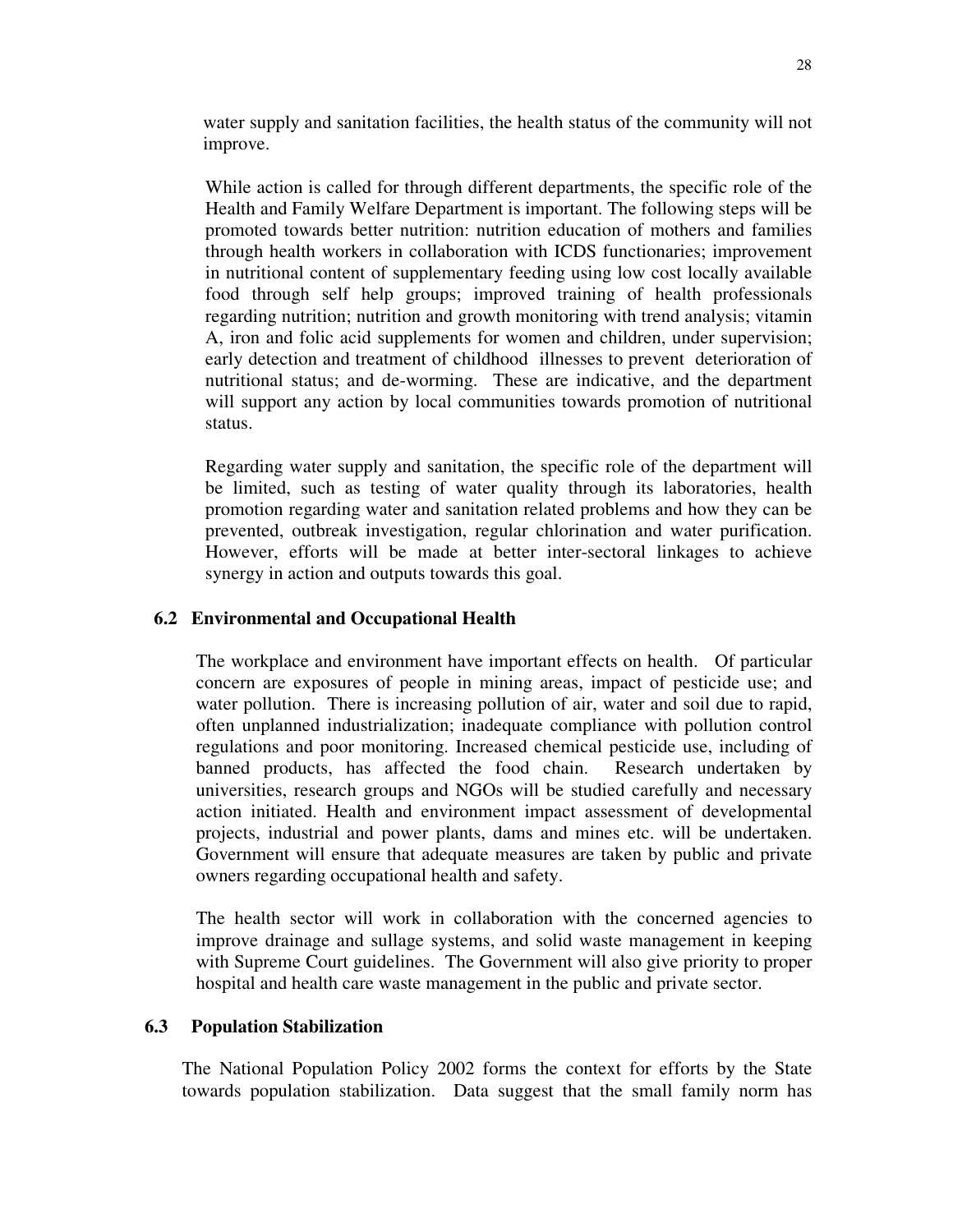water supply and sanitation facilities, the health status of the community will not improve.

While action is called for through different departments, the specific role of the Health and Family Welfare Department is important. The following steps will be promoted towards better nutrition: nutrition education of mothers and families through health workers in collaboration with ICDS functionaries; improvement in nutritional content of supplementary feeding using low cost locally available food through self help groups; improved training of health professionals regarding nutrition; nutrition and growth monitoring with trend analysis; vitamin A, iron and folic acid supplements for women and children, under supervision; early detection and treatment of childhood illnesses to prevent deterioration of nutritional status; and de-worming. These are indicative, and the department will support any action by local communities towards promotion of nutritional status.

Regarding water supply and sanitation, the specific role of the department will be limited, such as testing of water quality through its laboratories, health promotion regarding water and sanitation related problems and how they can be prevented, outbreak investigation, regular chlorination and water purification. However, efforts will be made at better inter-sectoral linkages to achieve synergy in action and outputs towards this goal.

### 6.2 Environmental and Occupational Health

The workplace and environment have important effects on health. Of particular concern are exposures of people in mining areas, impact of pesticide use; and water pollution. There is increasing pollution of air, water and soil due to rapid, often unplanned industrialization; inadequate compliance with pollution control regulations and poor monitoring. Increased chemical pesticide use, including of banned products, has affected the food chain. Research undertaken by universities, research groups and NGOs will be studied carefully and necessary action initiated. Health and environment impact assessment of developmental projects, industrial and power plants, dams and mines etc. will be undertaken. Government will ensure that adequate measures are taken by public and private owners regarding occupational health and safety.

The health sector will work in collaboration with the concerned agencies to improve drainage and sullage systems, and solid waste management in keeping with Supreme Court guidelines. The Government will also give priority to proper hospital and health care waste management in the public and private sector.

### 6.3 Population Stabilization

The National Population Policy 2002 forms the context for efforts by the State towards population stabilization. Data suggest that the small family norm has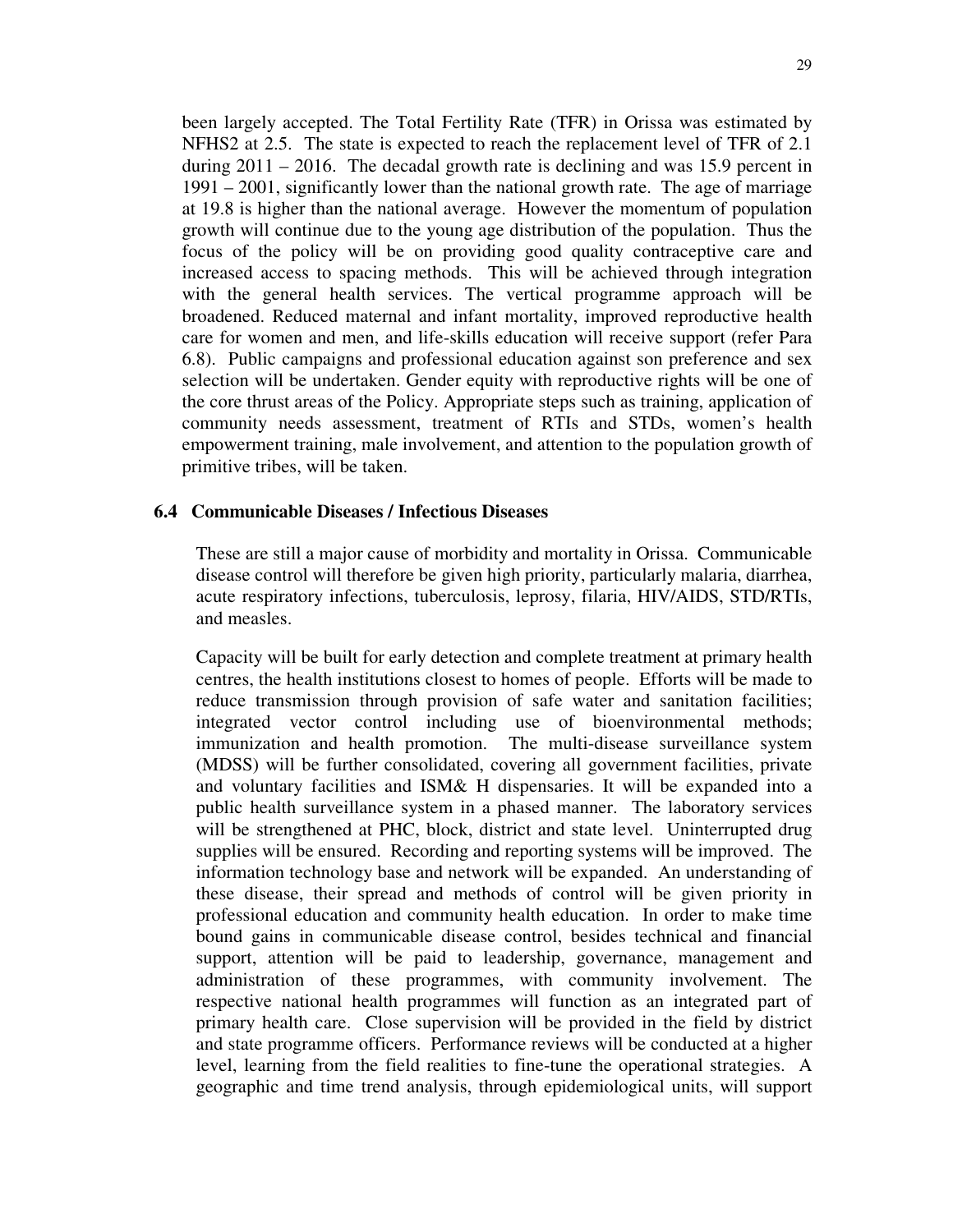been largely accepted. The Total Fertility Rate (TFR) in Orissa was estimated by NFHS2 at 2.5. The state is expected to reach the replacement level of TFR of 2.1 during 2011 – 2016. The decadal growth rate is declining and was 15.9 percent in 1991 – 2001, significantly lower than the national growth rate. The age of marriage at 19.8 is higher than the national average. However the momentum of population growth will continue due to the young age distribution of the population. Thus the focus of the policy will be on providing good quality contraceptive care and increased access to spacing methods. This will be achieved through integration with the general health services. The vertical programme approach will be broadened. Reduced maternal and infant mortality, improved reproductive health care for women and men, and life-skills education will receive support (refer Para 6.8). Public campaigns and professional education against son preference and sex selection will be undertaken. Gender equity with reproductive rights will be one of the core thrust areas of the Policy. Appropriate steps such as training, application of community needs assessment, treatment of RTIs and STDs, women's health empowerment training, male involvement, and attention to the population growth of primitive tribes, will be taken.

### 6.4 Communicable Diseases / Infectious Diseases

These are still a major cause of morbidity and mortality in Orissa. Communicable disease control will therefore be given high priority, particularly malaria, diarrhea, acute respiratory infections, tuberculosis, leprosy, filaria, HIV/AIDS, STD/RTIs, and measles.

Capacity will be built for early detection and complete treatment at primary health centres, the health institutions closest to homes of people. Efforts will be made to reduce transmission through provision of safe water and sanitation facilities; integrated vector control including use of bioenvironmental methods; immunization and health promotion. The multi-disease surveillance system (MDSS) will be further consolidated, covering all government facilities, private and voluntary facilities and ISM& H dispensaries. It will be expanded into a public health surveillance system in a phased manner. The laboratory services will be strengthened at PHC, block, district and state level. Uninterrupted drug supplies will be ensured. Recording and reporting systems will be improved. The information technology base and network will be expanded. An understanding of these disease, their spread and methods of control will be given priority in professional education and community health education. In order to make time bound gains in communicable disease control, besides technical and financial support, attention will be paid to leadership, governance, management and administration of these programmes, with community involvement. The respective national health programmes will function as an integrated part of primary health care. Close supervision will be provided in the field by district and state programme officers. Performance reviews will be conducted at a higher level, learning from the field realities to fine-tune the operational strategies. A geographic and time trend analysis, through epidemiological units, will support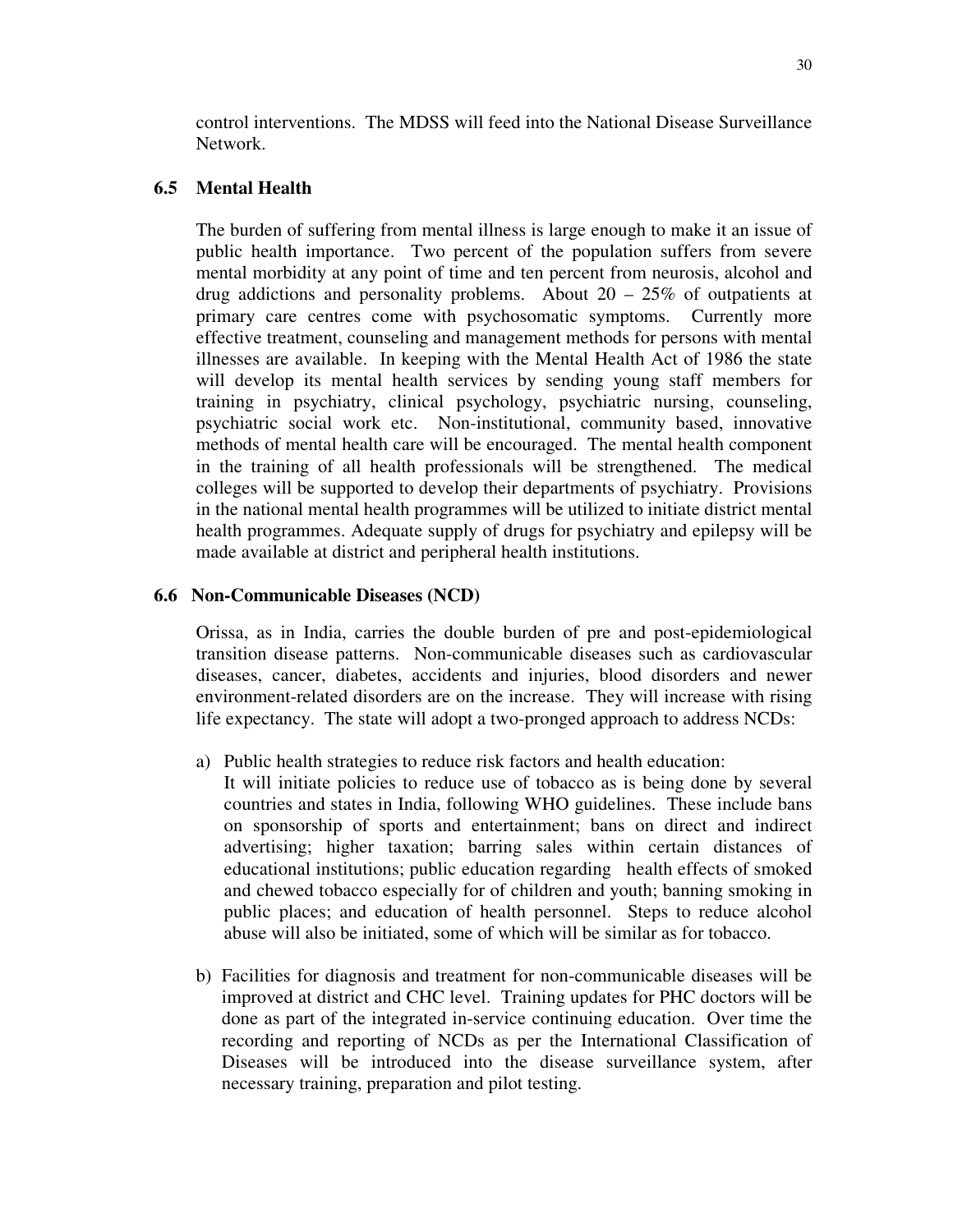control interventions. The MDSS will feed into the National Disease Surveillance Network.

### 6.5 Mental Health

The burden of suffering from mental illness is large enough to make it an issue of public health importance. Two percent of the population suffers from severe mental morbidity at any point of time and ten percent from neurosis, alcohol and drug addictions and personality problems. About 20 – 25% of outpatients at primary care centres come with psychosomatic symptoms. Currently more effective treatment, counseling and management methods for persons with mental illnesses are available. In keeping with the Mental Health Act of 1986 the state will develop its mental health services by sending young staff members for training in psychiatry, clinical psychology, psychiatric nursing, counseling, psychiatric social work etc. Non-institutional, community based, innovative methods of mental health care will be encouraged. The mental health component in the training of all health professionals will be strengthened. The medical colleges will be supported to develop their departments of psychiatry. Provisions in the national mental health programmes will be utilized to initiate district mental health programmes. Adequate supply of drugs for psychiatry and epilepsy will be made available at district and peripheral health institutions.

### 6.6 Non-Communicable Diseases (NCD)

Orissa, as in India, carries the double burden of pre and post-epidemiological transition disease patterns. Non-communicable diseases such as cardiovascular diseases, cancer, diabetes, accidents and injuries, blood disorders and newer environment-related disorders are on the increase. They will increase with rising life expectancy. The state will adopt a two-pronged approach to address NCDs:

a) Public health strategies to reduce risk factors and health education:
   It will initiate policies to reduce use of tobacco as is being done by several countries and states in India, following WHO guidelines. These include bans on sponsorship of sports and entertainment; bans on direct and indirect advertising; higher taxation; barring sales within certain distances of educational institutions; public education regarding health effects of smoked and chewed tobacco especially for of children and youth; banning smoking in public places; and education of health personnel. Steps to reduce alcohol abuse will also be initiated, some of which will be similar as for tobacco.

b) Facilities for diagnosis and treatment for non-communicable diseases will be improved at district and CHC level. Training updates for PHC doctors will be done as part of the integrated in-service continuing education. Over time the recording and reporting of NCDs as per the International Classification of Diseases will be introduced into the disease surveillance system, after necessary training, preparation and pilot testing.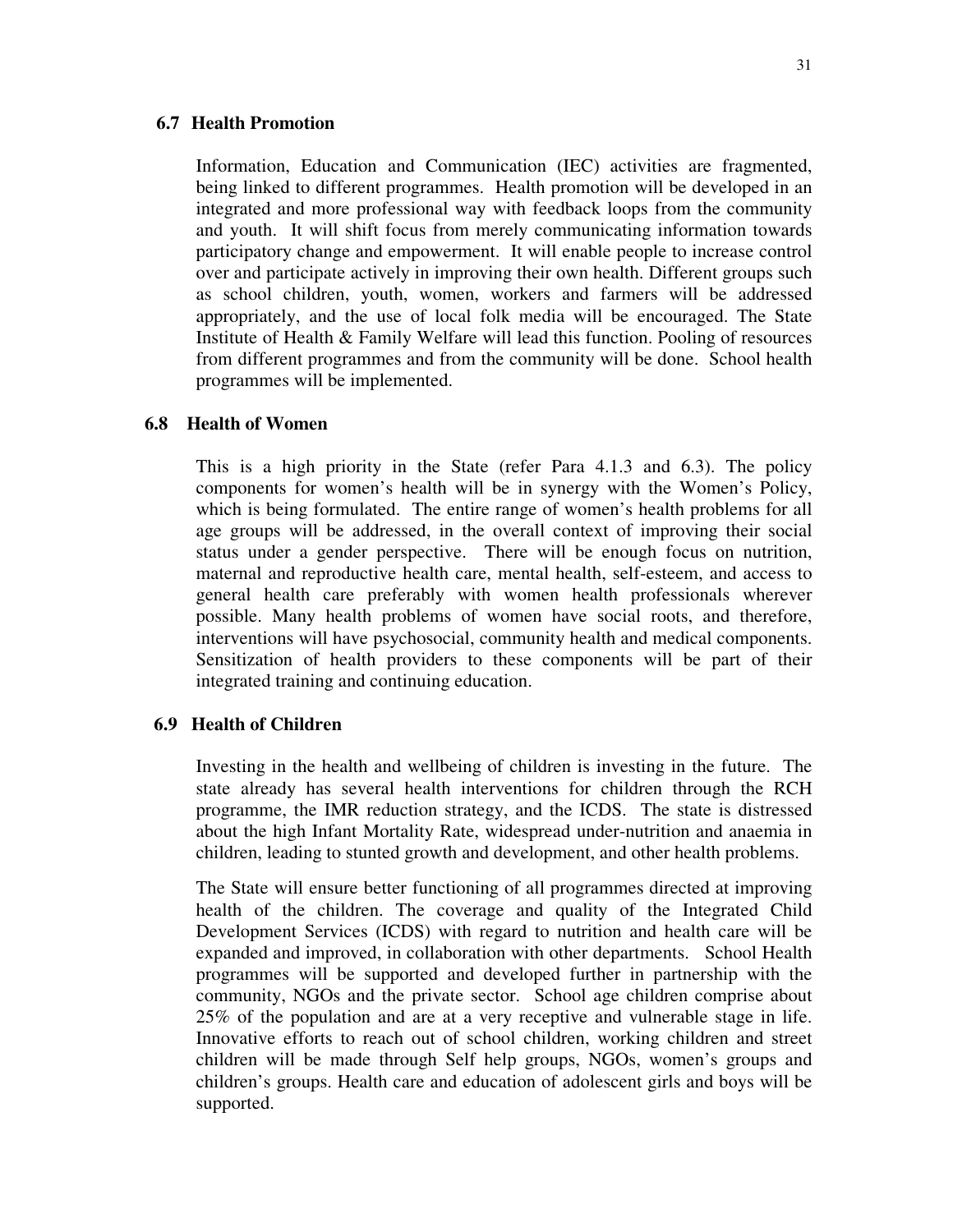### 6.7 Health Promotion

Information, Education and Communication (IEC) activities are fragmented, being linked to different programmes. Health promotion will be developed in an integrated and more professional way with feedback loops from the community and youth. It will shift focus from merely communicating information towards participatory change and empowerment. It will enable people to increase control over and participate actively in improving their own health. Different groups such as school children, youth, women, workers and farmers will be addressed appropriately, and the use of local folk media will be encouraged. The State Institute of Health & Family Welfare will lead this function. Pooling of resources from different programmes and from the community will be done. School health programmes will be implemented.

### 6.8 Health of Women

This is a high priority in the State (refer Para 4.1.3 and 6.3). The policy components for women's health will be in synergy with the Women's Policy, which is being formulated. The entire range of women's health problems for all age groups will be addressed, in the overall context of improving their social status under a gender perspective. There will be enough focus on nutrition, maternal and reproductive health care, mental health, self-esteem, and access to general health care preferably with women health professionals wherever possible. Many health problems of women have social roots, and therefore, interventions will have psychosocial, community health and medical components. Sensitization of health providers to these components will be part of their integrated training and continuing education.

### 6.9 Health of Children

Investing in the health and wellbeing of children is investing in the future. The state already has several health interventions for children through the RCH programme, the IMR reduction strategy, and the ICDS. The state is distressed about the high Infant Mortality Rate, widespread under-nutrition and anaemia in children, leading to stunted growth and development, and other health problems.

The State will ensure better functioning of all programmes directed at improving health of the children. The coverage and quality of the Integrated Child Development Services (ICDS) with regard to nutrition and health care will be expanded and improved, in collaboration with other departments. School Health programmes will be supported and developed further in partnership with the community, NGOs and the private sector. School age children comprise about 25% of the population and are at a very receptive and vulnerable stage in life. Innovative efforts to reach out of school children, working children and street children will be made through Self help groups, NGOs, women's groups and children's groups. Health care and education of adolescent girls and boys will be supported.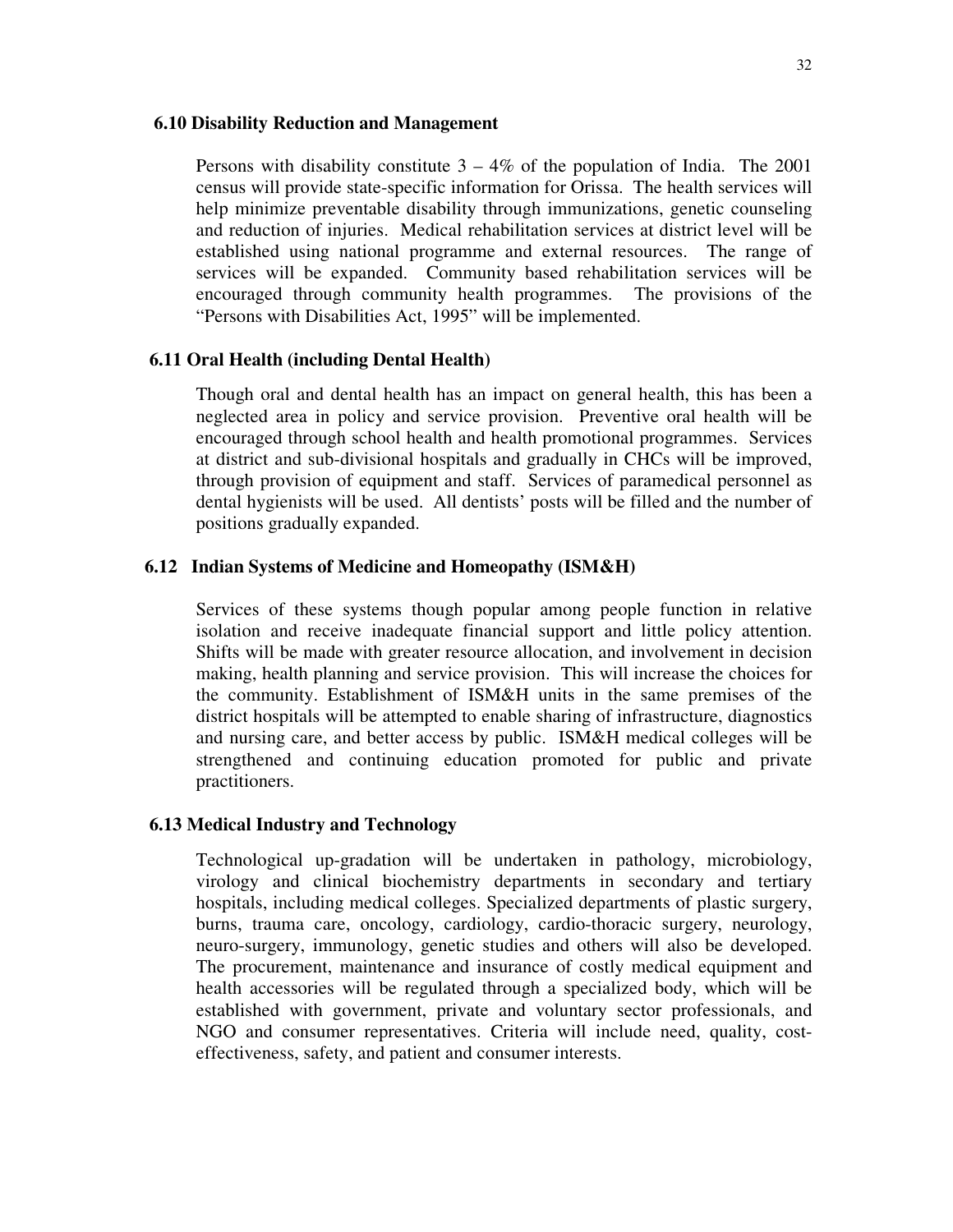### 6.10 Disability Reduction and Management

Persons with disability constitute 3 – 4% of the population of India. The 2001 census will provide state-specific information for Orissa. The health services will help minimize preventable disability through immunizations, genetic counseling and reduction of injuries. Medical rehabilitation services at district level will be established using national programme and external resources. The range of services will be expanded. Community based rehabilitation services will be encouraged through community health programmes. The provisions of the "Persons with Disabilities Act, 1995" will be implemented.

### 6.11 Oral Health (including Dental Health)

Though oral and dental health has an impact on general health, this has been a neglected area in policy and service provision. Preventive oral health will be encouraged through school health and health promotional programmes. Services at district and sub-divisional hospitals and gradually in CHCs will be improved, through provision of equipment and staff. Services of paramedical personnel as dental hygienists will be used. All dentists' posts will be filled and the number of positions gradually expanded.

### 6.12 Indian Systems of Medicine and Homeopathy (ISM&H)

Services of these systems though popular among people function in relative isolation and receive inadequate financial support and little policy attention. Shifts will be made with greater resource allocation, and involvement in decision making, health planning and service provision. This will increase the choices for the community. Establishment of ISM&H units in the same premises of the district hospitals will be attempted to enable sharing of infrastructure, diagnostics and nursing care, and better access by public. ISM&H medical colleges will be strengthened and continuing education promoted for public and private practitioners.

### 6.13 Medical Industry and Technology

Technological up-gradation will be undertaken in pathology, microbiology, virology and clinical biochemistry departments in secondary and tertiary hospitals, including medical colleges. Specialized departments of plastic surgery, burns, trauma care, oncology, cardiology, cardio-thoracic surgery, neurology, neuro-surgery, immunology, genetic studies and others will also be developed. The procurement, maintenance and insurance of costly medical equipment and health accessories will be regulated through a specialized body, which will be established with government, private and voluntary sector professionals, and NGO and consumer representatives. Criteria will include need, quality, cost-effectiveness, safety, and patient and consumer interests.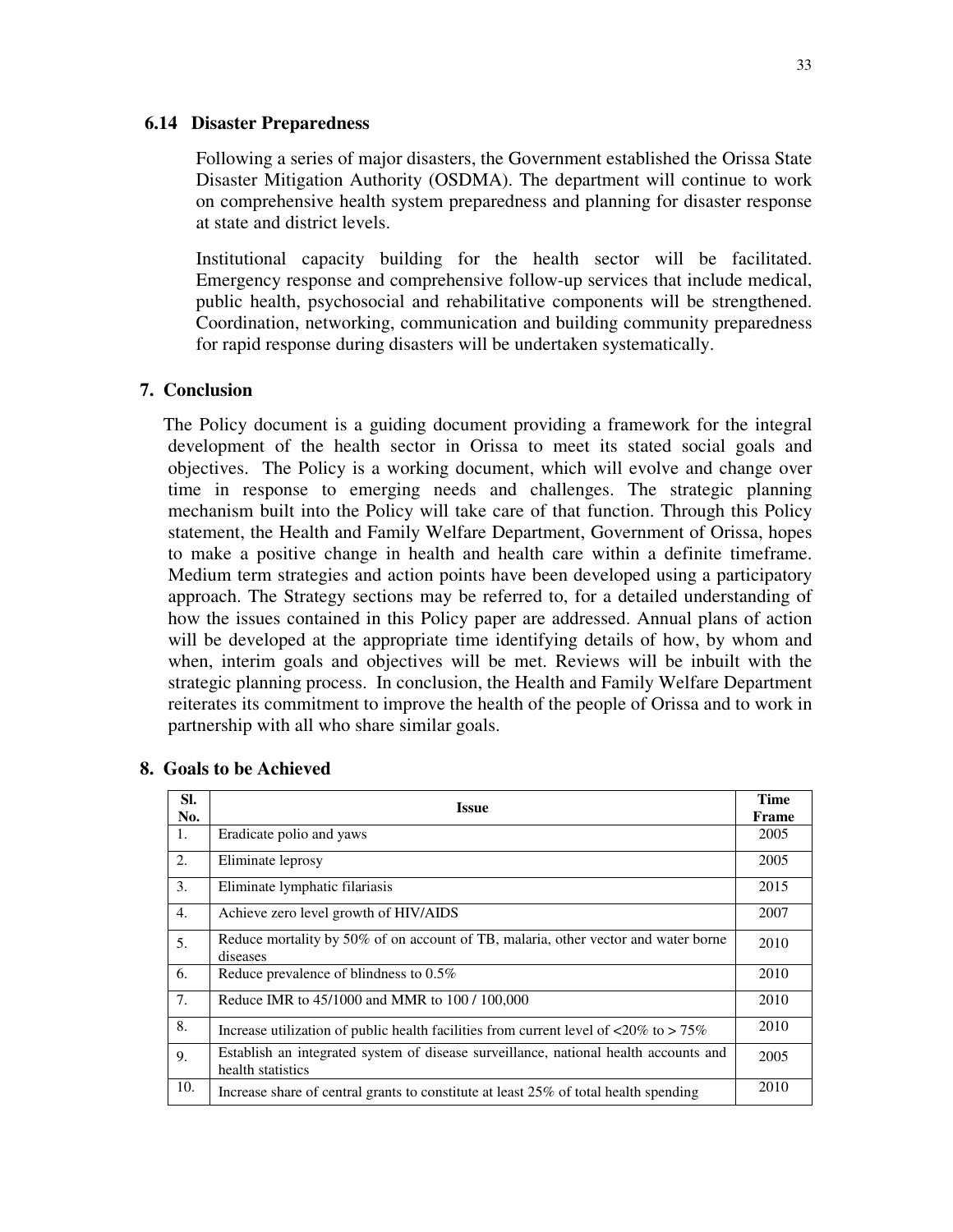### 6.14 Disaster Preparedness

Following a series of major disasters, the Government established the Orissa State Disaster Mitigation Authority (OSDMA). The department will continue to work on comprehensive health system preparedness and planning for disaster response at state and district levels.

Institutional capacity building for the health sector will be facilitated. Emergency response and comprehensive follow-up services that include medical, public health, psychosocial and rehabilitative components will be strengthened. Coordination, networking, communication and building community preparedness for rapid response during disasters will be undertaken systematically.

## 7. Conclusion

The Policy document is a guiding document providing a framework for the integral development of the health sector in Orissa to meet its stated social goals and objectives. The Policy is a working document, which will evolve and change over time in response to emerging needs and challenges. The strategic planning mechanism built into the Policy will take care of that function. Through this Policy statement, the Health and Family Welfare Department, Government of Orissa, hopes to make a positive change in health and health care within a definite timeframe. Medium term strategies and action points have been developed using a participatory approach. The Strategy sections may be referred to, for a detailed understanding of how the issues contained in this Policy paper are addressed. Annual plans of action will be developed at the appropriate time identifying details of how, by whom and when, interim goals and objectives will be met. Reviews will be inbuilt with the strategic planning process. In conclusion, the Health and Family Welfare Department reiterates its commitment to improve the health of the people of Orissa and to work in partnership with all who share similar goals.

## 8. Goals to be Achieved

| Sl. No. | Issue | Time Frame |
|---|---|---|
| 1. | Eradicate polio and yaws | 2005 |
| 2. | Eliminate leprosy | 2005 |
| 3. | Eliminate lymphatic filariasis | 2015 |
| 4. | Achieve zero level growth of HIV/AIDS | 2007 |
| 5. | Reduce mortality by 50% of on account of TB, malaria, other vector and water borne diseases | 2010 |
| 6. | Reduce prevalence of blindness to 0.5% | 2010 |
| 7. | Reduce IMR to 45/1000 and MMR to 100 / 100,000 | 2010 |
| 8. | Increase utilization of public health facilities from current level of <20% to > 75% | 2010 |
| 9. | Establish an integrated system of disease surveillance, national health accounts and health statistics | 2005 |
| 10. | Increase share of central grants to constitute at least 25% of total health spending | 2010 |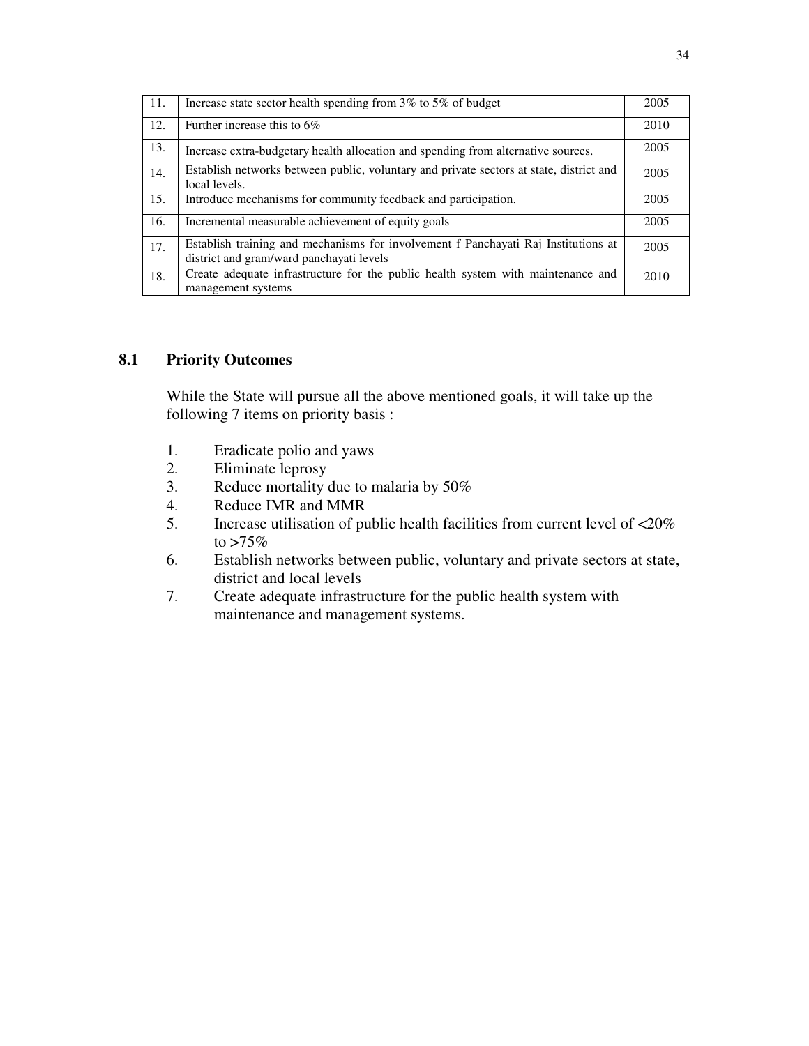| | | |
|---|---|---|
| 11. | Increase state sector health spending from 3% to 5% of budget | 2005 |
| 12. | Further increase this to 6% | 2010 |
| 13. | Increase extra-budgetary health allocation and spending from alternative sources. | 2005 |
| 14. | Establish networks between public, voluntary and private sectors at state, district and local levels. | 2005 |
| 15. | Introduce mechanisms for community feedback and participation. | 2005 |
| 16. | Incremental measurable achievement of equity goals | 2005 |
| 17. | Establish training and mechanisms for involvement f Panchayati Raj Institutions at district and gram/ward panchayati levels | 2005 |
| 18. | Create adequate infrastructure for the public health system with maintenance and management systems | 2010 |

## 8.1 Priority Outcomes

While the State will pursue all the above mentioned goals, it will take up the following 7 items on priority basis :

1. Eradicate polio and yaws
2. Eliminate leprosy
3. Reduce mortality due to malaria by 50%
4. Reduce IMR and MMR
5. Increase utilisation of public health facilities from current level of <20% to >75%
6. Establish networks between public, voluntary and private sectors at state, district and local levels
7. Create adequate infrastructure for the public health system with maintenance and management systems.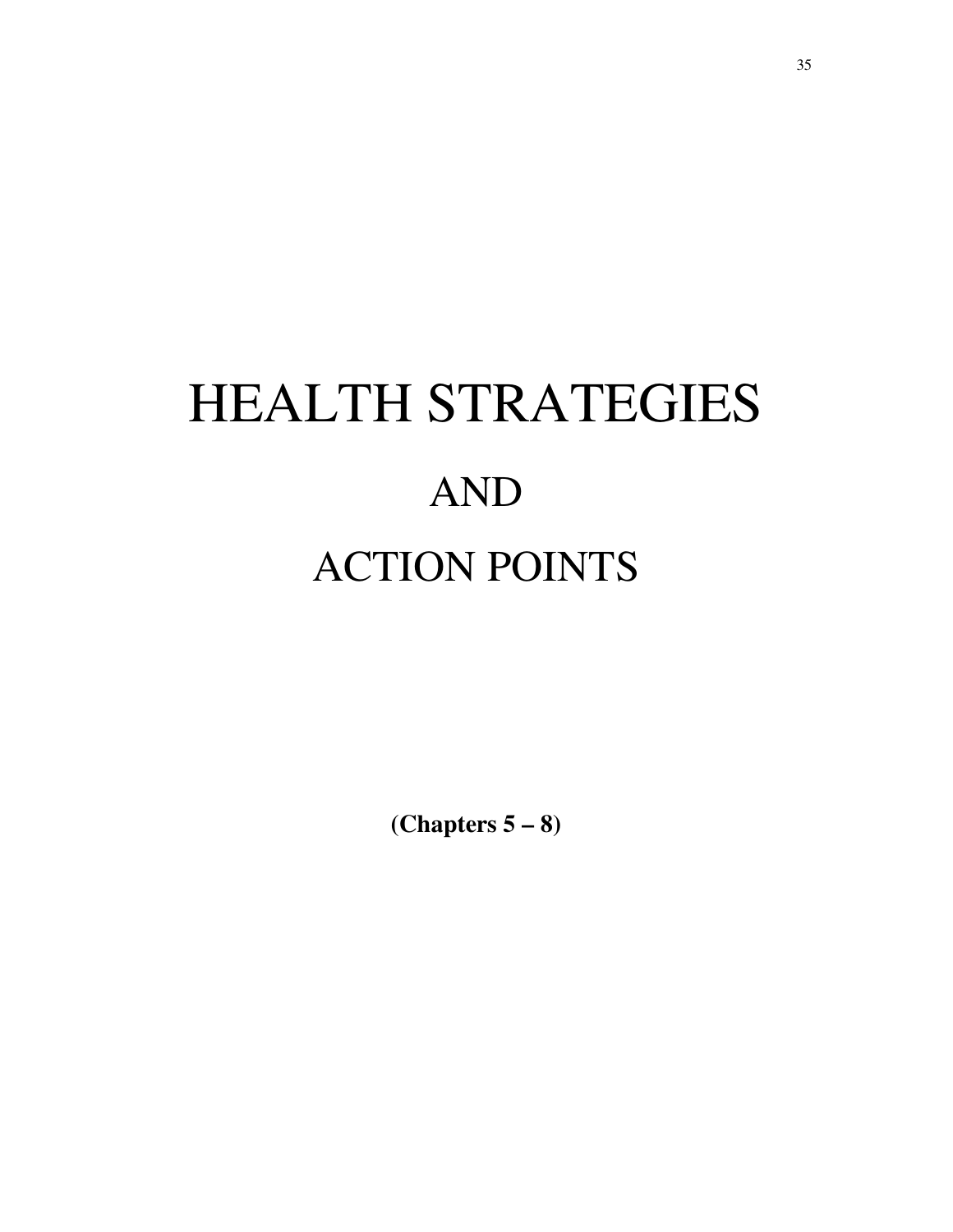# HEALTH STRATEGIES

# AND

# ACTION POINTS

**(Chapters 5 – 8)**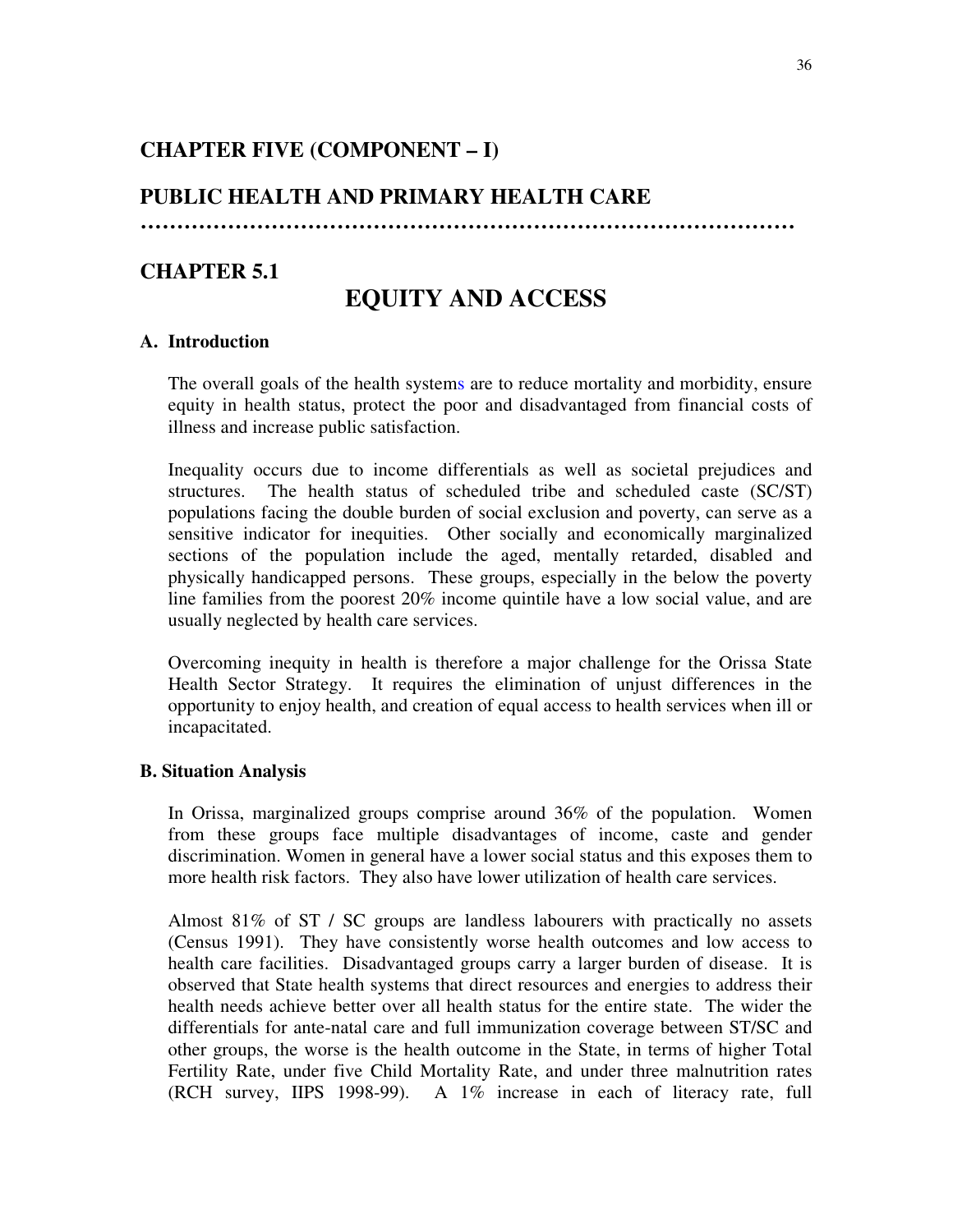## CHAPTER FIVE (COMPONENT – I)

## PUBLIC HEALTH AND PRIMARY HEALTH CARE

…………………………………………………………………………………

## CHAPTER 5.1

# EQUITY AND ACCESS

### A. Introduction

The overall goals of the health systems are to reduce mortality and morbidity, ensure equity in health status, protect the poor and disadvantaged from financial costs of illness and increase public satisfaction.

Inequality occurs due to income differentials as well as societal prejudices and structures. The health status of scheduled tribe and scheduled caste (SC/ST) populations facing the double burden of social exclusion and poverty, can serve as a sensitive indicator for inequities. Other socially and economically marginalized sections of the population include the aged, mentally retarded, disabled and physically handicapped persons. These groups, especially in the below the poverty line families from the poorest 20% income quintile have a low social value, and are usually neglected by health care services.

Overcoming inequity in health is therefore a major challenge for the Orissa State Health Sector Strategy. It requires the elimination of unjust differences in the opportunity to enjoy health, and creation of equal access to health services when ill or incapacitated.

### B. Situation Analysis

In Orissa, marginalized groups comprise around 36% of the population. Women from these groups face multiple disadvantages of income, caste and gender discrimination. Women in general have a lower social status and this exposes them to more health risk factors. They also have lower utilization of health care services.

Almost 81% of ST / SC groups are landless labourers with practically no assets (Census 1991). They have consistently worse health outcomes and low access to health care facilities. Disadvantaged groups carry a larger burden of disease. It is observed that State health systems that direct resources and energies to address their health needs achieve better over all health status for the entire state. The wider the differentials for ante-natal care and full immunization coverage between ST/SC and other groups, the worse is the health outcome in the State, in terms of higher Total Fertility Rate, under five Child Mortality Rate, and under three malnutrition rates (RCH survey, IIPS 1998-99). A 1% increase in each of literacy rate, full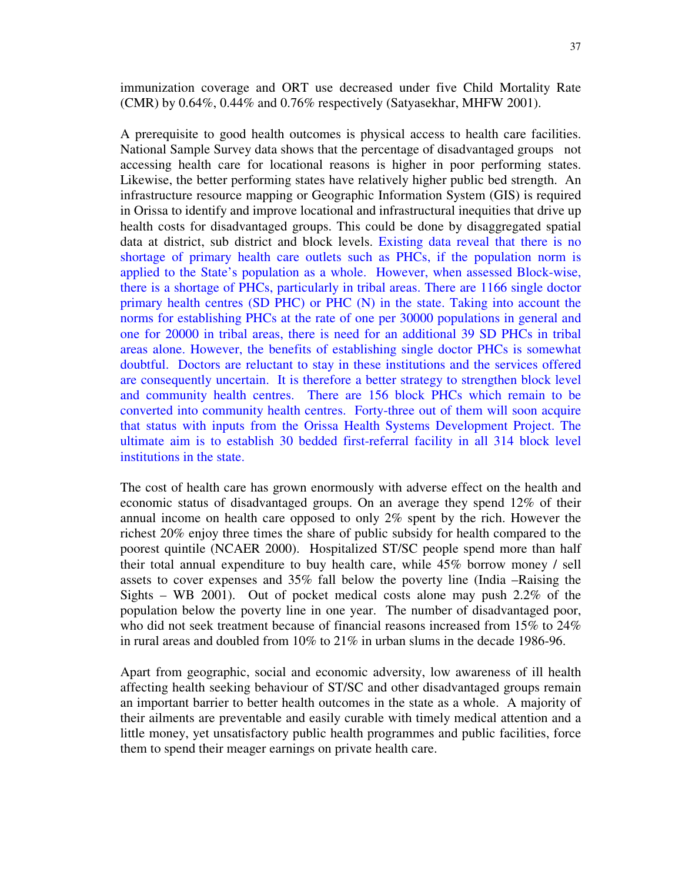immunization coverage and ORT use decreased under five Child Mortality Rate (CMR) by 0.64%, 0.44% and 0.76% respectively (Satyasekhar, MHFW 2001).

A prerequisite to good health outcomes is physical access to health care facilities. National Sample Survey data shows that the percentage of disadvantaged groups not accessing health care for locational reasons is higher in poor performing states. Likewise, the better performing states have relatively higher public bed strength. An infrastructure resource mapping or Geographic Information System (GIS) is required in Orissa to identify and improve locational and infrastructural inequities that drive up health costs for disadvantaged groups. This could be done by disaggregated spatial data at district, sub district and block levels. Existing data reveal that there is no shortage of primary health care outlets such as PHCs, if the population norm is applied to the State's population as a whole. However, when assessed Block-wise, there is a shortage of PHCs, particularly in tribal areas. There are 1166 single doctor primary health centres (SD PHC) or PHC (N) in the state. Taking into account the norms for establishing PHCs at the rate of one per 30000 populations in general and one for 20000 in tribal areas, there is need for an additional 39 SD PHCs in tribal areas alone. However, the benefits of establishing single doctor PHCs is somewhat doubtful. Doctors are reluctant to stay in these institutions and the services offered are consequently uncertain. It is therefore a better strategy to strengthen block level and community health centres. There are 156 block PHCs which remain to be converted into community health centres. Forty-three out of them will soon acquire that status with inputs from the Orissa Health Systems Development Project. The ultimate aim is to establish 30 bedded first-referral facility in all 314 block level institutions in the state.

The cost of health care has grown enormously with adverse effect on the health and economic status of disadvantaged groups. On an average they spend 12% of their annual income on health care opposed to only 2% spent by the rich. However the richest 20% enjoy three times the share of public subsidy for health compared to the poorest quintile (NCAER 2000). Hospitalized ST/SC people spend more than half their total annual expenditure to buy health care, while 45% borrow money / sell assets to cover expenses and 35% fall below the poverty line (India –Raising the Sights – WB 2001). Out of pocket medical costs alone may push 2.2% of the population below the poverty line in one year. The number of disadvantaged poor, who did not seek treatment because of financial reasons increased from 15% to 24% in rural areas and doubled from 10% to 21% in urban slums in the decade 1986-96.

Apart from geographic, social and economic adversity, low awareness of ill health affecting health seeking behaviour of ST/SC and other disadvantaged groups remain an important barrier to better health outcomes in the state as a whole. A majority of their ailments are preventable and easily curable with timely medical attention and a little money, yet unsatisfactory public health programmes and public facilities, force them to spend their meager earnings on private health care.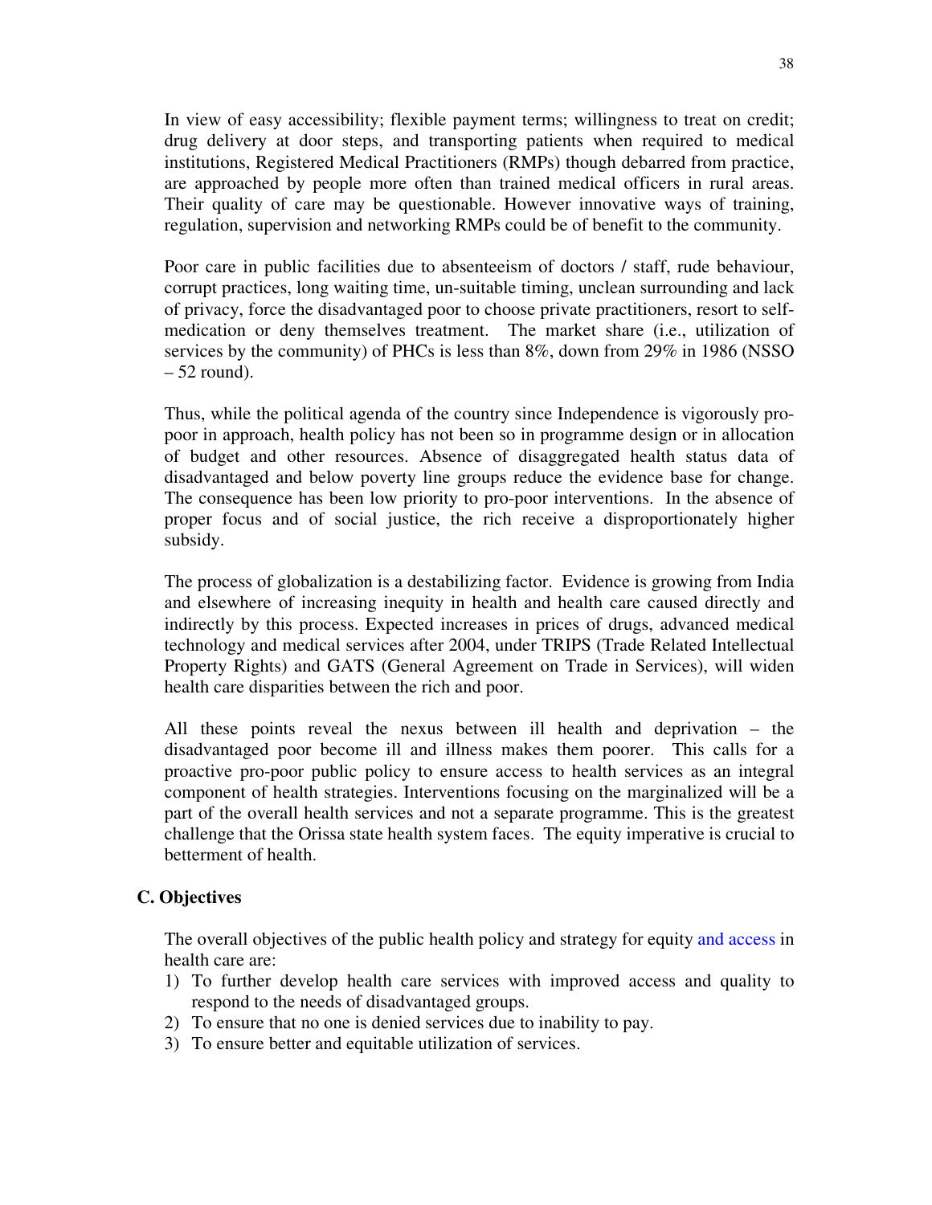In view of easy accessibility; flexible payment terms; willingness to treat on credit; drug delivery at door steps, and transporting patients when required to medical institutions, Registered Medical Practitioners (RMPs) though debarred from practice, are approached by people more often than trained medical officers in rural areas. Their quality of care may be questionable. However innovative ways of training, regulation, supervision and networking RMPs could be of benefit to the community.

Poor care in public facilities due to absenteeism of doctors / staff, rude behaviour, corrupt practices, long waiting time, un-suitable timing, unclean surrounding and lack of privacy, force the disadvantaged poor to choose private practitioners, resort to self-medication or deny themselves treatment. The market share (i.e., utilization of services by the community) of PHCs is less than 8%, down from 29% in 1986 (NSSO – 52 round).

Thus, while the political agenda of the country since Independence is vigorously pro-poor in approach, health policy has not been so in programme design or in allocation of budget and other resources. Absence of disaggregated health status data of disadvantaged and below poverty line groups reduce the evidence base for change. The consequence has been low priority to pro-poor interventions. In the absence of proper focus and of social justice, the rich receive a disproportionately higher subsidy.

The process of globalization is a destabilizing factor. Evidence is growing from India and elsewhere of increasing inequity in health and health care caused directly and indirectly by this process. Expected increases in prices of drugs, advanced medical technology and medical services after 2004, under TRIPS (Trade Related Intellectual Property Rights) and GATS (General Agreement on Trade in Services), will widen health care disparities between the rich and poor.

All these points reveal the nexus between ill health and deprivation – the disadvantaged poor become ill and illness makes them poorer. This calls for a proactive pro-poor public policy to ensure access to health services as an integral component of health strategies. Interventions focusing on the marginalized will be a part of the overall health services and not a separate programme. This is the greatest challenge that the Orissa state health system faces. The equity imperative is crucial to betterment of health.

## C. Objectives

The overall objectives of the public health policy and strategy for equity and access in health care are:

1) To further develop health care services with improved access and quality to respond to the needs of disadvantaged groups.
2) To ensure that no one is denied services due to inability to pay.
3) To ensure better and equitable utilization of services.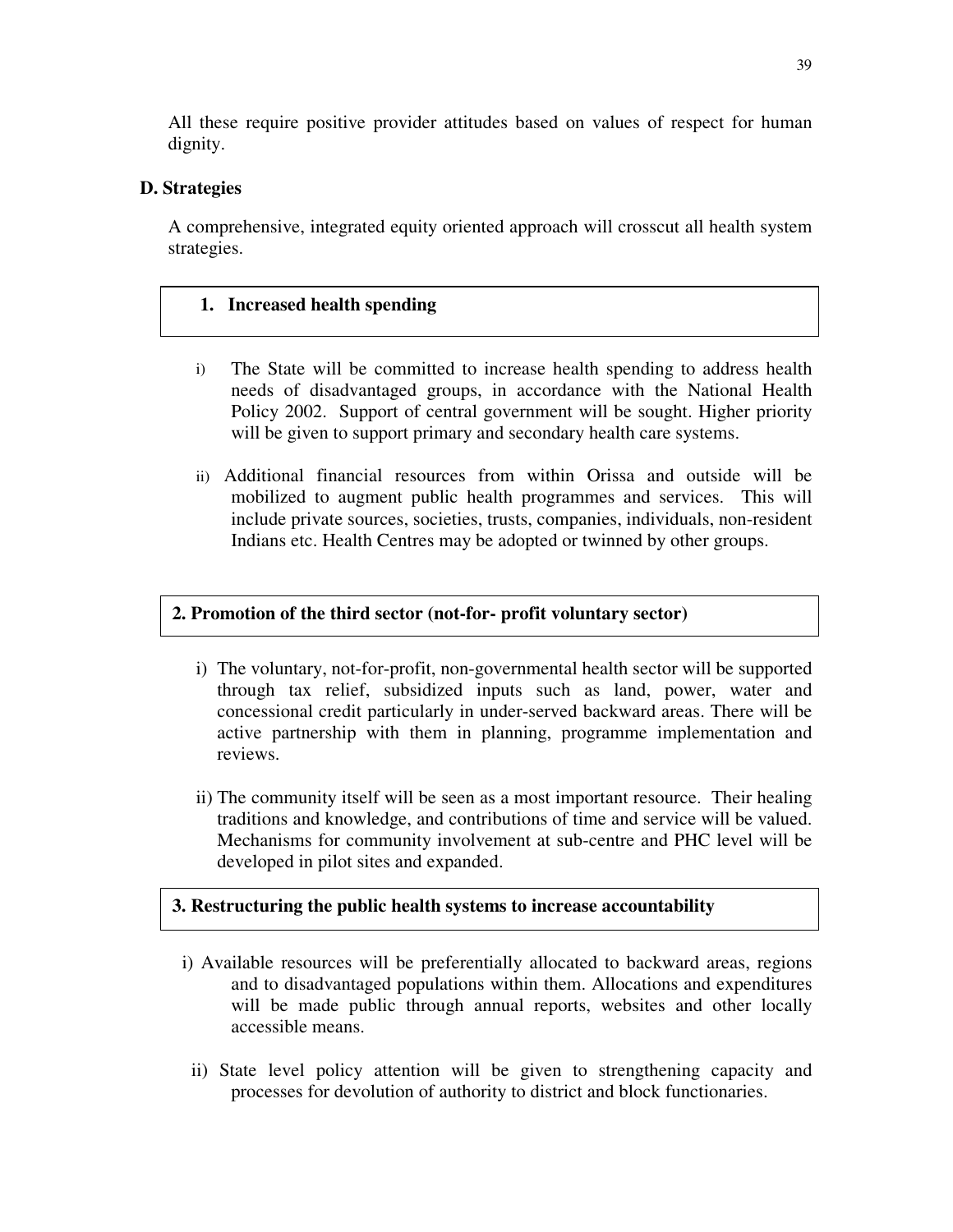All these require positive provider attitudes based on values of respect for human dignity.

## D. Strategies

A comprehensive, integrated equity oriented approach will crosscut all health system strategies.

### 1. Increased health spending

i) The State will be committed to increase health spending to address health needs of disadvantaged groups, in accordance with the National Health Policy 2002. Support of central government will be sought. Higher priority will be given to support primary and secondary health care systems.

ii) Additional financial resources from within Orissa and outside will be mobilized to augment public health programmes and services. This will include private sources, societies, trusts, companies, individuals, non-resident Indians etc. Health Centres may be adopted or twinned by other groups.

### 2. Promotion of the third sector (not-for- profit voluntary sector)

i) The voluntary, not-for-profit, non-governmental health sector will be supported through tax relief, subsidized inputs such as land, power, water and concessional credit particularly in under-served backward areas. There will be active partnership with them in planning, programme implementation and reviews.

ii) The community itself will be seen as a most important resource. Their healing traditions and knowledge, and contributions of time and service will be valued. Mechanisms for community involvement at sub-centre and PHC level will be developed in pilot sites and expanded.

### 3. Restructuring the public health systems to increase accountability

i) Available resources will be preferentially allocated to backward areas, regions and to disadvantaged populations within them. Allocations and expenditures will be made public through annual reports, websites and other locally accessible means.

ii) State level policy attention will be given to strengthening capacity and processes for devolution of authority to district and block functionaries.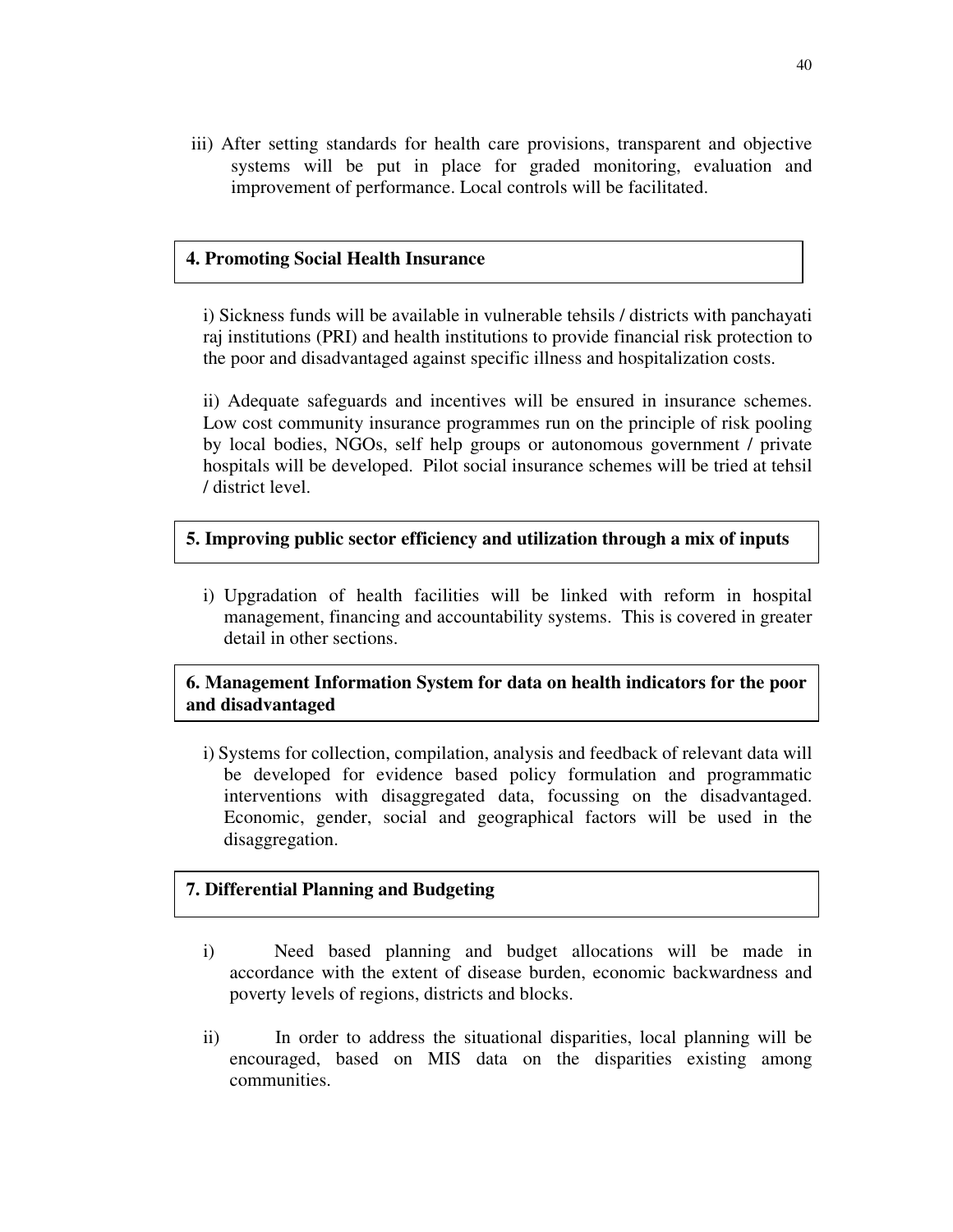iii) After setting standards for health care provisions, transparent and objective systems will be put in place for graded monitoring, evaluation and improvement of performance. Local controls will be facilitated.

### 4. Promoting Social Health Insurance

i) Sickness funds will be available in vulnerable tehsils / districts with panchayati raj institutions (PRI) and health institutions to provide financial risk protection to the poor and disadvantaged against specific illness and hospitalization costs.

ii) Adequate safeguards and incentives will be ensured in insurance schemes. Low cost community insurance programmes run on the principle of risk pooling by local bodies, NGOs, self help groups or autonomous government / private hospitals will be developed. Pilot social insurance schemes will be tried at tehsil / district level.

### 5. Improving public sector efficiency and utilization through a mix of inputs

i) Upgradation of health facilities will be linked with reform in hospital management, financing and accountability systems. This is covered in greater detail in other sections.

### 6. Management Information System for data on health indicators for the poor and disadvantaged

i) Systems for collection, compilation, analysis and feedback of relevant data will be developed for evidence based policy formulation and programmatic interventions with disaggregated data, focussing on the disadvantaged. Economic, gender, social and geographical factors will be used in the disaggregation.

### 7. Differential Planning and Budgeting

i) Need based planning and budget allocations will be made in accordance with the extent of disease burden, economic backwardness and poverty levels of regions, districts and blocks.

ii) In order to address the situational disparities, local planning will be encouraged, based on MIS data on the disparities existing among communities.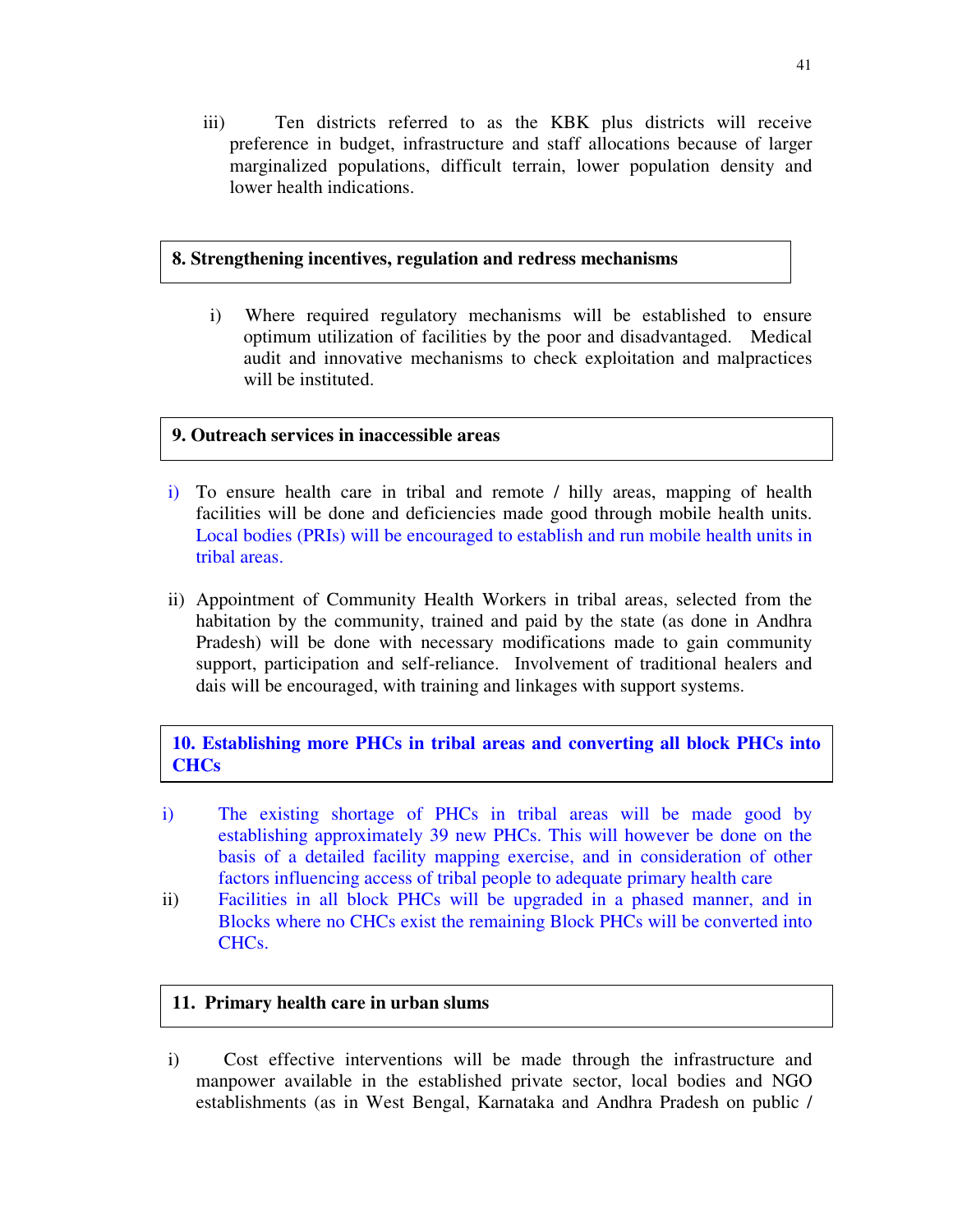iii) Ten districts referred to as the KBK plus districts will receive preference in budget, infrastructure and staff allocations because of larger marginalized populations, difficult terrain, lower population density and lower health indications.

**8. Strengthening incentives, regulation and redress mechanisms**

i) Where required regulatory mechanisms will be established to ensure optimum utilization of facilities by the poor and disadvantaged. Medical audit and innovative mechanisms to check exploitation and malpractices will be instituted.

**9. Outreach services in inaccessible areas**

i) To ensure health care in tribal and remote / hilly areas, mapping of health facilities will be done and deficiencies made good through mobile health units. Local bodies (PRIs) will be encouraged to establish and run mobile health units in tribal areas.

ii) Appointment of Community Health Workers in tribal areas, selected from the habitation by the community, trained and paid by the state (as done in Andhra Pradesh) will be done with necessary modifications made to gain community support, participation and self-reliance. Involvement of traditional healers and dais will be encouraged, with training and linkages with support systems.

**10. Establishing more PHCs in tribal areas and converting all block PHCs into CHCs**

i) The existing shortage of PHCs in tribal areas will be made good by establishing approximately 39 new PHCs. This will however be done on the basis of a detailed facility mapping exercise, and in consideration of other factors influencing access of tribal people to adequate primary health care

ii) Facilities in all block PHCs will be upgraded in a phased manner, and in Blocks where no CHCs exist the remaining Block PHCs will be converted into CHCs.

**11. Primary health care in urban slums**

i) Cost effective interventions will be made through the infrastructure and manpower available in the established private sector, local bodies and NGO establishments (as in West Bengal, Karnataka and Andhra Pradesh on public /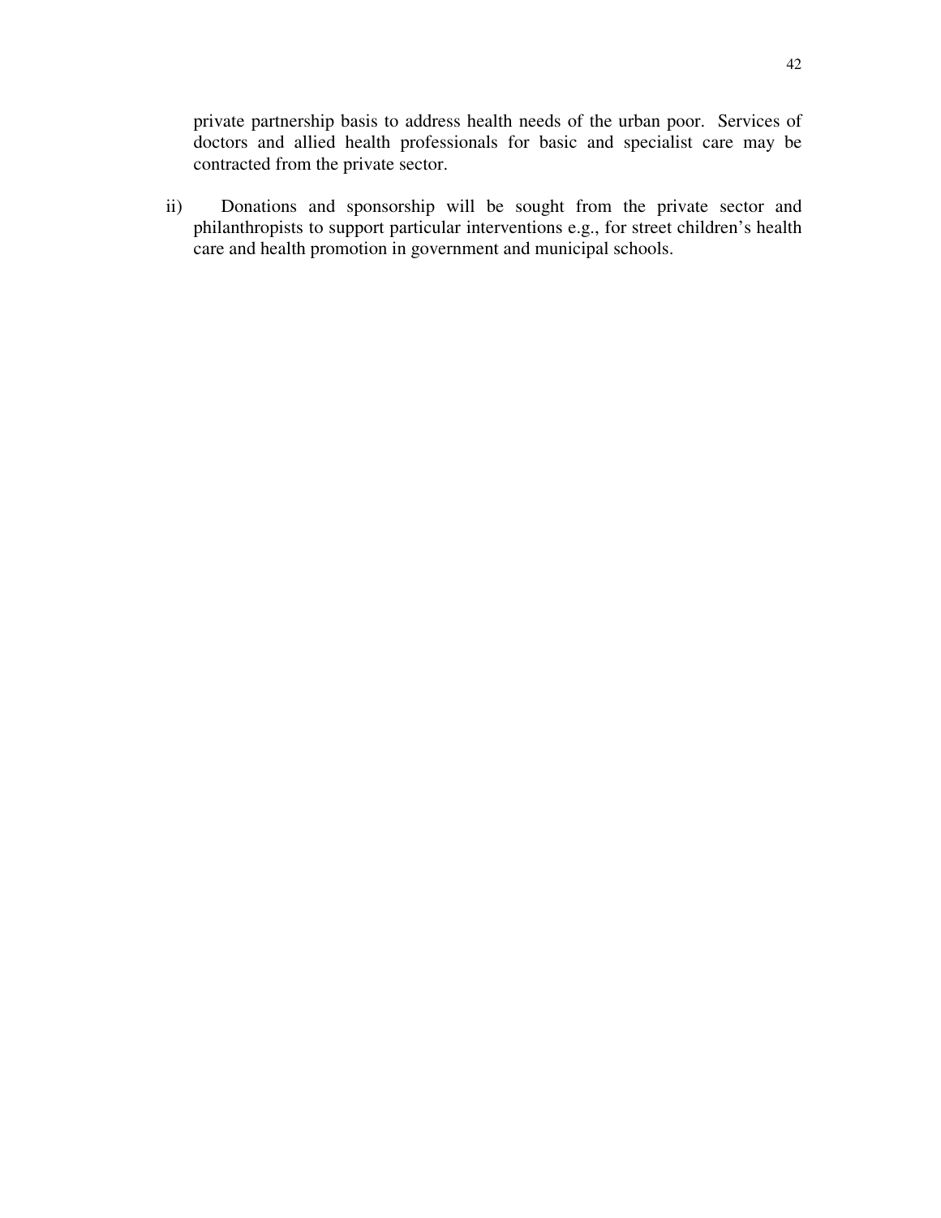private partnership basis to address health needs of the urban poor. Services of doctors and allied health professionals for basic and specialist care may be contracted from the private sector.

ii) Donations and sponsorship will be sought from the private sector and philanthropists to support particular interventions e.g., for street children's health care and health promotion in government and municipal schools.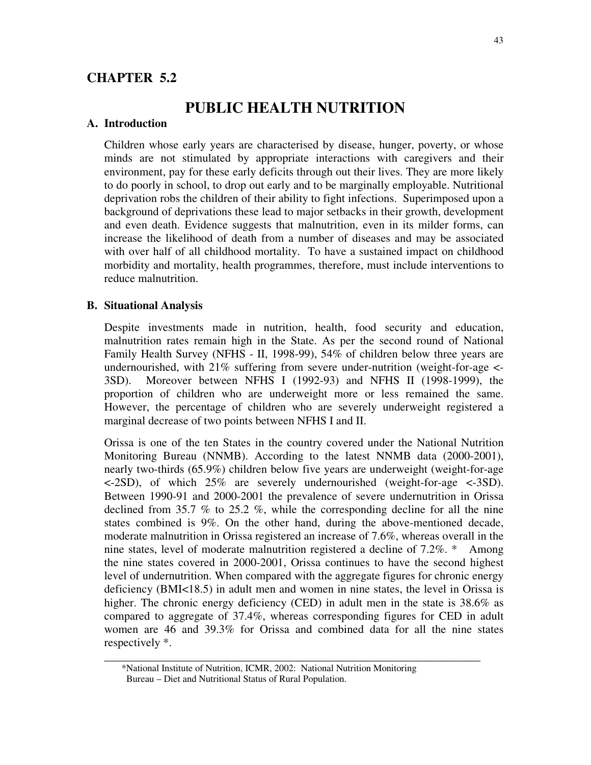## CHAPTER 5.2

# PUBLIC HEALTH NUTRITION

### A. Introduction

Children whose early years are characterised by disease, hunger, poverty, or whose minds are not stimulated by appropriate interactions with caregivers and their environment, pay for these early deficits through out their lives. They are more likely to do poorly in school, to drop out early and to be marginally employable. Nutritional deprivation robs the children of their ability to fight infections. Superimposed upon a background of deprivations these lead to major setbacks in their growth, development and even death. Evidence suggests that malnutrition, even in its milder forms, can increase the likelihood of death from a number of diseases and may be associated with over half of all childhood mortality. To have a sustained impact on childhood morbidity and mortality, health programmes, therefore, must include interventions to reduce malnutrition.

### B. Situational Analysis

Despite investments made in nutrition, health, food security and education, malnutrition rates remain high in the State. As per the second round of National Family Health Survey (NFHS - II, 1998-99), 54% of children below three years are undernourished, with 21% suffering from severe under-nutrition (weight-for-age <-3SD). Moreover between NFHS I (1992-93) and NFHS II (1998-1999), the proportion of children who are underweight more or less remained the same. However, the percentage of children who are severely underweight registered a marginal decrease of two points between NFHS I and II.

Orissa is one of the ten States in the country covered under the National Nutrition Monitoring Bureau (NNMB). According to the latest NNMB data (2000-2001), nearly two-thirds (65.9%) children below five years are underweight (weight-for-age <-2SD), of which 25% are severely undernourished (weight-for-age <-3SD). Between 1990-91 and 2000-2001 the prevalence of severe undernutrition in Orissa declined from 35.7 % to 25.2 %, while the corresponding decline for all the nine states combined is 9%. On the other hand, during the above-mentioned decade, moderate malnutrition in Orissa registered an increase of 7.6%, whereas overall in the nine states, level of moderate malnutrition registered a decline of 7.2%. * Among the nine states covered in 2000-2001, Orissa continues to have the second highest level of undernutrition. When compared with the aggregate figures for chronic energy deficiency (BMI<18.5) in adult men and women in nine states, the level in Orissa is higher. The chronic energy deficiency (CED) in adult men in the state is 38.6% as compared to aggregate of 37.4%, whereas corresponding figures for CED in adult women are 46 and 39.3% for Orissa and combined data for all the nine states respectively *.

---

*National Institute of Nutrition, ICMR, 2002: National Nutrition Monitoring Bureau – Diet and Nutritional Status of Rural Population.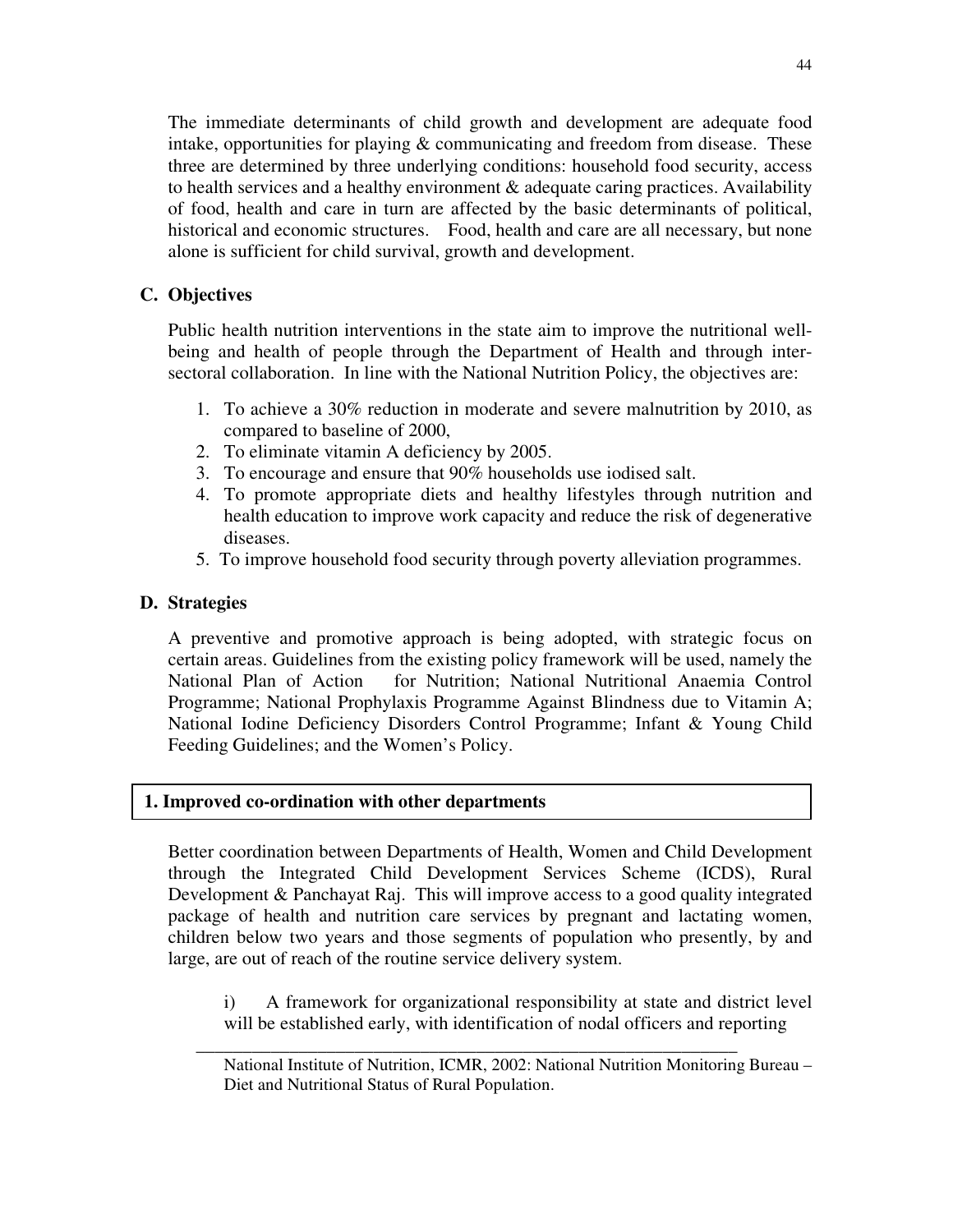The immediate determinants of child growth and development are adequate food intake, opportunities for playing & communicating and freedom from disease. These three are determined by three underlying conditions: household food security, access to health services and a healthy environment & adequate caring practices. Availability of food, health and care in turn are affected by the basic determinants of political, historical and economic structures. Food, health and care are all necessary, but none alone is sufficient for child survival, growth and development.

### C. Objectives

Public health nutrition interventions in the state aim to improve the nutritional well-being and health of people through the Department of Health and through inter-sectoral collaboration. In line with the National Nutrition Policy, the objectives are:

1. To achieve a 30% reduction in moderate and severe malnutrition by 2010, as compared to baseline of 2000,
2. To eliminate vitamin A deficiency by 2005.
3. To encourage and ensure that 90% households use iodised salt.
4. To promote appropriate diets and healthy lifestyles through nutrition and health education to improve work capacity and reduce the risk of degenerative diseases.
5. To improve household food security through poverty alleviation programmes.

### D. Strategies

A preventive and promotive approach is being adopted, with strategic focus on certain areas. Guidelines from the existing policy framework will be used, namely the National Plan of Action for Nutrition; National Nutritional Anaemia Control Programme; National Prophylaxis Programme Against Blindness due to Vitamin A; National Iodine Deficiency Disorders Control Programme; Infant & Young Child Feeding Guidelines; and the Women's Policy.

#### 1. Improved co-ordination with other departments

Better coordination between Departments of Health, Women and Child Development through the Integrated Child Development Services Scheme (ICDS), Rural Development & Panchayat Raj. This will improve access to a good quality integrated package of health and nutrition care services by pregnant and lactating women, children below two years and those segments of population who presently, by and large, are out of reach of the routine service delivery system.

i) A framework for organizational responsibility at state and district level will be established early, with identification of nodal officers and reporting

---

National Institute of Nutrition, ICMR, 2002: National Nutrition Monitoring Bureau – Diet and Nutritional Status of Rural Population.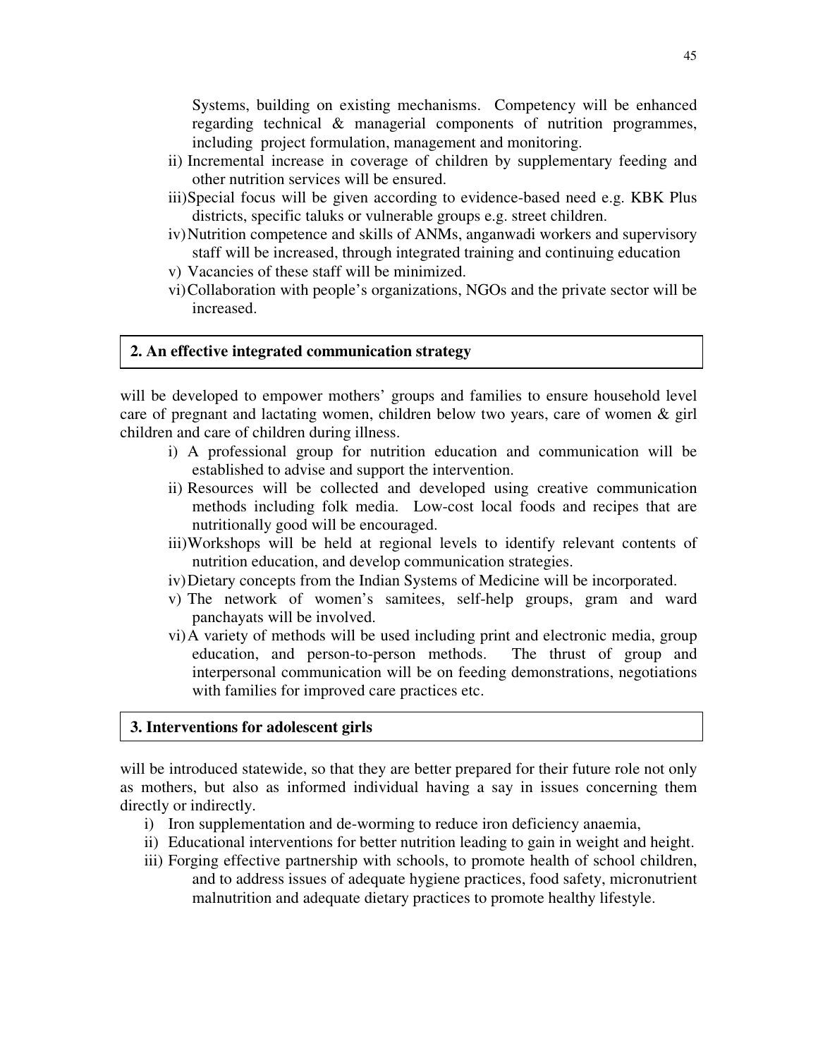Systems, building on existing mechanisms. Competency will be enhanced regarding technical & managerial components of nutrition programmes, including project formulation, management and monitoring.

ii) Incremental increase in coverage of children by supplementary feeding and other nutrition services will be ensured.

iii) Special focus will be given according to evidence-based need e.g. KBK Plus districts, specific taluks or vulnerable groups e.g. street children.

iv) Nutrition competence and skills of ANMs, anganwadi workers and supervisory staff will be increased, through integrated training and continuing education

v) Vacancies of these staff will be minimized.

vi) Collaboration with people's organizations, NGOs and the private sector will be increased.

**2. An effective integrated communication strategy**

will be developed to empower mothers' groups and families to ensure household level care of pregnant and lactating women, children below two years, care of women & girl children and care of children during illness.

i) A professional group for nutrition education and communication will be established to advise and support the intervention.

ii) Resources will be collected and developed using creative communication methods including folk media. Low-cost local foods and recipes that are nutritionally good will be encouraged.

iii) Workshops will be held at regional levels to identify relevant contents of nutrition education, and develop communication strategies.

iv) Dietary concepts from the Indian Systems of Medicine will be incorporated.

v) The network of women's samitees, self-help groups, gram and ward panchayats will be involved.

vi) A variety of methods will be used including print and electronic media, group education, and person-to-person methods. The thrust of group and interpersonal communication will be on feeding demonstrations, negotiations with families for improved care practices etc.

**3. Interventions for adolescent girls**

will be introduced statewide, so that they are better prepared for their future role not only as mothers, but also as informed individual having a say in issues concerning them directly or indirectly.

i) Iron supplementation and de-worming to reduce iron deficiency anaemia,

ii) Educational interventions for better nutrition leading to gain in weight and height.

iii) Forging effective partnership with schools, to promote health of school children, and to address issues of adequate hygiene practices, food safety, micronutrient malnutrition and adequate dietary practices to promote healthy lifestyle.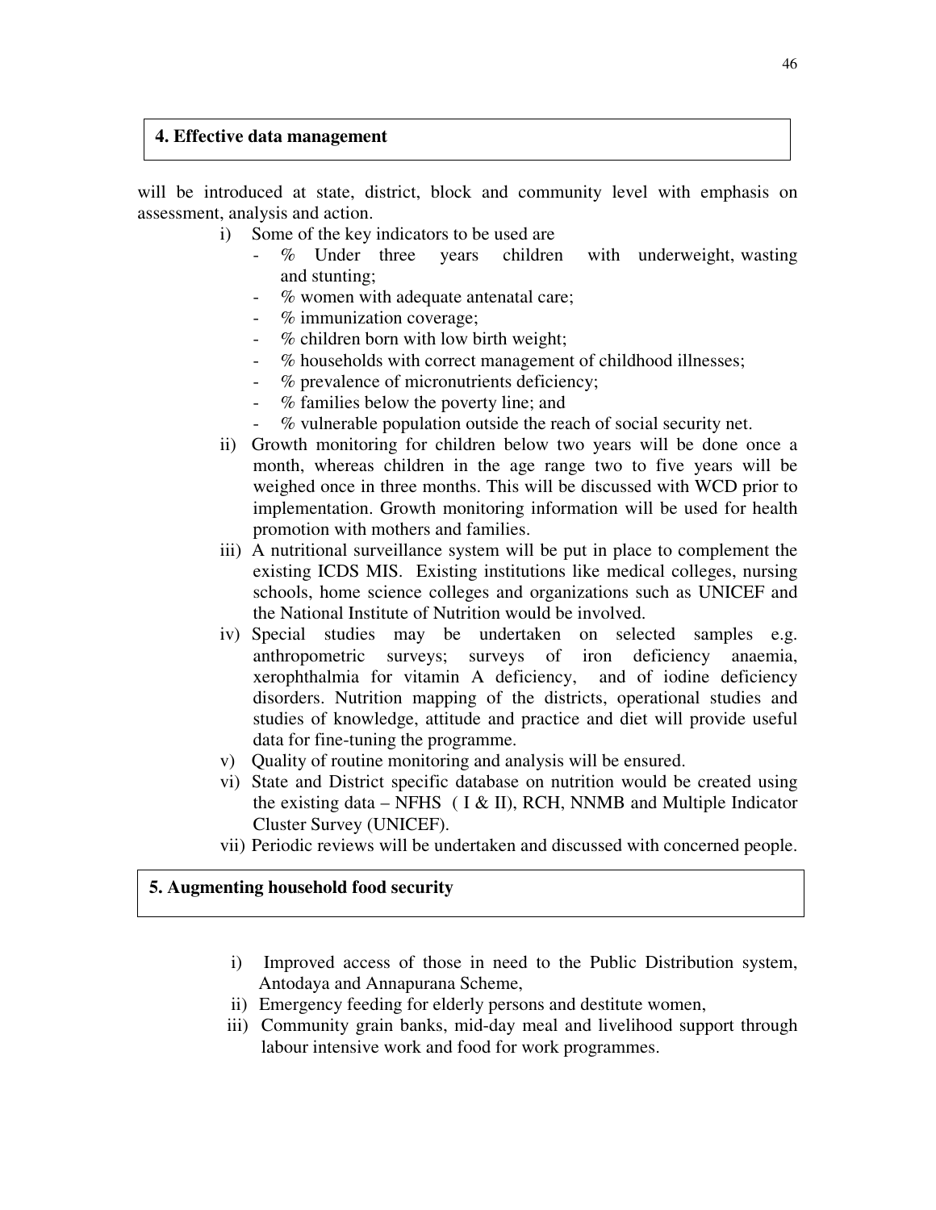## 4. Effective data management

will be introduced at state, district, block and community level with emphasis on assessment, analysis and action.

i) Some of the key indicators to be used are
   - % Under three years children with underweight, wasting and stunting;
   - % women with adequate antenatal care;
   - % immunization coverage;
   - % children born with low birth weight;
   - % households with correct management of childhood illnesses;
   - % prevalence of micronutrients deficiency;
   - % families below the poverty line; and
   - % vulnerable population outside the reach of social security net.

ii) Growth monitoring for children below two years will be done once a month, whereas children in the age range two to five years will be weighed once in three months. This will be discussed with WCD prior to implementation. Growth monitoring information will be used for health promotion with mothers and families.

iii) A nutritional surveillance system will be put in place to complement the existing ICDS MIS. Existing institutions like medical colleges, nursing schools, home science colleges and organizations such as UNICEF and the National Institute of Nutrition would be involved.

iv) Special studies may be undertaken on selected samples e.g. anthropometric surveys; surveys of iron deficiency anaemia, xerophthalmia for vitamin A deficiency, and of iodine deficiency disorders. Nutrition mapping of the districts, operational studies and studies of knowledge, attitude and practice and diet will provide useful data for fine-tuning the programme.

v) Quality of routine monitoring and analysis will be ensured.

vi) State and District specific database on nutrition would be created using the existing data – NFHS ( I & II), RCH, NNMB and Multiple Indicator Cluster Survey (UNICEF).

vii) Periodic reviews will be undertaken and discussed with concerned people.

## 5. Augmenting household food security

i) Improved access of those in need to the Public Distribution system, Antodaya and Annapurana Scheme,

ii) Emergency feeding for elderly persons and destitute women,

iii) Community grain banks, mid-day meal and livelihood support through labour intensive work and food for work programmes.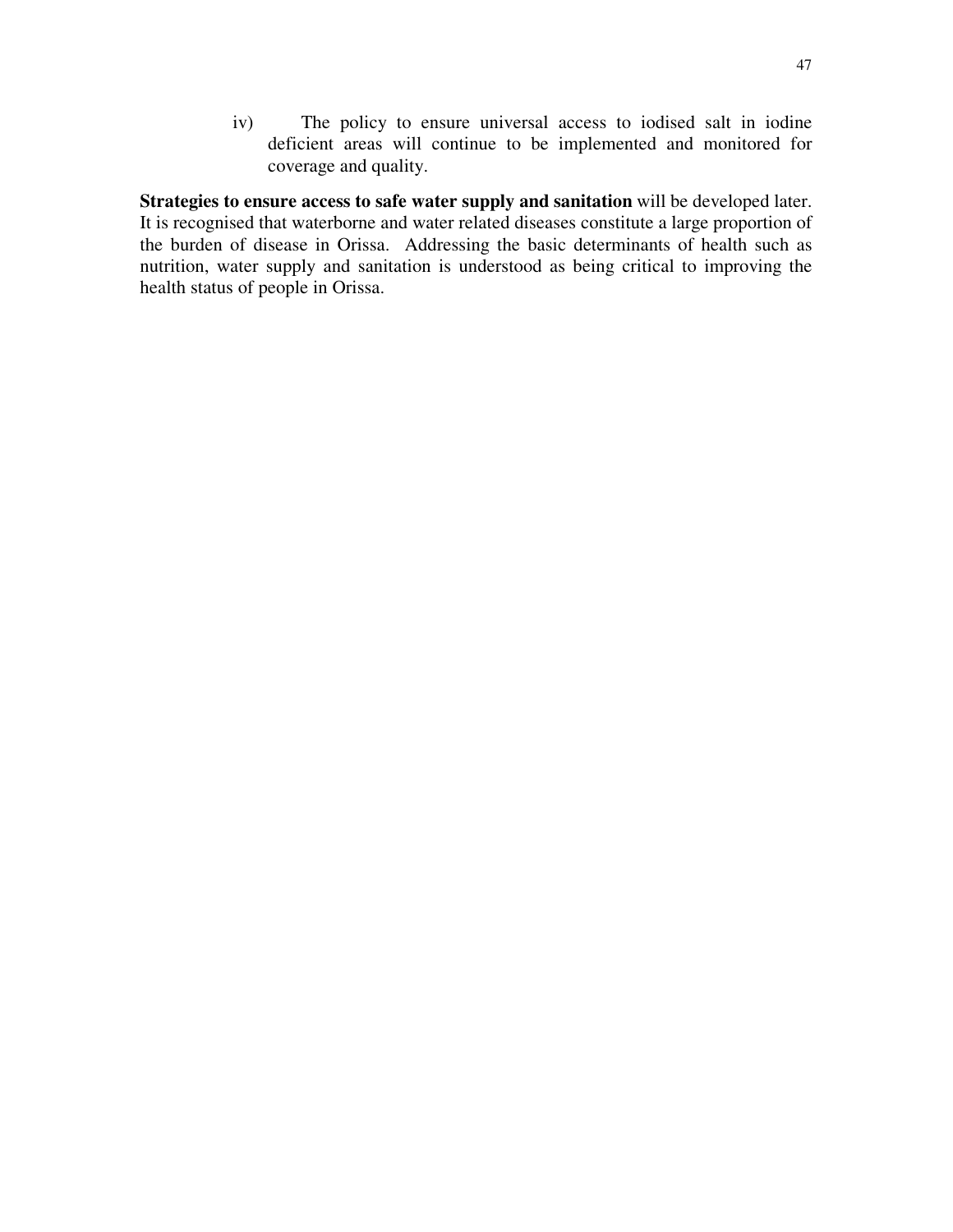iv) The policy to ensure universal access to iodised salt in iodine deficient areas will continue to be implemented and monitored for coverage and quality.

**Strategies to ensure access to safe water supply and sanitation** will be developed later. It is recognised that waterborne and water related diseases constitute a large proportion of the burden of disease in Orissa. Addressing the basic determinants of health such as nutrition, water supply and sanitation is understood as being critical to improving the health status of people in Orissa.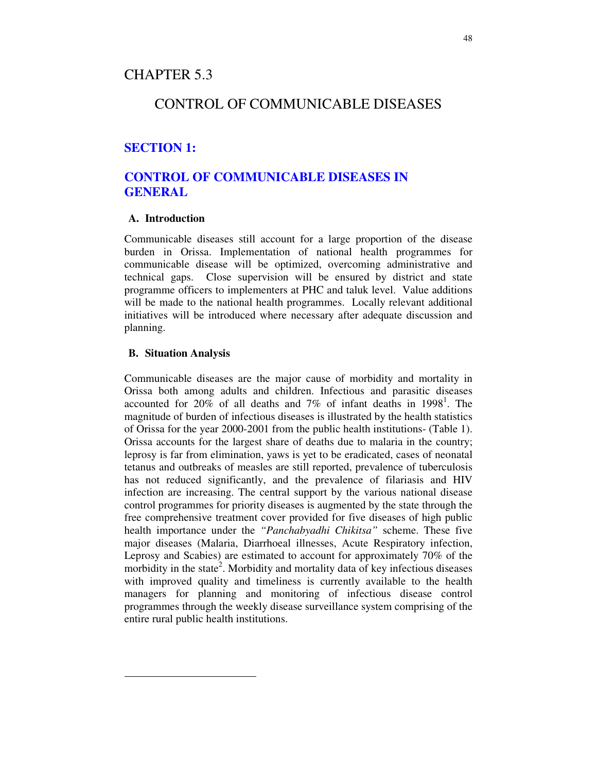# CHAPTER 5.3

## CONTROL OF COMMUNICABLE DISEASES

### SECTION 1:

### CONTROL OF COMMUNICABLE DISEASES IN GENERAL

**A. Introduction**

Communicable diseases still account for a large proportion of the disease burden in Orissa. Implementation of national health programmes for communicable disease will be optimized, overcoming administrative and technical gaps. Close supervision will be ensured by district and state programme officers to implementers at PHC and taluk level. Value additions will be made to the national health programmes. Locally relevant additional initiatives will be introduced where necessary after adequate discussion and planning.

**B. Situation Analysis**

Communicable diseases are the major cause of morbidity and mortality in Orissa both among adults and children. Infectious and parasitic diseases accounted for 20% of all deaths and 7% of infant deaths in 1998[1]. The magnitude of burden of infectious diseases is illustrated by the health statistics of Orissa for the year 2000-2001 from the public health institutions- (Table 1). Orissa accounts for the largest share of deaths due to malaria in the country; leprosy is far from elimination, yaws is yet to be eradicated, cases of neonatal tetanus and outbreaks of measles are still reported, prevalence of tuberculosis has not reduced significantly, and the prevalence of filariasis and HIV infection are increasing. The central support by the various national disease control programmes for priority diseases is augmented by the state through the free comprehensive treatment cover provided for five diseases of high public health importance under the *"Panchabyadhi Chikitsa"* scheme. These five major diseases (Malaria, Diarrhoeal illnesses, Acute Respiratory infection, Leprosy and Scabies) are estimated to account for approximately 70% of the morbidity in the state[2]. Morbidity and mortality data of key infectious diseases with improved quality and timeliness is currently available to the health managers for planning and monitoring of infectious disease control programmes through the weekly disease surveillance system comprising of the entire rural public health institutions.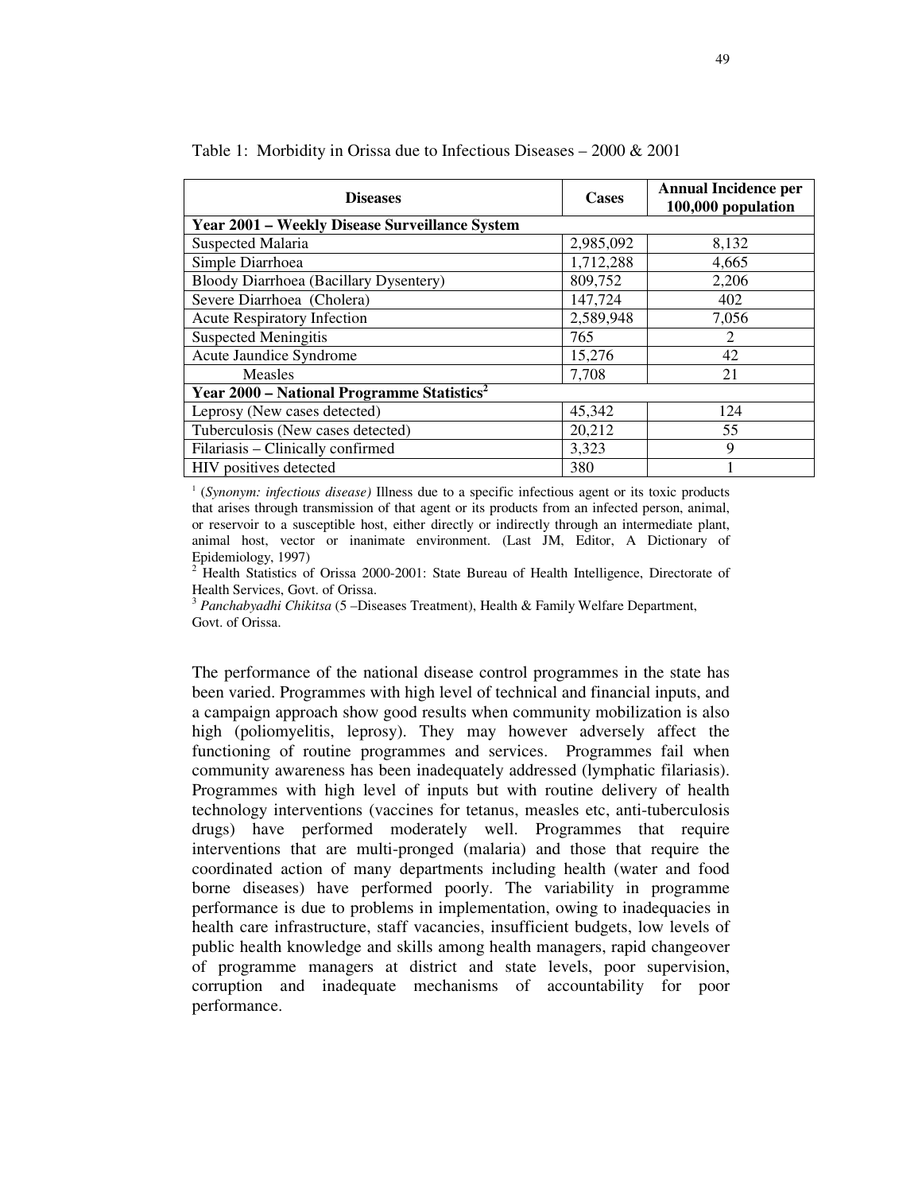Table 1: Morbidity in Orissa due to Infectious Diseases – 2000 & 2001

| Diseases | Cases | Annual Incidence per 100,000 population |
|---|---|---|
| **Year 2001 – Weekly Disease Surveillance System** | | |
| Suspected Malaria | 2,985,092 | 8,132 |
| Simple Diarrhoea | 1,712,288 | 4,665 |
| Bloody Diarrhoea (Bacillary Dysentery) | 809,752 | 2,206 |
| Severe Diarrhoea (Cholera) | 147,724 | 402 |
| Acute Respiratory Infection | 2,589,948 | 7,056 |
| Suspected Meningitis | 765 | 2 |
| Acute Jaundice Syndrome | 15,276 | 42 |
| Measles | 7,708 | 21 |
| **Year 2000 – National Programme Statistics[2]** | | |
| Leprosy (New cases detected) | 45,342 | 124 |
| Tuberculosis (New cases detected) | 20,212 | 55 |
| Filariasis – Clinically confirmed | 3,323 | 9 |
| HIV positives detected | 380 | 1 |

[1] (*Synonym: infectious disease*) Illness due to a specific infectious agent or its toxic products that arises through transmission of that agent or its products from an infected person, animal, or reservoir to a susceptible host, either directly or indirectly through an intermediate plant, animal host, vector or inanimate environment. (Last JM, Editor, A Dictionary of Epidemiology, 1997)

[2] Health Statistics of Orissa 2000-2001: State Bureau of Health Intelligence, Directorate of Health Services, Govt. of Orissa.

[3] *Panchabyadhi Chikitsa* (5 –Diseases Treatment), Health & Family Welfare Department, Govt. of Orissa.

The performance of the national disease control programmes in the state has been varied. Programmes with high level of technical and financial inputs, and a campaign approach show good results when community mobilization is also high (poliomyelitis, leprosy). They may however adversely affect the functioning of routine programmes and services. Programmes fail when community awareness has been inadequately addressed (lymphatic filariasis). Programmes with high level of inputs but with routine delivery of health technology interventions (vaccines for tetanus, measles etc, anti-tuberculosis drugs) have performed moderately well. Programmes that require interventions that are multi-pronged (malaria) and those that require the coordinated action of many departments including health (water and food borne diseases) have performed poorly. The variability in programme performance is due to problems in implementation, owing to inadequacies in health care infrastructure, staff vacancies, insufficient budgets, low levels of public health knowledge and skills among health managers, rapid changeover of programme managers at district and state levels, poor supervision, corruption and inadequate mechanisms of accountability for poor performance.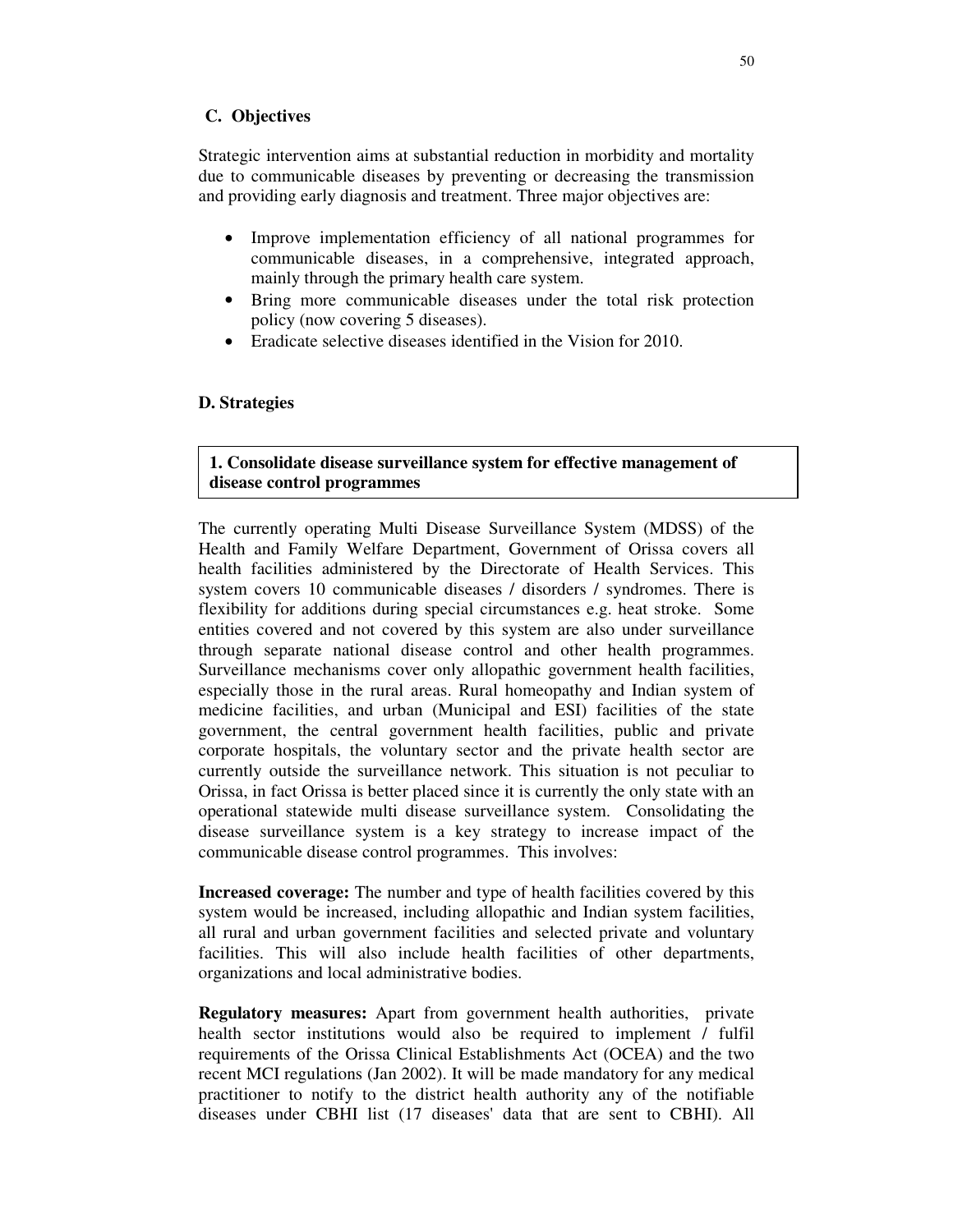## C. Objectives

Strategic intervention aims at substantial reduction in morbidity and mortality due to communicable diseases by preventing or decreasing the transmission and providing early diagnosis and treatment. Three major objectives are:

- Improve implementation efficiency of all national programmes for communicable diseases, in a comprehensive, integrated approach, mainly through the primary health care system.
- Bring more communicable diseases under the total risk protection policy (now covering 5 diseases).
- Eradicate selective diseases identified in the Vision for 2010.

## D. Strategies

**1. Consolidate disease surveillance system for effective management of disease control programmes**

The currently operating Multi Disease Surveillance System (MDSS) of the Health and Family Welfare Department, Government of Orissa covers all health facilities administered by the Directorate of Health Services. This system covers 10 communicable diseases / disorders / syndromes. There is flexibility for additions during special circumstances e.g. heat stroke. Some entities covered and not covered by this system are also under surveillance through separate national disease control and other health programmes. Surveillance mechanisms cover only allopathic government health facilities, especially those in the rural areas. Rural homeopathy and Indian system of medicine facilities, and urban (Municipal and ESI) facilities of the state government, the central government health facilities, public and private corporate hospitals, the voluntary sector and the private health sector are currently outside the surveillance network. This situation is not peculiar to Orissa, in fact Orissa is better placed since it is currently the only state with an operational statewide multi disease surveillance system. Consolidating the disease surveillance system is a key strategy to increase impact of the communicable disease control programmes. This involves:

**Increased coverage:** The number and type of health facilities covered by this system would be increased, including allopathic and Indian system facilities, all rural and urban government facilities and selected private and voluntary facilities. This will also include health facilities of other departments, organizations and local administrative bodies.

**Regulatory measures:** Apart from government health authorities, private health sector institutions would also be required to implement / fulfil requirements of the Orissa Clinical Establishments Act (OCEA) and the two recent MCI regulations (Jan 2002). It will be made mandatory for any medical practitioner to notify to the district health authority any of the notifiable diseases under CBHI list (17 diseases' data that are sent to CBHI). All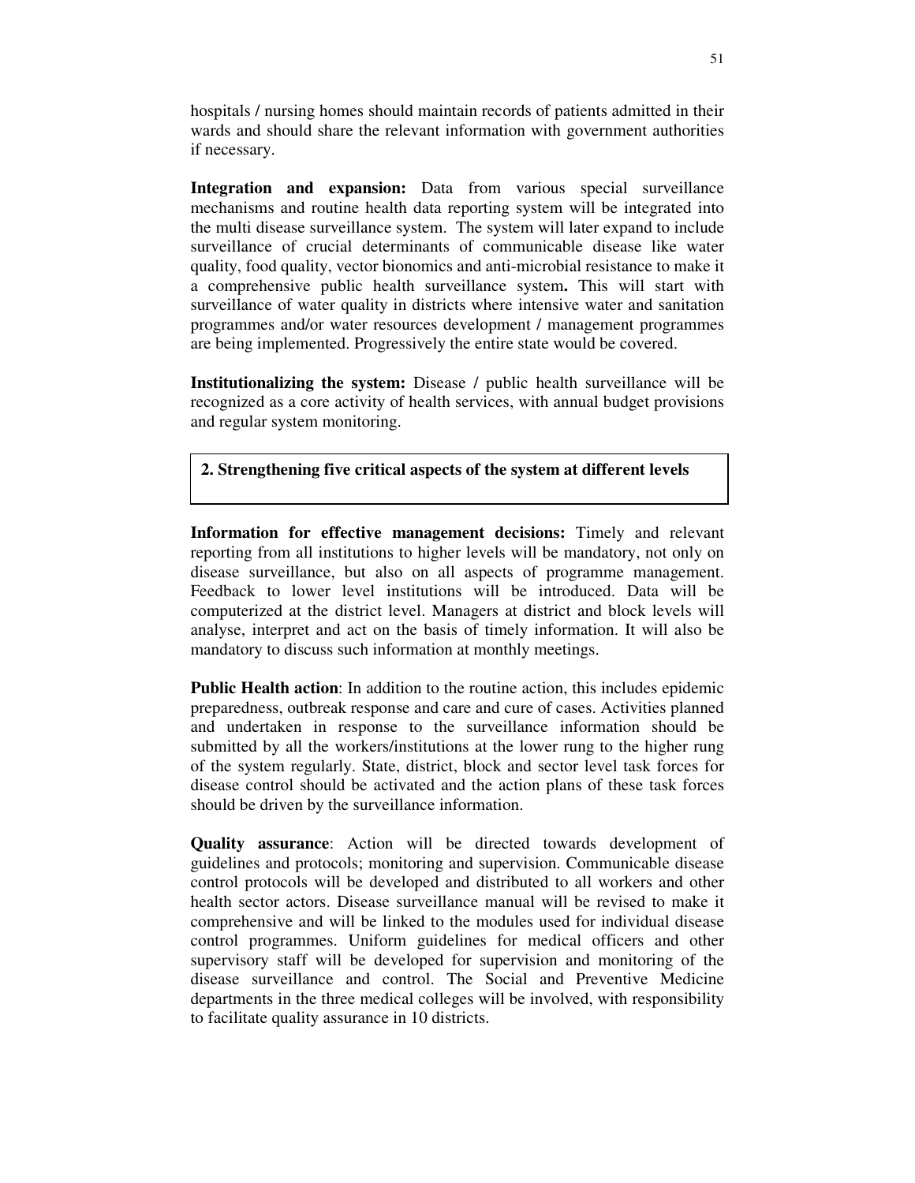hospitals / nursing homes should maintain records of patients admitted in their wards and should share the relevant information with government authorities if necessary.

**Integration and expansion:** Data from various special surveillance mechanisms and routine health data reporting system will be integrated into the multi disease surveillance system. The system will later expand to include surveillance of crucial determinants of communicable disease like water quality, food quality, vector bionomics and anti-microbial resistance to make it a comprehensive public health surveillance system**.** This will start with surveillance of water quality in districts where intensive water and sanitation programmes and/or water resources development / management programmes are being implemented. Progressively the entire state would be covered.

**Institutionalizing the system:** Disease / public health surveillance will be recognized as a core activity of health services, with annual budget provisions and regular system monitoring.

## 2. Strengthening five critical aspects of the system at different levels

**Information for effective management decisions:** Timely and relevant reporting from all institutions to higher levels will be mandatory, not only on disease surveillance, but also on all aspects of programme management. Feedback to lower level institutions will be introduced. Data will be computerized at the district level. Managers at district and block levels will analyse, interpret and act on the basis of timely information. It will also be mandatory to discuss such information at monthly meetings.

**Public Health action**: In addition to the routine action, this includes epidemic preparedness, outbreak response and care and cure of cases. Activities planned and undertaken in response to the surveillance information should be submitted by all the workers/institutions at the lower rung to the higher rung of the system regularly. State, district, block and sector level task forces for disease control should be activated and the action plans of these task forces should be driven by the surveillance information.

**Quality assurance**: Action will be directed towards development of guidelines and protocols; monitoring and supervision. Communicable disease control protocols will be developed and distributed to all workers and other health sector actors. Disease surveillance manual will be revised to make it comprehensive and will be linked to the modules used for individual disease control programmes. Uniform guidelines for medical officers and other supervisory staff will be developed for supervision and monitoring of the disease surveillance and control. The Social and Preventive Medicine departments in the three medical colleges will be involved, with responsibility to facilitate quality assurance in 10 districts.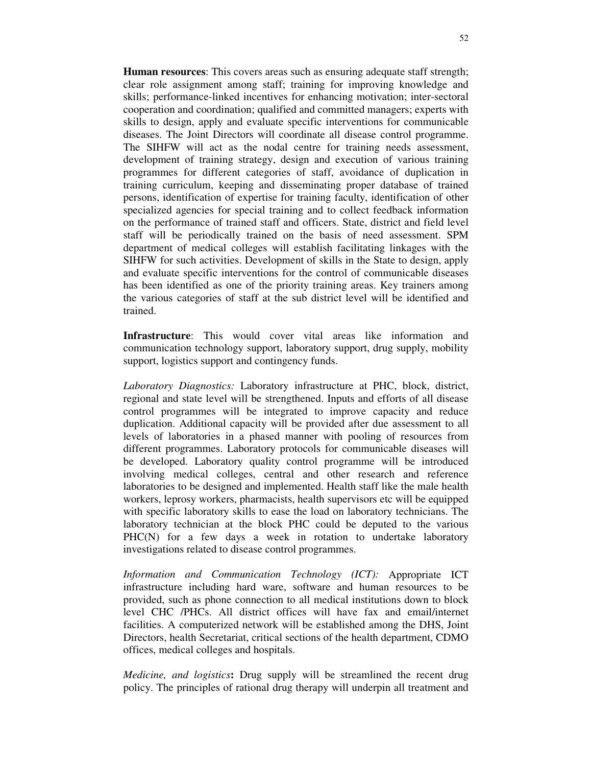**Human resources**: This covers areas such as ensuring adequate staff strength; clear role assignment among staff; training for improving knowledge and skills; performance-linked incentives for enhancing motivation; inter-sectoral cooperation and coordination; qualified and committed managers; experts with skills to design, apply and evaluate specific interventions for communicable diseases. The Joint Directors will coordinate all disease control programme. The SIHFW will act as the nodal centre for training needs assessment, development of training strategy, design and execution of various training programmes for different categories of staff, avoidance of duplication in training curriculum, keeping and disseminating proper database of trained persons, identification of expertise for training faculty, identification of other specialized agencies for special training and to collect feedback information on the performance of trained staff and officers. State, district and field level staff will be periodically trained on the basis of need assessment. SPM department of medical colleges will establish facilitating linkages with the SIHFW for such activities. Development of skills in the State to design, apply and evaluate specific interventions for the control of communicable diseases has been identified as one of the priority training areas. Key trainers among the various categories of staff at the sub district level will be identified and trained.

**Infrastructure**: This would cover vital areas like information and communication technology support, laboratory support, drug supply, mobility support, logistics support and contingency funds.

*Laboratory Diagnostics:* Laboratory infrastructure at PHC, block, district, regional and state level will be strengthened. Inputs and efforts of all disease control programmes will be integrated to improve capacity and reduce duplication. Additional capacity will be provided after due assessment to all levels of laboratories in a phased manner with pooling of resources from different programmes. Laboratory protocols for communicable diseases will be developed. Laboratory quality control programme will be introduced involving medical colleges, central and other research and reference laboratories to be designed and implemented. Health staff like the male health workers, leprosy workers, pharmacists, health supervisors etc will be equipped with specific laboratory skills to ease the load on laboratory technicians. The laboratory technician at the block PHC could be deputed to the various PHC(N) for a few days a week in rotation to undertake laboratory investigations related to disease control programmes.

*Information and Communication Technology (ICT):* Appropriate ICT infrastructure including hard ware, software and human resources to be provided, such as phone connection to all medical institutions down to block level CHC /PHCs. All district offices will have fax and email/internet facilities. A computerized network will be established among the DHS, Joint Directors, health Secretariat, critical sections of the health department, CDMO offices, medical colleges and hospitals.

*Medicine, and logistics***:** Drug supply will be streamlined the recent drug policy. The principles of rational drug therapy will underpin all treatment and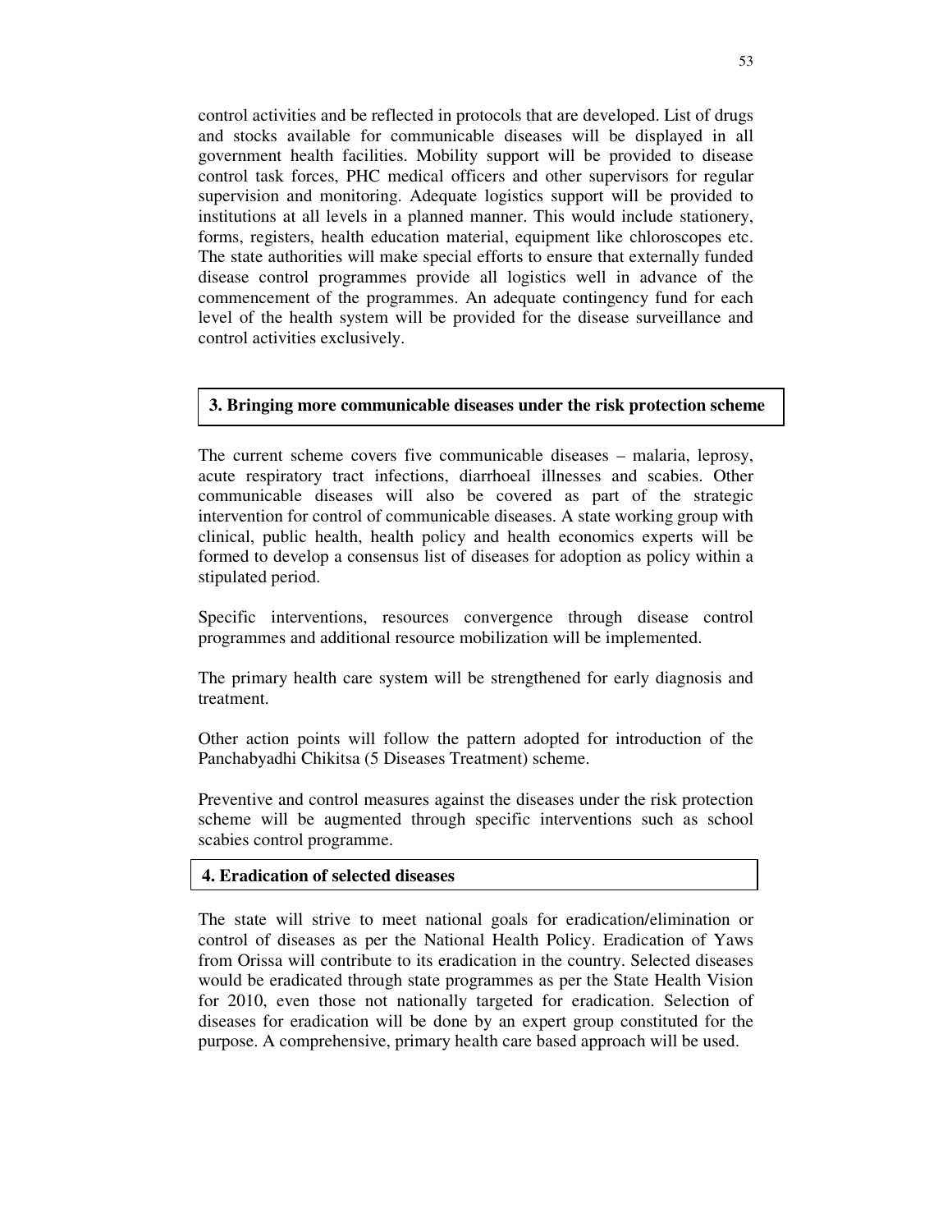control activities and be reflected in protocols that are developed. List of drugs and stocks available for communicable diseases will be displayed in all government health facilities. Mobility support will be provided to disease control task forces, PHC medical officers and other supervisors for regular supervision and monitoring. Adequate logistics support will be provided to institutions at all levels in a planned manner. This would include stationery, forms, registers, health education material, equipment like chloroscopes etc. The state authorities will make special efforts to ensure that externally funded disease control programmes provide all logistics well in advance of the commencement of the programmes. An adequate contingency fund for each level of the health system will be provided for the disease surveillance and control activities exclusively.

### 3. Bringing more communicable diseases under the risk protection scheme

The current scheme covers five communicable diseases – malaria, leprosy, acute respiratory tract infections, diarrhoeal illnesses and scabies. Other communicable diseases will also be covered as part of the strategic intervention for control of communicable diseases. A state working group with clinical, public health, health policy and health economics experts will be formed to develop a consensus list of diseases for adoption as policy within a stipulated period.

Specific interventions, resources convergence through disease control programmes and additional resource mobilization will be implemented.

The primary health care system will be strengthened for early diagnosis and treatment.

Other action points will follow the pattern adopted for introduction of the Panchabyadhi Chikitsa (5 Diseases Treatment) scheme.

Preventive and control measures against the diseases under the risk protection scheme will be augmented through specific interventions such as school scabies control programme.

### 4. Eradication of selected diseases

The state will strive to meet national goals for eradication/elimination or control of diseases as per the National Health Policy. Eradication of Yaws from Orissa will contribute to its eradication in the country. Selected diseases would be eradicated through state programmes as per the State Health Vision for 2010, even those not nationally targeted for eradication. Selection of diseases for eradication will be done by an expert group constituted for the purpose. A comprehensive, primary health care based approach will be used.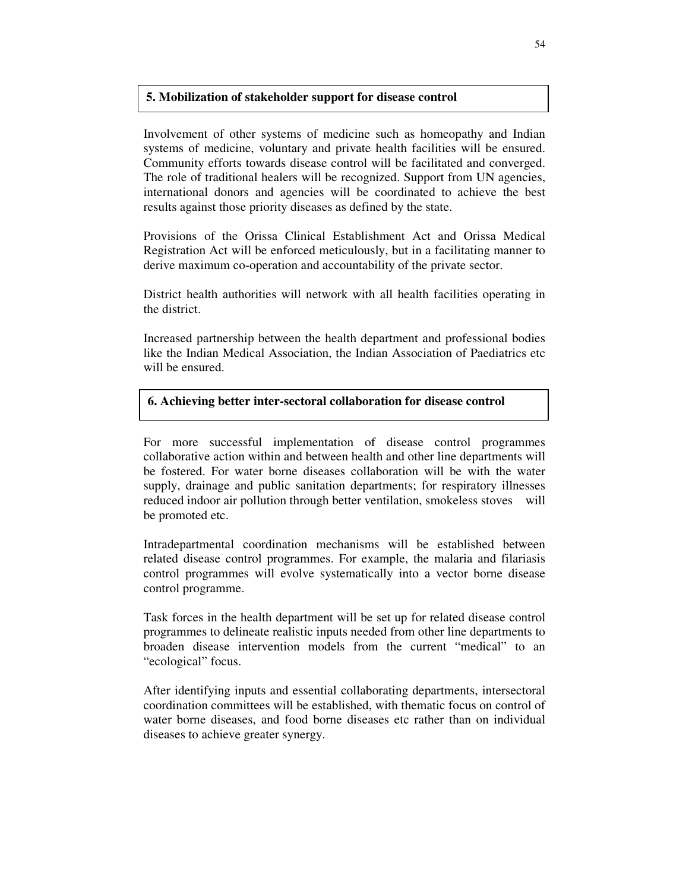## 5. Mobilization of stakeholder support for disease control

Involvement of other systems of medicine such as homeopathy and Indian systems of medicine, voluntary and private health facilities will be ensured. Community efforts towards disease control will be facilitated and converged. The role of traditional healers will be recognized. Support from UN agencies, international donors and agencies will be coordinated to achieve the best results against those priority diseases as defined by the state.

Provisions of the Orissa Clinical Establishment Act and Orissa Medical Registration Act will be enforced meticulously, but in a facilitating manner to derive maximum co-operation and accountability of the private sector.

District health authorities will network with all health facilities operating in the district.

Increased partnership between the health department and professional bodies like the Indian Medical Association, the Indian Association of Paediatrics etc will be ensured.

## 6. Achieving better inter-sectoral collaboration for disease control

For more successful implementation of disease control programmes collaborative action within and between health and other line departments will be fostered. For water borne diseases collaboration will be with the water supply, drainage and public sanitation departments; for respiratory illnesses reduced indoor air pollution through better ventilation, smokeless stoves will be promoted etc.

Intradepartmental coordination mechanisms will be established between related disease control programmes. For example, the malaria and filariasis control programmes will evolve systematically into a vector borne disease control programme.

Task forces in the health department will be set up for related disease control programmes to delineate realistic inputs needed from other line departments to broaden disease intervention models from the current "medical" to an "ecological" focus.

After identifying inputs and essential collaborating departments, intersectoral coordination committees will be established, with thematic focus on control of water borne diseases, and food borne diseases etc rather than on individual diseases to achieve greater synergy.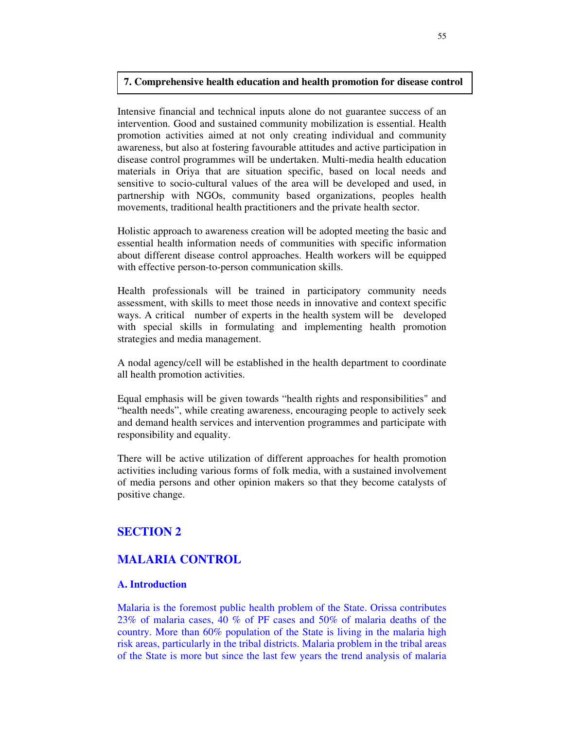### 7. Comprehensive health education and health promotion for disease control

Intensive financial and technical inputs alone do not guarantee success of an intervention. Good and sustained community mobilization is essential. Health promotion activities aimed at not only creating individual and community awareness, but also at fostering favourable attitudes and active participation in disease control programmes will be undertaken. Multi-media health education materials in Oriya that are situation specific, based on local needs and sensitive to socio-cultural values of the area will be developed and used, in partnership with NGOs, community based organizations, peoples health movements, traditional health practitioners and the private health sector.

Holistic approach to awareness creation will be adopted meeting the basic and essential health information needs of communities with specific information about different disease control approaches. Health workers will be equipped with effective person-to-person communication skills.

Health professionals will be trained in participatory community needs assessment, with skills to meet those needs in innovative and context specific ways. A critical number of experts in the health system will be developed with special skills in formulating and implementing health promotion strategies and media management.

A nodal agency/cell will be established in the health department to coordinate all health promotion activities.

Equal emphasis will be given towards "health rights and responsibilities" and "health needs", while creating awareness, encouraging people to actively seek and demand health services and intervention programmes and participate with responsibility and equality.

There will be active utilization of different approaches for health promotion activities including various forms of folk media, with a sustained involvement of media persons and other opinion makers so that they become catalysts of positive change.

# SECTION 2

# MALARIA CONTROL

## A. Introduction

Malaria is the foremost public health problem of the State. Orissa contributes 23% of malaria cases, 40 % of PF cases and 50% of malaria deaths of the country. More than 60% population of the State is living in the malaria high risk areas, particularly in the tribal districts. Malaria problem in the tribal areas of the State is more but since the last few years the trend analysis of malaria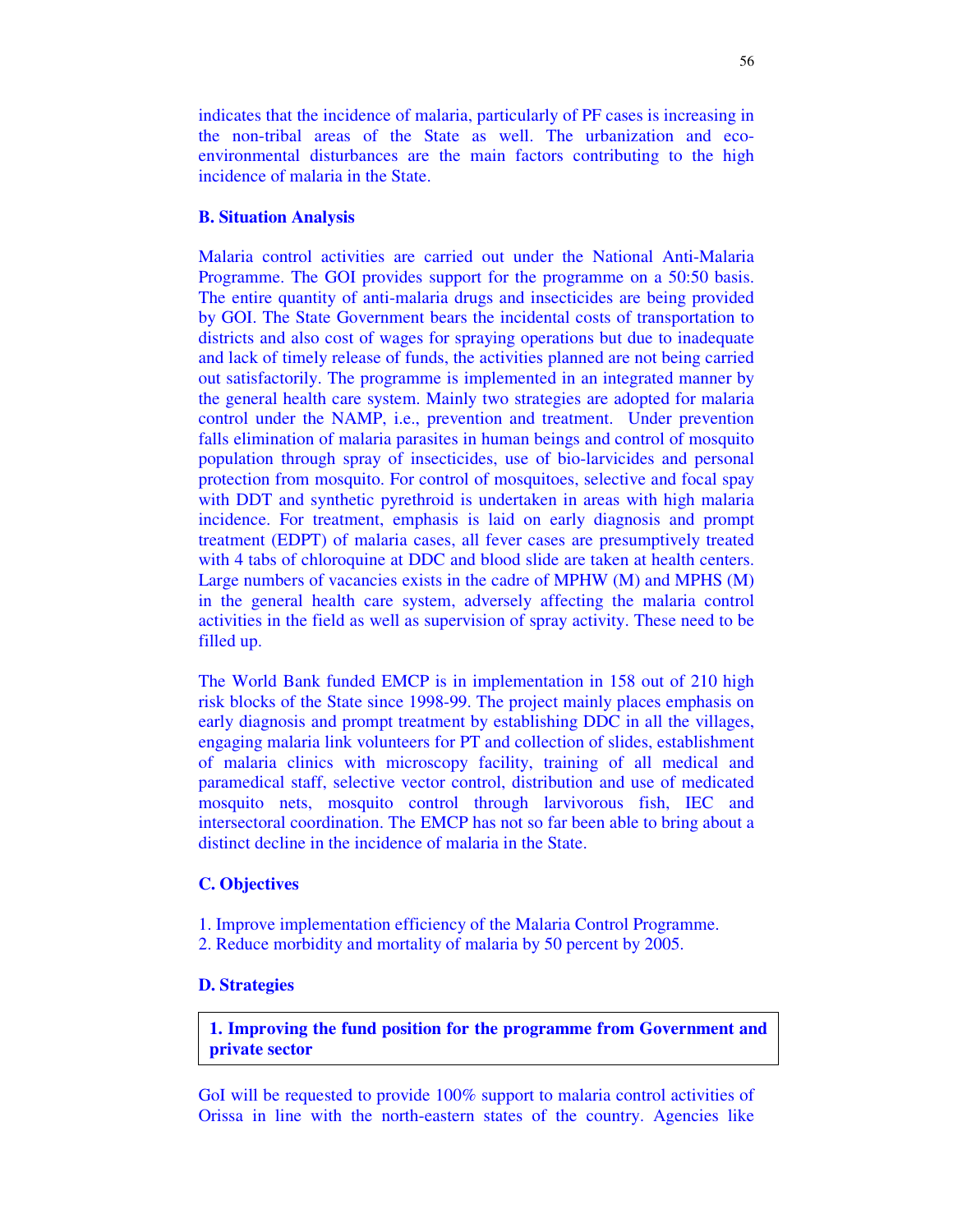indicates that the incidence of malaria, particularly of PF cases is increasing in the non-tribal areas of the State as well. The urbanization and eco-environmental disturbances are the main factors contributing to the high incidence of malaria in the State.

### B. Situation Analysis

Malaria control activities are carried out under the National Anti-Malaria Programme. The GOI provides support for the programme on a 50:50 basis. The entire quantity of anti-malaria drugs and insecticides are being provided by GOI. The State Government bears the incidental costs of transportation to districts and also cost of wages for spraying operations but due to inadequate and lack of timely release of funds, the activities planned are not being carried out satisfactorily. The programme is implemented in an integrated manner by the general health care system. Mainly two strategies are adopted for malaria control under the NAMP, i.e., prevention and treatment. Under prevention falls elimination of malaria parasites in human beings and control of mosquito population through spray of insecticides, use of bio-larvicides and personal protection from mosquito. For control of mosquitoes, selective and focal spay with DDT and synthetic pyrethroid is undertaken in areas with high malaria incidence. For treatment, emphasis is laid on early diagnosis and prompt treatment (EDPT) of malaria cases, all fever cases are presumptively treated with 4 tabs of chloroquine at DDC and blood slide are taken at health centers. Large numbers of vacancies exists in the cadre of MPHW (M) and MPHS (M) in the general health care system, adversely affecting the malaria control activities in the field as well as supervision of spray activity. These need to be filled up.

The World Bank funded EMCP is in implementation in 158 out of 210 high risk blocks of the State since 1998-99. The project mainly places emphasis on early diagnosis and prompt treatment by establishing DDC in all the villages, engaging malaria link volunteers for PT and collection of slides, establishment of malaria clinics with microscopy facility, training of all medical and paramedical staff, selective vector control, distribution and use of medicated mosquito nets, mosquito control through larvivorous fish, IEC and intersectoral coordination. The EMCP has not so far been able to bring about a distinct decline in the incidence of malaria in the State.

### C. Objectives

1. Improve implementation efficiency of the Malaria Control Programme.
2. Reduce morbidity and mortality of malaria by 50 percent by 2005.

### D. Strategies

**1. Improving the fund position for the programme from Government and private sector**

GoI will be requested to provide 100% support to malaria control activities of Orissa in line with the north-eastern states of the country. Agencies like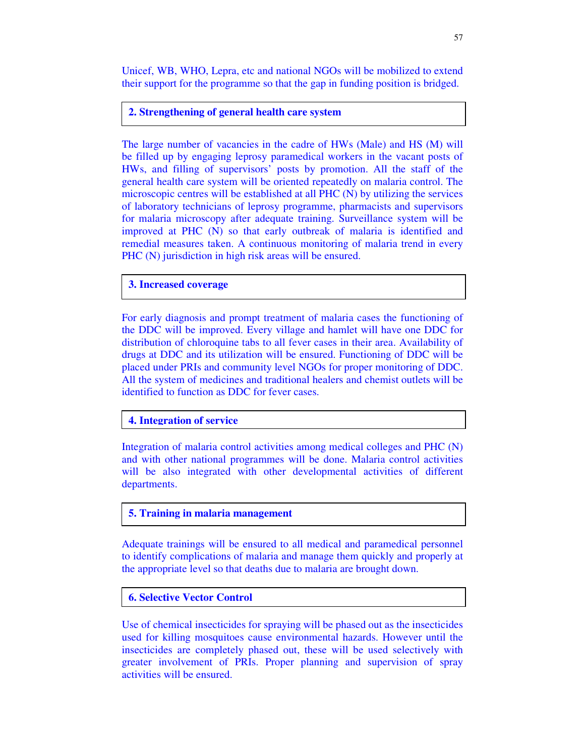Unicef, WB, WHO, Lepra, etc and national NGOs will be mobilized to extend their support for the programme so that the gap in funding position is bridged.

**2. Strengthening of general health care system**

The large number of vacancies in the cadre of HWs (Male) and HS (M) will be filled up by engaging leprosy paramedical workers in the vacant posts of HWs, and filling of supervisors' posts by promotion. All the staff of the general health care system will be oriented repeatedly on malaria control. The microscopic centres will be established at all PHC (N) by utilizing the services of laboratory technicians of leprosy programme, pharmacists and supervisors for malaria microscopy after adequate training. Surveillance system will be improved at PHC (N) so that early outbreak of malaria is identified and remedial measures taken. A continuous monitoring of malaria trend in every PHC (N) jurisdiction in high risk areas will be ensured.

**3. Increased coverage**

For early diagnosis and prompt treatment of malaria cases the functioning of the DDC will be improved. Every village and hamlet will have one DDC for distribution of chloroquine tabs to all fever cases in their area. Availability of drugs at DDC and its utilization will be ensured. Functioning of DDC will be placed under PRIs and community level NGOs for proper monitoring of DDC. All the system of medicines and traditional healers and chemist outlets will be identified to function as DDC for fever cases.

**4. Integration of service**

Integration of malaria control activities among medical colleges and PHC (N) and with other national programmes will be done. Malaria control activities will be also integrated with other developmental activities of different departments.

**5. Training in malaria management**

Adequate trainings will be ensured to all medical and paramedical personnel to identify complications of malaria and manage them quickly and properly at the appropriate level so that deaths due to malaria are brought down.

**6. Selective Vector Control**

Use of chemical insecticides for spraying will be phased out as the insecticides used for killing mosquitoes cause environmental hazards. However until the insecticides are completely phased out, these will be used selectively with greater involvement of PRIs. Proper planning and supervision of spray activities will be ensured.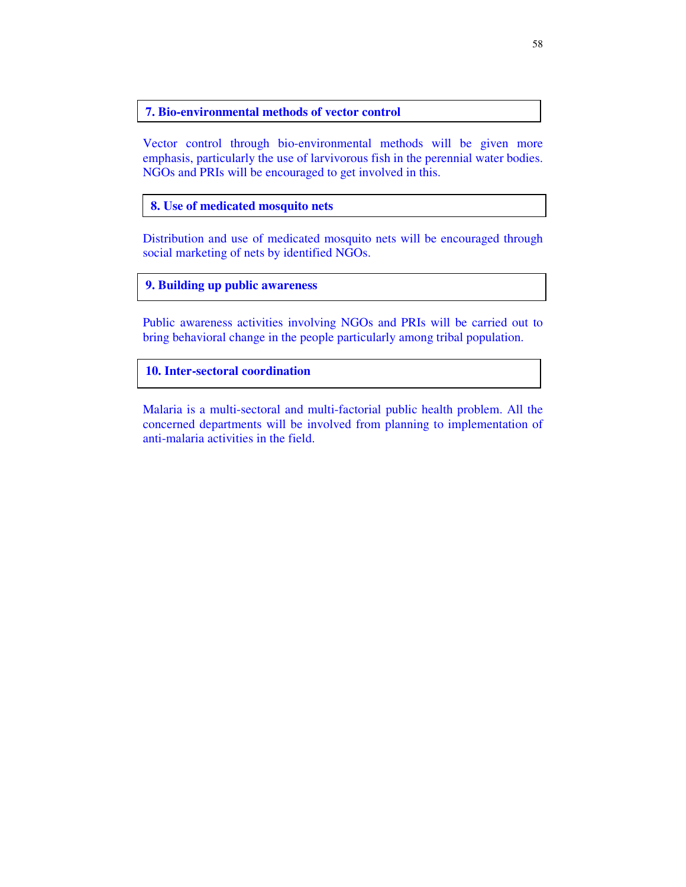### 7. Bio-environmental methods of vector control

Vector control through bio-environmental methods will be given more emphasis, particularly the use of larvivorous fish in the perennial water bodies. NGOs and PRIs will be encouraged to get involved in this.

### 8. Use of medicated mosquito nets

Distribution and use of medicated mosquito nets will be encouraged through social marketing of nets by identified NGOs.

### 9. Building up public awareness

Public awareness activities involving NGOs and PRIs will be carried out to bring behavioral change in the people particularly among tribal population.

### 10. Inter-sectoral coordination

Malaria is a multi-sectoral and multi-factorial public health problem. All the concerned departments will be involved from planning to implementation of anti-malaria activities in the field.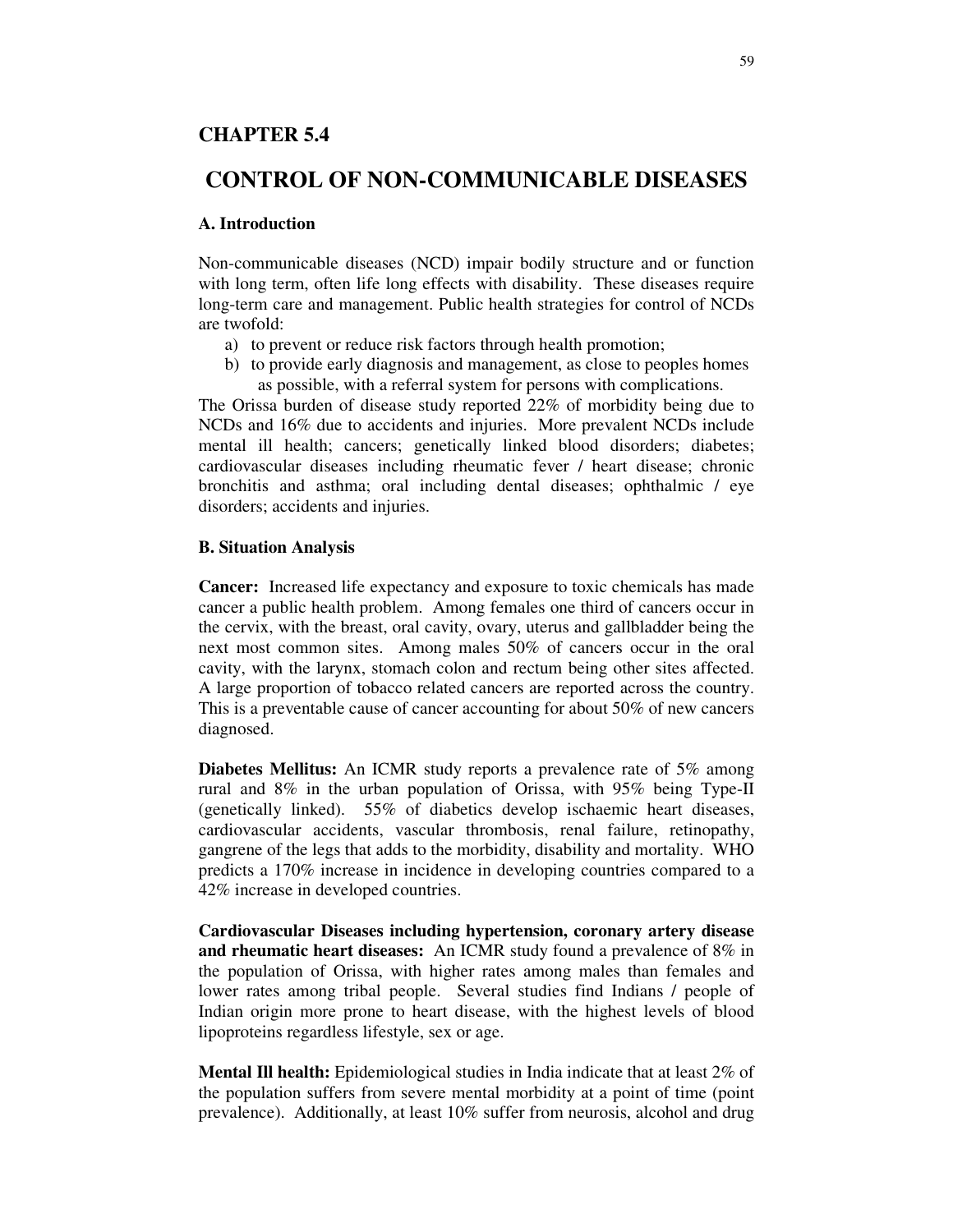## CHAPTER 5.4

# CONTROL OF NON-COMMUNICABLE DISEASES

### A. Introduction

Non-communicable diseases (NCD) impair bodily structure and or function with long term, often life long effects with disability. These diseases require long-term care and management. Public health strategies for control of NCDs are twofold:

a) to prevent or reduce risk factors through health promotion;
b) to provide early diagnosis and management, as close to peoples homes as possible, with a referral system for persons with complications.

The Orissa burden of disease study reported 22% of morbidity being due to NCDs and 16% due to accidents and injuries. More prevalent NCDs include mental ill health; cancers; genetically linked blood disorders; diabetes; cardiovascular diseases including rheumatic fever / heart disease; chronic bronchitis and asthma; oral including dental diseases; ophthalmic / eye disorders; accidents and injuries.

### B. Situation Analysis

**Cancer:** Increased life expectancy and exposure to toxic chemicals has made cancer a public health problem. Among females one third of cancers occur in the cervix, with the breast, oral cavity, ovary, uterus and gallbladder being the next most common sites. Among males 50% of cancers occur in the oral cavity, with the larynx, stomach colon and rectum being other sites affected. A large proportion of tobacco related cancers are reported across the country. This is a preventable cause of cancer accounting for about 50% of new cancers diagnosed.

**Diabetes Mellitus:** An ICMR study reports a prevalence rate of 5% among rural and 8% in the urban population of Orissa, with 95% being Type-II (genetically linked). 55% of diabetics develop ischaemic heart diseases, cardiovascular accidents, vascular thrombosis, renal failure, retinopathy, gangrene of the legs that adds to the morbidity, disability and mortality. WHO predicts a 170% increase in incidence in developing countries compared to a 42% increase in developed countries.

**Cardiovascular Diseases including hypertension, coronary artery disease and rheumatic heart diseases:** An ICMR study found a prevalence of 8% in the population of Orissa, with higher rates among males than females and lower rates among tribal people. Several studies find Indians / people of Indian origin more prone to heart disease, with the highest levels of blood lipoproteins regardless lifestyle, sex or age.

**Mental Ill health:** Epidemiological studies in India indicate that at least 2% of the population suffers from severe mental morbidity at a point of time (point prevalence). Additionally, at least 10% suffer from neurosis, alcohol and drug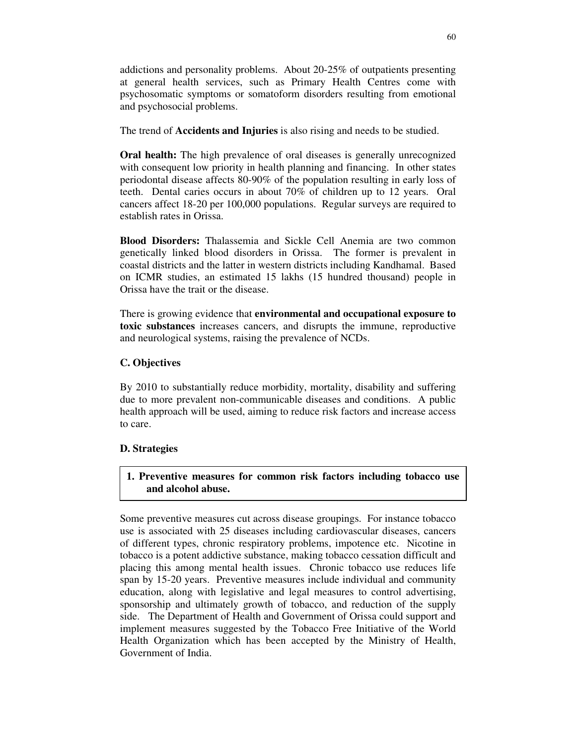addictions and personality problems. About 20-25% of outpatients presenting at general health services, such as Primary Health Centres come with psychosomatic symptoms or somatoform disorders resulting from emotional and psychosocial problems.

The trend of **Accidents and Injuries** is also rising and needs to be studied.

**Oral health:** The high prevalence of oral diseases is generally unrecognized with consequent low priority in health planning and financing. In other states periodontal disease affects 80-90% of the population resulting in early loss of teeth. Dental caries occurs in about 70% of children up to 12 years. Oral cancers affect 18-20 per 100,000 populations. Regular surveys are required to establish rates in Orissa.

**Blood Disorders:** Thalassemia and Sickle Cell Anemia are two common genetically linked blood disorders in Orissa. The former is prevalent in coastal districts and the latter in western districts including Kandhamal. Based on ICMR studies, an estimated 15 lakhs (15 hundred thousand) people in Orissa have the trait or the disease.

There is growing evidence that **environmental and occupational exposure to toxic substances** increases cancers, and disrupts the immune, reproductive and neurological systems, raising the prevalence of NCDs.

### C. Objectives

By 2010 to substantially reduce morbidity, mortality, disability and suffering due to more prevalent non-communicable diseases and conditions. A public health approach will be used, aiming to reduce risk factors and increase access to care.

### D. Strategies

#### 1. Preventive measures for common risk factors including tobacco use and alcohol abuse.

Some preventive measures cut across disease groupings. For instance tobacco use is associated with 25 diseases including cardiovascular diseases, cancers of different types, chronic respiratory problems, impotence etc. Nicotine in tobacco is a potent addictive substance, making tobacco cessation difficult and placing this among mental health issues. Chronic tobacco use reduces life span by 15-20 years. Preventive measures include individual and community education, along with legislative and legal measures to control advertising, sponsorship and ultimately growth of tobacco, and reduction of the supply side. The Department of Health and Government of Orissa could support and implement measures suggested by the Tobacco Free Initiative of the World Health Organization which has been accepted by the Ministry of Health, Government of India.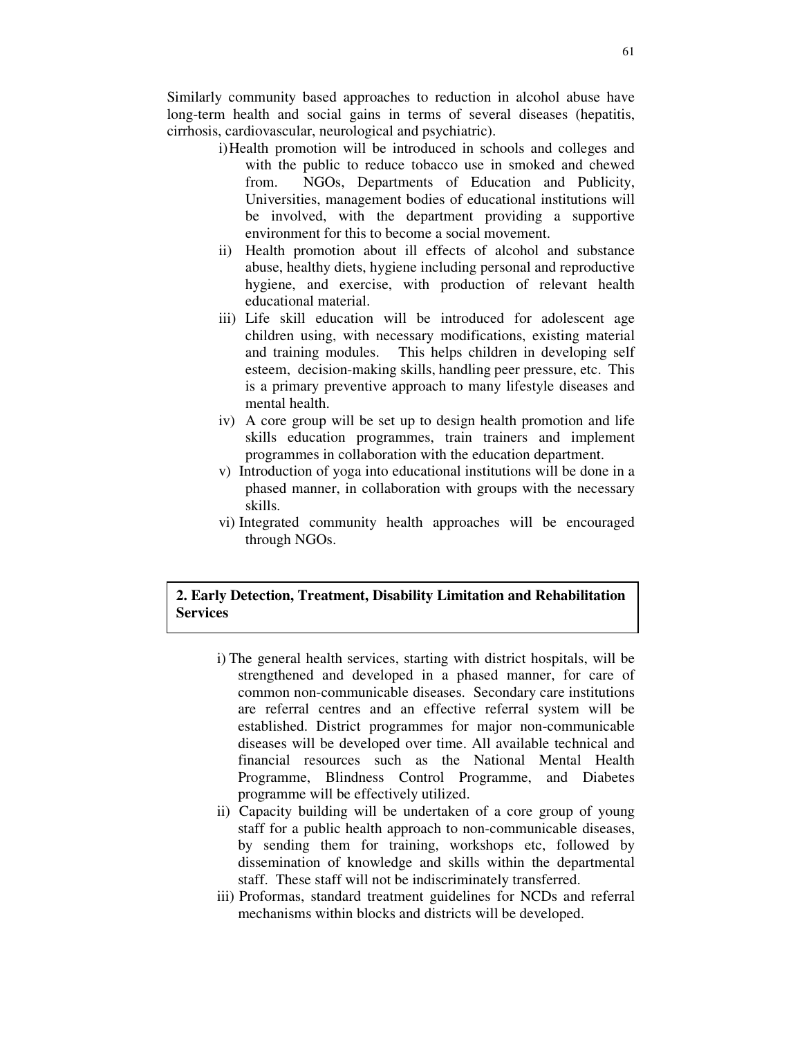Similarly community based approaches to reduction in alcohol abuse have long-term health and social gains in terms of several diseases (hepatitis, cirrhosis, cardiovascular, neurological and psychiatric).

i) Health promotion will be introduced in schools and colleges and with the public to reduce tobacco use in smoked and chewed from. NGOs, Departments of Education and Publicity, Universities, management bodies of educational institutions will be involved, with the department providing a supportive environment for this to become a social movement.

ii) Health promotion about ill effects of alcohol and substance abuse, healthy diets, hygiene including personal and reproductive hygiene, and exercise, with production of relevant health educational material.

iii) Life skill education will be introduced for adolescent age children using, with necessary modifications, existing material and training modules. This helps children in developing self esteem, decision-making skills, handling peer pressure, etc. This is a primary preventive approach to many lifestyle diseases and mental health.

iv) A core group will be set up to design health promotion and life skills education programmes, train trainers and implement programmes in collaboration with the education department.

v) Introduction of yoga into educational institutions will be done in a phased manner, in collaboration with groups with the necessary skills.

vi) Integrated community health approaches will be encouraged through NGOs.

**2. Early Detection, Treatment, Disability Limitation and Rehabilitation Services**

i) The general health services, starting with district hospitals, will be strengthened and developed in a phased manner, for care of common non-communicable diseases. Secondary care institutions are referral centres and an effective referral system will be established. District programmes for major non-communicable diseases will be developed over time. All available technical and financial resources such as the National Mental Health Programme, Blindness Control Programme, and Diabetes programme will be effectively utilized.

ii) Capacity building will be undertaken of a core group of young staff for a public health approach to non-communicable diseases, by sending them for training, workshops etc, followed by dissemination of knowledge and skills within the departmental staff. These staff will not be indiscriminately transferred.

iii) Proformas, standard treatment guidelines for NCDs and referral mechanisms within blocks and districts will be developed.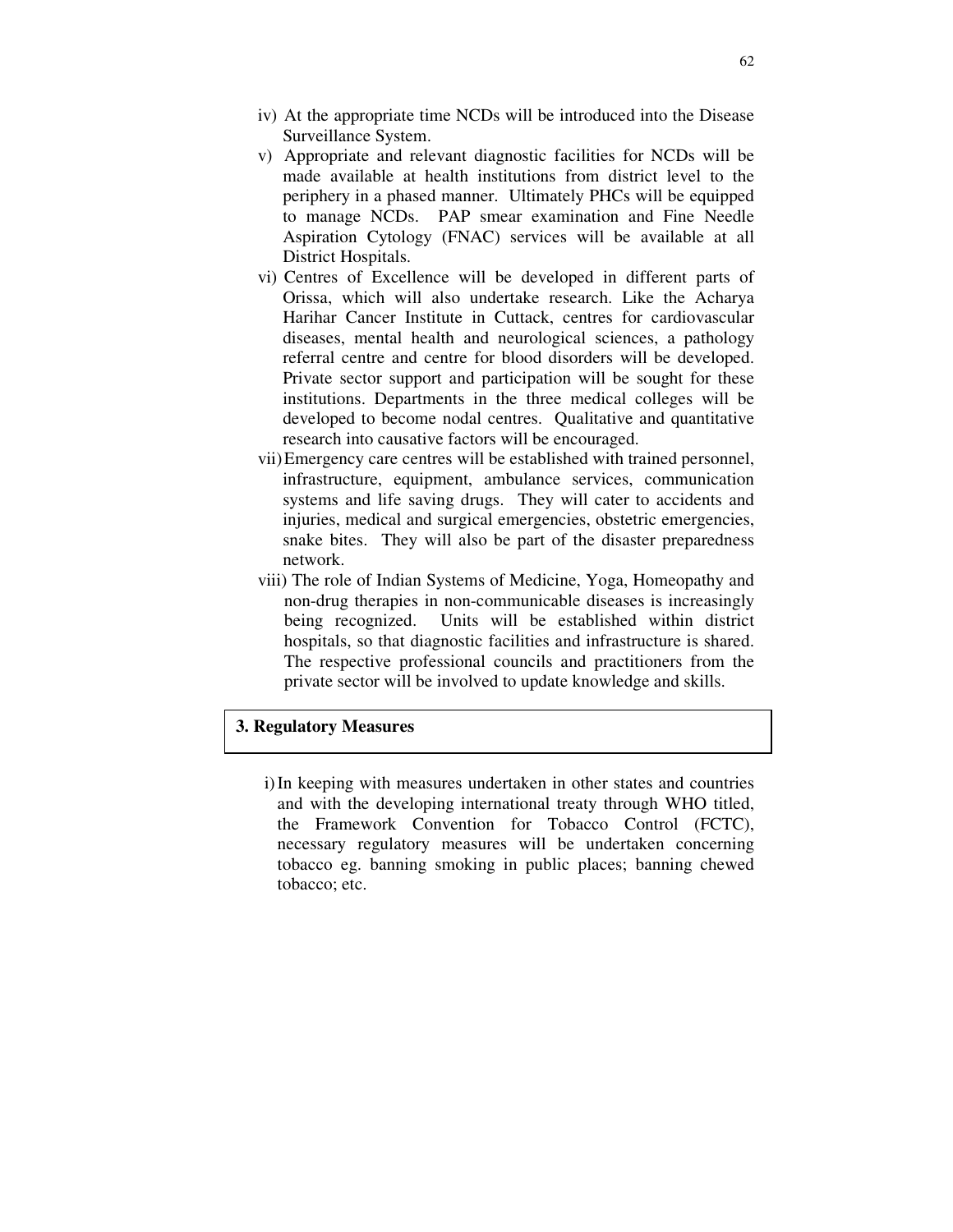iv) At the appropriate time NCDs will be introduced into the Disease Surveillance System.

v) Appropriate and relevant diagnostic facilities for NCDs will be made available at health institutions from district level to the periphery in a phased manner. Ultimately PHCs will be equipped to manage NCDs. PAP smear examination and Fine Needle Aspiration Cytology (FNAC) services will be available at all District Hospitals.

vi) Centres of Excellence will be developed in different parts of Orissa, which will also undertake research. Like the Acharya Harihar Cancer Institute in Cuttack, centres for cardiovascular diseases, mental health and neurological sciences, a pathology referral centre and centre for blood disorders will be developed. Private sector support and participation will be sought for these institutions. Departments in the three medical colleges will be developed to become nodal centres. Qualitative and quantitative research into causative factors will be encouraged.

vii) Emergency care centres will be established with trained personnel, infrastructure, equipment, ambulance services, communication systems and life saving drugs. They will cater to accidents and injuries, medical and surgical emergencies, obstetric emergencies, snake bites. They will also be part of the disaster preparedness network.

viii) The role of Indian Systems of Medicine, Yoga, Homeopathy and non-drug therapies in non-communicable diseases is increasingly being recognized. Units will be established within district hospitals, so that diagnostic facilities and infrastructure is shared. The respective professional councils and practitioners from the private sector will be involved to update knowledge and skills.

## 3. Regulatory Measures

i) In keeping with measures undertaken in other states and countries and with the developing international treaty through WHO titled, the Framework Convention for Tobacco Control (FCTC), necessary regulatory measures will be undertaken concerning tobacco eg. banning smoking in public places; banning chewed tobacco; etc.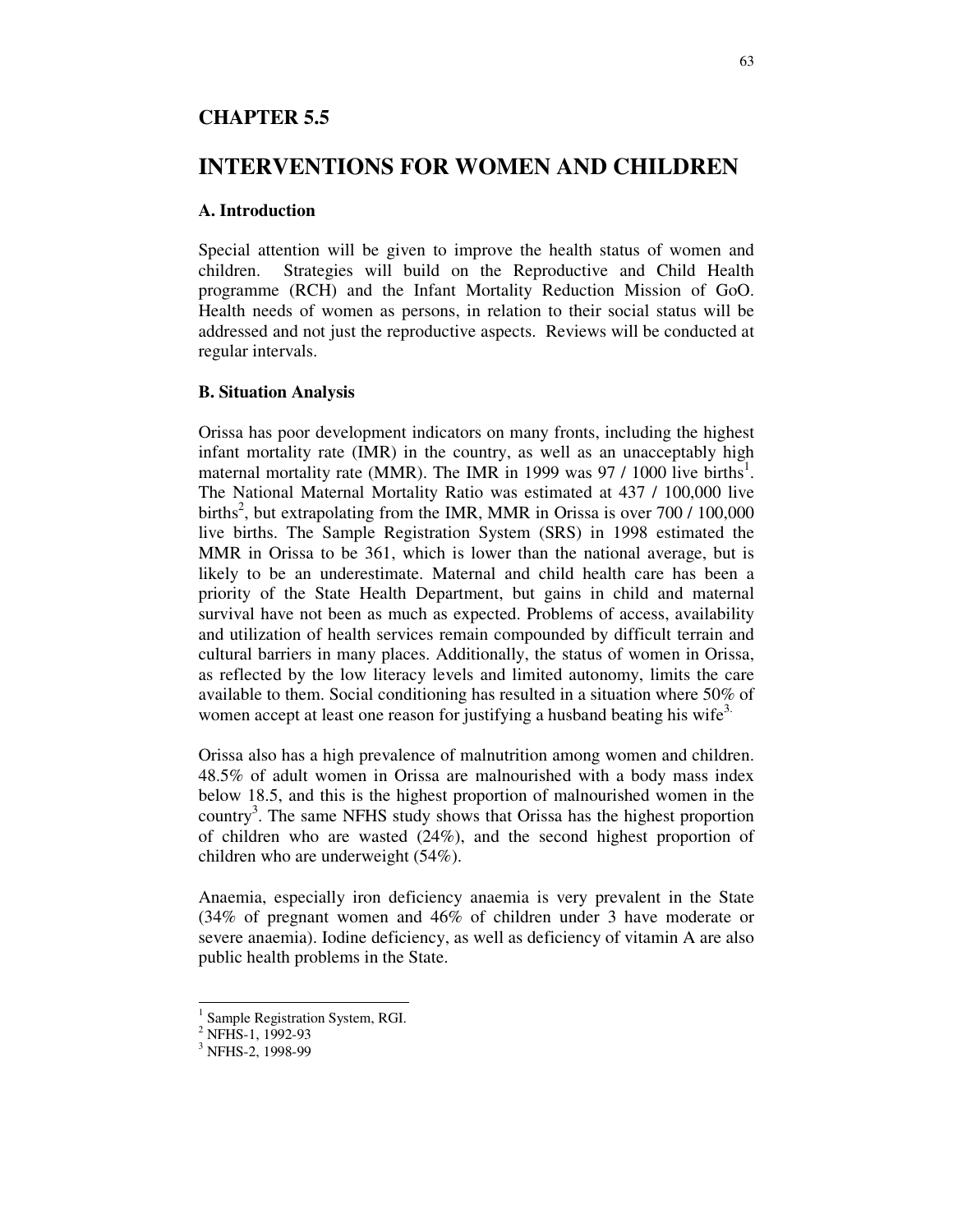## CHAPTER 5.5

# INTERVENTIONS FOR WOMEN AND CHILDREN

### A. Introduction

Special attention will be given to improve the health status of women and children. Strategies will build on the Reproductive and Child Health programme (RCH) and the Infant Mortality Reduction Mission of GoO. Health needs of women as persons, in relation to their social status will be addressed and not just the reproductive aspects. Reviews will be conducted at regular intervals.

### B. Situation Analysis

Orissa has poor development indicators on many fronts, including the highest infant mortality rate (IMR) in the country, as well as an unacceptably high maternal mortality rate (MMR). The IMR in 1999 was 97 / 1000 live births[1]. The National Maternal Mortality Ratio was estimated at 437 / 100,000 live births[2], but extrapolating from the IMR, MMR in Orissa is over 700 / 100,000 live births. The Sample Registration System (SRS) in 1998 estimated the MMR in Orissa to be 361, which is lower than the national average, but is likely to be an underestimate. Maternal and child health care has been a priority of the State Health Department, but gains in child and maternal survival have not been as much as expected. Problems of access, availability and utilization of health services remain compounded by difficult terrain and cultural barriers in many places. Additionally, the status of women in Orissa, as reflected by the low literacy levels and limited autonomy, limits the care available to them. Social conditioning has resulted in a situation where 50% of women accept at least one reason for justifying a husband beating his wife[3].

Orissa also has a high prevalence of malnutrition among women and children. 48.5% of adult women in Orissa are malnourished with a body mass index below 18.5, and this is the highest proportion of malnourished women in the country[3]. The same NFHS study shows that Orissa has the highest proportion of children who are wasted (24%), and the second highest proportion of children who are underweight (54%).

Anaemia, especially iron deficiency anaemia is very prevalent in the State (34% of pregnant women and 46% of children under 3 have moderate or severe anaemia). Iodine deficiency, as well as deficiency of vitamin A are also public health problems in the State.

---

[1] Sample Registration System, RGI.
[2] NFHS-1, 1992-93
[3] NFHS-2, 1998-99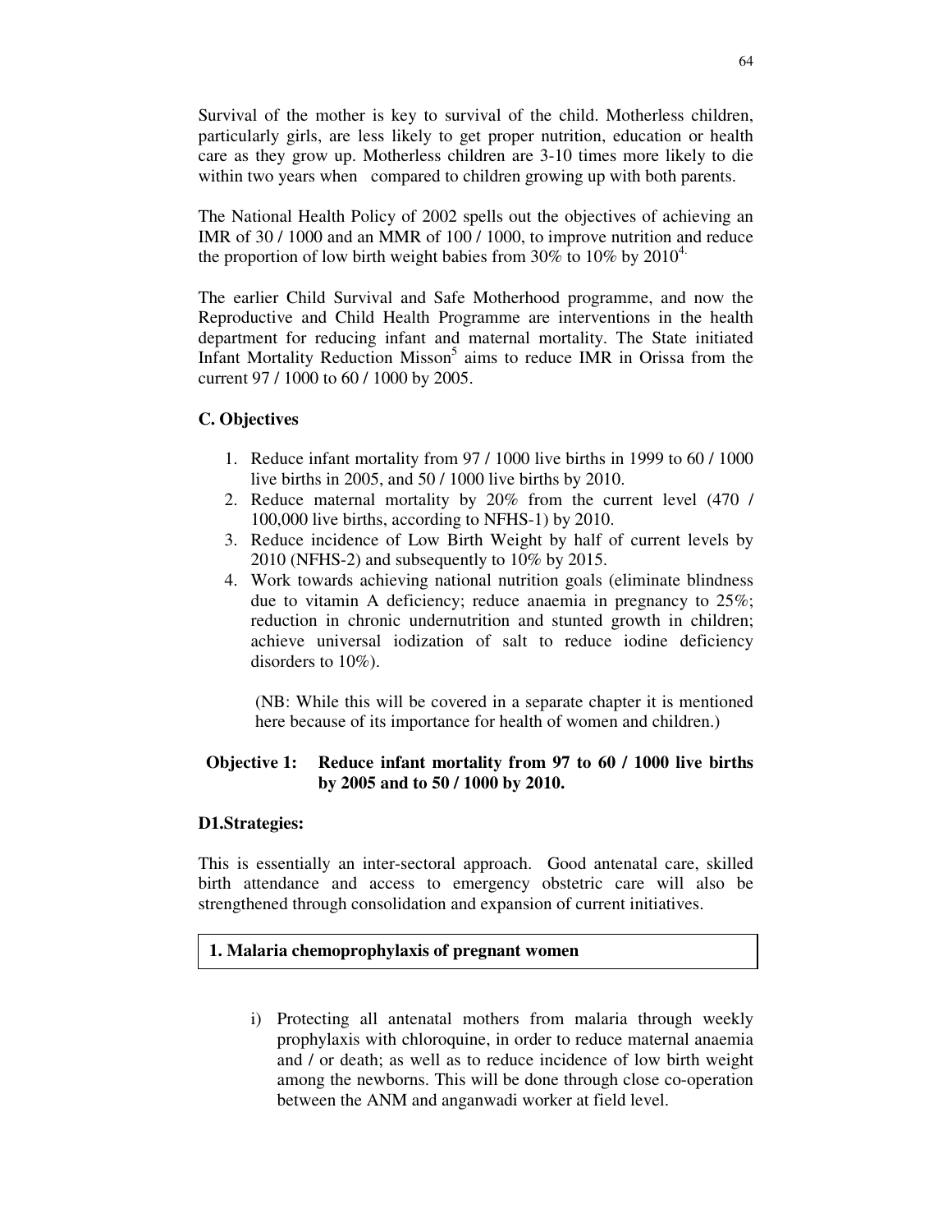Survival of the mother is key to survival of the child. Motherless children, particularly girls, are less likely to get proper nutrition, education or health care as they grow up. Motherless children are 3-10 times more likely to die within two years when compared to children growing up with both parents.

The National Health Policy of 2002 spells out the objectives of achieving an IMR of 30 / 1000 and an MMR of 100 / 1000, to improve nutrition and reduce the proportion of low birth weight babies from 30% to 10% by 2010[4].

The earlier Child Survival and Safe Motherhood programme, and now the Reproductive and Child Health Programme are interventions in the health department for reducing infant and maternal mortality. The State initiated Infant Mortality Reduction Misson[5] aims to reduce IMR in Orissa from the current 97 / 1000 to 60 / 1000 by 2005.

### C. Objectives

1. Reduce infant mortality from 97 / 1000 live births in 1999 to 60 / 1000 live births in 2005, and 50 / 1000 live births by 2010.
2. Reduce maternal mortality by 20% from the current level (470 / 100,000 live births, according to NFHS-1) by 2010.
3. Reduce incidence of Low Birth Weight by half of current levels by 2010 (NFHS-2) and subsequently to 10% by 2015.
4. Work towards achieving national nutrition goals (eliminate blindness due to vitamin A deficiency; reduce anaemia in pregnancy to 25%; reduction in chronic undernutrition and stunted growth in children; achieve universal iodization of salt to reduce iodine deficiency disorders to 10%).

   (NB: While this will be covered in a separate chapter it is mentioned here because of its importance for health of women and children.)

**Objective 1: Reduce infant mortality from 97 to 60 / 1000 live births by 2005 and to 50 / 1000 by 2010.**

### D1.Strategies:

This is essentially an inter-sectoral approach. Good antenatal care, skilled birth attendance and access to emergency obstetric care will also be strengthened through consolidation and expansion of current initiatives.

**1. Malaria chemoprophylaxis of pregnant women**

i) Protecting all antenatal mothers from malaria through weekly prophylaxis with chloroquine, in order to reduce maternal anaemia and / or death; as well as to reduce incidence of low birth weight among the newborns. This will be done through close co-operation between the ANM and anganwadi worker at field level.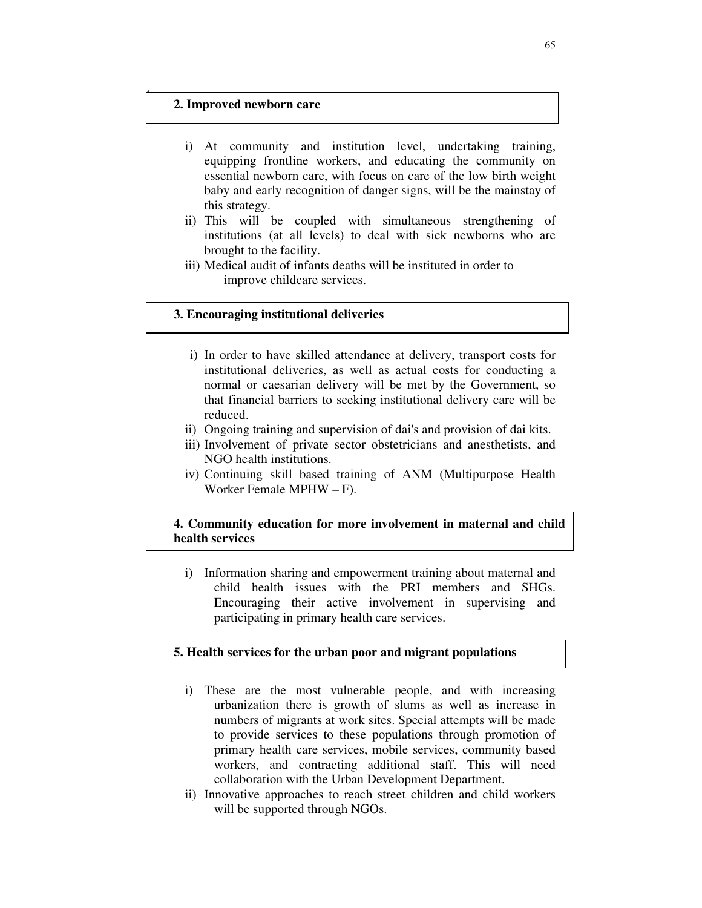### 2. Improved newborn care

i) At community and institution level, undertaking training, equipping frontline workers, and educating the community on essential newborn care, with focus on care of the low birth weight baby and early recognition of danger signs, will be the mainstay of this strategy.

ii) This will be coupled with simultaneous strengthening of institutions (at all levels) to deal with sick newborns who are brought to the facility.

iii) Medical audit of infants deaths will be instituted in order to improve childcare services.

### 3. Encouraging institutional deliveries

i) In order to have skilled attendance at delivery, transport costs for institutional deliveries, as well as actual costs for conducting a normal or caesarian delivery will be met by the Government, so that financial barriers to seeking institutional delivery care will be reduced.

ii) Ongoing training and supervision of dai's and provision of dai kits.

iii) Involvement of private sector obstetricians and anesthetists, and NGO health institutions.

iv) Continuing skill based training of ANM (Multipurpose Health Worker Female MPHW – F).

### 4. Community education for more involvement in maternal and child health services

i) Information sharing and empowerment training about maternal and child health issues with the PRI members and SHGs. Encouraging their active involvement in supervising and participating in primary health care services.

### 5. Health services for the urban poor and migrant populations

i) These are the most vulnerable people, and with increasing urbanization there is growth of slums as well as increase in numbers of migrants at work sites. Special attempts will be made to provide services to these populations through promotion of primary health care services, mobile services, community based workers, and contracting additional staff. This will need collaboration with the Urban Development Department.

ii) Innovative approaches to reach street children and child workers will be supported through NGOs.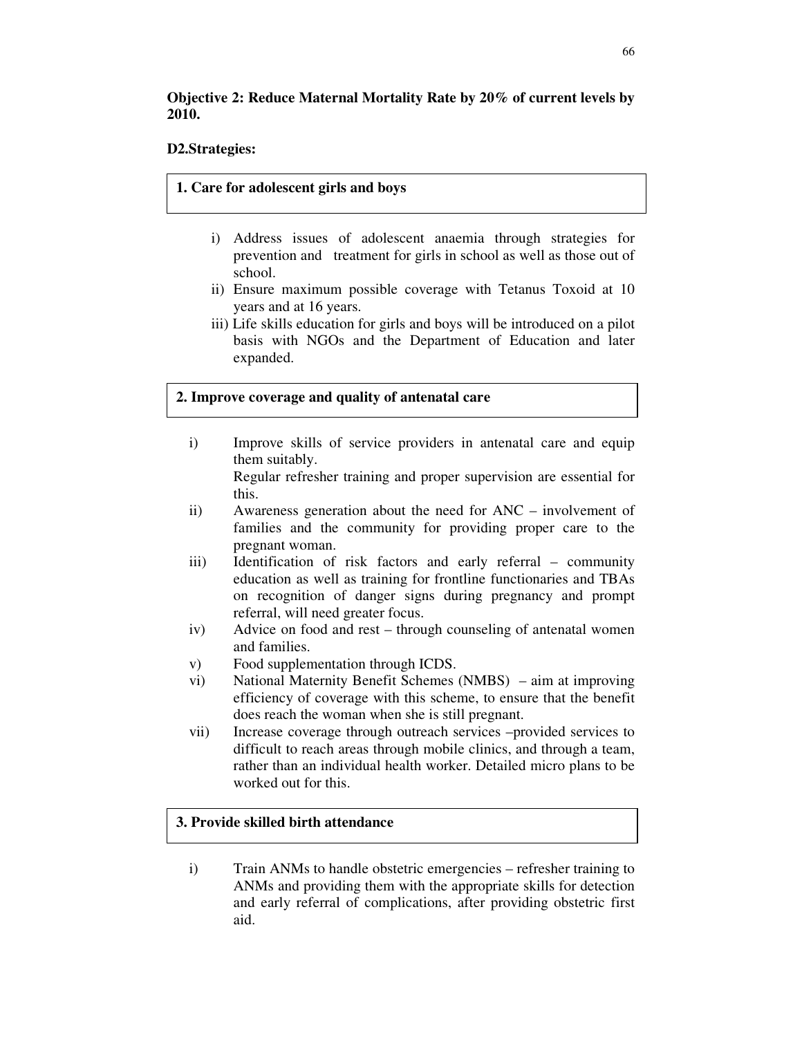**Objective 2: Reduce Maternal Mortality Rate by 20% of current levels by 2010.**

**D2.Strategies:**

**1. Care for adolescent girls and boys**

i) Address issues of adolescent anaemia through strategies for prevention and treatment for girls in school as well as those out of school.
ii) Ensure maximum possible coverage with Tetanus Toxoid at 10 years and at 16 years.
iii) Life skills education for girls and boys will be introduced on a pilot basis with NGOs and the Department of Education and later expanded.

**2. Improve coverage and quality of antenatal care**

i) Improve skills of service providers in antenatal care and equip them suitably.
   Regular refresher training and proper supervision are essential for this.
ii) Awareness generation about the need for ANC – involvement of families and the community for providing proper care to the pregnant woman.
iii) Identification of risk factors and early referral – community education as well as training for frontline functionaries and TBAs on recognition of danger signs during pregnancy and prompt referral, will need greater focus.
iv) Advice on food and rest – through counseling of antenatal women and families.
v) Food supplementation through ICDS.
vi) National Maternity Benefit Schemes (NMBS) – aim at improving efficiency of coverage with this scheme, to ensure that the benefit does reach the woman when she is still pregnant.
vii) Increase coverage through outreach services –provided services to difficult to reach areas through mobile clinics, and through a team, rather than an individual health worker. Detailed micro plans to be worked out for this.

**3. Provide skilled birth attendance**

i) Train ANMs to handle obstetric emergencies – refresher training to ANMs and providing them with the appropriate skills for detection and early referral of complications, after providing obstetric first aid.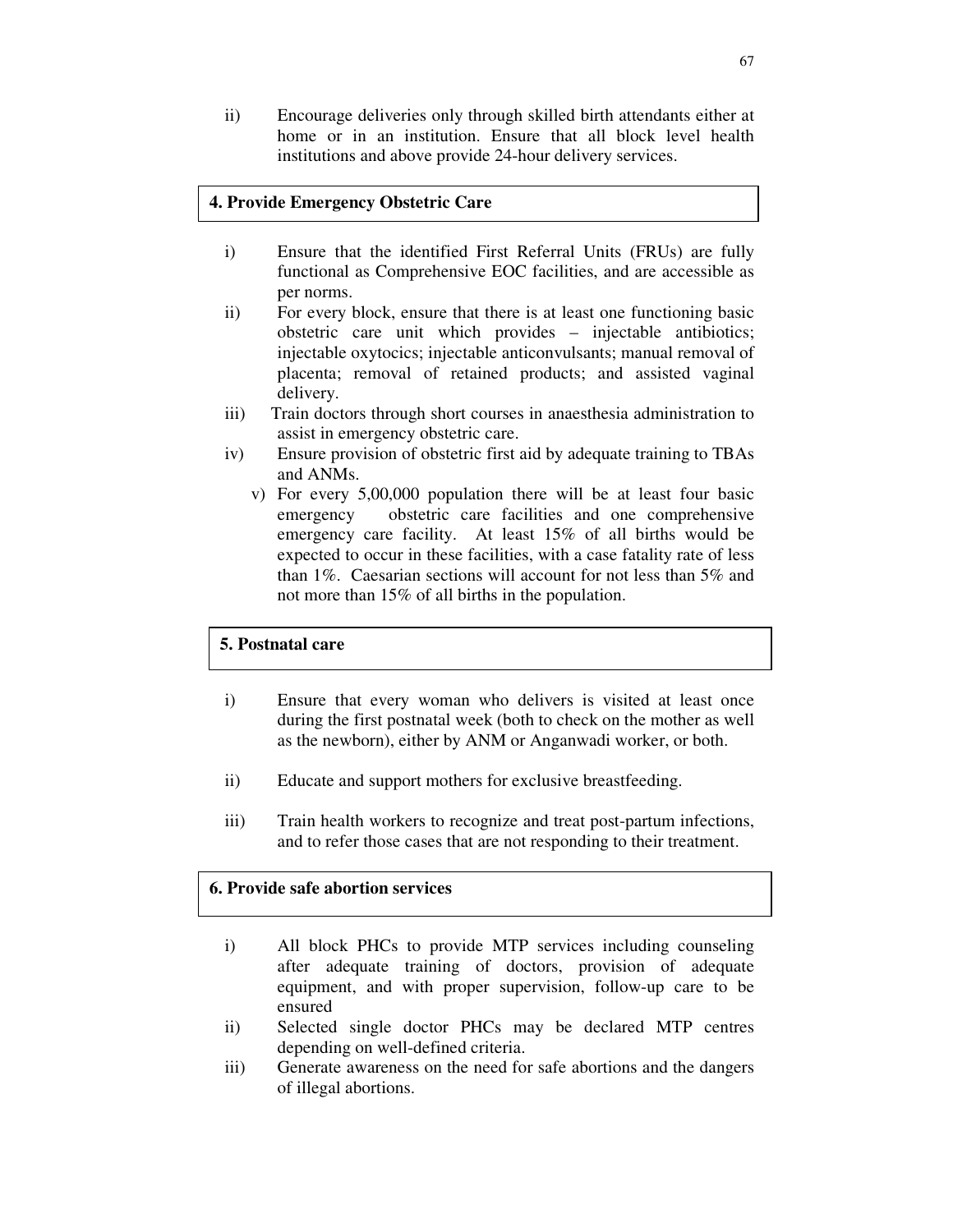ii) Encourage deliveries only through skilled birth attendants either at home or in an institution. Ensure that all block level health institutions and above provide 24-hour delivery services.

**4. Provide Emergency Obstetric Care**

i) Ensure that the identified First Referral Units (FRUs) are fully functional as Comprehensive EOC facilities, and are accessible as per norms.

ii) For every block, ensure that there is at least one functioning basic obstetric care unit which provides – injectable antibiotics; injectable oxytocics; injectable anticonvulsants; manual removal of placenta; removal of retained products; and assisted vaginal delivery.

iii) Train doctors through short courses in anaesthesia administration to assist in emergency obstetric care.

iv) Ensure provision of obstetric first aid by adequate training to TBAs and ANMs.

v) For every 5,00,000 population there will be at least four basic emergency obstetric care facilities and one comprehensive emergency care facility. At least 15% of all births would be expected to occur in these facilities, with a case fatality rate of less than 1%. Caesarian sections will account for not less than 5% and not more than 15% of all births in the population.

**5. Postnatal care**

i) Ensure that every woman who delivers is visited at least once during the first postnatal week (both to check on the mother as well as the newborn), either by ANM or Anganwadi worker, or both.

ii) Educate and support mothers for exclusive breastfeeding.

iii) Train health workers to recognize and treat post-partum infections, and to refer those cases that are not responding to their treatment.

**6. Provide safe abortion services**

i) All block PHCs to provide MTP services including counseling after adequate training of doctors, provision of adequate equipment, and with proper supervision, follow-up care to be ensured

ii) Selected single doctor PHCs may be declared MTP centres depending on well-defined criteria.

iii) Generate awareness on the need for safe abortions and the dangers of illegal abortions.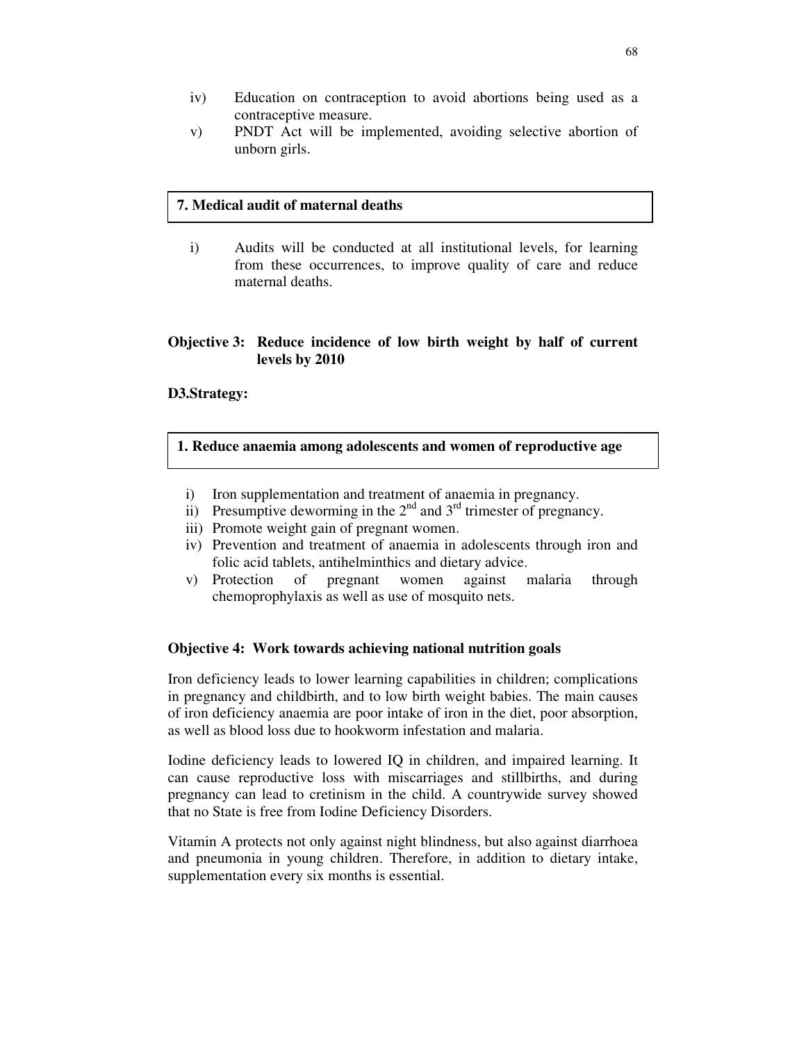iv) Education on contraception to avoid abortions being used as a contraceptive measure.

v) PNDT Act will be implemented, avoiding selective abortion of unborn girls.

**7. Medical audit of maternal deaths**

i) Audits will be conducted at all institutional levels, for learning from these occurrences, to improve quality of care and reduce maternal deaths.

**Objective 3: Reduce incidence of low birth weight by half of current levels by 2010**

**D3.Strategy:**

**1. Reduce anaemia among adolescents and women of reproductive age**

i) Iron supplementation and treatment of anaemia in pregnancy.

ii) Presumptive deworming in the 2nd and 3rd trimester of pregnancy.

iii) Promote weight gain of pregnant women.

iv) Prevention and treatment of anaemia in adolescents through iron and folic acid tablets, antihelminthics and dietary advice.

v) Protection of pregnant women against malaria through chemoprophylaxis as well as use of mosquito nets.

**Objective 4: Work towards achieving national nutrition goals**

Iron deficiency leads to lower learning capabilities in children; complications in pregnancy and childbirth, and to low birth weight babies. The main causes of iron deficiency anaemia are poor intake of iron in the diet, poor absorption, as well as blood loss due to hookworm infestation and malaria.

Iodine deficiency leads to lowered IQ in children, and impaired learning. It can cause reproductive loss with miscarriages and stillbirths, and during pregnancy can lead to cretinism in the child. A countrywide survey showed that no State is free from Iodine Deficiency Disorders.

Vitamin A protects not only against night blindness, but also against diarrhoea and pneumonia in young children. Therefore, in addition to dietary intake, supplementation every six months is essential.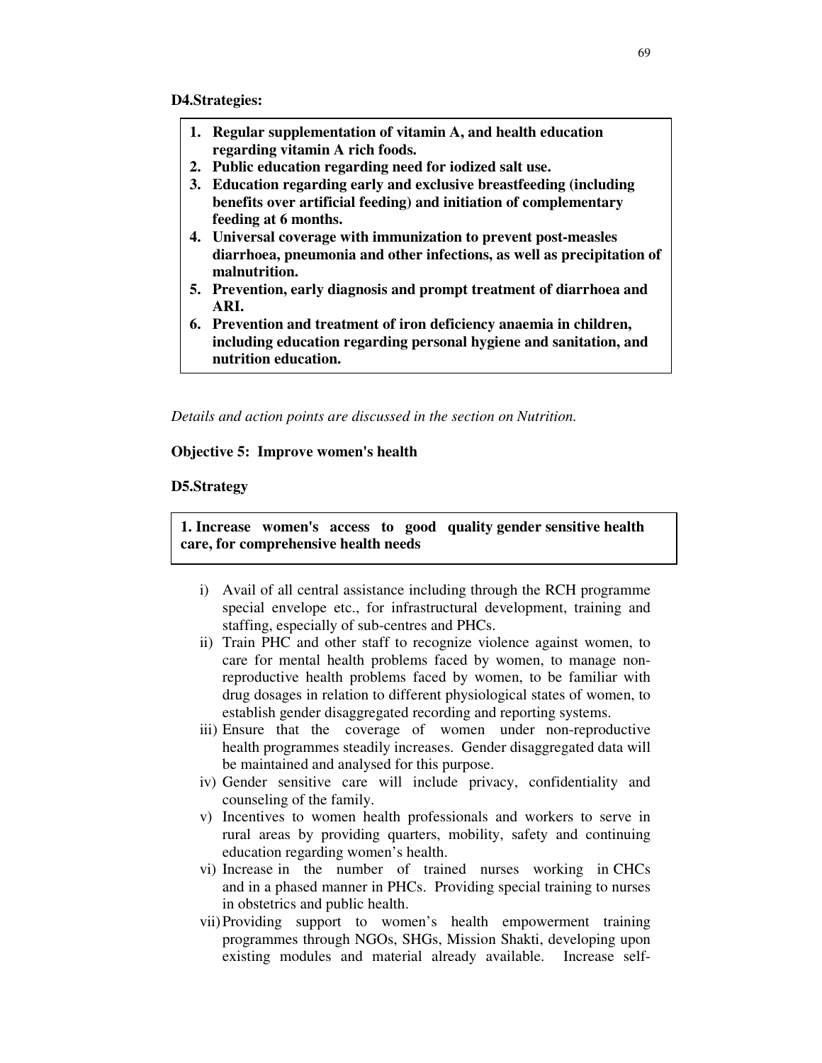**D4.Strategies:**

1. **Regular supplementation of vitamin A, and health education regarding vitamin A rich foods.**
2. **Public education regarding need for iodized salt use.**
3. **Education regarding early and exclusive breastfeeding (including benefits over artificial feeding) and initiation of complementary feeding at 6 months.**
4. **Universal coverage with immunization to prevent post-measles diarrhoea, pneumonia and other infections, as well as precipitation of malnutrition.**
5. **Prevention, early diagnosis and prompt treatment of diarrhoea and ARI.**
6. **Prevention and treatment of iron deficiency anaemia in children, including education regarding personal hygiene and sanitation, and nutrition education.**

*Details and action points are discussed in the section on Nutrition.*

**Objective 5: Improve women's health**

**D5.Strategy**

**1. Increase women's access to good quality gender sensitive health care, for comprehensive health needs**

i) Avail of all central assistance including through the RCH programme special envelope etc., for infrastructural development, training and staffing, especially of sub-centres and PHCs.

ii) Train PHC and other staff to recognize violence against women, to care for mental health problems faced by women, to manage non-reproductive health problems faced by women, to be familiar with drug dosages in relation to different physiological states of women, to establish gender disaggregated recording and reporting systems.

iii) Ensure that the coverage of women under non-reproductive health programmes steadily increases. Gender disaggregated data will be maintained and analysed for this purpose.

iv) Gender sensitive care will include privacy, confidentiality and counseling of the family.

v) Incentives to women health professionals and workers to serve in rural areas by providing quarters, mobility, safety and continuing education regarding women's health.

vi) Increase in the number of trained nurses working in CHCs and in a phased manner in PHCs. Providing special training to nurses in obstetrics and public health.

vii) Providing support to women's health empowerment training programmes through NGOs, SHGs, Mission Shakti, developing upon existing modules and material already available. Increase self-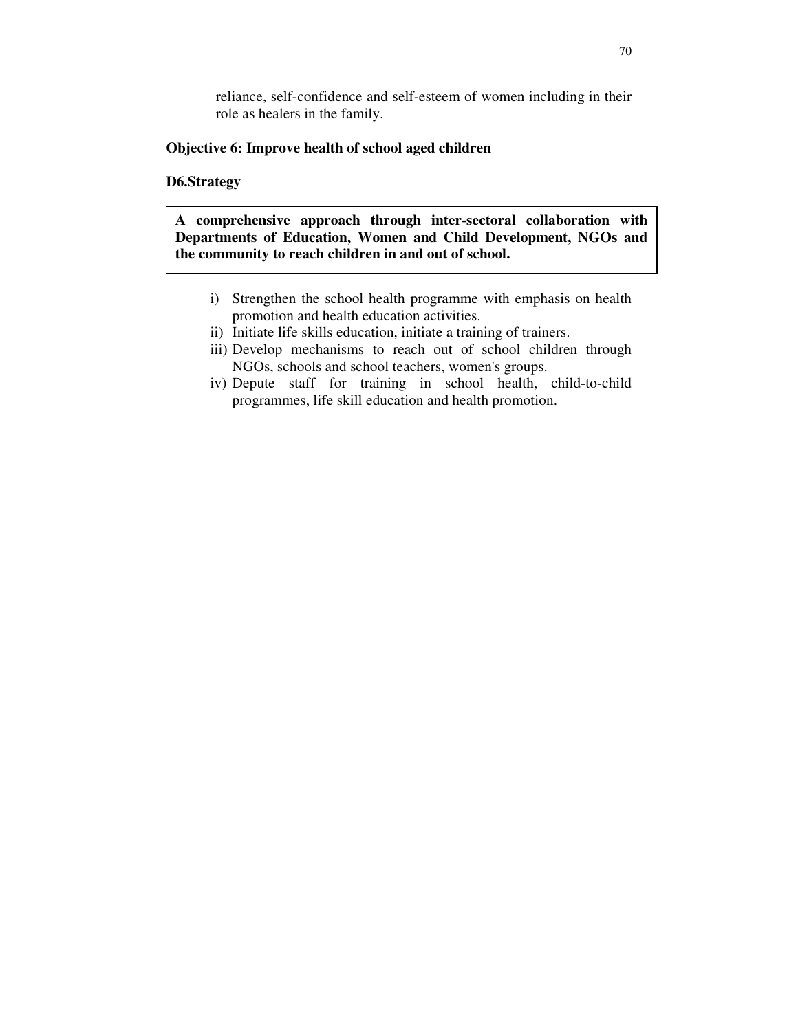reliance, self-confidence and self-esteem of women including in their role as healers in the family.

**Objective 6: Improve health of school aged children**

**D6.Strategy**

**A comprehensive approach through inter-sectoral collaboration with Departments of Education, Women and Child Development, NGOs and the community to reach children in and out of school.**

i) Strengthen the school health programme with emphasis on health promotion and health education activities.
ii) Initiate life skills education, initiate a training of trainers.
iii) Develop mechanisms to reach out of school children through NGOs, schools and school teachers, women's groups.
iv) Depute staff for training in school health, child-to-child programmes, life skill education and health promotion.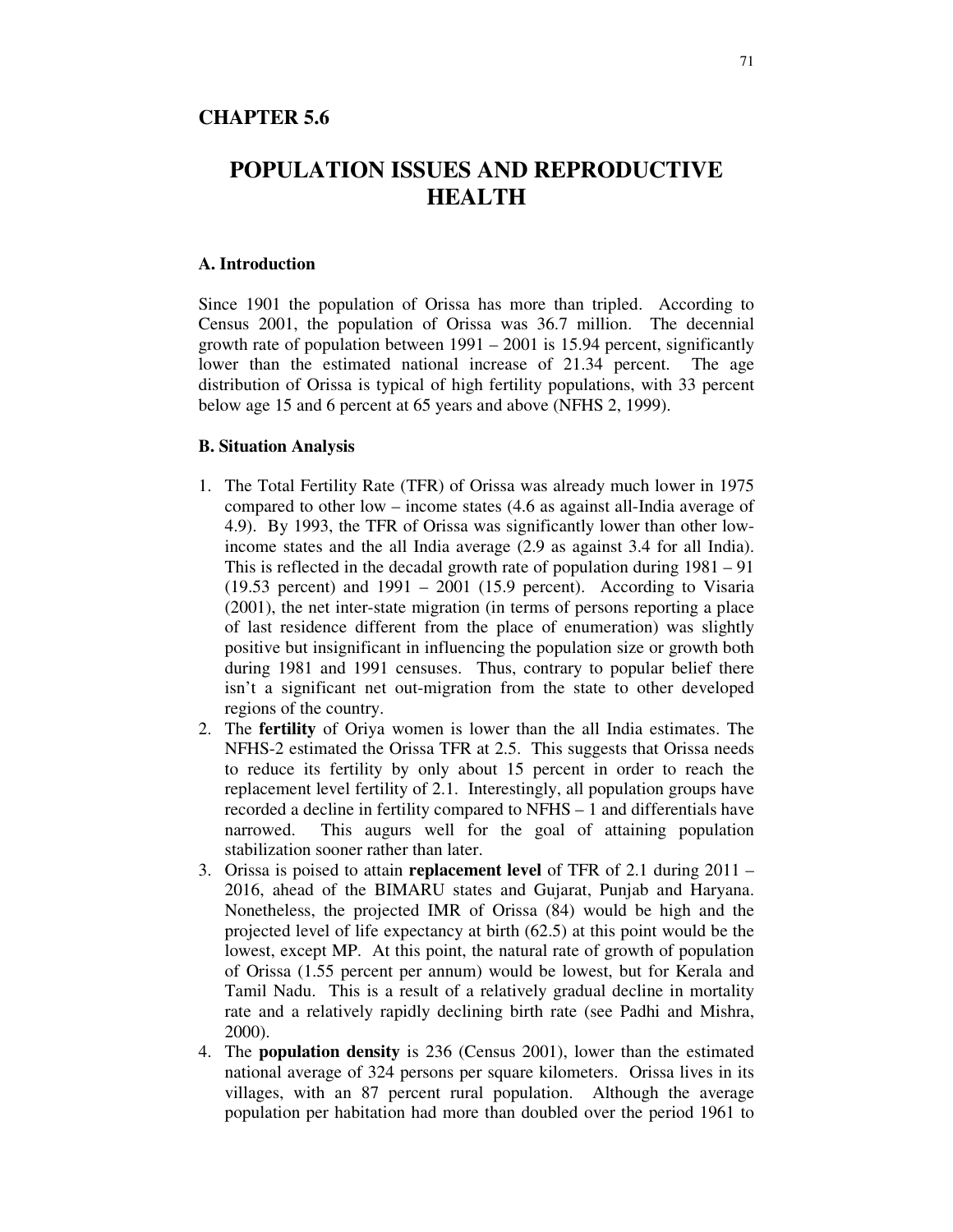# CHAPTER 5.6

# POPULATION ISSUES AND REPRODUCTIVE HEALTH

### A. Introduction

Since 1901 the population of Orissa has more than tripled. According to Census 2001, the population of Orissa was 36.7 million. The decennial growth rate of population between 1991 – 2001 is 15.94 percent, significantly lower than the estimated national increase of 21.34 percent. The age distribution of Orissa is typical of high fertility populations, with 33 percent below age 15 and 6 percent at 65 years and above (NFHS 2, 1999).

### B. Situation Analysis

1. The Total Fertility Rate (TFR) of Orissa was already much lower in 1975 compared to other low – income states (4.6 as against all-India average of 4.9). By 1993, the TFR of Orissa was significantly lower than other low-income states and the all India average (2.9 as against 3.4 for all India). This is reflected in the decadal growth rate of population during 1981 – 91 (19.53 percent) and 1991 – 2001 (15.9 percent). According to Visaria (2001), the net inter-state migration (in terms of persons reporting a place of last residence different from the place of enumeration) was slightly positive but insignificant in influencing the population size or growth both during 1981 and 1991 censuses. Thus, contrary to popular belief there isn't a significant net out-migration from the state to other developed regions of the country.
2. The **fertility** of Oriya women is lower than the all India estimates. The NFHS-2 estimated the Orissa TFR at 2.5. This suggests that Orissa needs to reduce its fertility by only about 15 percent in order to reach the replacement level fertility of 2.1. Interestingly, all population groups have recorded a decline in fertility compared to NFHS – 1 and differentials have narrowed. This augurs well for the goal of attaining population stabilization sooner rather than later.
3. Orissa is poised to attain **replacement level** of TFR of 2.1 during 2011 – 2016, ahead of the BIMARU states and Gujarat, Punjab and Haryana. Nonetheless, the projected IMR of Orissa (84) would be high and the projected level of life expectancy at birth (62.5) at this point would be the lowest, except MP. At this point, the natural rate of growth of population of Orissa (1.55 percent per annum) would be lowest, but for Kerala and Tamil Nadu. This is a result of a relatively gradual decline in mortality rate and a relatively rapidly declining birth rate (see Padhi and Mishra, 2000).
4. The **population density** is 236 (Census 2001), lower than the estimated national average of 324 persons per square kilometers. Orissa lives in its villages, with an 87 percent rural population. Although the average population per habitation had more than doubled over the period 1961 to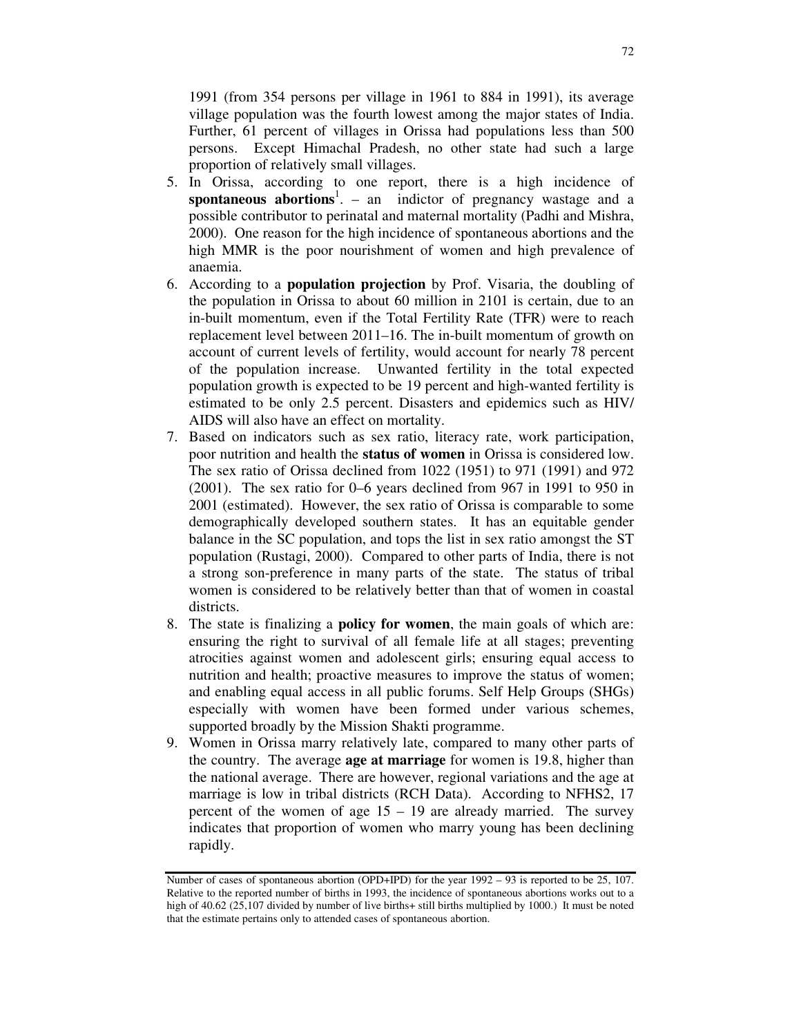1991 (from 354 persons per village in 1961 to 884 in 1991), its average village population was the fourth lowest among the major states of India. Further, 61 percent of villages in Orissa had populations less than 500 persons. Except Himachal Pradesh, no other state had such a large proportion of relatively small villages.

5. In Orissa, according to one report, there is a high incidence of **spontaneous abortions**[1]. – an indictor of pregnancy wastage and a possible contributor to perinatal and maternal mortality (Padhi and Mishra, 2000). One reason for the high incidence of spontaneous abortions and the high MMR is the poor nourishment of women and high prevalence of anaemia.
6. According to a **population projection** by Prof. Visaria, the doubling of the population in Orissa to about 60 million in 2101 is certain, due to an in-built momentum, even if the Total Fertility Rate (TFR) were to reach replacement level between 2011–16. The in-built momentum of growth on account of current levels of fertility, would account for nearly 78 percent of the population increase. Unwanted fertility in the total expected population growth is expected to be 19 percent and high-wanted fertility is estimated to be only 2.5 percent. Disasters and epidemics such as HIV/ AIDS will also have an effect on mortality.
7. Based on indicators such as sex ratio, literacy rate, work participation, poor nutrition and health the **status of women** in Orissa is considered low. The sex ratio of Orissa declined from 1022 (1951) to 971 (1991) and 972 (2001). The sex ratio for 0–6 years declined from 967 in 1991 to 950 in 2001 (estimated). However, the sex ratio of Orissa is comparable to some demographically developed southern states. It has an equitable gender balance in the SC population, and tops the list in sex ratio amongst the ST population (Rustagi, 2000). Compared to other parts of India, there is not a strong son-preference in many parts of the state. The status of tribal women is considered to be relatively better than that of women in coastal districts.
8. The state is finalizing a **policy for women**, the main goals of which are: ensuring the right to survival of all female life at all stages; preventing atrocities against women and adolescent girls; ensuring equal access to nutrition and health; proactive measures to improve the status of women; and enabling equal access in all public forums. Self Help Groups (SHGs) especially with women have been formed under various schemes, supported broadly by the Mission Shakti programme.
9. Women in Orissa marry relatively late, compared to many other parts of the country. The average **age at marriage** for women is 19.8, higher than the national average. There are however, regional variations and the age at marriage is low in tribal districts (RCH Data). According to NFHS2, 17 percent of the women of age 15 – 19 are already married. The survey indicates that proportion of women who marry young has been declining rapidly.

---

Number of cases of spontaneous abortion (OPD+IPD) for the year 1992 – 93 is reported to be 25, 107. Relative to the reported number of births in 1993, the incidence of spontaneous abortions works out to a high of 40.62 (25,107 divided by number of live births+ still births multiplied by 1000.) It must be noted that the estimate pertains only to attended cases of spontaneous abortion.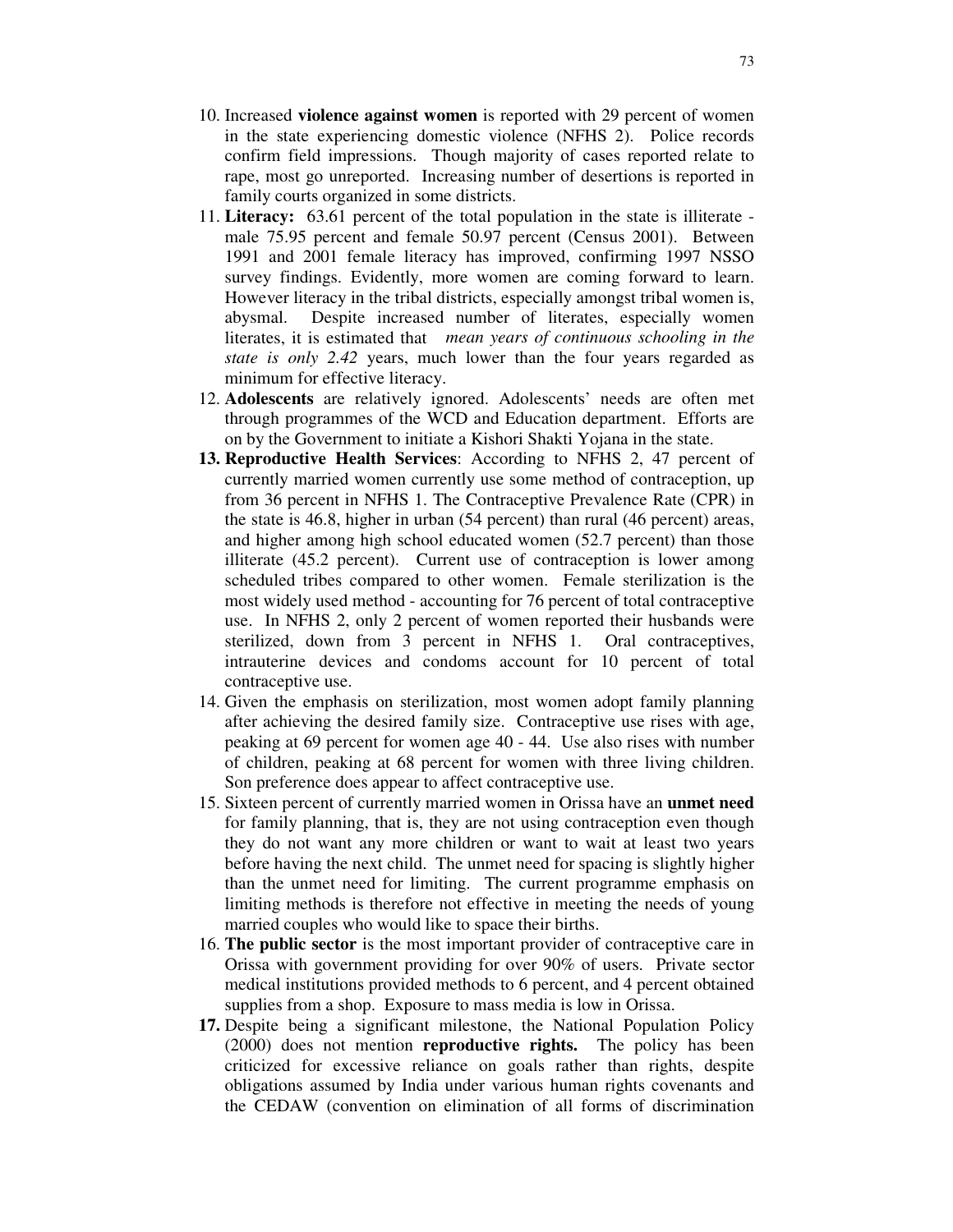10. Increased **violence against women** is reported with 29 percent of women in the state experiencing domestic violence (NFHS 2). Police records confirm field impressions. Though majority of cases reported relate to rape, most go unreported. Increasing number of desertions is reported in family courts organized in some districts.
11. **Literacy:** 63.61 percent of the total population in the state is illiterate - male 75.95 percent and female 50.97 percent (Census 2001). Between 1991 and 2001 female literacy has improved, confirming 1997 NSSO survey findings. Evidently, more women are coming forward to learn. However literacy in the tribal districts, especially amongst tribal women is, abysmal. Despite increased number of literates, especially women literates, it is estimated that *mean years of continuous schooling in the state is only 2.42* years, much lower than the four years regarded as minimum for effective literacy.
12. **Adolescents** are relatively ignored. Adolescents' needs are often met through programmes of the WCD and Education department. Efforts are on by the Government to initiate a Kishori Shakti Yojana in the state.
13. **Reproductive Health Services**: According to NFHS 2, 47 percent of currently married women currently use some method of contraception, up from 36 percent in NFHS 1. The Contraceptive Prevalence Rate (CPR) in the state is 46.8, higher in urban (54 percent) than rural (46 percent) areas, and higher among high school educated women (52.7 percent) than those illiterate (45.2 percent). Current use of contraception is lower among scheduled tribes compared to other women. Female sterilization is the most widely used method - accounting for 76 percent of total contraceptive use. In NFHS 2, only 2 percent of women reported their husbands were sterilized, down from 3 percent in NFHS 1. Oral contraceptives, intrauterine devices and condoms account for 10 percent of total contraceptive use.
14. Given the emphasis on sterilization, most women adopt family planning after achieving the desired family size. Contraceptive use rises with age, peaking at 69 percent for women age 40 - 44. Use also rises with number of children, peaking at 68 percent for women with three living children. Son preference does appear to affect contraceptive use.
15. Sixteen percent of currently married women in Orissa have an **unmet need** for family planning, that is, they are not using contraception even though they do not want any more children or want to wait at least two years before having the next child. The unmet need for spacing is slightly higher than the unmet need for limiting. The current programme emphasis on limiting methods is therefore not effective in meeting the needs of young married couples who would like to space their births.
16. **The public sector** is the most important provider of contraceptive care in Orissa with government providing for over 90% of users. Private sector medical institutions provided methods to 6 percent, and 4 percent obtained supplies from a shop. Exposure to mass media is low in Orissa.
17. Despite being a significant milestone, the National Population Policy (2000) does not mention **reproductive rights.** The policy has been criticized for excessive reliance on goals rather than rights, despite obligations assumed by India under various human rights covenants and the CEDAW (convention on elimination of all forms of discrimination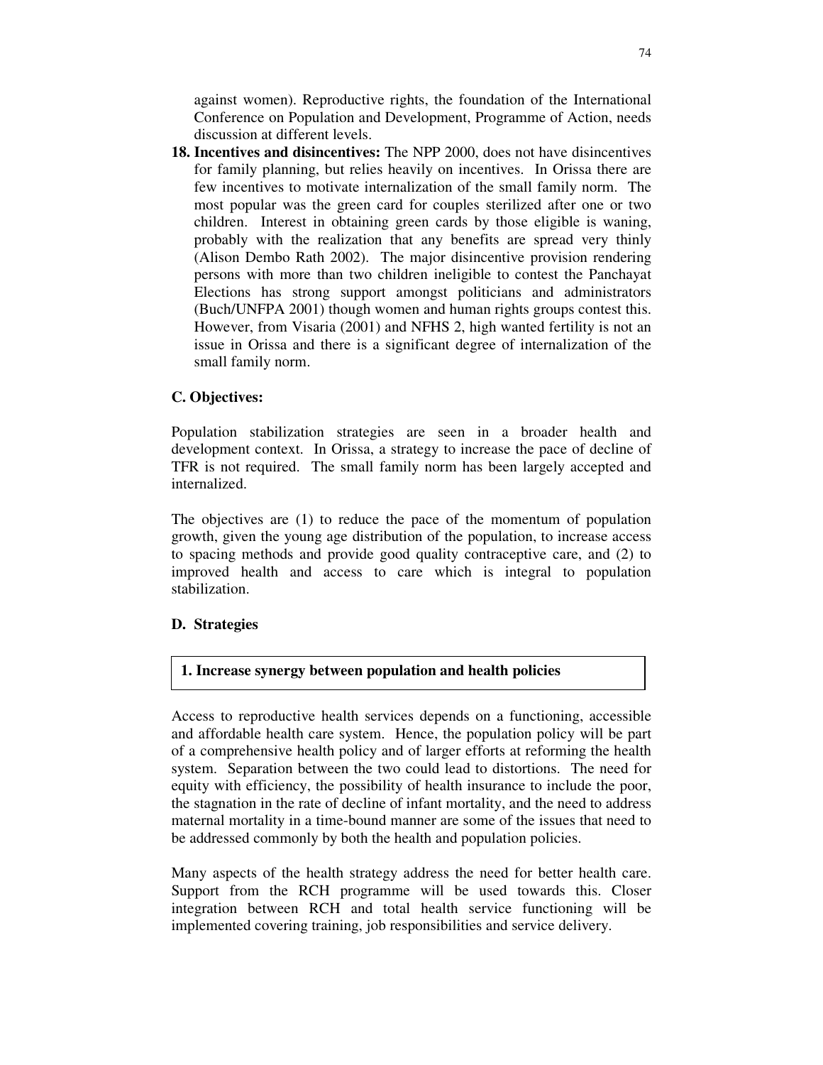against women). Reproductive rights, the foundation of the International Conference on Population and Development, Programme of Action, needs discussion at different levels.

18. **Incentives and disincentives:** The NPP 2000, does not have disincentives for family planning, but relies heavily on incentives. In Orissa there are few incentives to motivate internalization of the small family norm. The most popular was the green card for couples sterilized after one or two children. Interest in obtaining green cards by those eligible is waning, probably with the realization that any benefits are spread very thinly (Alison Dembo Rath 2002). The major disincentive provision rendering persons with more than two children ineligible to contest the Panchayat Elections has strong support amongst politicians and administrators (Buch/UNFPA 2001) though women and human rights groups contest this. However, from Visaria (2001) and NFHS 2, high wanted fertility is not an issue in Orissa and there is a significant degree of internalization of the small family norm.

### C. Objectives:

Population stabilization strategies are seen in a broader health and development context. In Orissa, a strategy to increase the pace of decline of TFR is not required. The small family norm has been largely accepted and internalized.

The objectives are (1) to reduce the pace of the momentum of population growth, given the young age distribution of the population, to increase access to spacing methods and provide good quality contraceptive care, and (2) to improved health and access to care which is integral to population stabilization.

### D. Strategies

#### 1. Increase synergy between population and health policies

Access to reproductive health services depends on a functioning, accessible and affordable health care system. Hence, the population policy will be part of a comprehensive health policy and of larger efforts at reforming the health system. Separation between the two could lead to distortions. The need for equity with efficiency, the possibility of health insurance to include the poor, the stagnation in the rate of decline of infant mortality, and the need to address maternal mortality in a time-bound manner are some of the issues that need to be addressed commonly by both the health and population policies.

Many aspects of the health strategy address the need for better health care. Support from the RCH programme will be used towards this. Closer integration between RCH and total health service functioning will be implemented covering training, job responsibilities and service delivery.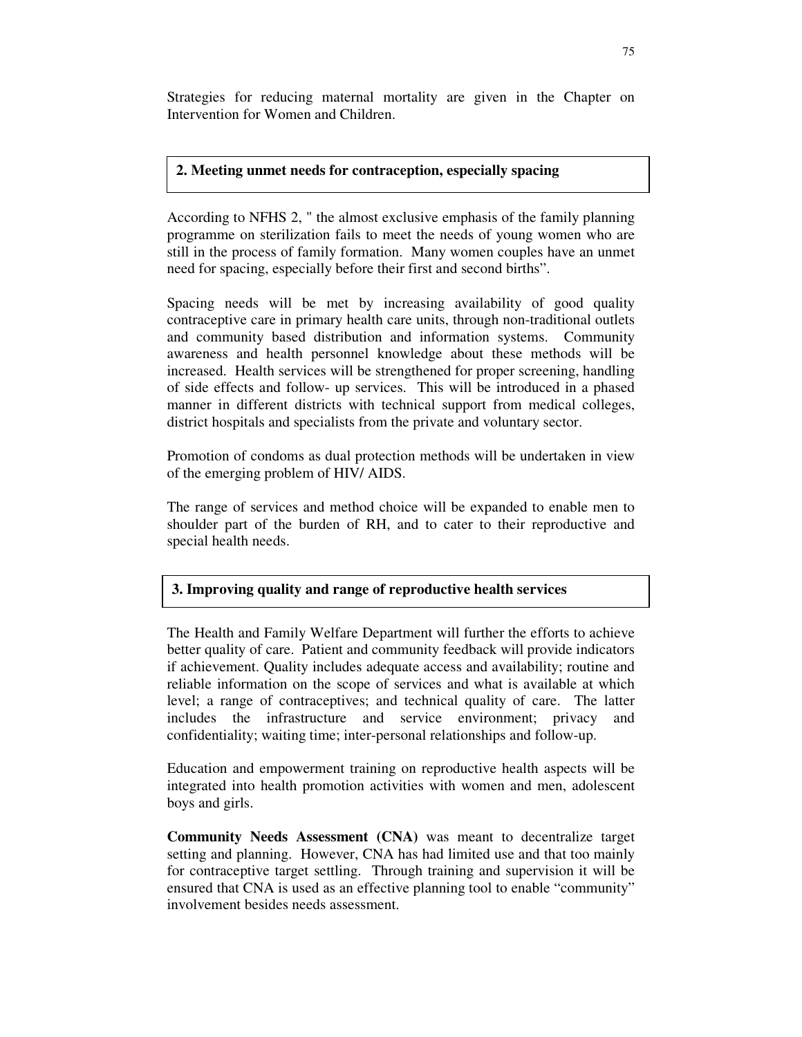Strategies for reducing maternal mortality are given in the Chapter on Intervention for Women and Children.

## 2. Meeting unmet needs for contraception, especially spacing

According to NFHS 2, " the almost exclusive emphasis of the family planning programme on sterilization fails to meet the needs of young women who are still in the process of family formation. Many women couples have an unmet need for spacing, especially before their first and second births".

Spacing needs will be met by increasing availability of good quality contraceptive care in primary health care units, through non-traditional outlets and community based distribution and information systems. Community awareness and health personnel knowledge about these methods will be increased. Health services will be strengthened for proper screening, handling of side effects and follow- up services. This will be introduced in a phased manner in different districts with technical support from medical colleges, district hospitals and specialists from the private and voluntary sector.

Promotion of condoms as dual protection methods will be undertaken in view of the emerging problem of HIV/ AIDS.

The range of services and method choice will be expanded to enable men to shoulder part of the burden of RH, and to cater to their reproductive and special health needs.

## 3. Improving quality and range of reproductive health services

The Health and Family Welfare Department will further the efforts to achieve better quality of care. Patient and community feedback will provide indicators if achievement. Quality includes adequate access and availability; routine and reliable information on the scope of services and what is available at which level; a range of contraceptives; and technical quality of care. The latter includes the infrastructure and service environment; privacy and confidentiality; waiting time; inter-personal relationships and follow-up.

Education and empowerment training on reproductive health aspects will be integrated into health promotion activities with women and men, adolescent boys and girls.

**Community Needs Assessment (CNA)** was meant to decentralize target setting and planning. However, CNA has had limited use and that too mainly for contraceptive target settling. Through training and supervision it will be ensured that CNA is used as an effective planning tool to enable "community" involvement besides needs assessment.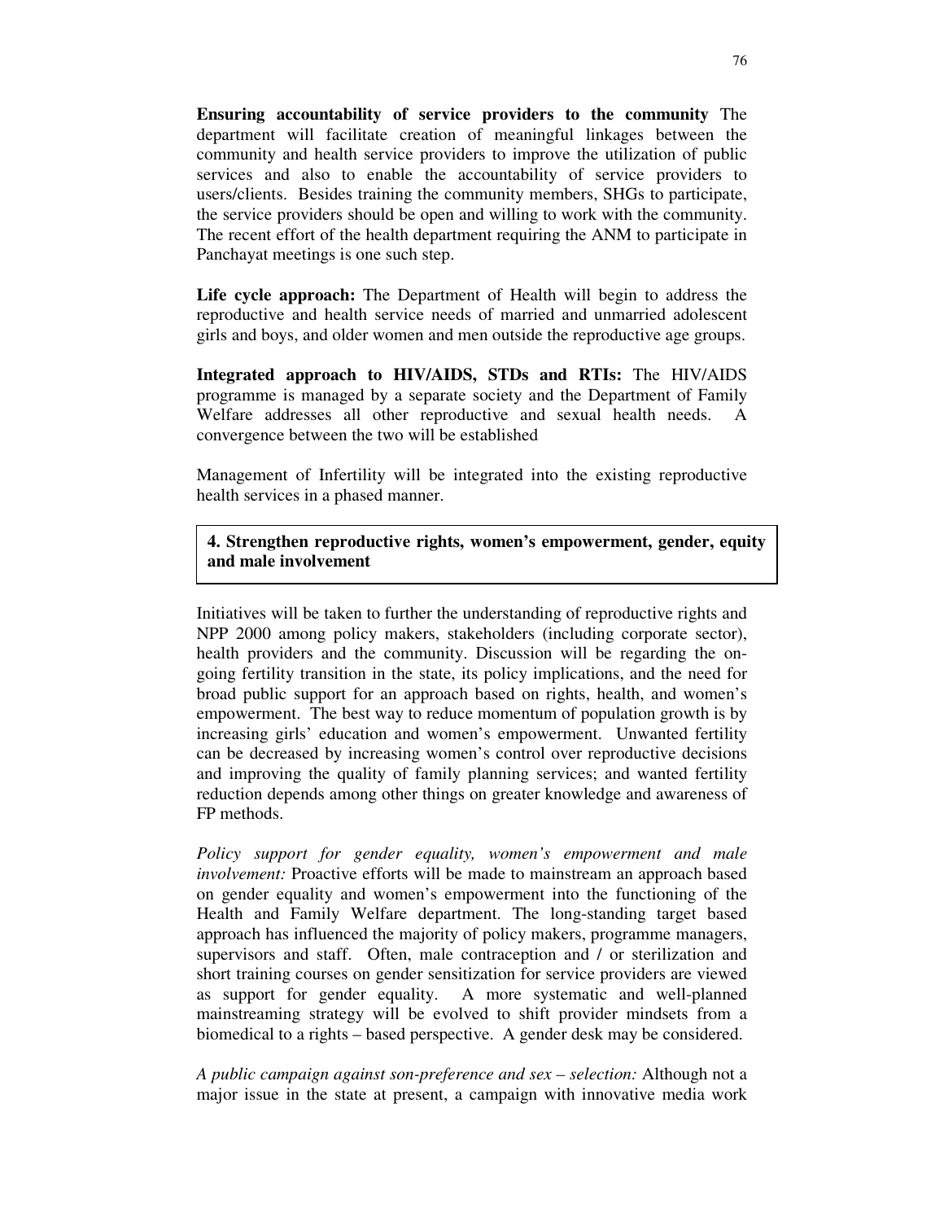**Ensuring accountability of service providers to the community** The department will facilitate creation of meaningful linkages between the community and health service providers to improve the utilization of public services and also to enable the accountability of service providers to users/clients. Besides training the community members, SHGs to participate, the service providers should be open and willing to work with the community. The recent effort of the health department requiring the ANM to participate in Panchayat meetings is one such step.

**Life cycle approach:** The Department of Health will begin to address the reproductive and health service needs of married and unmarried adolescent girls and boys, and older women and men outside the reproductive age groups.

**Integrated approach to HIV/AIDS, STDs and RTIs:** The HIV/AIDS programme is managed by a separate society and the Department of Family Welfare addresses all other reproductive and sexual health needs. A convergence between the two will be established

Management of Infertility will be integrated into the existing reproductive health services in a phased manner.

**4. Strengthen reproductive rights, women's empowerment, gender, equity and male involvement**

Initiatives will be taken to further the understanding of reproductive rights and NPP 2000 among policy makers, stakeholders (including corporate sector), health providers and the community. Discussion will be regarding the on-going fertility transition in the state, its policy implications, and the need for broad public support for an approach based on rights, health, and women's empowerment. The best way to reduce momentum of population growth is by increasing girls' education and women's empowerment. Unwanted fertility can be decreased by increasing women's control over reproductive decisions and improving the quality of family planning services; and wanted fertility reduction depends among other things on greater knowledge and awareness of FP methods.

*Policy support for gender equality, women's empowerment and male involvement:* Proactive efforts will be made to mainstream an approach based on gender equality and women's empowerment into the functioning of the Health and Family Welfare department. The long-standing target based approach has influenced the majority of policy makers, programme managers, supervisors and staff. Often, male contraception and / or sterilization and short training courses on gender sensitization for service providers are viewed as support for gender equality. A more systematic and well-planned mainstreaming strategy will be evolved to shift provider mindsets from a biomedical to a rights – based perspective. A gender desk may be considered.

*A public campaign against son-preference and sex – selection:* Although not a major issue in the state at present, a campaign with innovative media work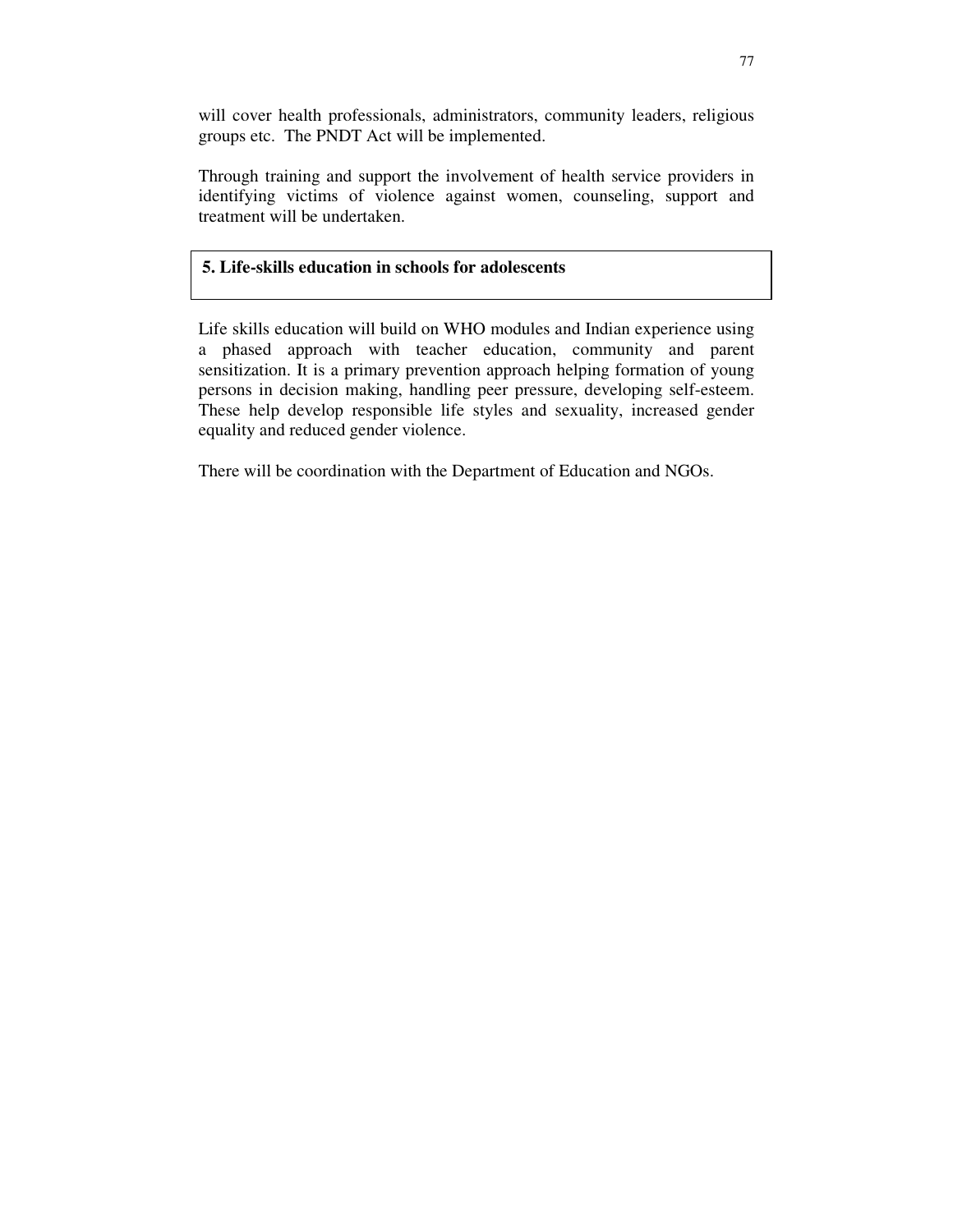will cover health professionals, administrators, community leaders, religious groups etc. The PNDT Act will be implemented.

Through training and support the involvement of health service providers in identifying victims of violence against women, counseling, support and treatment will be undertaken.

### 5. Life-skills education in schools for adolescents

Life skills education will build on WHO modules and Indian experience using a phased approach with teacher education, community and parent sensitization. It is a primary prevention approach helping formation of young persons in decision making, handling peer pressure, developing self-esteem. These help develop responsible life styles and sexuality, increased gender equality and reduced gender violence.

There will be coordination with the Department of Education and NGOs.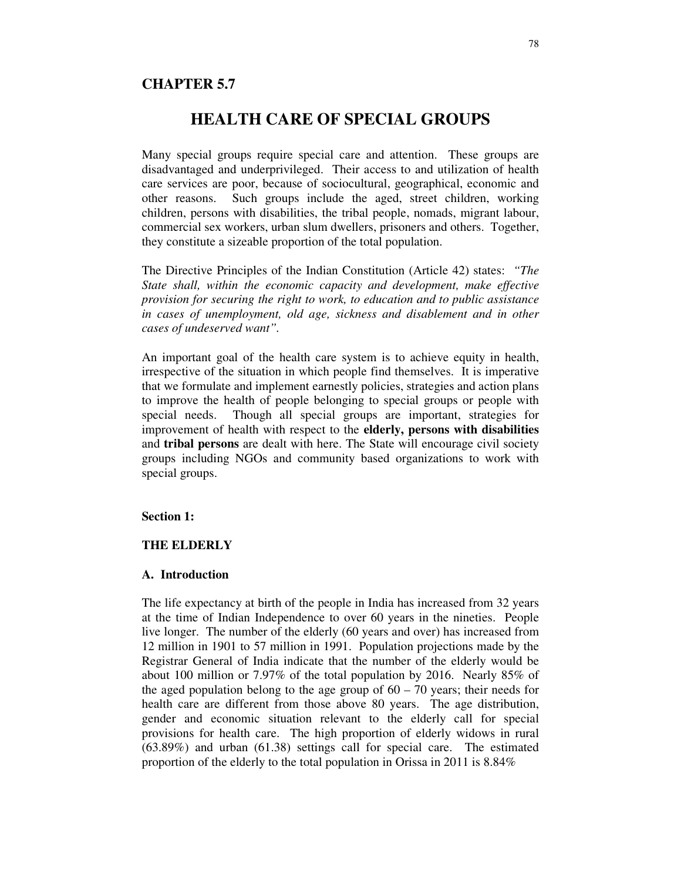## CHAPTER 5.7

# HEALTH CARE OF SPECIAL GROUPS

Many special groups require special care and attention. These groups are disadvantaged and underprivileged. Their access to and utilization of health care services are poor, because of sociocultural, geographical, economic and other reasons. Such groups include the aged, street children, working children, persons with disabilities, the tribal people, nomads, migrant labour, commercial sex workers, urban slum dwellers, prisoners and others. Together, they constitute a sizeable proportion of the total population.

The Directive Principles of the Indian Constitution (Article 42) states: *"The State shall, within the economic capacity and development, make effective provision for securing the right to work, to education and to public assistance in cases of unemployment, old age, sickness and disablement and in other cases of undeserved want"*.

An important goal of the health care system is to achieve equity in health, irrespective of the situation in which people find themselves. It is imperative that we formulate and implement earnestly policies, strategies and action plans to improve the health of people belonging to special groups or people with special needs. Though all special groups are important, strategies for improvement of health with respect to the **elderly, persons with disabilities** and **tribal persons** are dealt with here. The State will encourage civil society groups including NGOs and community based organizations to work with special groups.

**Section 1:**

### THE ELDERLY

#### A. Introduction

The life expectancy at birth of the people in India has increased from 32 years at the time of Indian Independence to over 60 years in the nineties. People live longer. The number of the elderly (60 years and over) has increased from 12 million in 1901 to 57 million in 1991. Population projections made by the Registrar General of India indicate that the number of the elderly would be about 100 million or 7.97% of the total population by 2016. Nearly 85% of the aged population belong to the age group of 60 – 70 years; their needs for health care are different from those above 80 years. The age distribution, gender and economic situation relevant to the elderly call for special provisions for health care. The high proportion of elderly widows in rural (63.89%) and urban (61.38) settings call for special care. The estimated proportion of the elderly to the total population in Orissa in 2011 is 8.84%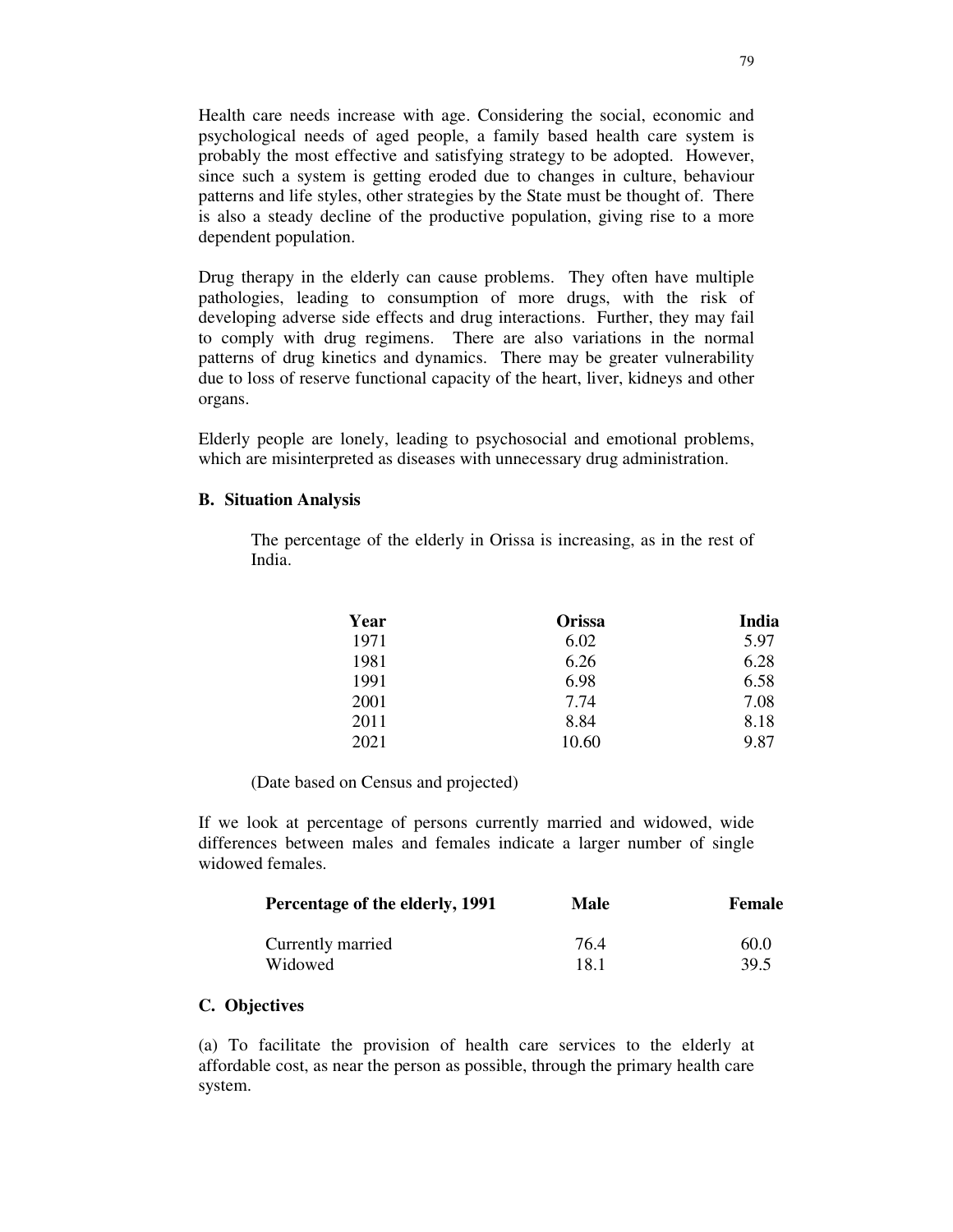Health care needs increase with age. Considering the social, economic and psychological needs of aged people, a family based health care system is probably the most effective and satisfying strategy to be adopted. However, since such a system is getting eroded due to changes in culture, behaviour patterns and life styles, other strategies by the State must be thought of. There is also a steady decline of the productive population, giving rise to a more dependent population.

Drug therapy in the elderly can cause problems. They often have multiple pathologies, leading to consumption of more drugs, with the risk of developing adverse side effects and drug interactions. Further, they may fail to comply with drug regimens. There are also variations in the normal patterns of drug kinetics and dynamics. There may be greater vulnerability due to loss of reserve functional capacity of the heart, liver, kidneys and other organs.

Elderly people are lonely, leading to psychosocial and emotional problems, which are misinterpreted as diseases with unnecessary drug administration.

### B. Situation Analysis

The percentage of the elderly in Orissa is increasing, as in the rest of India.

| Year | Orissa | India |
|---|---|---|
| 1971 | 6.02 | 5.97 |
| 1981 | 6.26 | 6.28 |
| 1991 | 6.98 | 6.58 |
| 2001 | 7.74 | 7.08 |
| 2011 | 8.84 | 8.18 |
| 2021 | 10.60 | 9.87 |

(Date based on Census and projected)

If we look at percentage of persons currently married and widowed, wide differences between males and females indicate a larger number of single widowed females.

| Percentage of the elderly, 1991 | Male | Female |
|---|---|---|
| Currently married | 76.4 | 60.0 |
| Widowed | 18.1 | 39.5 |

### C. Objectives

(a) To facilitate the provision of health care services to the elderly at affordable cost, as near the person as possible, through the primary health care system.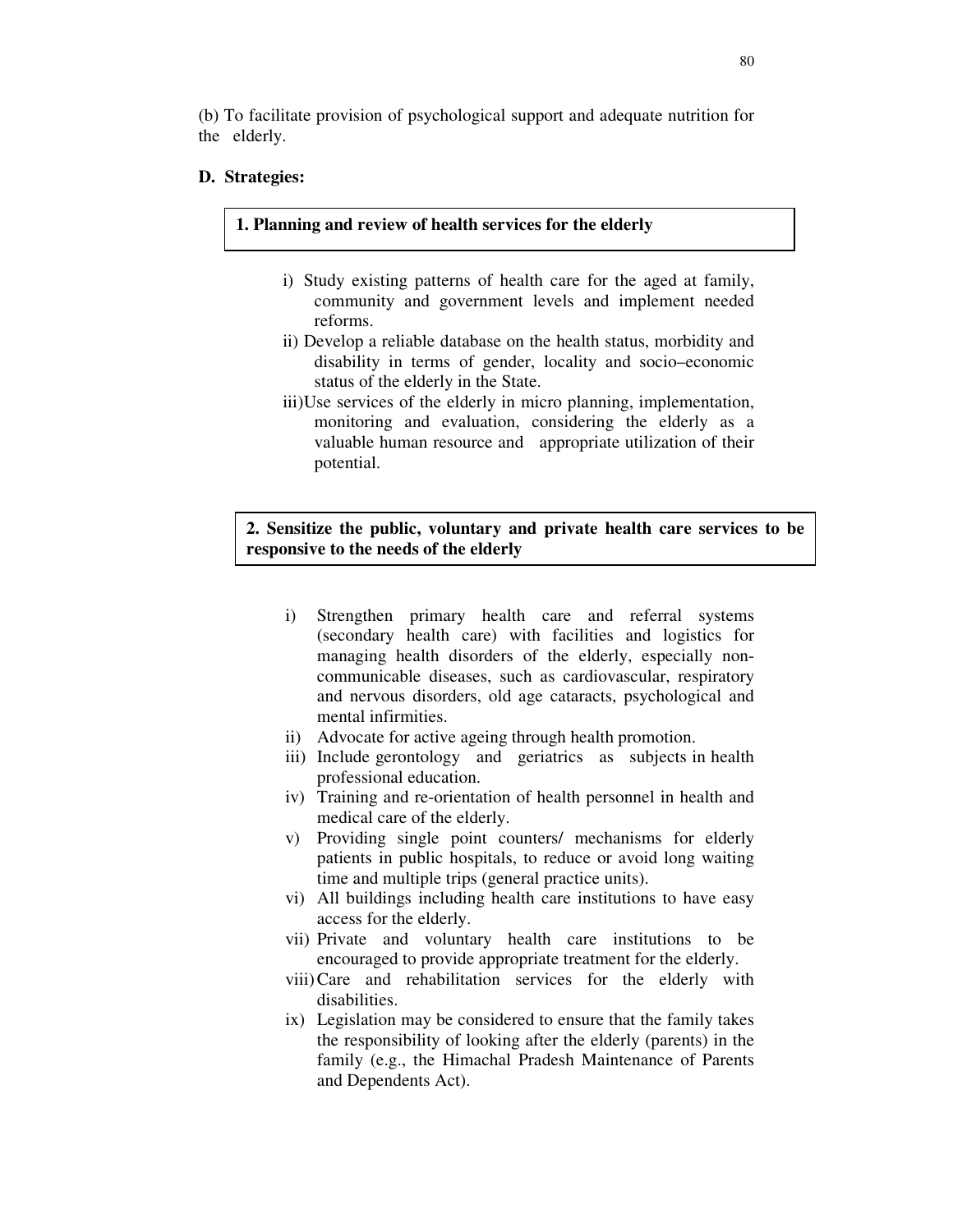(b) To facilitate provision of psychological support and adequate nutrition for the elderly.

**D. Strategies:**

**1. Planning and review of health services for the elderly**

i) Study existing patterns of health care for the aged at family, community and government levels and implement needed reforms.

ii) Develop a reliable database on the health status, morbidity and disability in terms of gender, locality and socio–economic status of the elderly in the State.

iii) Use services of the elderly in micro planning, implementation, monitoring and evaluation, considering the elderly as a valuable human resource and appropriate utilization of their potential.

**2. Sensitize the public, voluntary and private health care services to be responsive to the needs of the elderly**

i) Strengthen primary health care and referral systems (secondary health care) with facilities and logistics for managing health disorders of the elderly, especially non-communicable diseases, such as cardiovascular, respiratory and nervous disorders, old age cataracts, psychological and mental infirmities.

ii) Advocate for active ageing through health promotion.

iii) Include gerontology and geriatrics as subjects in health professional education.

iv) Training and re-orientation of health personnel in health and medical care of the elderly.

v) Providing single point counters/ mechanisms for elderly patients in public hospitals, to reduce or avoid long waiting time and multiple trips (general practice units).

vi) All buildings including health care institutions to have easy access for the elderly.

vii) Private and voluntary health care institutions to be encouraged to provide appropriate treatment for the elderly.

viii) Care and rehabilitation services for the elderly with disabilities.

ix) Legislation may be considered to ensure that the family takes the responsibility of looking after the elderly (parents) in the family (e.g., the Himachal Pradesh Maintenance of Parents and Dependents Act).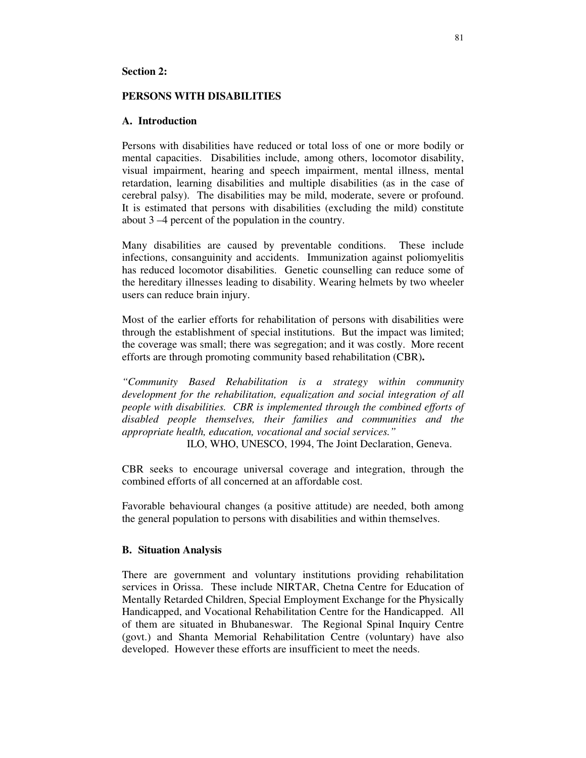**Section 2:**

## PERSONS WITH DISABILITIES

### A. Introduction

Persons with disabilities have reduced or total loss of one or more bodily or mental capacities. Disabilities include, among others, locomotor disability, visual impairment, hearing and speech impairment, mental illness, mental retardation, learning disabilities and multiple disabilities (as in the case of cerebral palsy). The disabilities may be mild, moderate, severe or profound. It is estimated that persons with disabilities (excluding the mild) constitute about 3 –4 percent of the population in the country.

Many disabilities are caused by preventable conditions. These include infections, consanguinity and accidents. Immunization against poliomyelitis has reduced locomotor disabilities. Genetic counselling can reduce some of the hereditary illnesses leading to disability. Wearing helmets by two wheeler users can reduce brain injury.

Most of the earlier efforts for rehabilitation of persons with disabilities were through the establishment of special institutions. But the impact was limited; the coverage was small; there was segregation; and it was costly. More recent efforts are through promoting community based rehabilitation (CBR)**.**

*"Community Based Rehabilitation is a strategy within community development for the rehabilitation, equalization and social integration of all people with disabilities. CBR is implemented through the combined efforts of disabled people themselves, their families and communities and the appropriate health, education, vocational and social services."*

ILO, WHO, UNESCO, 1994, The Joint Declaration, Geneva.

CBR seeks to encourage universal coverage and integration, through the combined efforts of all concerned at an affordable cost.

Favorable behavioural changes (a positive attitude) are needed, both among the general population to persons with disabilities and within themselves.

### B. Situation Analysis

There are government and voluntary institutions providing rehabilitation services in Orissa. These include NIRTAR, Chetna Centre for Education of Mentally Retarded Children, Special Employment Exchange for the Physically Handicapped, and Vocational Rehabilitation Centre for the Handicapped. All of them are situated in Bhubaneswar. The Regional Spinal Inquiry Centre (govt.) and Shanta Memorial Rehabilitation Centre (voluntary) have also developed. However these efforts are insufficient to meet the needs.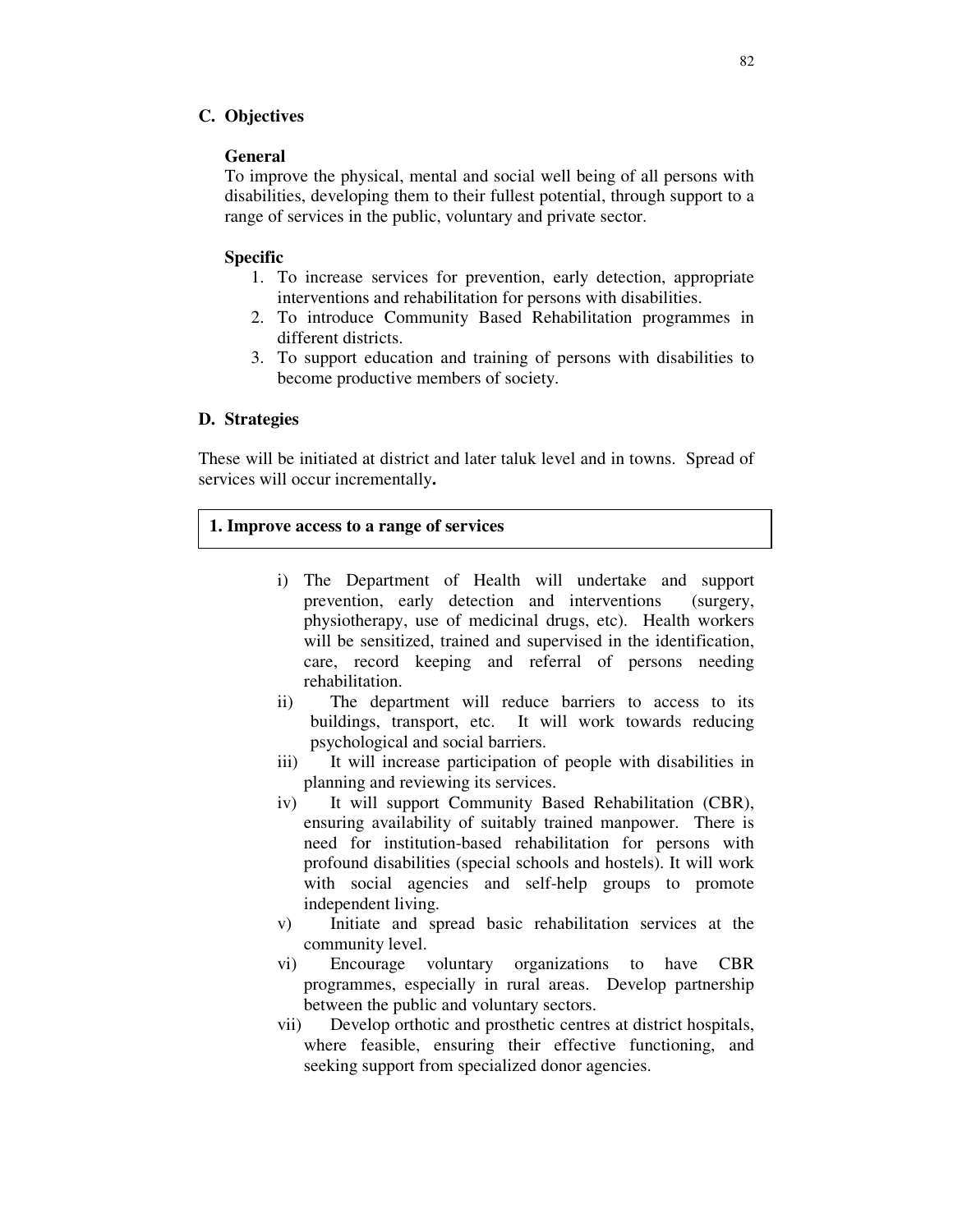## C. Objectives

### General

To improve the physical, mental and social well being of all persons with disabilities, developing them to their fullest potential, through support to a range of services in the public, voluntary and private sector.

### Specific

1. To increase services for prevention, early detection, appropriate interventions and rehabilitation for persons with disabilities.
2. To introduce Community Based Rehabilitation programmes in different districts.
3. To support education and training of persons with disabilities to become productive members of society.

## D. Strategies

These will be initiated at district and later taluk level and in towns. Spread of services will occur incrementally**.**

**1. Improve access to a range of services**

i) The Department of Health will undertake and support prevention, early detection and interventions (surgery, physiotherapy, use of medicinal drugs, etc). Health workers will be sensitized, trained and supervised in the identification, care, record keeping and referral of persons needing rehabilitation.

ii) The department will reduce barriers to access to its buildings, transport, etc. It will work towards reducing psychological and social barriers.

iii) It will increase participation of people with disabilities in planning and reviewing its services.

iv) It will support Community Based Rehabilitation (CBR), ensuring availability of suitably trained manpower. There is need for institution-based rehabilitation for persons with profound disabilities (special schools and hostels). It will work with social agencies and self-help groups to promote independent living.

v) Initiate and spread basic rehabilitation services at the community level.

vi) Encourage voluntary organizations to have CBR programmes, especially in rural areas. Develop partnership between the public and voluntary sectors.

vii) Develop orthotic and prosthetic centres at district hospitals, where feasible, ensuring their effective functioning, and seeking support from specialized donor agencies.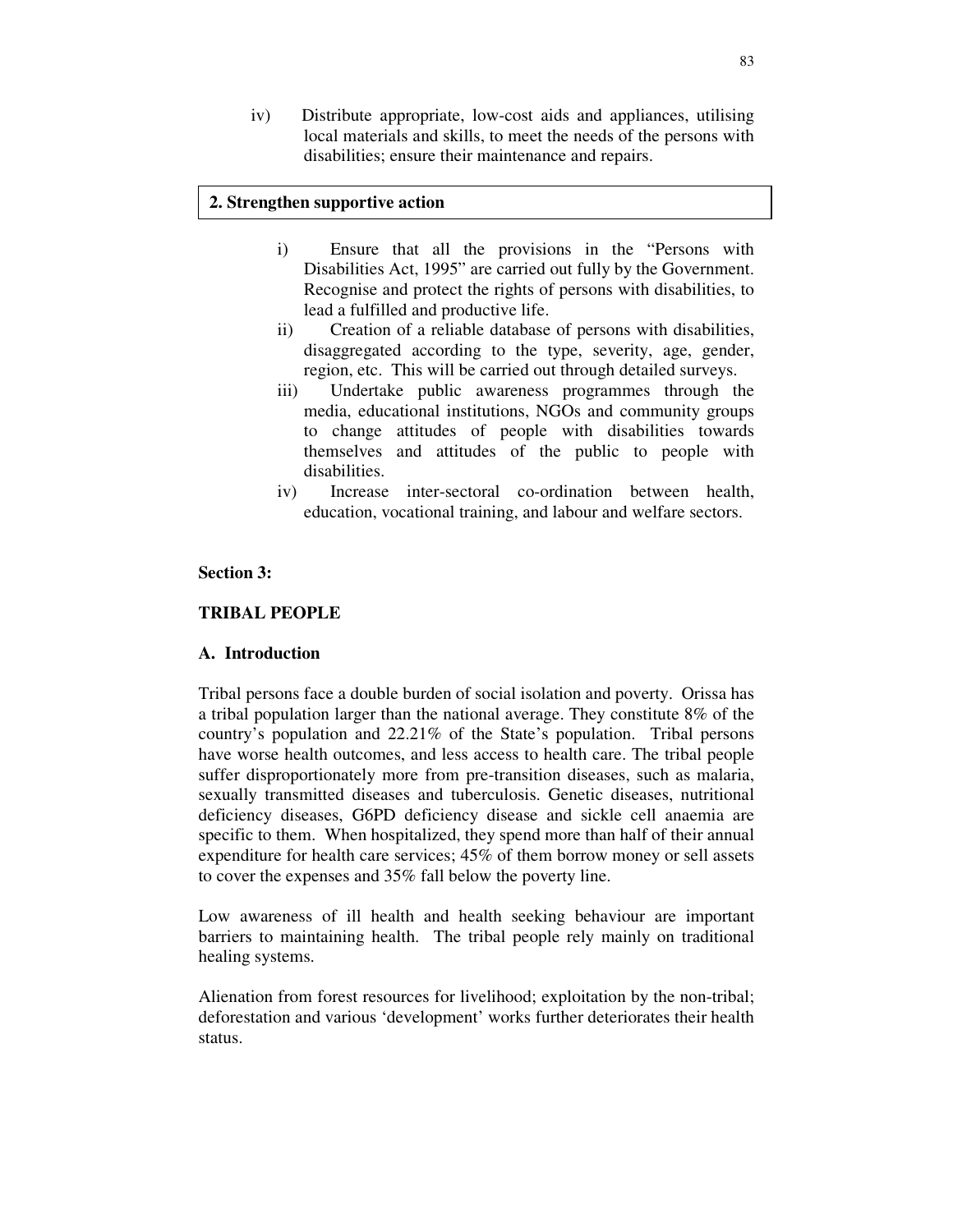iv) Distribute appropriate, low-cost aids and appliances, utilising local materials and skills, to meet the needs of the persons with disabilities; ensure their maintenance and repairs.

**2. Strengthen supportive action**

i) Ensure that all the provisions in the "Persons with Disabilities Act, 1995" are carried out fully by the Government. Recognise and protect the rights of persons with disabilities, to lead a fulfilled and productive life.

ii) Creation of a reliable database of persons with disabilities, disaggregated according to the type, severity, age, gender, region, etc. This will be carried out through detailed surveys.

iii) Undertake public awareness programmes through the media, educational institutions, NGOs and community groups to change attitudes of people with disabilities towards themselves and attitudes of the public to people with disabilities.

iv) Increase inter-sectoral co-ordination between health, education, vocational training, and labour and welfare sectors.

## Section 3:

## TRIBAL PEOPLE

### A. Introduction

Tribal persons face a double burden of social isolation and poverty. Orissa has a tribal population larger than the national average. They constitute 8% of the country's population and 22.21% of the State's population. Tribal persons have worse health outcomes, and less access to health care. The tribal people suffer disproportionately more from pre-transition diseases, such as malaria, sexually transmitted diseases and tuberculosis. Genetic diseases, nutritional deficiency diseases, G6PD deficiency disease and sickle cell anaemia are specific to them. When hospitalized, they spend more than half of their annual expenditure for health care services; 45% of them borrow money or sell assets to cover the expenses and 35% fall below the poverty line.

Low awareness of ill health and health seeking behaviour are important barriers to maintaining health. The tribal people rely mainly on traditional healing systems.

Alienation from forest resources for livelihood; exploitation by the non-tribal; deforestation and various 'development' works further deteriorates their health status.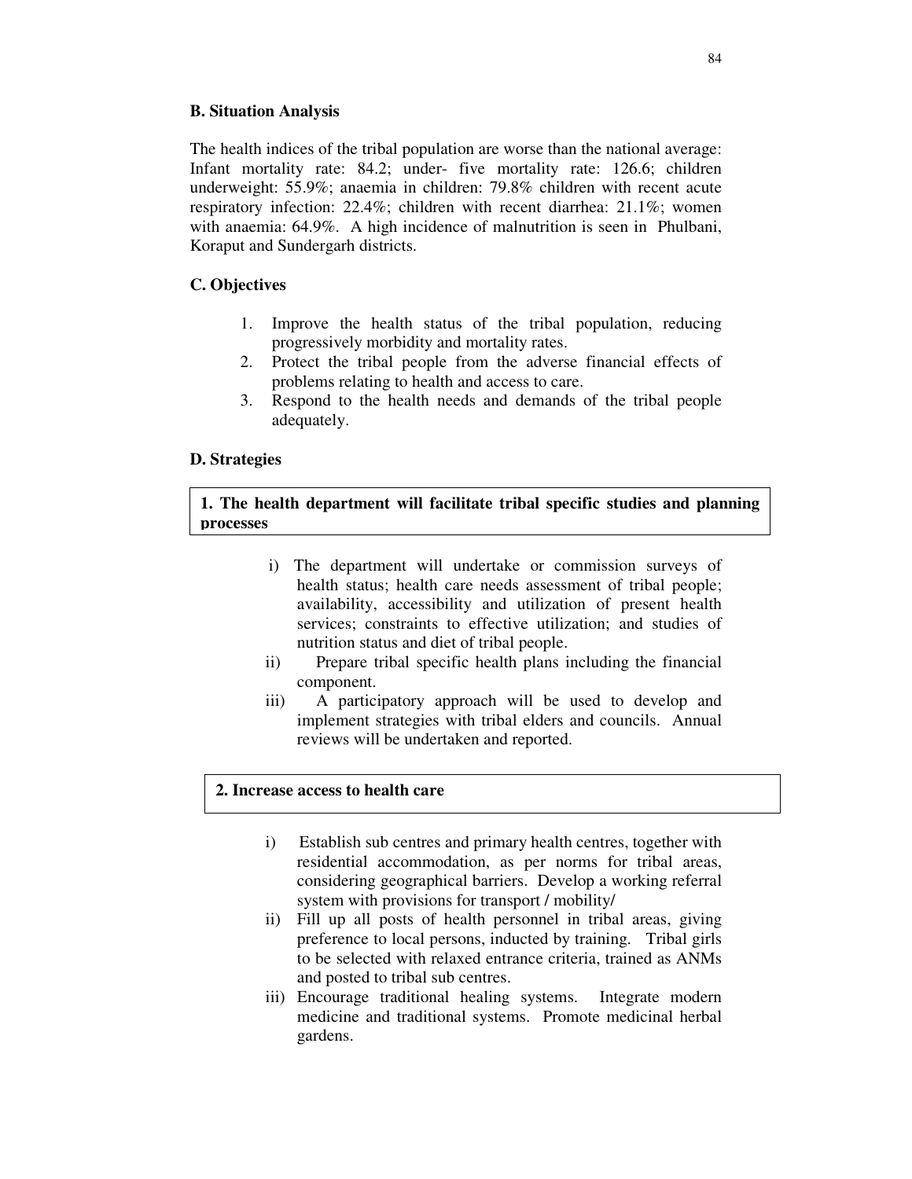### B. Situation Analysis

The health indices of the tribal population are worse than the national average: Infant mortality rate: 84.2; under- five mortality rate: 126.6; children underweight: 55.9%; anaemia in children: 79.8% children with recent acute respiratory infection: 22.4%; children with recent diarrhea: 21.1%; women with anaemia: 64.9%. A high incidence of malnutrition is seen in Phulbani, Koraput and Sundergarh districts.

### C. Objectives

1. Improve the health status of the tribal population, reducing progressively morbidity and mortality rates.
2. Protect the tribal people from the adverse financial effects of problems relating to health and access to care.
3. Respond to the health needs and demands of the tribal people adequately.

### D. Strategies

**1. The health department will facilitate tribal specific studies and planning processes**

- i) The department will undertake or commission surveys of health status; health care needs assessment of tribal people; availability, accessibility and utilization of present health services; constraints to effective utilization; and studies of nutrition status and diet of tribal people.
- ii) Prepare tribal specific health plans including the financial component.
- iii) A participatory approach will be used to develop and implement strategies with tribal elders and councils. Annual reviews will be undertaken and reported.

**2. Increase access to health care**

- i) Establish sub centres and primary health centres, together with residential accommodation, as per norms for tribal areas, considering geographical barriers. Develop a working referral system with provisions for transport / mobility/
- ii) Fill up all posts of health personnel in tribal areas, giving preference to local persons, inducted by training. Tribal girls to be selected with relaxed entrance criteria, trained as ANMs and posted to tribal sub centres.
- iii) Encourage traditional healing systems. Integrate modern medicine and traditional systems. Promote medicinal herbal gardens.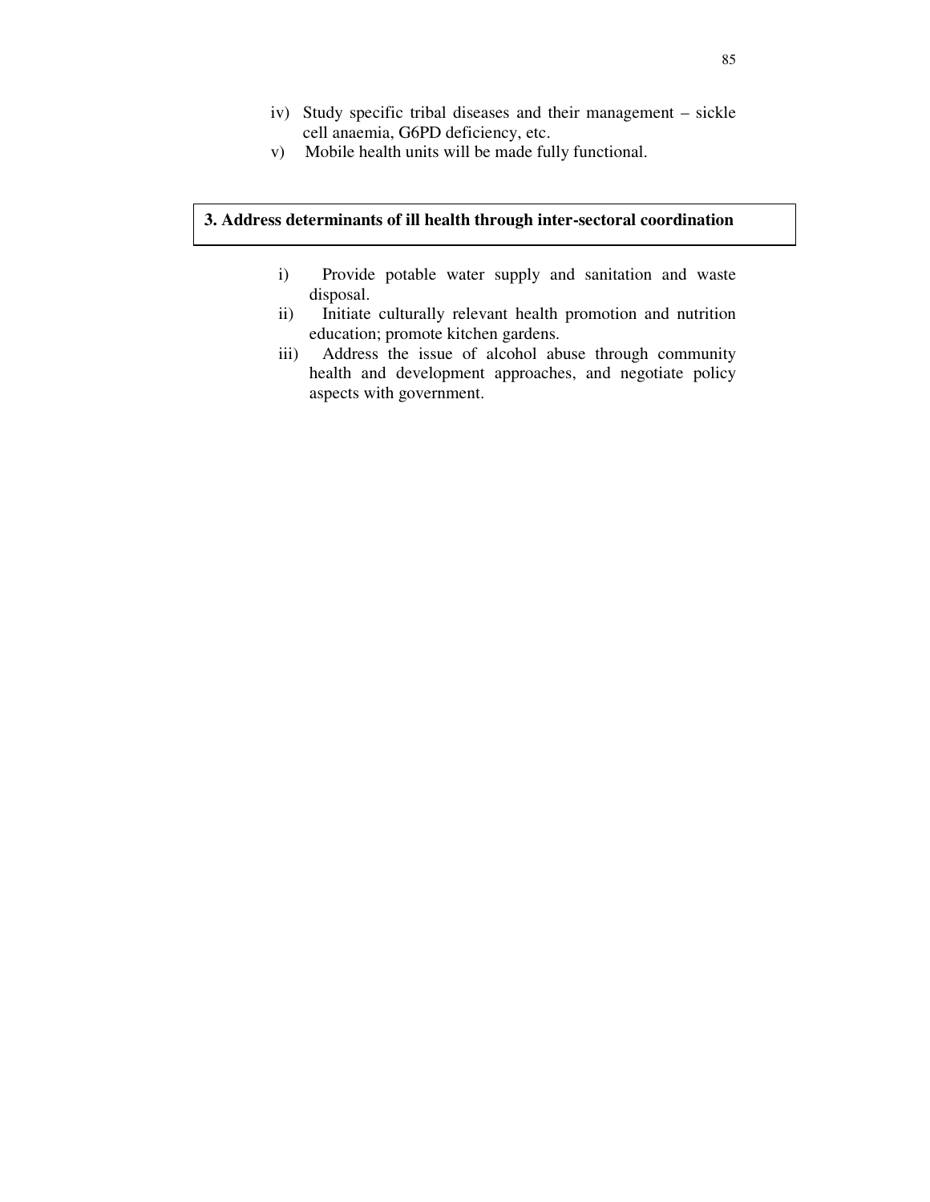iv) Study specific tribal diseases and their management – sickle cell anaemia, G6PD deficiency, etc.

v) Mobile health units will be made fully functional.

**3. Address determinants of ill health through inter-sectoral coordination**

i) Provide potable water supply and sanitation and waste disposal.

ii) Initiate culturally relevant health promotion and nutrition education; promote kitchen gardens.

iii) Address the issue of alcohol abuse through community health and development approaches, and negotiate policy aspects with government.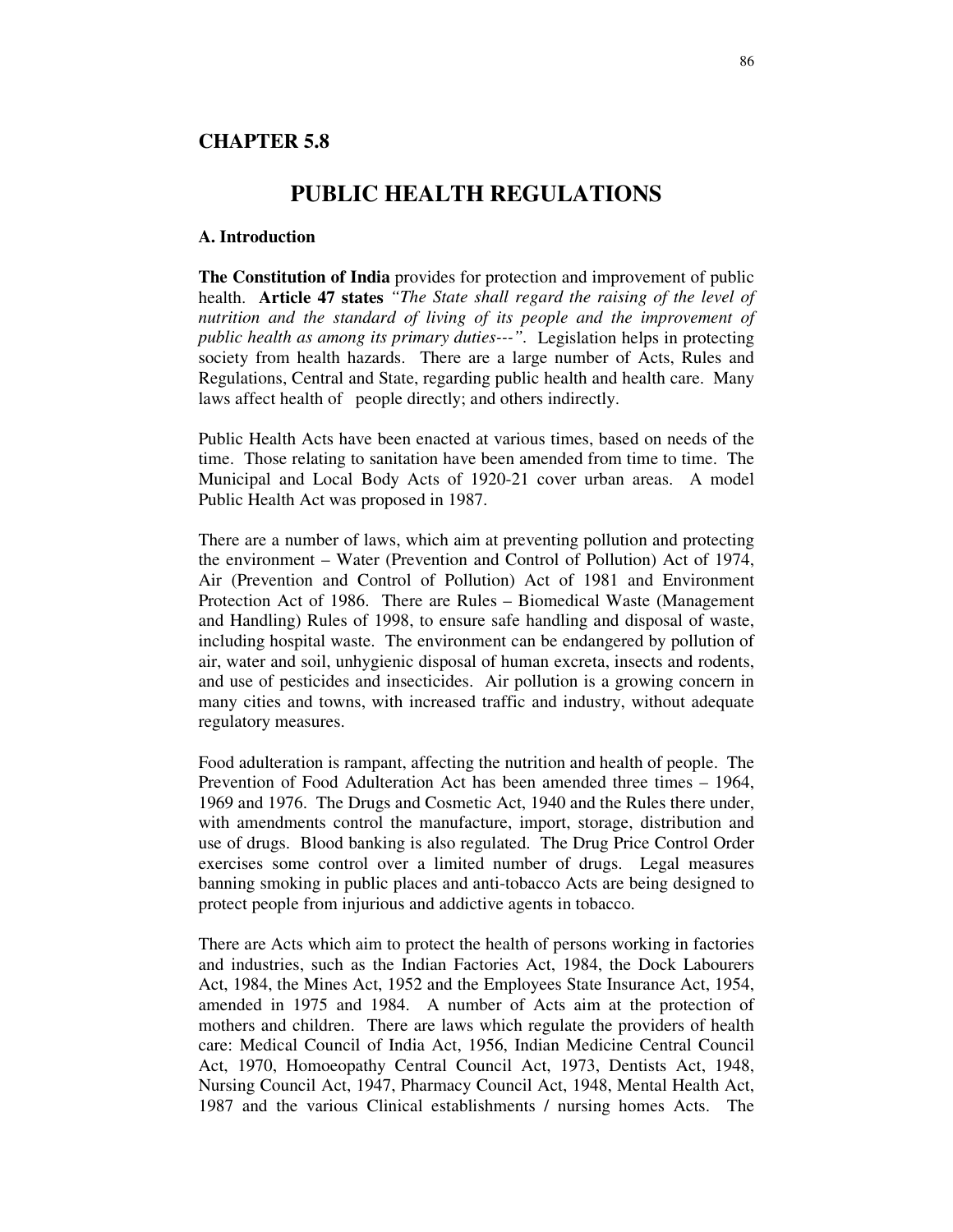## CHAPTER 5.8

# PUBLIC HEALTH REGULATIONS

### A. Introduction

**The Constitution of India** provides for protection and improvement of public health. **Article 47 states** *"The State shall regard the raising of the level of nutrition and the standard of living of its people and the improvement of public health as among its primary duties---".* Legislation helps in protecting society from health hazards. There are a large number of Acts, Rules and Regulations, Central and State, regarding public health and health care. Many laws affect health of people directly; and others indirectly.

Public Health Acts have been enacted at various times, based on needs of the time. Those relating to sanitation have been amended from time to time. The Municipal and Local Body Acts of 1920-21 cover urban areas. A model Public Health Act was proposed in 1987.

There are a number of laws, which aim at preventing pollution and protecting the environment – Water (Prevention and Control of Pollution) Act of 1974, Air (Prevention and Control of Pollution) Act of 1981 and Environment Protection Act of 1986. There are Rules – Biomedical Waste (Management and Handling) Rules of 1998, to ensure safe handling and disposal of waste, including hospital waste. The environment can be endangered by pollution of air, water and soil, unhygienic disposal of human excreta, insects and rodents, and use of pesticides and insecticides. Air pollution is a growing concern in many cities and towns, with increased traffic and industry, without adequate regulatory measures.

Food adulteration is rampant, affecting the nutrition and health of people. The Prevention of Food Adulteration Act has been amended three times – 1964, 1969 and 1976. The Drugs and Cosmetic Act, 1940 and the Rules there under, with amendments control the manufacture, import, storage, distribution and use of drugs. Blood banking is also regulated. The Drug Price Control Order exercises some control over a limited number of drugs. Legal measures banning smoking in public places and anti-tobacco Acts are being designed to protect people from injurious and addictive agents in tobacco.

There are Acts which aim to protect the health of persons working in factories and industries, such as the Indian Factories Act, 1984, the Dock Labourers Act, 1984, the Mines Act, 1952 and the Employees State Insurance Act, 1954, amended in 1975 and 1984. A number of Acts aim at the protection of mothers and children. There are laws which regulate the providers of health care: Medical Council of India Act, 1956, Indian Medicine Central Council Act, 1970, Homoeopathy Central Council Act, 1973, Dentists Act, 1948, Nursing Council Act, 1947, Pharmacy Council Act, 1948, Mental Health Act, 1987 and the various Clinical establishments / nursing homes Acts. The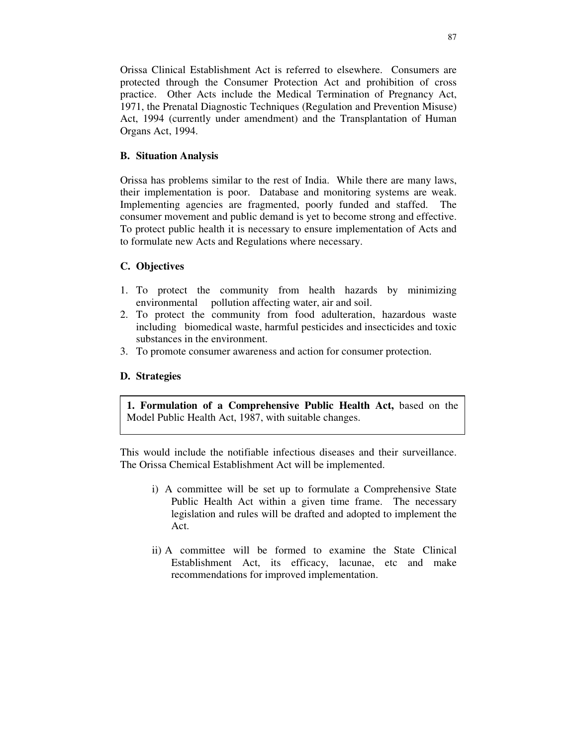Orissa Clinical Establishment Act is referred to elsewhere. Consumers are protected through the Consumer Protection Act and prohibition of cross practice. Other Acts include the Medical Termination of Pregnancy Act, 1971, the Prenatal Diagnostic Techniques (Regulation and Prevention Misuse) Act, 1994 (currently under amendment) and the Transplantation of Human Organs Act, 1994.

### B. Situation Analysis

Orissa has problems similar to the rest of India. While there are many laws, their implementation is poor. Database and monitoring systems are weak. Implementing agencies are fragmented, poorly funded and staffed. The consumer movement and public demand is yet to become strong and effective. To protect public health it is necessary to ensure implementation of Acts and to formulate new Acts and Regulations where necessary.

### C. Objectives

1. To protect the community from health hazards by minimizing environmental pollution affecting water, air and soil.
2. To protect the community from food adulteration, hazardous waste including biomedical waste, harmful pesticides and insecticides and toxic substances in the environment.
3. To promote consumer awareness and action for consumer protection.

### D. Strategies

**1. Formulation of a Comprehensive Public Health Act,** based on the Model Public Health Act, 1987, with suitable changes.

This would include the notifiable infectious diseases and their surveillance. The Orissa Chemical Establishment Act will be implemented.

i) A committee will be set up to formulate a Comprehensive State Public Health Act within a given time frame. The necessary legislation and rules will be drafted and adopted to implement the Act.

ii) A committee will be formed to examine the State Clinical Establishment Act, its efficacy, lacunae, etc and make recommendations for improved implementation.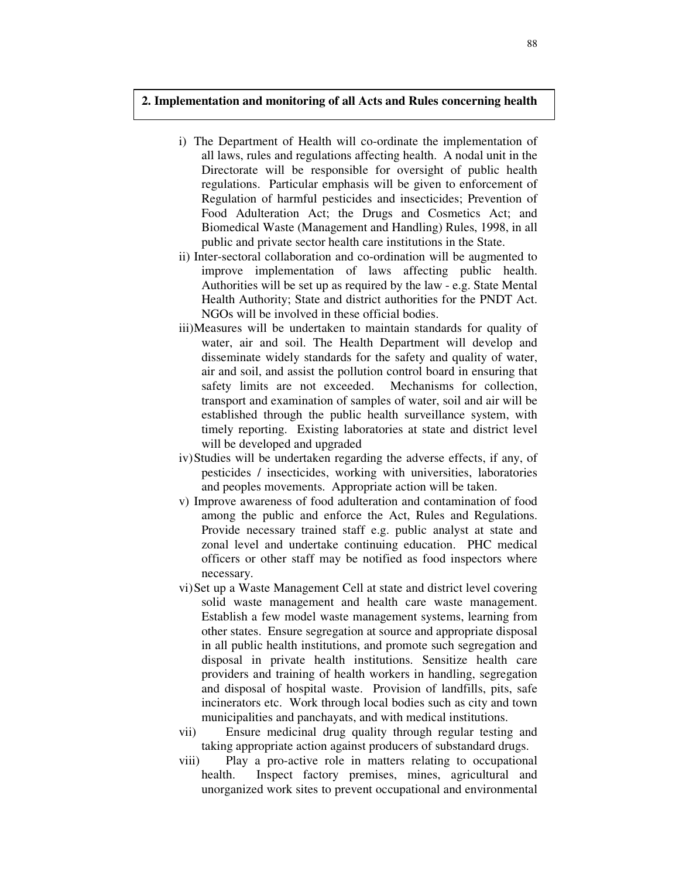## 2. Implementation and monitoring of all Acts and Rules concerning health

i) The Department of Health will co-ordinate the implementation of all laws, rules and regulations affecting health. A nodal unit in the Directorate will be responsible for oversight of public health regulations. Particular emphasis will be given to enforcement of Regulation of harmful pesticides and insecticides; Prevention of Food Adulteration Act; the Drugs and Cosmetics Act; and Biomedical Waste (Management and Handling) Rules, 1998, in all public and private sector health care institutions in the State.

ii) Inter-sectoral collaboration and co-ordination will be augmented to improve implementation of laws affecting public health. Authorities will be set up as required by the law - e.g. State Mental Health Authority; State and district authorities for the PNDT Act. NGOs will be involved in these official bodies.

iii) Measures will be undertaken to maintain standards for quality of water, air and soil. The Health Department will develop and disseminate widely standards for the safety and quality of water, air and soil, and assist the pollution control board in ensuring that safety limits are not exceeded. Mechanisms for collection, transport and examination of samples of water, soil and air will be established through the public health surveillance system, with timely reporting. Existing laboratories at state and district level will be developed and upgraded

iv) Studies will be undertaken regarding the adverse effects, if any, of pesticides / insecticides, working with universities, laboratories and peoples movements. Appropriate action will be taken.

v) Improve awareness of food adulteration and contamination of food among the public and enforce the Act, Rules and Regulations. Provide necessary trained staff e.g. public analyst at state and zonal level and undertake continuing education. PHC medical officers or other staff may be notified as food inspectors where necessary.

vi) Set up a Waste Management Cell at state and district level covering solid waste management and health care waste management. Establish a few model waste management systems, learning from other states. Ensure segregation at source and appropriate disposal in all public health institutions, and promote such segregation and disposal in private health institutions. Sensitize health care providers and training of health workers in handling, segregation and disposal of hospital waste. Provision of landfills, pits, safe incinerators etc. Work through local bodies such as city and town municipalities and panchayats, and with medical institutions.

vii) Ensure medicinal drug quality through regular testing and taking appropriate action against producers of substandard drugs.

viii) Play a pro-active role in matters relating to occupational health. Inspect factory premises, mines, agricultural and unorganized work sites to prevent occupational and environmental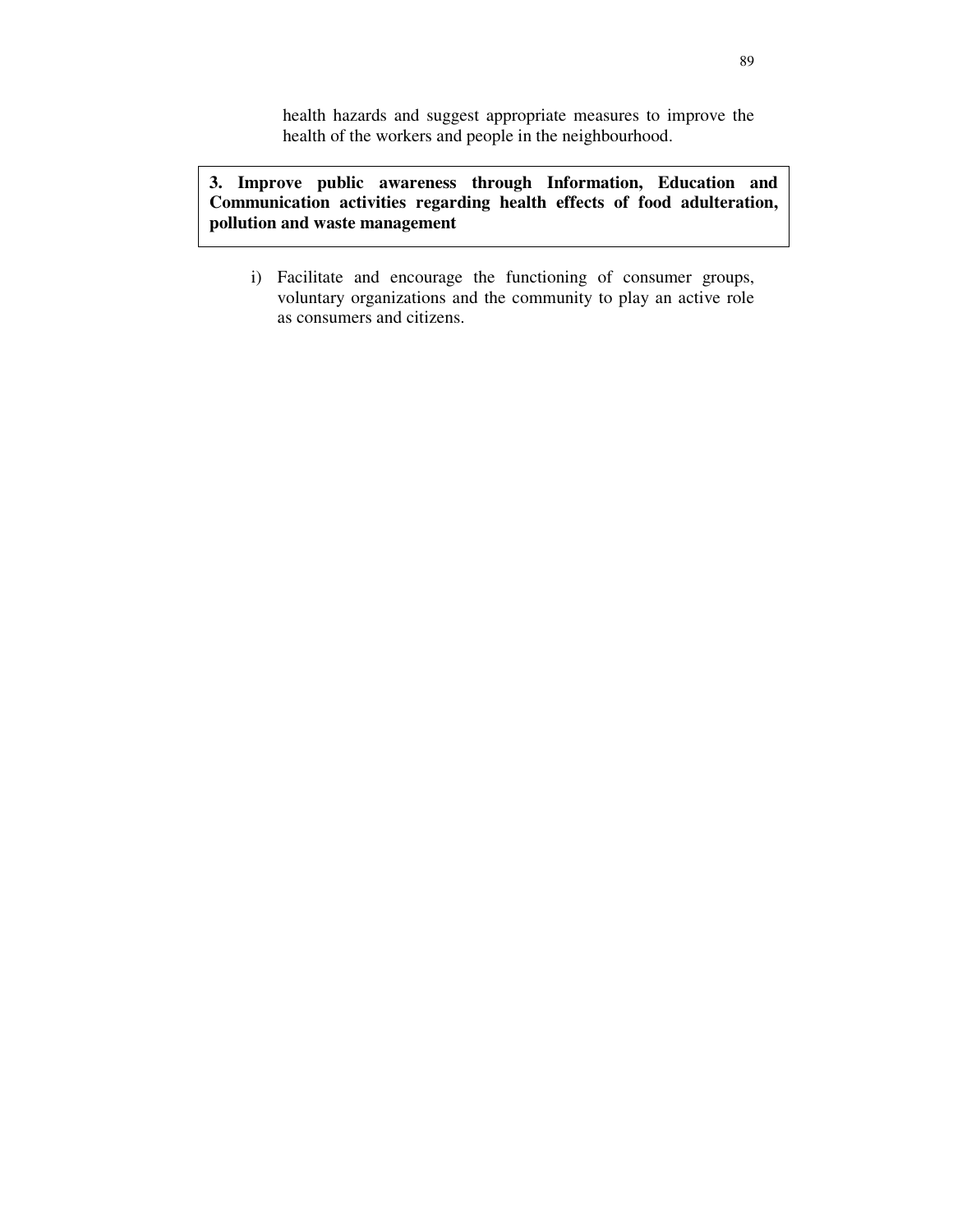health hazards and suggest appropriate measures to improve the health of the workers and people in the neighbourhood.

**3. Improve public awareness through Information, Education and Communication activities regarding health effects of food adulteration, pollution and waste management**

i) Facilitate and encourage the functioning of consumer groups, voluntary organizations and the community to play an active role as consumers and citizens.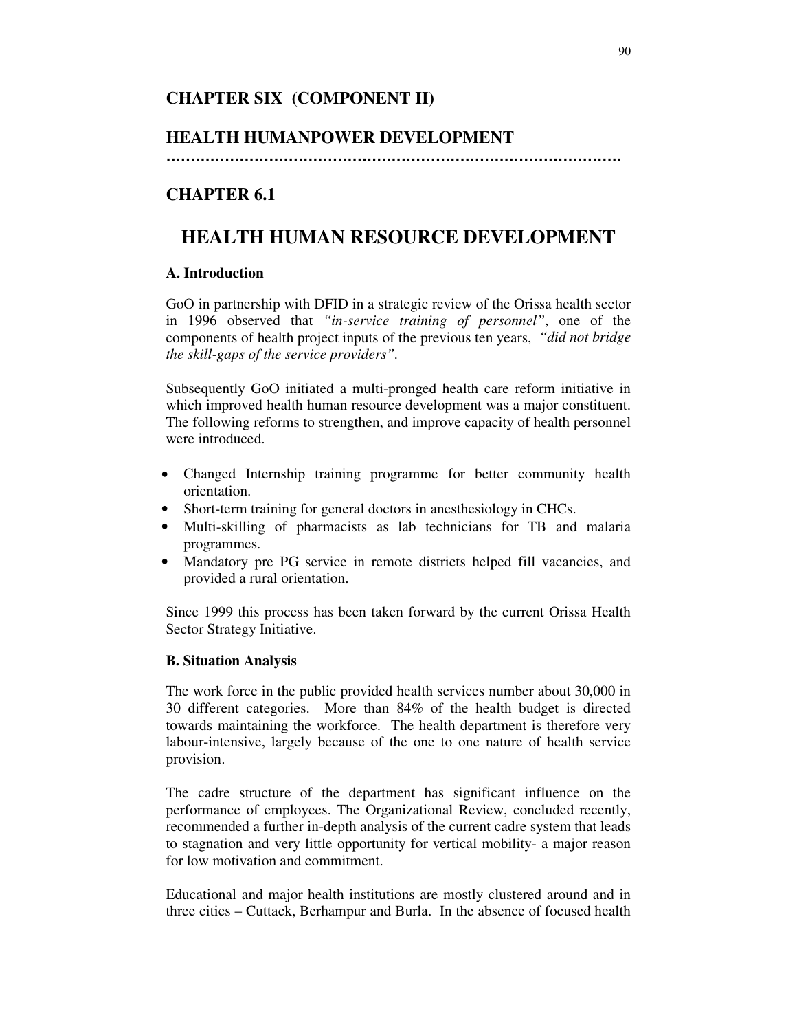# CHAPTER SIX (COMPONENT II)

# HEALTH HUMANPOWER DEVELOPMENT

……………………………………………………………………………………

## CHAPTER 6.1

## HEALTH HUMAN RESOURCE DEVELOPMENT

### A. Introduction

GoO in partnership with DFID in a strategic review of the Orissa health sector in 1996 observed that *"in-service training of personnel"*, one of the components of health project inputs of the previous ten years, *"did not bridge the skill-gaps of the service providers"*.

Subsequently GoO initiated a multi-pronged health care reform initiative in which improved health human resource development was a major constituent. The following reforms to strengthen, and improve capacity of health personnel were introduced.

- Changed Internship training programme for better community health orientation.
- Short-term training for general doctors in anesthesiology in CHCs.
- Multi-skilling of pharmacists as lab technicians for TB and malaria programmes.
- Mandatory pre PG service in remote districts helped fill vacancies, and provided a rural orientation.

Since 1999 this process has been taken forward by the current Orissa Health Sector Strategy Initiative.

### B. Situation Analysis

The work force in the public provided health services number about 30,000 in 30 different categories. More than 84% of the health budget is directed towards maintaining the workforce. The health department is therefore very labour-intensive, largely because of the one to one nature of health service provision.

The cadre structure of the department has significant influence on the performance of employees. The Organizational Review, concluded recently, recommended a further in-depth analysis of the current cadre system that leads to stagnation and very little opportunity for vertical mobility- a major reason for low motivation and commitment.

Educational and major health institutions are mostly clustered around and in three cities – Cuttack, Berhampur and Burla. In the absence of focused health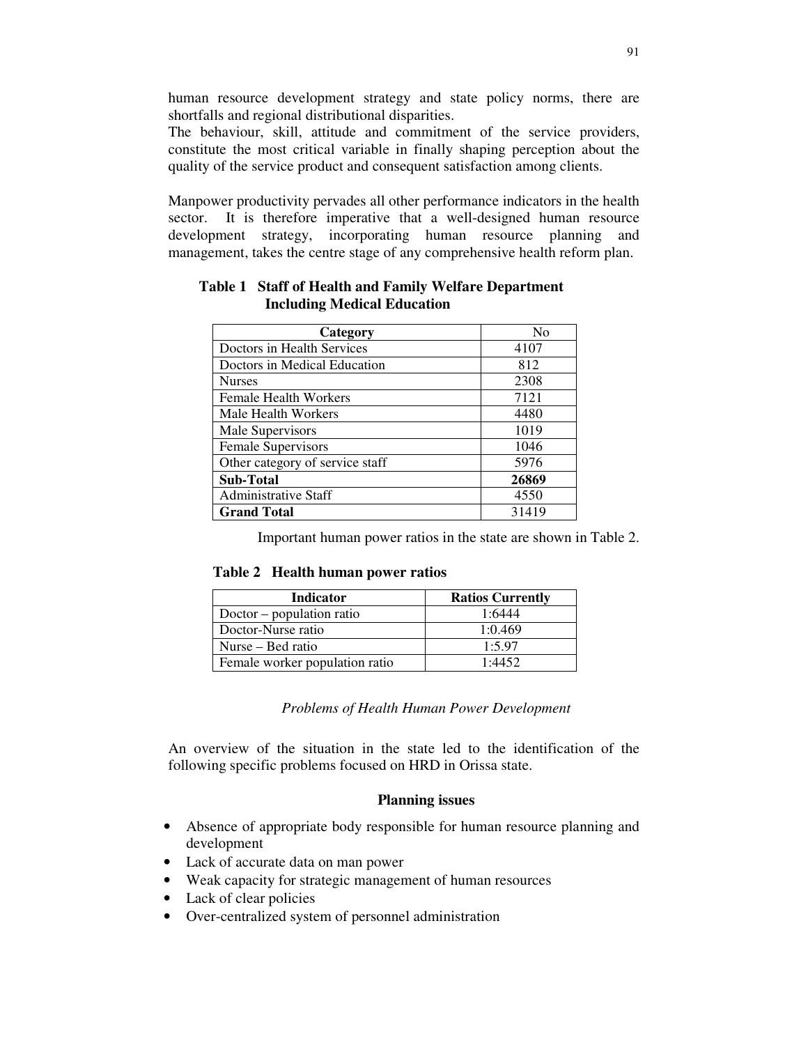human resource development strategy and state policy norms, there are shortfalls and regional distributional disparities.

The behaviour, skill, attitude and commitment of the service providers, constitute the most critical variable in finally shaping perception about the quality of the service product and consequent satisfaction among clients.

Manpower productivity pervades all other performance indicators in the health sector. It is therefore imperative that a well-designed human resource development strategy, incorporating human resource planning and management, takes the centre stage of any comprehensive health reform plan.

**Table 1 Staff of Health and Family Welfare Department Including Medical Education**

| Category | No |
|---|---|
| Doctors in Health Services | 4107 |
| Doctors in Medical Education | 812 |
| Nurses | 2308 |
| Female Health Workers | 7121 |
| Male Health Workers | 4480 |
| Male Supervisors | 1019 |
| Female Supervisors | 1046 |
| Other category of service staff | 5976 |
| **Sub-Total** | **26869** |
| Administrative Staff | 4550 |
| **Grand Total** | 31419 |

Important human power ratios in the state are shown in Table 2.

**Table 2 Health human power ratios**

| Indicator | Ratios Currently |
|---|---|
| Doctor – population ratio | 1:6444 |
| Doctor-Nurse ratio | 1:0.469 |
| Nurse – Bed ratio | 1:5.97 |
| Female worker population ratio | 1:4452 |

*Problems of Health Human Power Development*

An overview of the situation in the state led to the identification of the following specific problems focused on HRD in Orissa state.

**Planning issues**

- Absence of appropriate body responsible for human resource planning and development
- Lack of accurate data on man power
- Weak capacity for strategic management of human resources
- Lack of clear policies
- Over-centralized system of personnel administration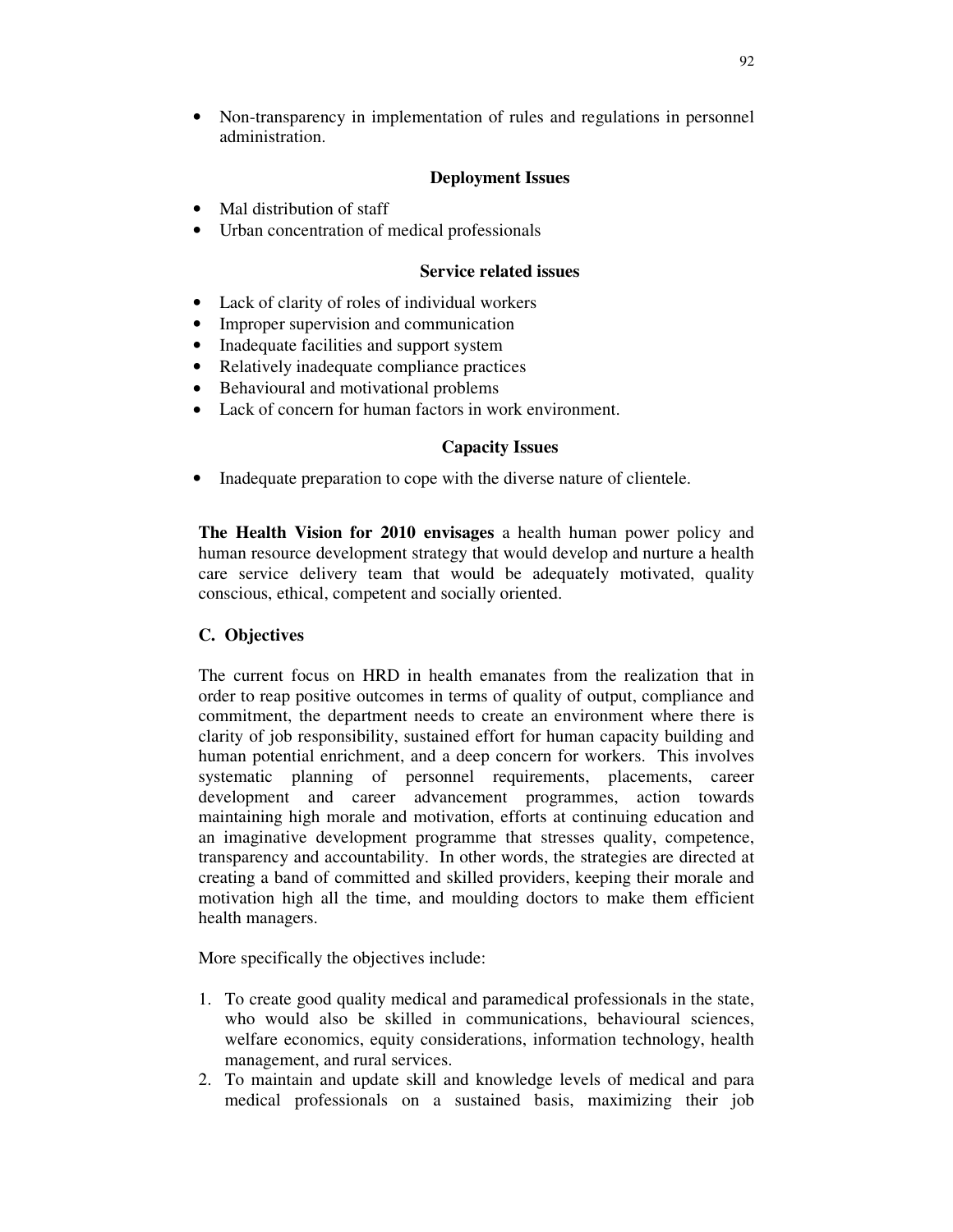- Non-transparency in implementation of rules and regulations in personnel administration.

**Deployment Issues**

- Mal distribution of staff
- Urban concentration of medical professionals

**Service related issues**

- Lack of clarity of roles of individual workers
- Improper supervision and communication
- Inadequate facilities and support system
- Relatively inadequate compliance practices
- Behavioural and motivational problems
- Lack of concern for human factors in work environment.

**Capacity Issues**

- Inadequate preparation to cope with the diverse nature of clientele.

**The Health Vision for 2010 envisages** a health human power policy and human resource development strategy that would develop and nurture a health care service delivery team that would be adequately motivated, quality conscious, ethical, competent and socially oriented.

### C. Objectives

The current focus on HRD in health emanates from the realization that in order to reap positive outcomes in terms of quality of output, compliance and commitment, the department needs to create an environment where there is clarity of job responsibility, sustained effort for human capacity building and human potential enrichment, and a deep concern for workers. This involves systematic planning of personnel requirements, placements, career development and career advancement programmes, action towards maintaining high morale and motivation, efforts at continuing education and an imaginative development programme that stresses quality, competence, transparency and accountability. In other words, the strategies are directed at creating a band of committed and skilled providers, keeping their morale and motivation high all the time, and moulding doctors to make them efficient health managers.

More specifically the objectives include:

1. To create good quality medical and paramedical professionals in the state, who would also be skilled in communications, behavioural sciences, welfare economics, equity considerations, information technology, health management, and rural services.
2. To maintain and update skill and knowledge levels of medical and para medical professionals on a sustained basis, maximizing their job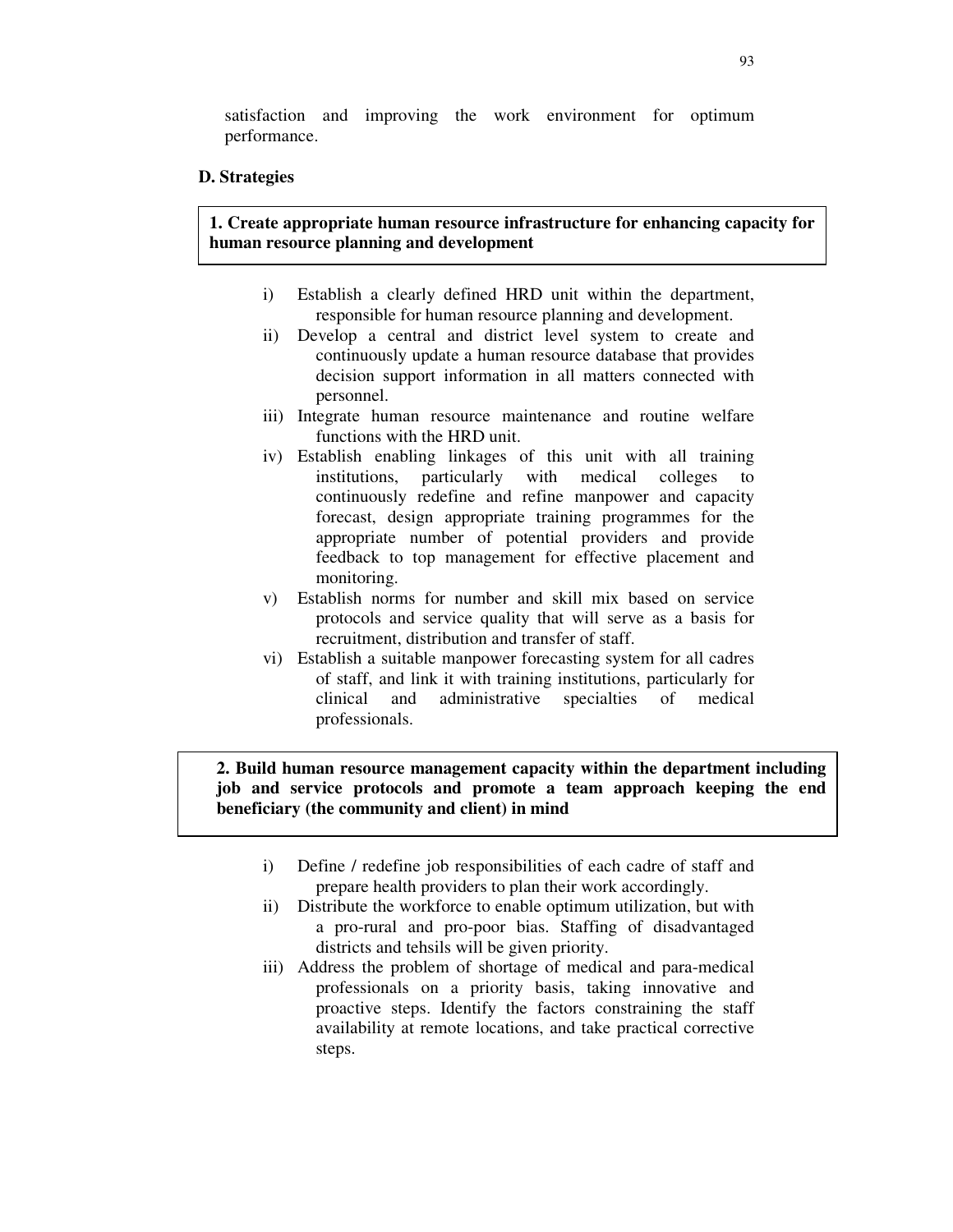satisfaction and improving the work environment for optimum performance.

### D. Strategies

**1. Create appropriate human resource infrastructure for enhancing capacity for human resource planning and development**

i) Establish a clearly defined HRD unit within the department, responsible for human resource planning and development.

ii) Develop a central and district level system to create and continuously update a human resource database that provides decision support information in all matters connected with personnel.

iii) Integrate human resource maintenance and routine welfare functions with the HRD unit.

iv) Establish enabling linkages of this unit with all training institutions, particularly with medical colleges to continuously redefine and refine manpower and capacity forecast, design appropriate training programmes for the appropriate number of potential providers and provide feedback to top management for effective placement and monitoring.

v) Establish norms for number and skill mix based on service protocols and service quality that will serve as a basis for recruitment, distribution and transfer of staff.

vi) Establish a suitable manpower forecasting system for all cadres of staff, and link it with training institutions, particularly for clinical and administrative specialties of medical professionals.

**2. Build human resource management capacity within the department including job and service protocols and promote a team approach keeping the end beneficiary (the community and client) in mind**

i) Define / redefine job responsibilities of each cadre of staff and prepare health providers to plan their work accordingly.

ii) Distribute the workforce to enable optimum utilization, but with a pro-rural and pro-poor bias. Staffing of disadvantaged districts and tehsils will be given priority.

iii) Address the problem of shortage of medical and para-medical professionals on a priority basis, taking innovative and proactive steps. Identify the factors constraining the staff availability at remote locations, and take practical corrective steps.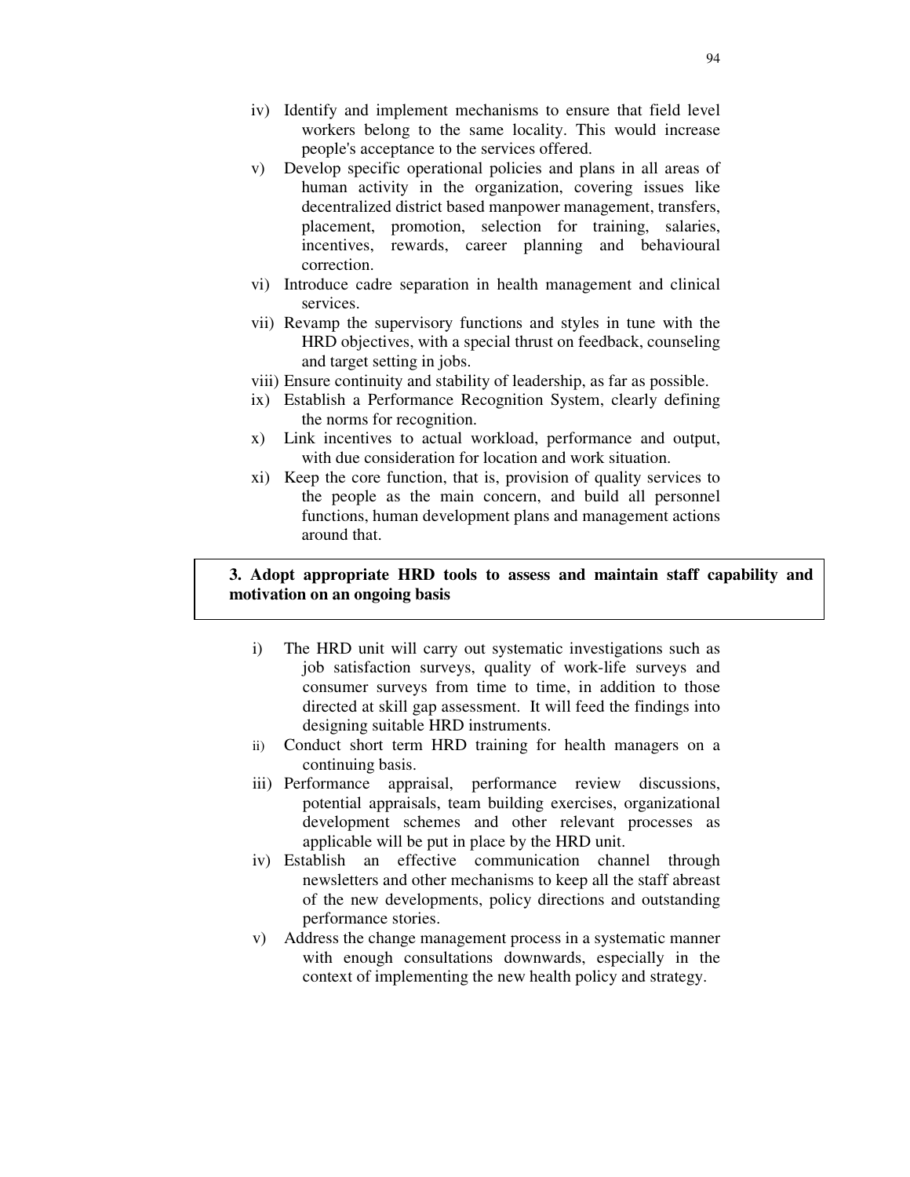iv) Identify and implement mechanisms to ensure that field level workers belong to the same locality. This would increase people's acceptance to the services offered.

v) Develop specific operational policies and plans in all areas of human activity in the organization, covering issues like decentralized district based manpower management, transfers, placement, promotion, selection for training, salaries, incentives, rewards, career planning and behavioural correction.

vi) Introduce cadre separation in health management and clinical services.

vii) Revamp the supervisory functions and styles in tune with the HRD objectives, with a special thrust on feedback, counseling and target setting in jobs.

viii) Ensure continuity and stability of leadership, as far as possible.

ix) Establish a Performance Recognition System, clearly defining the norms for recognition.

x) Link incentives to actual workload, performance and output, with due consideration for location and work situation.

xi) Keep the core function, that is, provision of quality services to the people as the main concern, and build all personnel functions, human development plans and management actions around that.

**3. Adopt appropriate HRD tools to assess and maintain staff capability and motivation on an ongoing basis**

i) The HRD unit will carry out systematic investigations such as job satisfaction surveys, quality of work-life surveys and consumer surveys from time to time, in addition to those directed at skill gap assessment. It will feed the findings into designing suitable HRD instruments.

ii) Conduct short term HRD training for health managers on a continuing basis.

iii) Performance appraisal, performance review discussions, potential appraisals, team building exercises, organizational development schemes and other relevant processes as applicable will be put in place by the HRD unit.

iv) Establish an effective communication channel through newsletters and other mechanisms to keep all the staff abreast of the new developments, policy directions and outstanding performance stories.

v) Address the change management process in a systematic manner with enough consultations downwards, especially in the context of implementing the new health policy and strategy.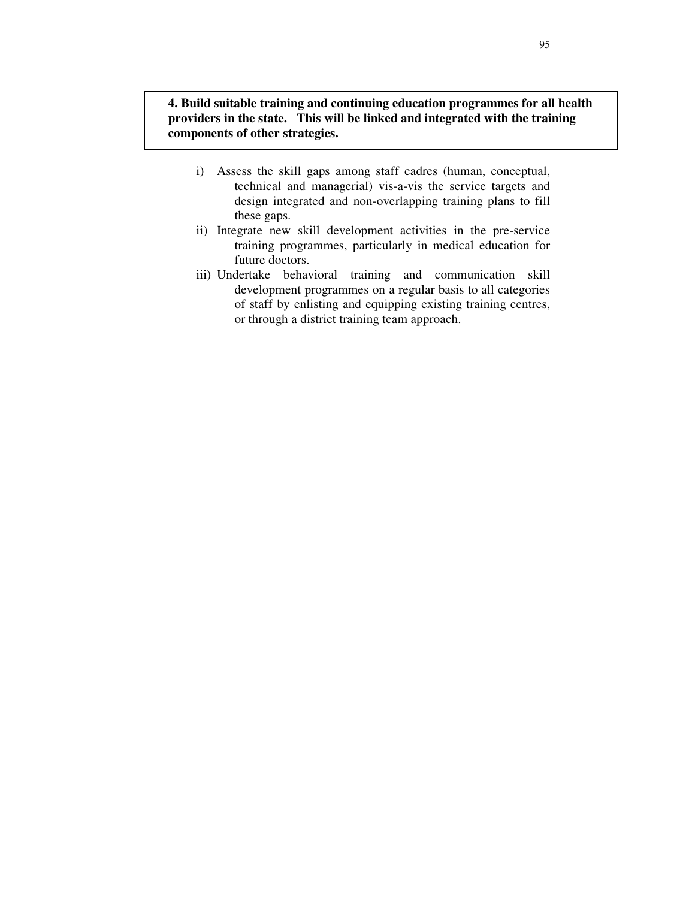**4. Build suitable training and continuing education programmes for all health providers in the state. This will be linked and integrated with the training components of other strategies.**

i) Assess the skill gaps among staff cadres (human, conceptual, technical and managerial) vis-a-vis the service targets and design integrated and non-overlapping training plans to fill these gaps.

ii) Integrate new skill development activities in the pre-service training programmes, particularly in medical education for future doctors.

iii) Undertake behavioral training and communication skill development programmes on a regular basis to all categories of staff by enlisting and equipping existing training centres, or through a district training team approach.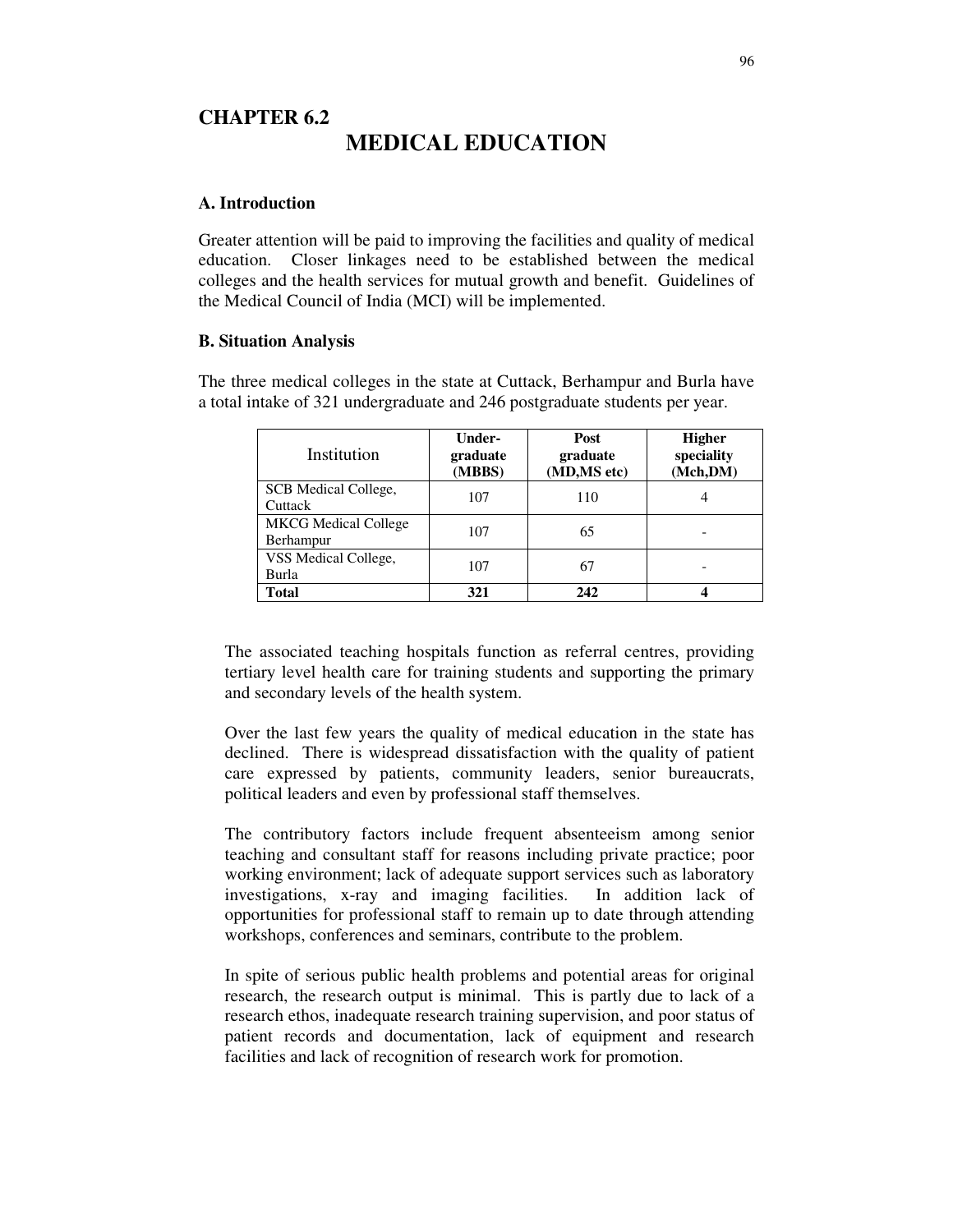# CHAPTER 6.2

# MEDICAL EDUCATION

## A. Introduction

Greater attention will be paid to improving the facilities and quality of medical education. Closer linkages need to be established between the medical colleges and the health services for mutual growth and benefit. Guidelines of the Medical Council of India (MCI) will be implemented.

## B. Situation Analysis

The three medical colleges in the state at Cuttack, Berhampur and Burla have a total intake of 321 undergraduate and 246 postgraduate students per year.

| Institution | Under-graduate (MBBS) | Post graduate (MD,MS etc) | Higher speciality (Mch,DM) |
|---|---|---|---|
| SCB Medical College, Cuttack | 107 | 110 | 4 |
| MKCG Medical College Berhampur | 107 | 65 | - |
| VSS Medical College, Burla | 107 | 67 | - |
| **Total** | **321** | **242** | **4** |

The associated teaching hospitals function as referral centres, providing tertiary level health care for training students and supporting the primary and secondary levels of the health system.

Over the last few years the quality of medical education in the state has declined. There is widespread dissatisfaction with the quality of patient care expressed by patients, community leaders, senior bureaucrats, political leaders and even by professional staff themselves.

The contributory factors include frequent absenteeism among senior teaching and consultant staff for reasons including private practice; poor working environment; lack of adequate support services such as laboratory investigations, x-ray and imaging facilities. In addition lack of opportunities for professional staff to remain up to date through attending workshops, conferences and seminars, contribute to the problem.

In spite of serious public health problems and potential areas for original research, the research output is minimal. This is partly due to lack of a research ethos, inadequate research training supervision, and poor status of patient records and documentation, lack of equipment and research facilities and lack of recognition of research work for promotion.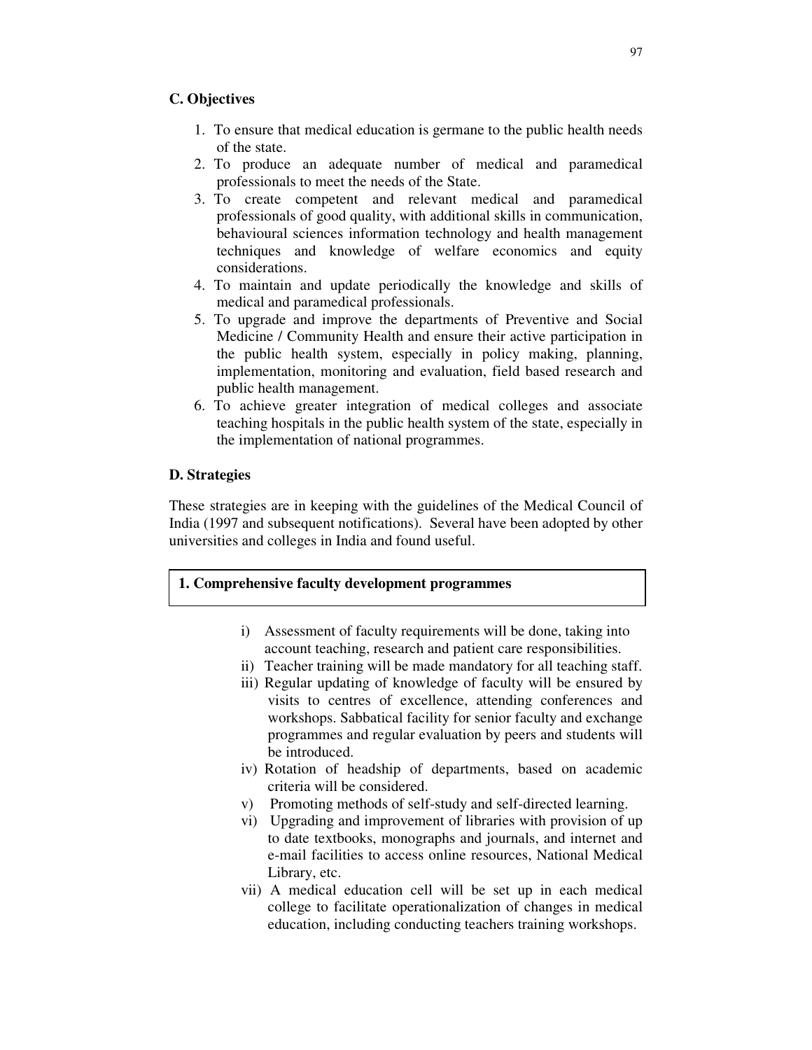### C. Objectives

1. To ensure that medical education is germane to the public health needs of the state.
2. To produce an adequate number of medical and paramedical professionals to meet the needs of the State.
3. To create competent and relevant medical and paramedical professionals of good quality, with additional skills in communication, behavioural sciences information technology and health management techniques and knowledge of welfare economics and equity considerations.
4. To maintain and update periodically the knowledge and skills of medical and paramedical professionals.
5. To upgrade and improve the departments of Preventive and Social Medicine / Community Health and ensure their active participation in the public health system, especially in policy making, planning, implementation, monitoring and evaluation, field based research and public health management.
6. To achieve greater integration of medical colleges and associate teaching hospitals in the public health system of the state, especially in the implementation of national programmes.

### D. Strategies

These strategies are in keeping with the guidelines of the Medical Council of India (1997 and subsequent notifications). Several have been adopted by other universities and colleges in India and found useful.

#### 1. Comprehensive faculty development programmes

i) Assessment of faculty requirements will be done, taking into account teaching, research and patient care responsibilities.

ii) Teacher training will be made mandatory for all teaching staff.

iii) Regular updating of knowledge of faculty will be ensured by visits to centres of excellence, attending conferences and workshops. Sabbatical facility for senior faculty and exchange programmes and regular evaluation by peers and students will be introduced.

iv) Rotation of headship of departments, based on academic criteria will be considered.

v) Promoting methods of self-study and self-directed learning.

vi) Upgrading and improvement of libraries with provision of up to date textbooks, monographs and journals, and internet and e-mail facilities to access online resources, National Medical Library, etc.

vii) A medical education cell will be set up in each medical college to facilitate operationalization of changes in medical education, including conducting teachers training workshops.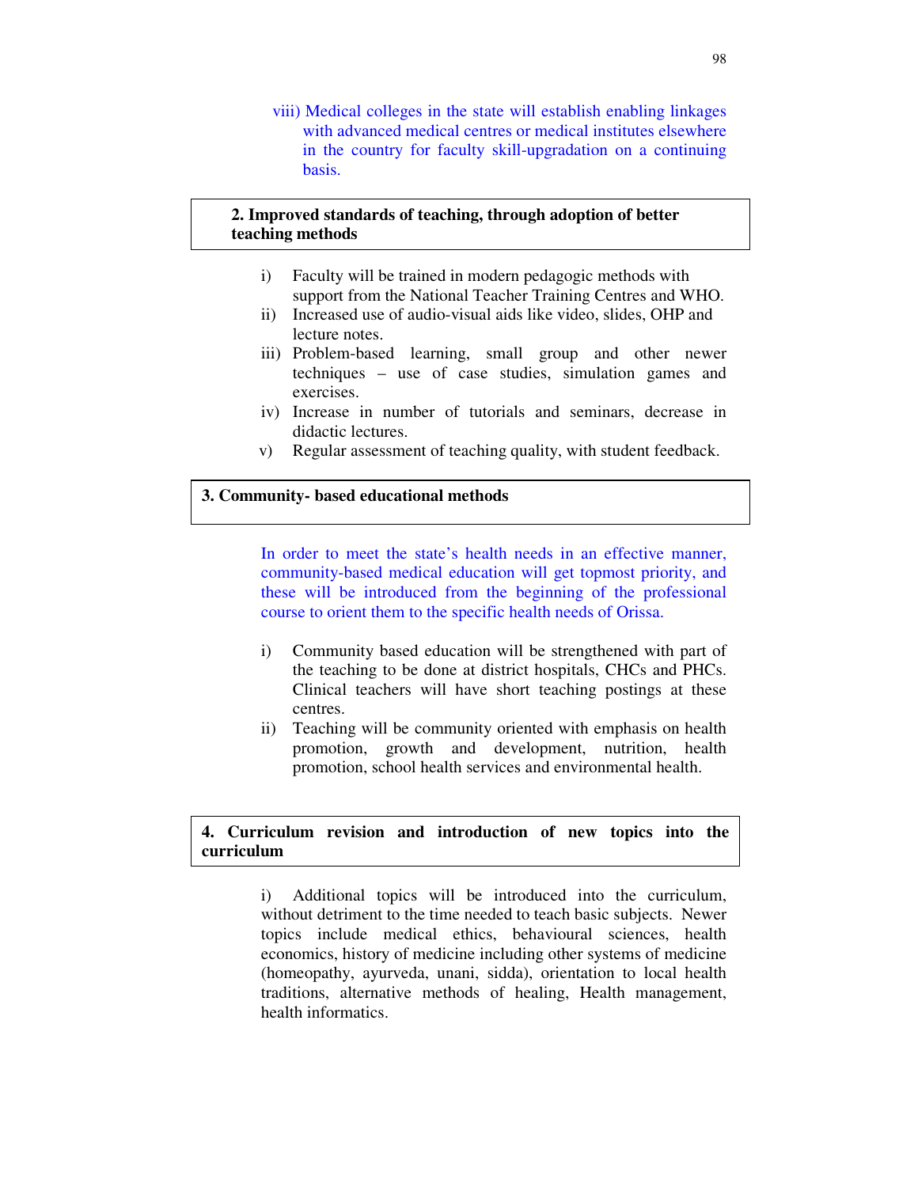viii) Medical colleges in the state will establish enabling linkages with advanced medical centres or medical institutes elsewhere in the country for faculty skill-upgradation on a continuing basis.

**2. Improved standards of teaching, through adoption of better teaching methods**

i) Faculty will be trained in modern pedagogic methods with support from the National Teacher Training Centres and WHO.
ii) Increased use of audio-visual aids like video, slides, OHP and lecture notes.
iii) Problem-based learning, small group and other newer techniques – use of case studies, simulation games and exercises.
iv) Increase in number of tutorials and seminars, decrease in didactic lectures.
v) Regular assessment of teaching quality, with student feedback.

**3. Community- based educational methods**

In order to meet the state's health needs in an effective manner, community-based medical education will get topmost priority, and these will be introduced from the beginning of the professional course to orient them to the specific health needs of Orissa.

i) Community based education will be strengthened with part of the teaching to be done at district hospitals, CHCs and PHCs. Clinical teachers will have short teaching postings at these centres.
ii) Teaching will be community oriented with emphasis on health promotion, growth and development, nutrition, health promotion, school health services and environmental health.

**4. Curriculum revision and introduction of new topics into the curriculum**

i) Additional topics will be introduced into the curriculum, without detriment to the time needed to teach basic subjects. Newer topics include medical ethics, behavioural sciences, health economics, history of medicine including other systems of medicine (homeopathy, ayurveda, unani, sidda), orientation to local health traditions, alternative methods of healing, Health management, health informatics.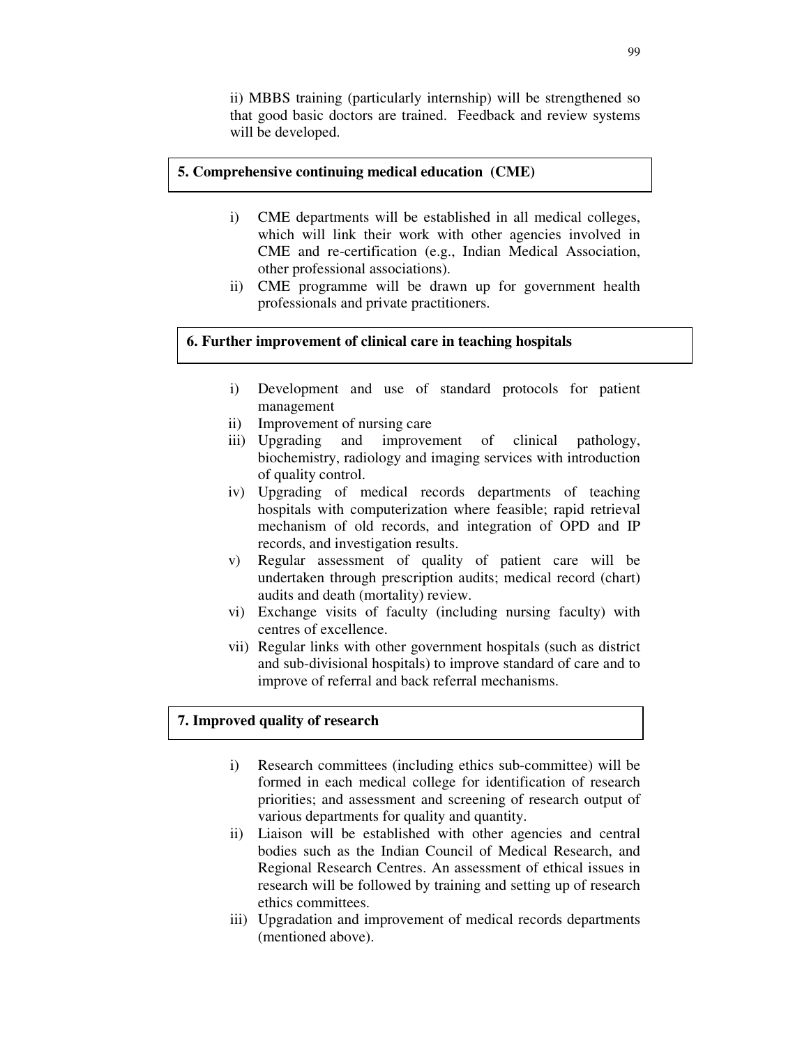ii) MBBS training (particularly internship) will be strengthened so that good basic doctors are trained. Feedback and review systems will be developed.

**5. Comprehensive continuing medical education (CME)**

i) CME departments will be established in all medical colleges, which will link their work with other agencies involved in CME and re-certification (e.g., Indian Medical Association, other professional associations).
ii) CME programme will be drawn up for government health professionals and private practitioners.

**6. Further improvement of clinical care in teaching hospitals**

i) Development and use of standard protocols for patient management
ii) Improvement of nursing care
iii) Upgrading and improvement of clinical pathology, biochemistry, radiology and imaging services with introduction of quality control.
iv) Upgrading of medical records departments of teaching hospitals with computerization where feasible; rapid retrieval mechanism of old records, and integration of OPD and IP records, and investigation results.
v) Regular assessment of quality of patient care will be undertaken through prescription audits; medical record (chart) audits and death (mortality) review.
vi) Exchange visits of faculty (including nursing faculty) with centres of excellence.
vii) Regular links with other government hospitals (such as district and sub-divisional hospitals) to improve standard of care and to improve of referral and back referral mechanisms.

**7. Improved quality of research**

i) Research committees (including ethics sub-committee) will be formed in each medical college for identification of research priorities; and assessment and screening of research output of various departments for quality and quantity.
ii) Liaison will be established with other agencies and central bodies such as the Indian Council of Medical Research, and Regional Research Centres. An assessment of ethical issues in research will be followed by training and setting up of research ethics committees.
iii) Upgradation and improvement of medical records departments (mentioned above).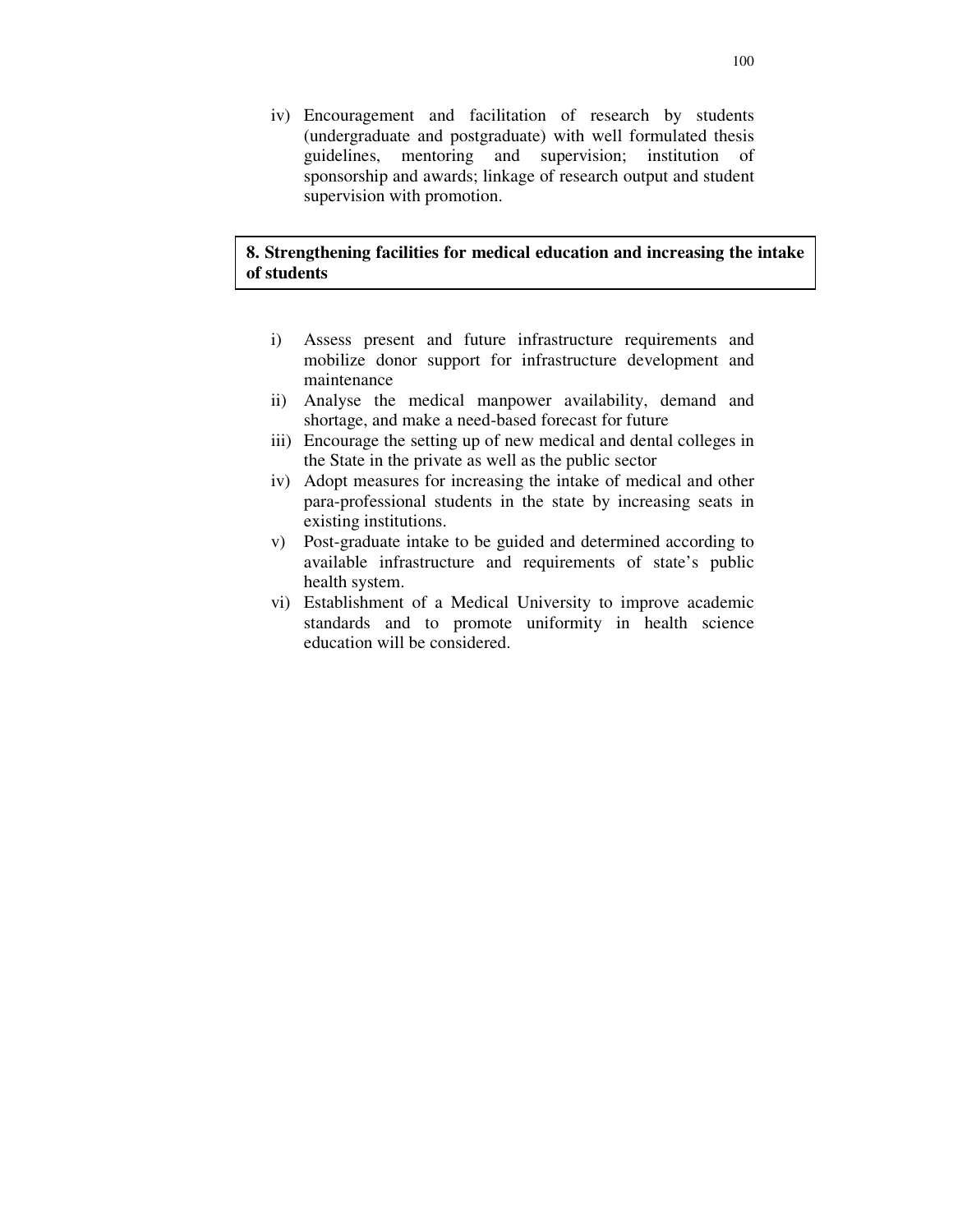iv) Encouragement and facilitation of research by students (undergraduate and postgraduate) with well formulated thesis guidelines, mentoring and supervision; institution of sponsorship and awards; linkage of research output and student supervision with promotion.

**8. Strengthening facilities for medical education and increasing the intake of students**

i) Assess present and future infrastructure requirements and mobilize donor support for infrastructure development and maintenance
ii) Analyse the medical manpower availability, demand and shortage, and make a need-based forecast for future
iii) Encourage the setting up of new medical and dental colleges in the State in the private as well as the public sector
iv) Adopt measures for increasing the intake of medical and other para-professional students in the state by increasing seats in existing institutions.
v) Post-graduate intake to be guided and determined according to available infrastructure and requirements of state's public health system.
vi) Establishment of a Medical University to improve academic standards and to promote uniformity in health science education will be considered.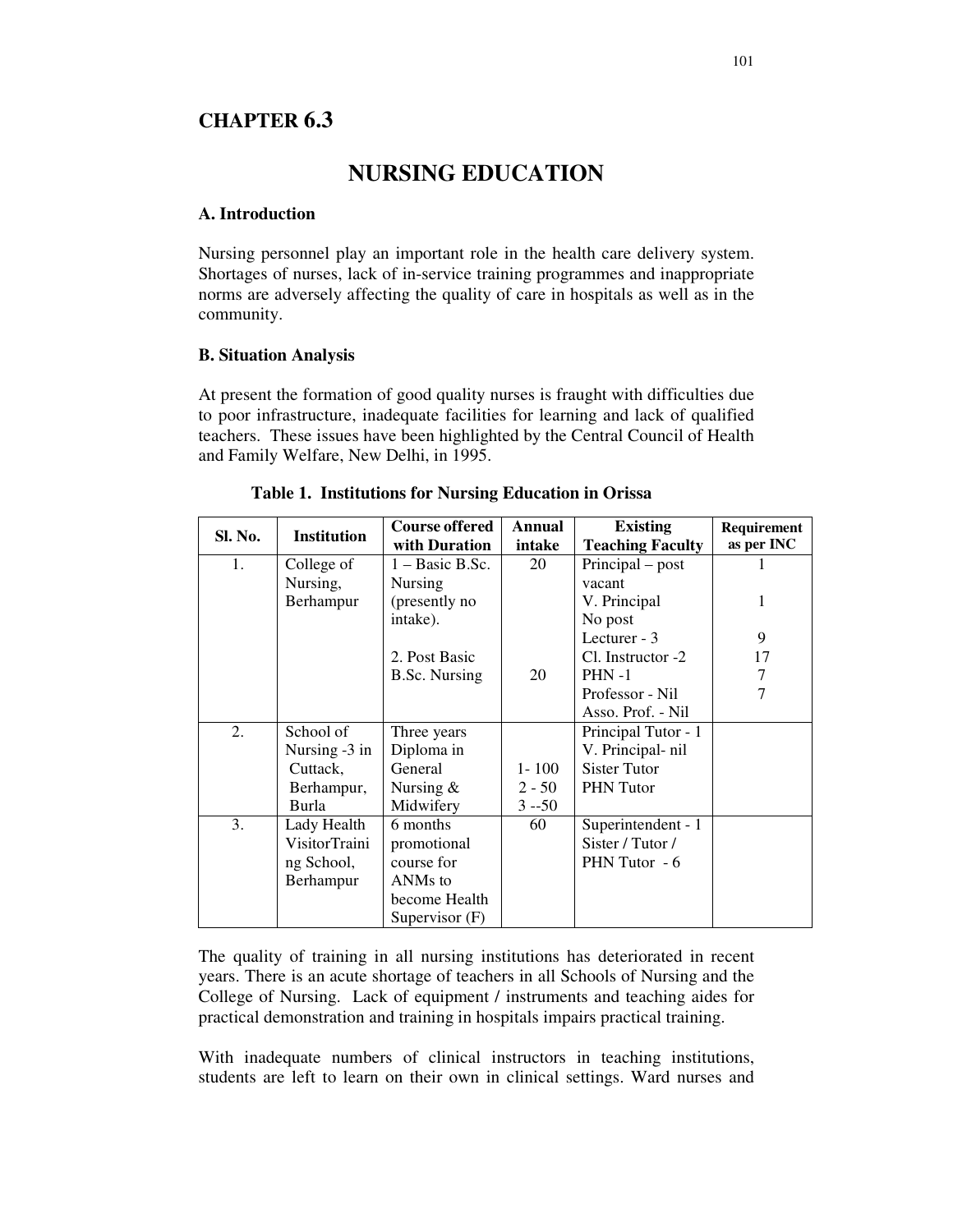# CHAPTER 6.3

## NURSING EDUCATION

### A. Introduction

Nursing personnel play an important role in the health care delivery system. Shortages of nurses, lack of in-service training programmes and inappropriate norms are adversely affecting the quality of care in hospitals as well as in the community.

### B. Situation Analysis

At present the formation of good quality nurses is fraught with difficulties due to poor infrastructure, inadequate facilities for learning and lack of qualified teachers. These issues have been highlighted by the Central Council of Health and Family Welfare, New Delhi, in 1995.

**Table 1. Institutions for Nursing Education in Orissa**

| Sl. No. | Institution | Course offered with Duration | Annual intake | Existing Teaching Faculty | Requirement as per INC |
|---|---|---|---|---|---|
| 1. | College of Nursing, Berhampur | 1 – Basic B.Sc. Nursing (presently no intake).<br><br>2. Post Basic B.Sc. Nursing | 20<br><br>20 | Principal – post vacant<br>V. Principal No post<br>Lecturer - 3<br>Cl. Instructor -2<br>PHN -1<br>Professor - Nil<br>Asso. Prof. - Nil | 1<br>1<br>9<br>17<br>7<br>7 |
| 2. | School of Nursing -3 in Cuttack, Berhampur, Burla | Three years Diploma in General Nursing & Midwifery | 1- 100<br>2 - 50<br>3 --50 | Principal Tutor - 1<br>V. Principal- nil<br>Sister Tutor<br>PHN Tutor | |
| 3. | Lady Health VisitorTraining School, Berhampur | 6 months promotional course for ANMs to become Health Supervisor (F) | 60 | Superintendent - 1<br>Sister / Tutor / PHN Tutor - 6 | |

The quality of training in all nursing institutions has deteriorated in recent years. There is an acute shortage of teachers in all Schools of Nursing and the College of Nursing. Lack of equipment / instruments and teaching aides for practical demonstration and training in hospitals impairs practical training.

With inadequate numbers of clinical instructors in teaching institutions, students are left to learn on their own in clinical settings. Ward nurses and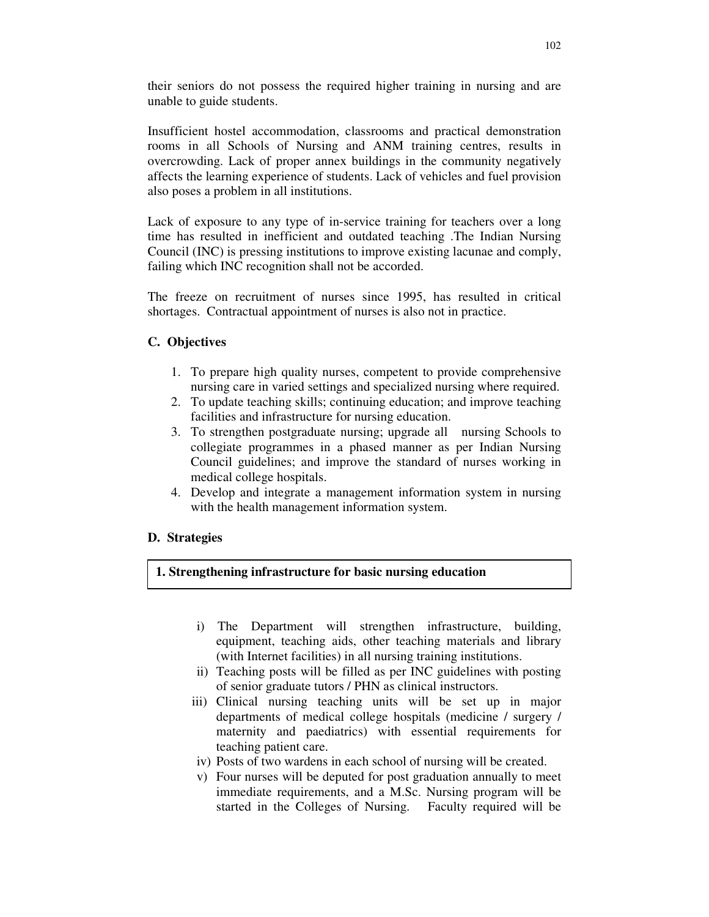their seniors do not possess the required higher training in nursing and are unable to guide students.

Insufficient hostel accommodation, classrooms and practical demonstration rooms in all Schools of Nursing and ANM training centres, results in overcrowding. Lack of proper annex buildings in the community negatively affects the learning experience of students. Lack of vehicles and fuel provision also poses a problem in all institutions.

Lack of exposure to any type of in-service training for teachers over a long time has resulted in inefficient and outdated teaching .The Indian Nursing Council (INC) is pressing institutions to improve existing lacunae and comply, failing which INC recognition shall not be accorded.

The freeze on recruitment of nurses since 1995, has resulted in critical shortages. Contractual appointment of nurses is also not in practice.

### C. Objectives

1. To prepare high quality nurses, competent to provide comprehensive nursing care in varied settings and specialized nursing where required.
2. To update teaching skills; continuing education; and improve teaching facilities and infrastructure for nursing education.
3. To strengthen postgraduate nursing; upgrade all nursing Schools to collegiate programmes in a phased manner as per Indian Nursing Council guidelines; and improve the standard of nurses working in medical college hospitals.
4. Develop and integrate a management information system in nursing with the health management information system.

### D. Strategies

**1. Strengthening infrastructure for basic nursing education**

i) The Department will strengthen infrastructure, building, equipment, teaching aids, other teaching materials and library (with Internet facilities) in all nursing training institutions.

ii) Teaching posts will be filled as per INC guidelines with posting of senior graduate tutors / PHN as clinical instructors.

iii) Clinical nursing teaching units will be set up in major departments of medical college hospitals (medicine / surgery / maternity and paediatrics) with essential requirements for teaching patient care.

iv) Posts of two wardens in each school of nursing will be created.

v) Four nurses will be deputed for post graduation annually to meet immediate requirements, and a M.Sc. Nursing program will be started in the Colleges of Nursing. Faculty required will be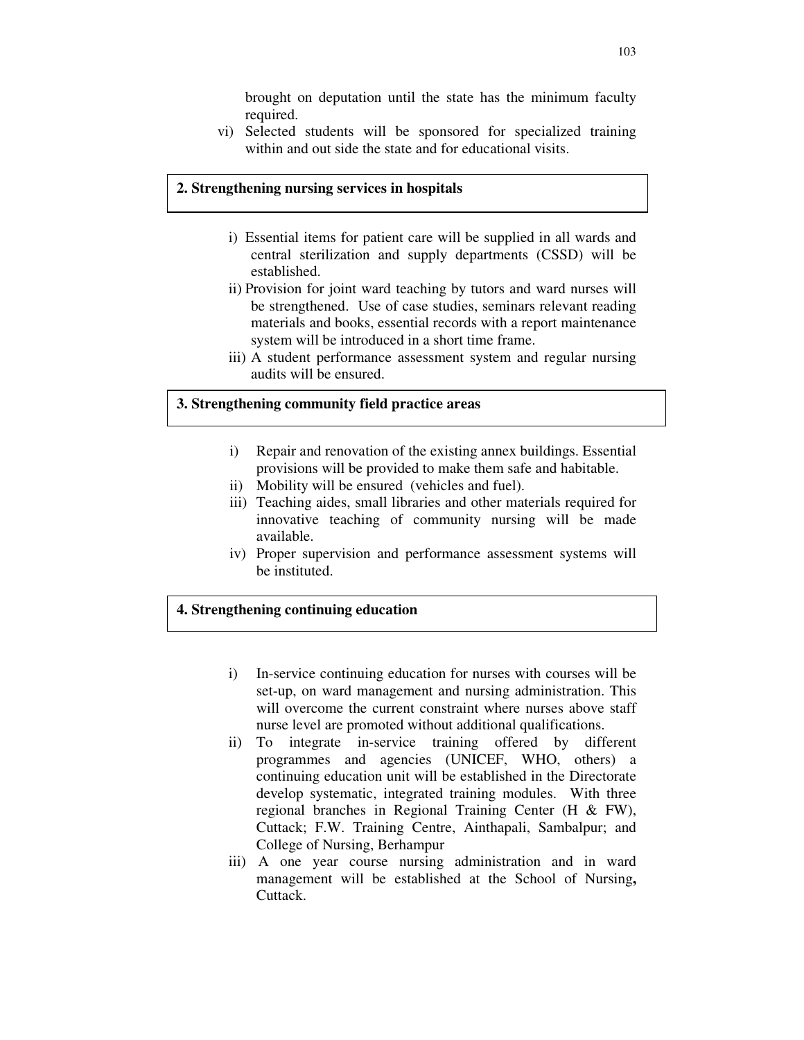brought on deputation until the state has the minimum faculty required.

vi) Selected students will be sponsored for specialized training within and out side the state and for educational visits.

**2. Strengthening nursing services in hospitals**

i) Essential items for patient care will be supplied in all wards and central sterilization and supply departments (CSSD) will be established.

ii) Provision for joint ward teaching by tutors and ward nurses will be strengthened. Use of case studies, seminars relevant reading materials and books, essential records with a report maintenance system will be introduced in a short time frame.

iii) A student performance assessment system and regular nursing audits will be ensured.

**3. Strengthening community field practice areas**

i) Repair and renovation of the existing annex buildings. Essential provisions will be provided to make them safe and habitable.

ii) Mobility will be ensured (vehicles and fuel).

iii) Teaching aides, small libraries and other materials required for innovative teaching of community nursing will be made available.

iv) Proper supervision and performance assessment systems will be instituted.

**4. Strengthening continuing education**

i) In-service continuing education for nurses with courses will be set-up, on ward management and nursing administration. This will overcome the current constraint where nurses above staff nurse level are promoted without additional qualifications.

ii) To integrate in-service training offered by different programmes and agencies (UNICEF, WHO, others) a continuing education unit will be established in the Directorate develop systematic, integrated training modules. With three regional branches in Regional Training Center (H & FW), Cuttack; F.W. Training Centre, Ainthapali, Sambalpur; and College of Nursing, Berhampur

iii) A one year course nursing administration and in ward management will be established at the School of Nursing**,** Cuttack.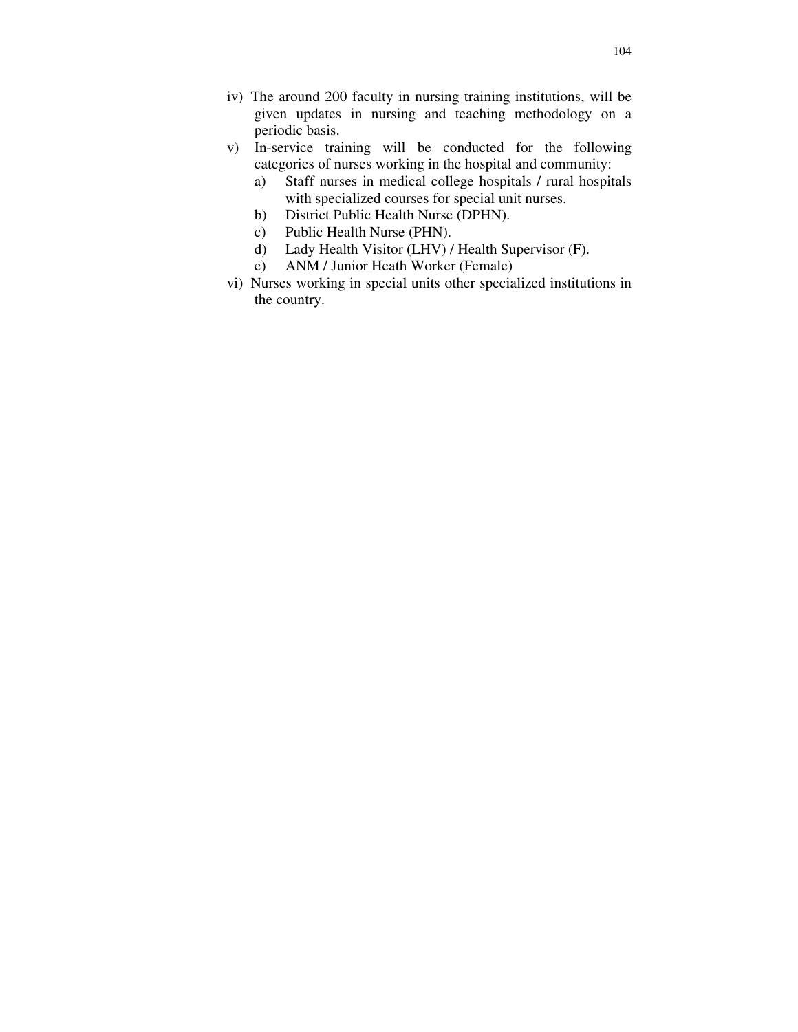iv) The around 200 faculty in nursing training institutions, will be given updates in nursing and teaching methodology on a periodic basis.

v) In-service training will be conducted for the following categories of nurses working in the hospital and community:
   a) Staff nurses in medical college hospitals / rural hospitals with specialized courses for special unit nurses.
   b) District Public Health Nurse (DPHN).
   c) Public Health Nurse (PHN).
   d) Lady Health Visitor (LHV) / Health Supervisor (F).
   e) ANM / Junior Heath Worker (Female)

vi) Nurses working in special units other specialized institutions in the country.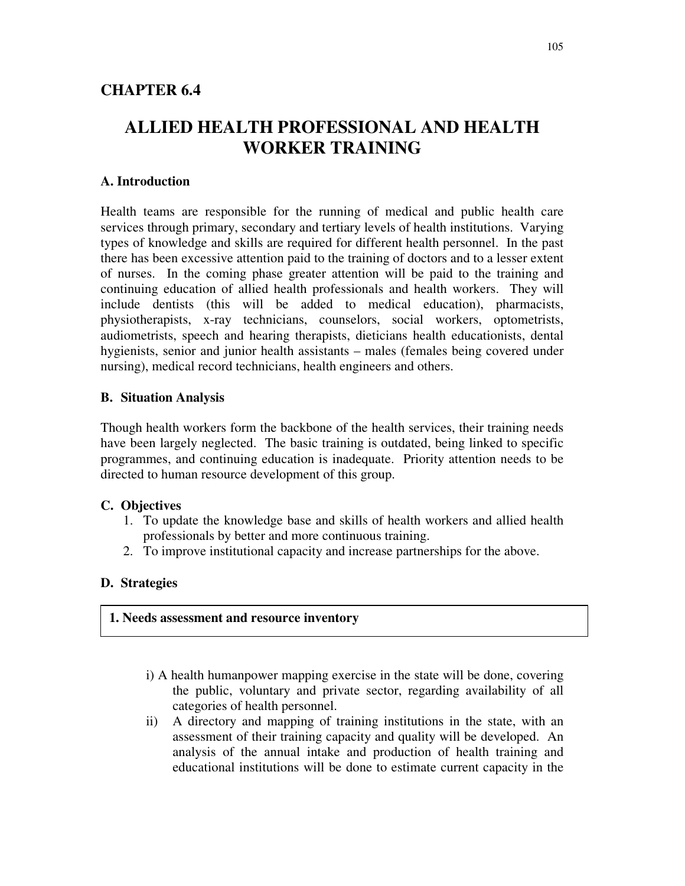## CHAPTER 6.4

# ALLIED HEALTH PROFESSIONAL AND HEALTH WORKER TRAINING

### A. Introduction

Health teams are responsible for the running of medical and public health care services through primary, secondary and tertiary levels of health institutions. Varying types of knowledge and skills are required for different health personnel. In the past there has been excessive attention paid to the training of doctors and to a lesser extent of nurses. In the coming phase greater attention will be paid to the training and continuing education of allied health professionals and health workers. They will include dentists (this will be added to medical education), pharmacists, physiotherapists, x-ray technicians, counselors, social workers, optometrists, audiometrists, speech and hearing therapists, dieticians health educationists, dental hygienists, senior and junior health assistants – males (females being covered under nursing), medical record technicians, health engineers and others.

### B. Situation Analysis

Though health workers form the backbone of the health services, their training needs have been largely neglected. The basic training is outdated, being linked to specific programmes, and continuing education is inadequate. Priority attention needs to be directed to human resource development of this group.

### C. Objectives

1. To update the knowledge base and skills of health workers and allied health professionals by better and more continuous training.
2. To improve institutional capacity and increase partnerships for the above.

### D. Strategies

**1. Needs assessment and resource inventory**

i) A health humanpower mapping exercise in the state will be done, covering the public, voluntary and private sector, regarding availability of all categories of health personnel.

ii) A directory and mapping of training institutions in the state, with an assessment of their training capacity and quality will be developed. An analysis of the annual intake and production of health training and educational institutions will be done to estimate current capacity in the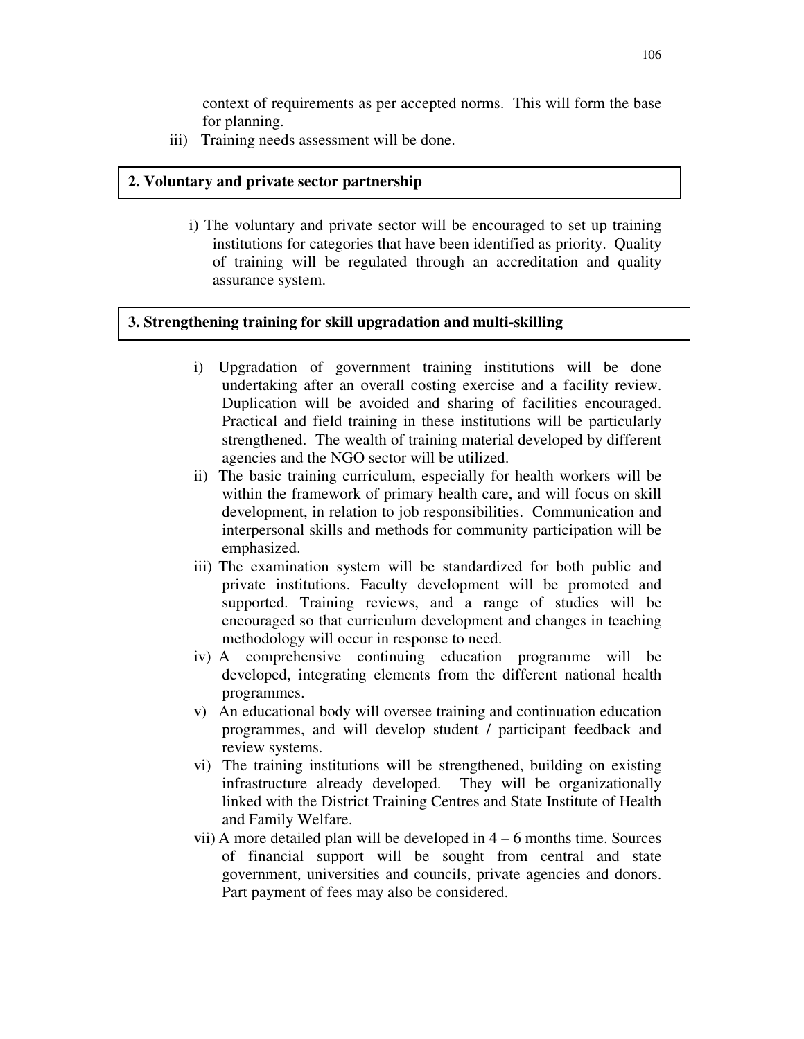context of requirements as per accepted norms. This will form the base for planning.

iii) Training needs assessment will be done.

**2. Voluntary and private sector partnership**

i) The voluntary and private sector will be encouraged to set up training institutions for categories that have been identified as priority. Quality of training will be regulated through an accreditation and quality assurance system.

**3. Strengthening training for skill upgradation and multi-skilling**

i) Upgradation of government training institutions will be done undertaking after an overall costing exercise and a facility review. Duplication will be avoided and sharing of facilities encouraged. Practical and field training in these institutions will be particularly strengthened. The wealth of training material developed by different agencies and the NGO sector will be utilized.

ii) The basic training curriculum, especially for health workers will be within the framework of primary health care, and will focus on skill development, in relation to job responsibilities. Communication and interpersonal skills and methods for community participation will be emphasized.

iii) The examination system will be standardized for both public and private institutions. Faculty development will be promoted and supported. Training reviews, and a range of studies will be encouraged so that curriculum development and changes in teaching methodology will occur in response to need.

iv) A comprehensive continuing education programme will be developed, integrating elements from the different national health programmes.

v) An educational body will oversee training and continuation education programmes, and will develop student / participant feedback and review systems.

vi) The training institutions will be strengthened, building on existing infrastructure already developed. They will be organizationally linked with the District Training Centres and State Institute of Health and Family Welfare.

vii) A more detailed plan will be developed in 4 – 6 months time. Sources of financial support will be sought from central and state government, universities and councils, private agencies and donors. Part payment of fees may also be considered.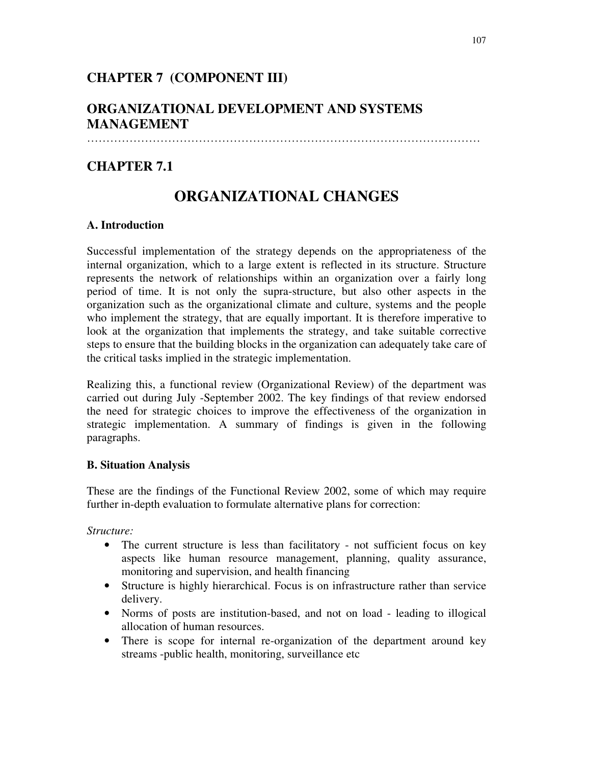# CHAPTER 7 (COMPONENT III)

# ORGANIZATIONAL DEVELOPMENT AND SYSTEMS MANAGEMENT

…………………………………………………………………………………………

## CHAPTER 7.1

## ORGANIZATIONAL CHANGES

### A. Introduction

Successful implementation of the strategy depends on the appropriateness of the internal organization, which to a large extent is reflected in its structure. Structure represents the network of relationships within an organization over a fairly long period of time. It is not only the supra-structure, but also other aspects in the organization such as the organizational climate and culture, systems and the people who implement the strategy, that are equally important. It is therefore imperative to look at the organization that implements the strategy, and take suitable corrective steps to ensure that the building blocks in the organization can adequately take care of the critical tasks implied in the strategic implementation.

Realizing this, a functional review (Organizational Review) of the department was carried out during July -September 2002. The key findings of that review endorsed the need for strategic choices to improve the effectiveness of the organization in strategic implementation. A summary of findings is given in the following paragraphs.

### B. Situation Analysis

These are the findings of the Functional Review 2002, some of which may require further in-depth evaluation to formulate alternative plans for correction:

*Structure:*

- The current structure is less than facilitatory - not sufficient focus on key aspects like human resource management, planning, quality assurance, monitoring and supervision, and health financing
- Structure is highly hierarchical. Focus is on infrastructure rather than service delivery.
- Norms of posts are institution-based, and not on load - leading to illogical allocation of human resources.
- There is scope for internal re-organization of the department around key streams -public health, monitoring, surveillance etc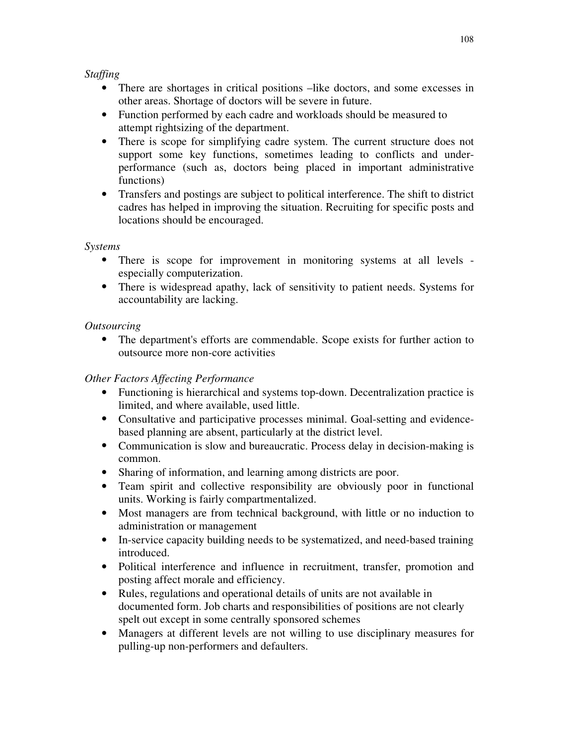*Staffing*

- There are shortages in critical positions –like doctors, and some excesses in other areas. Shortage of doctors will be severe in future.
- Function performed by each cadre and workloads should be measured to attempt rightsizing of the department.
- There is scope for simplifying cadre system. The current structure does not support some key functions, sometimes leading to conflicts and under-performance (such as, doctors being placed in important administrative functions)
- Transfers and postings are subject to political interference. The shift to district cadres has helped in improving the situation. Recruiting for specific posts and locations should be encouraged.

*Systems*

- There is scope for improvement in monitoring systems at all levels - especially computerization.
- There is widespread apathy, lack of sensitivity to patient needs. Systems for accountability are lacking.

*Outsourcing*

- The department's efforts are commendable. Scope exists for further action to outsource more non-core activities

*Other Factors Affecting Performance*

- Functioning is hierarchical and systems top-down. Decentralization practice is limited, and where available, used little.
- Consultative and participative processes minimal. Goal-setting and evidence-based planning are absent, particularly at the district level.
- Communication is slow and bureaucratic. Process delay in decision-making is common.
- Sharing of information, and learning among districts are poor.
- Team spirit and collective responsibility are obviously poor in functional units. Working is fairly compartmentalized.
- Most managers are from technical background, with little or no induction to administration or management
- In-service capacity building needs to be systematized, and need-based training introduced.
- Political interference and influence in recruitment, transfer, promotion and posting affect morale and efficiency.
- Rules, regulations and operational details of units are not available in documented form. Job charts and responsibilities of positions are not clearly spelt out except in some centrally sponsored schemes
- Managers at different levels are not willing to use disciplinary measures for pulling-up non-performers and defaulters.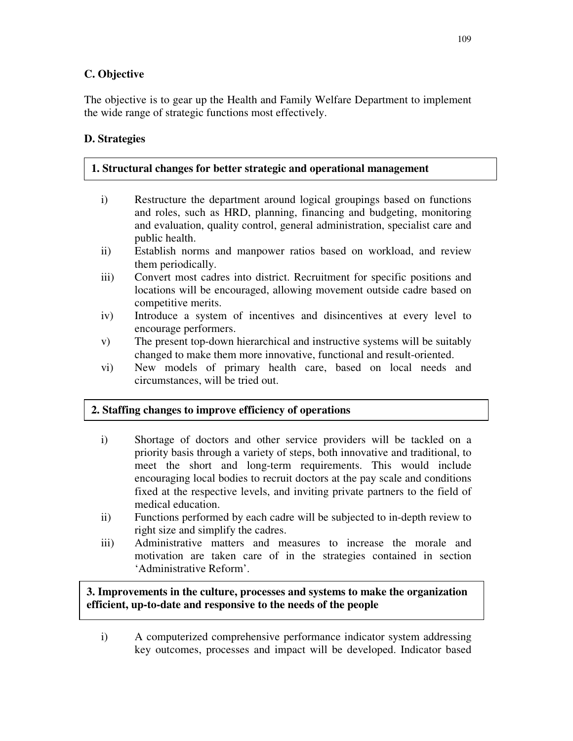## C. Objective

The objective is to gear up the Health and Family Welfare Department to implement the wide range of strategic functions most effectively.

## D. Strategies

### 1. Structural changes for better strategic and operational management

- i) Restructure the department around logical groupings based on functions and roles, such as HRD, planning, financing and budgeting, monitoring and evaluation, quality control, general administration, specialist care and public health.
- ii) Establish norms and manpower ratios based on workload, and review them periodically.
- iii) Convert most cadres into district. Recruitment for specific positions and locations will be encouraged, allowing movement outside cadre based on competitive merits.
- iv) Introduce a system of incentives and disincentives at every level to encourage performers.
- v) The present top-down hierarchical and instructive systems will be suitably changed to make them more innovative, functional and result-oriented.
- vi) New models of primary health care, based on local needs and circumstances, will be tried out.

### 2. Staffing changes to improve efficiency of operations

- i) Shortage of doctors and other service providers will be tackled on a priority basis through a variety of steps, both innovative and traditional, to meet the short and long-term requirements. This would include encouraging local bodies to recruit doctors at the pay scale and conditions fixed at the respective levels, and inviting private partners to the field of medical education.
- ii) Functions performed by each cadre will be subjected to in-depth review to right size and simplify the cadres.
- iii) Administrative matters and measures to increase the morale and motivation are taken care of in the strategies contained in section 'Administrative Reform'.

### 3. Improvements in the culture, processes and systems to make the organization efficient, up-to-date and responsive to the needs of the people

- i) A computerized comprehensive performance indicator system addressing key outcomes, processes and impact will be developed. Indicator based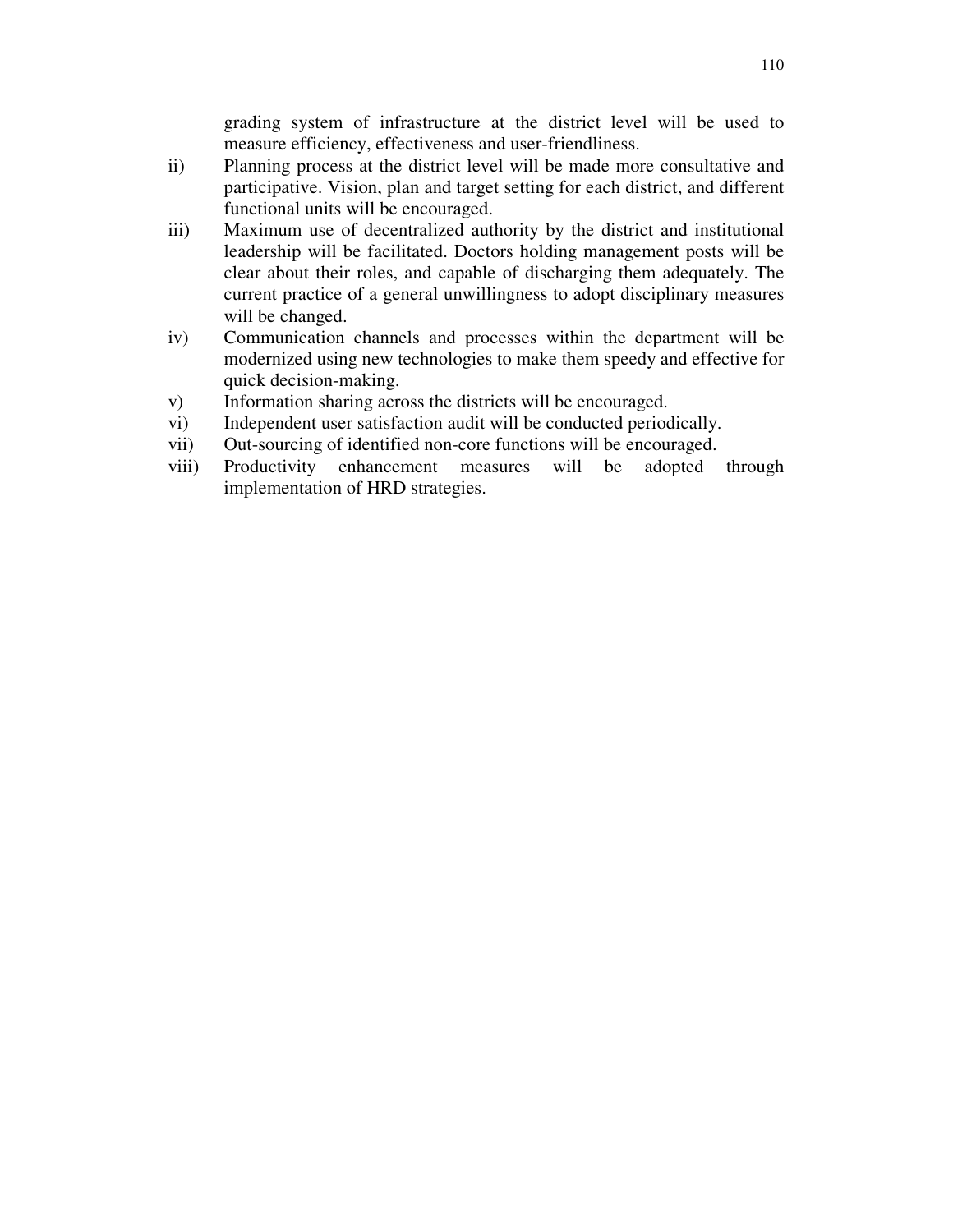grading system of infrastructure at the district level will be used to measure efficiency, effectiveness and user-friendliness.

ii) Planning process at the district level will be made more consultative and participative. Vision, plan and target setting for each district, and different functional units will be encouraged.

iii) Maximum use of decentralized authority by the district and institutional leadership will be facilitated. Doctors holding management posts will be clear about their roles, and capable of discharging them adequately. The current practice of a general unwillingness to adopt disciplinary measures will be changed.

iv) Communication channels and processes within the department will be modernized using new technologies to make them speedy and effective for quick decision-making.

v) Information sharing across the districts will be encouraged.

vi) Independent user satisfaction audit will be conducted periodically.

vii) Out-sourcing of identified non-core functions will be encouraged.

viii) Productivity enhancement measures will be adopted through implementation of HRD strategies.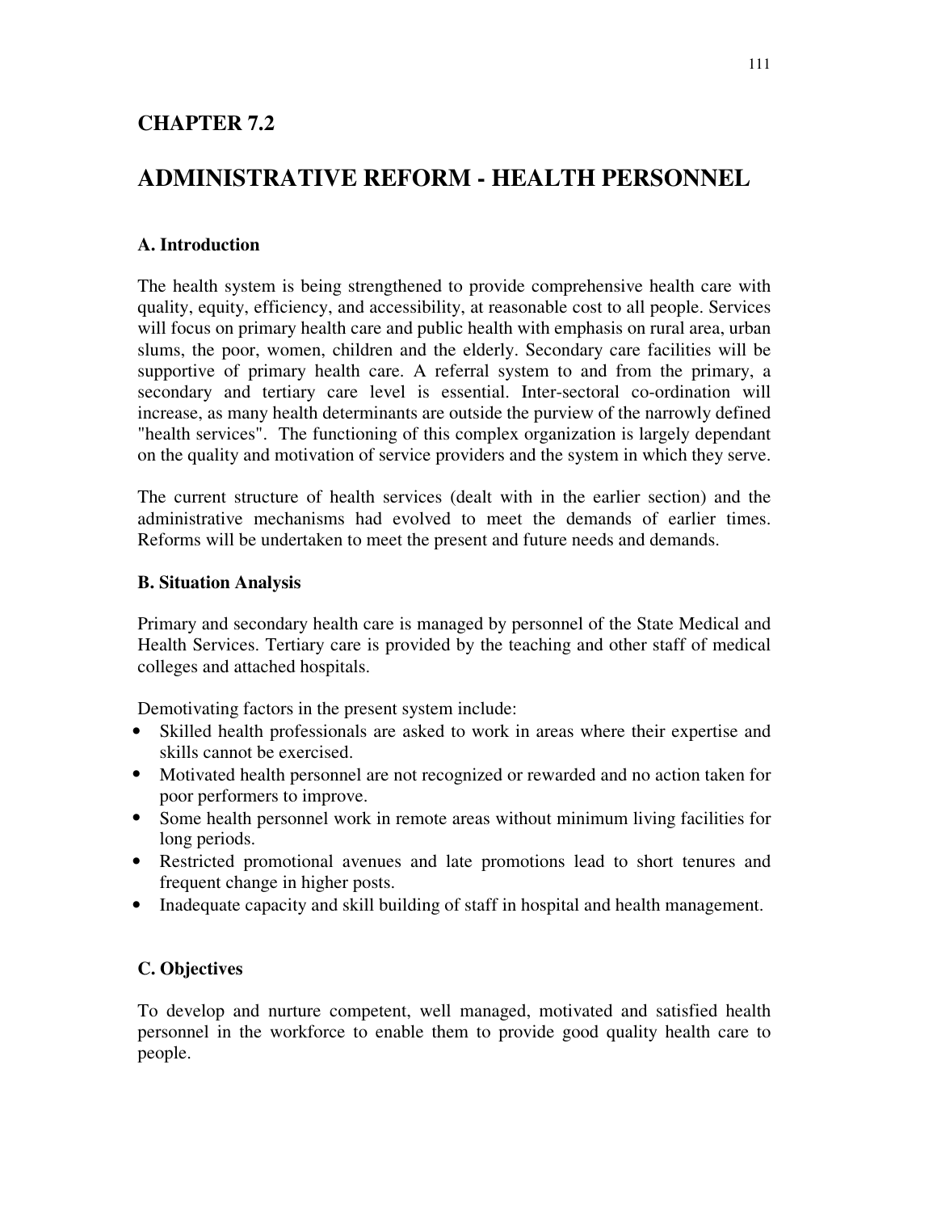# CHAPTER 7.2

# ADMINISTRATIVE REFORM - HEALTH PERSONNEL

### A. Introduction

The health system is being strengthened to provide comprehensive health care with quality, equity, efficiency, and accessibility, at reasonable cost to all people. Services will focus on primary health care and public health with emphasis on rural area, urban slums, the poor, women, children and the elderly. Secondary care facilities will be supportive of primary health care. A referral system to and from the primary, a secondary and tertiary care level is essential. Inter-sectoral co-ordination will increase, as many health determinants are outside the purview of the narrowly defined "health services". The functioning of this complex organization is largely dependant on the quality and motivation of service providers and the system in which they serve.

The current structure of health services (dealt with in the earlier section) and the administrative mechanisms had evolved to meet the demands of earlier times. Reforms will be undertaken to meet the present and future needs and demands.

### B. Situation Analysis

Primary and secondary health care is managed by personnel of the State Medical and Health Services. Tertiary care is provided by the teaching and other staff of medical colleges and attached hospitals.

Demotivating factors in the present system include:

- Skilled health professionals are asked to work in areas where their expertise and skills cannot be exercised.
- Motivated health personnel are not recognized or rewarded and no action taken for poor performers to improve.
- Some health personnel work in remote areas without minimum living facilities for long periods.
- Restricted promotional avenues and late promotions lead to short tenures and frequent change in higher posts.
- Inadequate capacity and skill building of staff in hospital and health management.

### C. Objectives

To develop and nurture competent, well managed, motivated and satisfied health personnel in the workforce to enable them to provide good quality health care to people.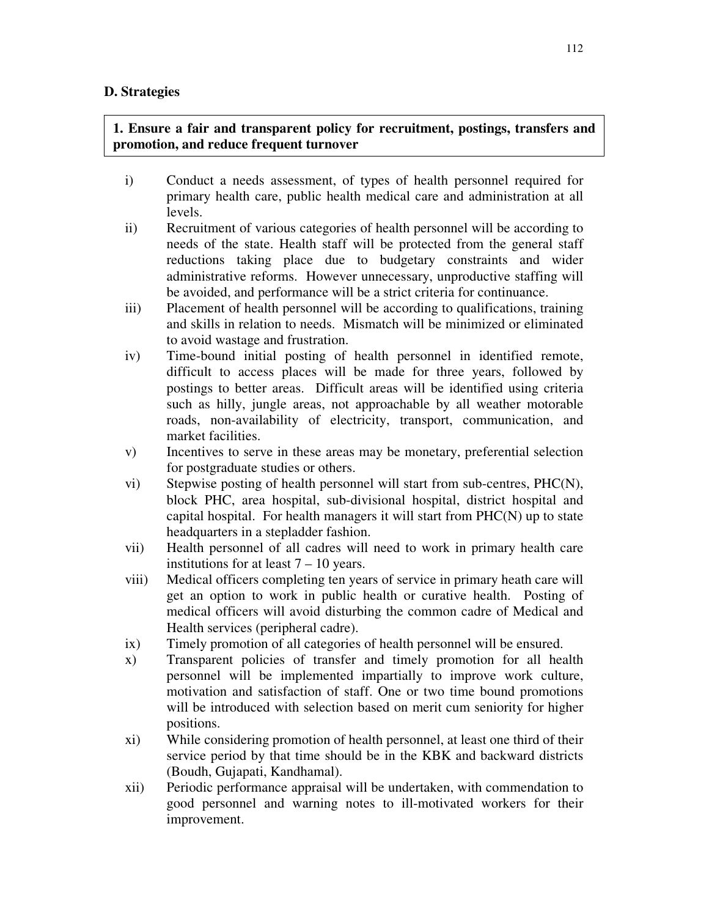## D. Strategies

**1. Ensure a fair and transparent policy for recruitment, postings, transfers and promotion, and reduce frequent turnover**

i) Conduct a needs assessment, of types of health personnel required for primary health care, public health medical care and administration at all levels.

ii) Recruitment of various categories of health personnel will be according to needs of the state. Health staff will be protected from the general staff reductions taking place due to budgetary constraints and wider administrative reforms. However unnecessary, unproductive staffing will be avoided, and performance will be a strict criteria for continuance.

iii) Placement of health personnel will be according to qualifications, training and skills in relation to needs. Mismatch will be minimized or eliminated to avoid wastage and frustration.

iv) Time-bound initial posting of health personnel in identified remote, difficult to access places will be made for three years, followed by postings to better areas. Difficult areas will be identified using criteria such as hilly, jungle areas, not approachable by all weather motorable roads, non-availability of electricity, transport, communication, and market facilities.

v) Incentives to serve in these areas may be monetary, preferential selection for postgraduate studies or others.

vi) Stepwise posting of health personnel will start from sub-centres, PHC(N), block PHC, area hospital, sub-divisional hospital, district hospital and capital hospital. For health managers it will start from PHC(N) up to state headquarters in a stepladder fashion.

vii) Health personnel of all cadres will need to work in primary health care institutions for at least 7 – 10 years.

viii) Medical officers completing ten years of service in primary heath care will get an option to work in public health or curative health. Posting of medical officers will avoid disturbing the common cadre of Medical and Health services (peripheral cadre).

ix) Timely promotion of all categories of health personnel will be ensured.

x) Transparent policies of transfer and timely promotion for all health personnel will be implemented impartially to improve work culture, motivation and satisfaction of staff. One or two time bound promotions will be introduced with selection based on merit cum seniority for higher positions.

xi) While considering promotion of health personnel, at least one third of their service period by that time should be in the KBK and backward districts (Boudh, Gujapati, Kandhamal).

xii) Periodic performance appraisal will be undertaken, with commendation to good personnel and warning notes to ill-motivated workers for their improvement.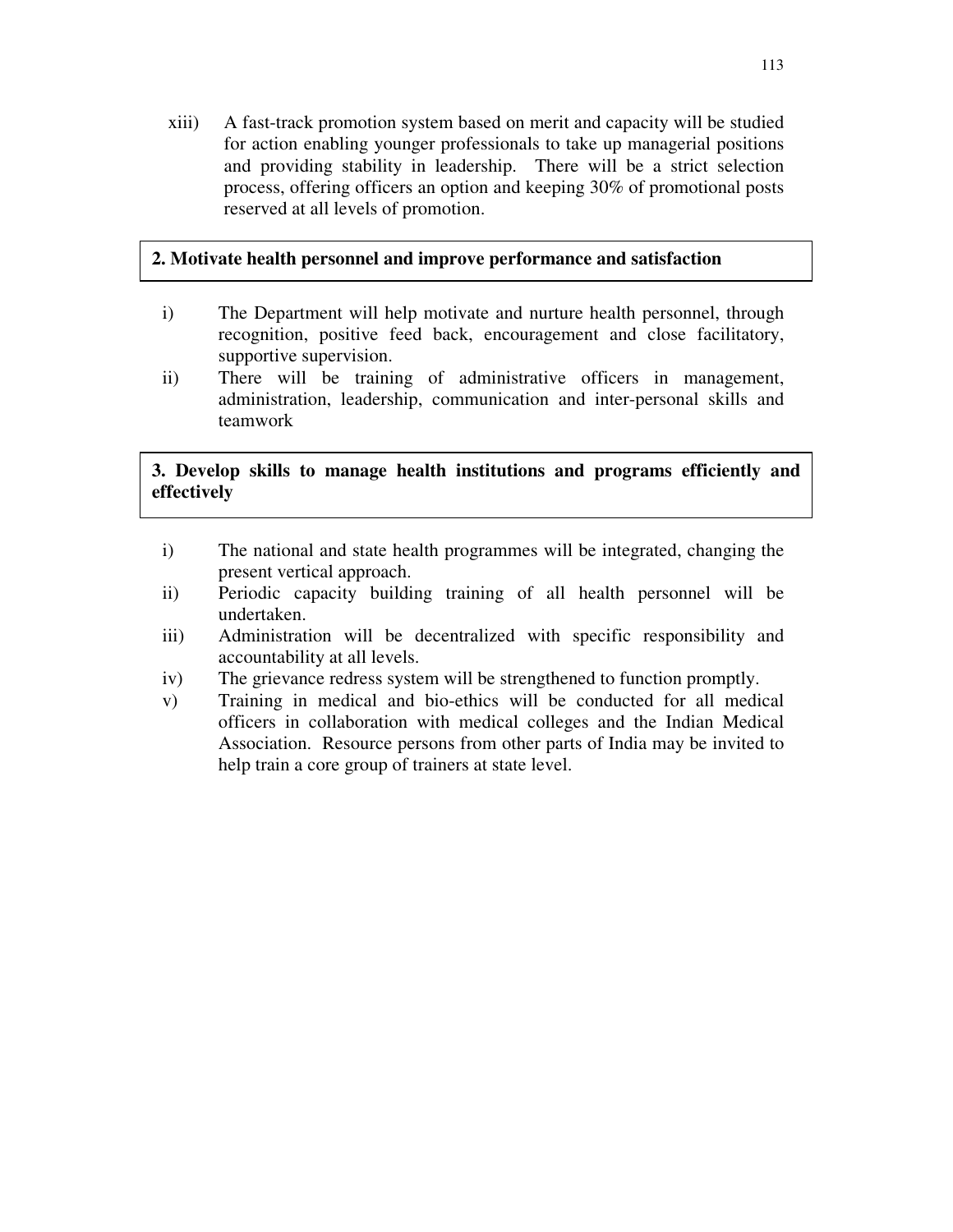xiii) A fast-track promotion system based on merit and capacity will be studied for action enabling younger professionals to take up managerial positions and providing stability in leadership. There will be a strict selection process, offering officers an option and keeping 30% of promotional posts reserved at all levels of promotion.

**2. Motivate health personnel and improve performance and satisfaction**

i) The Department will help motivate and nurture health personnel, through recognition, positive feed back, encouragement and close facilitatory, supportive supervision.

ii) There will be training of administrative officers in management, administration, leadership, communication and inter-personal skills and teamwork

**3. Develop skills to manage health institutions and programs efficiently and effectively**

i) The national and state health programmes will be integrated, changing the present vertical approach.

ii) Periodic capacity building training of all health personnel will be undertaken.

iii) Administration will be decentralized with specific responsibility and accountability at all levels.

iv) The grievance redress system will be strengthened to function promptly.

v) Training in medical and bio-ethics will be conducted for all medical officers in collaboration with medical colleges and the Indian Medical Association. Resource persons from other parts of India may be invited to help train a core group of trainers at state level.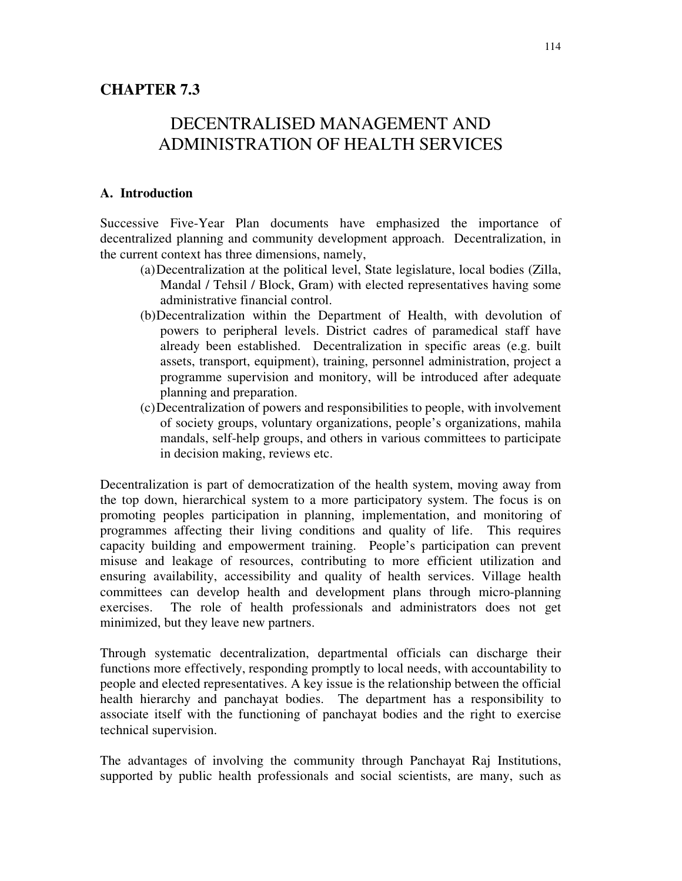## CHAPTER 7.3

# DECENTRALISED MANAGEMENT AND ADMINISTRATION OF HEALTH SERVICES

### A. Introduction

Successive Five-Year Plan documents have emphasized the importance of decentralized planning and community development approach. Decentralization, in the current context has three dimensions, namely,

(a) Decentralization at the political level, State legislature, local bodies (Zilla, Mandal / Tehsil / Block, Gram) with elected representatives having some administrative financial control.

(b) Decentralization within the Department of Health, with devolution of powers to peripheral levels. District cadres of paramedical staff have already been established. Decentralization in specific areas (e.g. built assets, transport, equipment), training, personnel administration, project a programme supervision and monitory, will be introduced after adequate planning and preparation.

(c) Decentralization of powers and responsibilities to people, with involvement of society groups, voluntary organizations, people's organizations, mahila mandals, self-help groups, and others in various committees to participate in decision making, reviews etc.

Decentralization is part of democratization of the health system, moving away from the top down, hierarchical system to a more participatory system. The focus is on promoting peoples participation in planning, implementation, and monitoring of programmes affecting their living conditions and quality of life. This requires capacity building and empowerment training. People's participation can prevent misuse and leakage of resources, contributing to more efficient utilization and ensuring availability, accessibility and quality of health services. Village health committees can develop health and development plans through micro-planning exercises. The role of health professionals and administrators does not get minimized, but they leave new partners.

Through systematic decentralization, departmental officials can discharge their functions more effectively, responding promptly to local needs, with accountability to people and elected representatives. A key issue is the relationship between the official health hierarchy and panchayat bodies. The department has a responsibility to associate itself with the functioning of panchayat bodies and the right to exercise technical supervision.

The advantages of involving the community through Panchayat Raj Institutions, supported by public health professionals and social scientists, are many, such as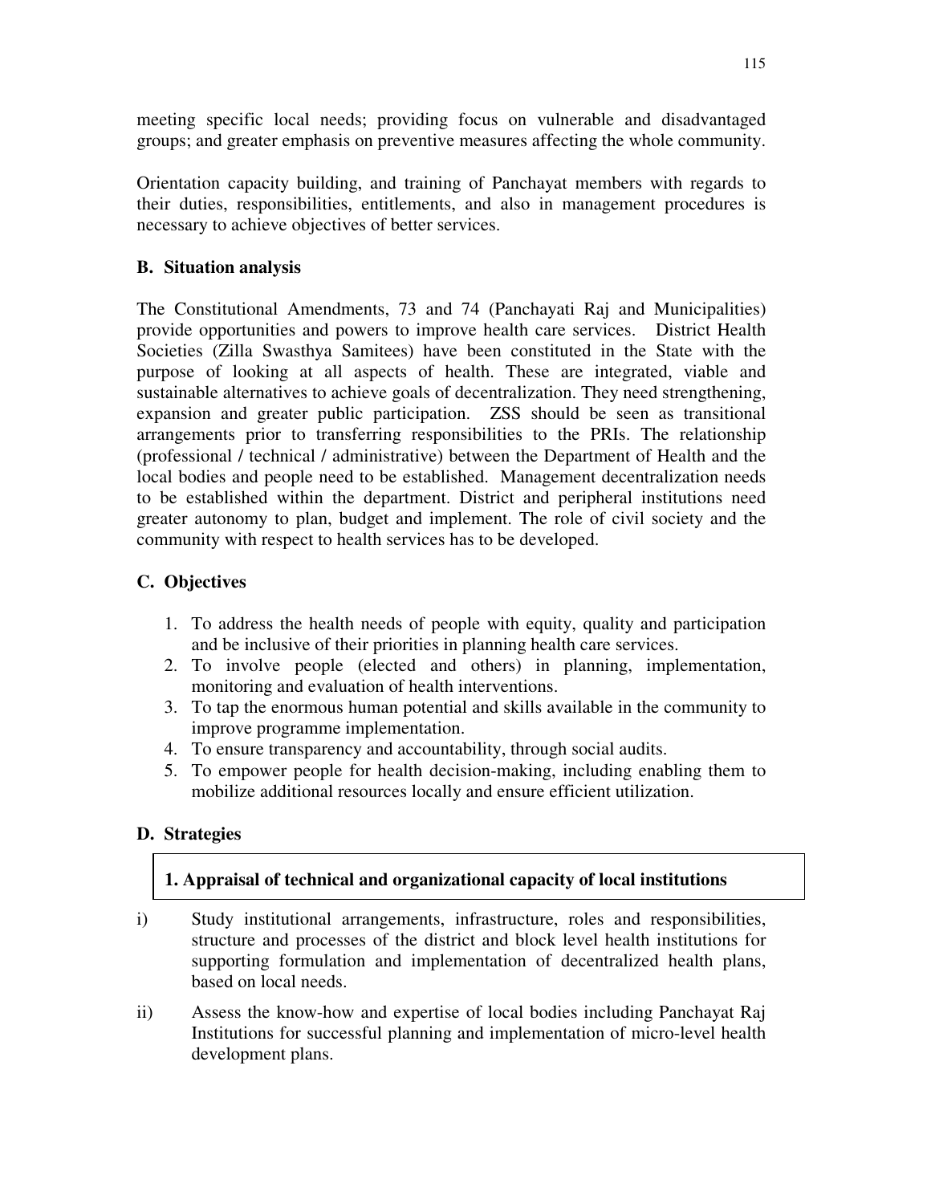meeting specific local needs; providing focus on vulnerable and disadvantaged groups; and greater emphasis on preventive measures affecting the whole community.

Orientation capacity building, and training of Panchayat members with regards to their duties, responsibilities, entitlements, and also in management procedures is necessary to achieve objectives of better services.

## B. Situation analysis

The Constitutional Amendments, 73 and 74 (Panchayati Raj and Municipalities) provide opportunities and powers to improve health care services. District Health Societies (Zilla Swasthya Samitees) have been constituted in the State with the purpose of looking at all aspects of health. These are integrated, viable and sustainable alternatives to achieve goals of decentralization. They need strengthening, expansion and greater public participation. ZSS should be seen as transitional arrangements prior to transferring responsibilities to the PRIs. The relationship (professional / technical / administrative) between the Department of Health and the local bodies and people need to be established. Management decentralization needs to be established within the department. District and peripheral institutions need greater autonomy to plan, budget and implement. The role of civil society and the community with respect to health services has to be developed.

## C. Objectives

1. To address the health needs of people with equity, quality and participation and be inclusive of their priorities in planning health care services.
2. To involve people (elected and others) in planning, implementation, monitoring and evaluation of health interventions.
3. To tap the enormous human potential and skills available in the community to improve programme implementation.
4. To ensure transparency and accountability, through social audits.
5. To empower people for health decision-making, including enabling them to mobilize additional resources locally and ensure efficient utilization.

## D. Strategies

### 1. Appraisal of technical and organizational capacity of local institutions

i) Study institutional arrangements, infrastructure, roles and responsibilities, structure and processes of the district and block level health institutions for supporting formulation and implementation of decentralized health plans, based on local needs.

ii) Assess the know-how and expertise of local bodies including Panchayat Raj Institutions for successful planning and implementation of micro-level health development plans.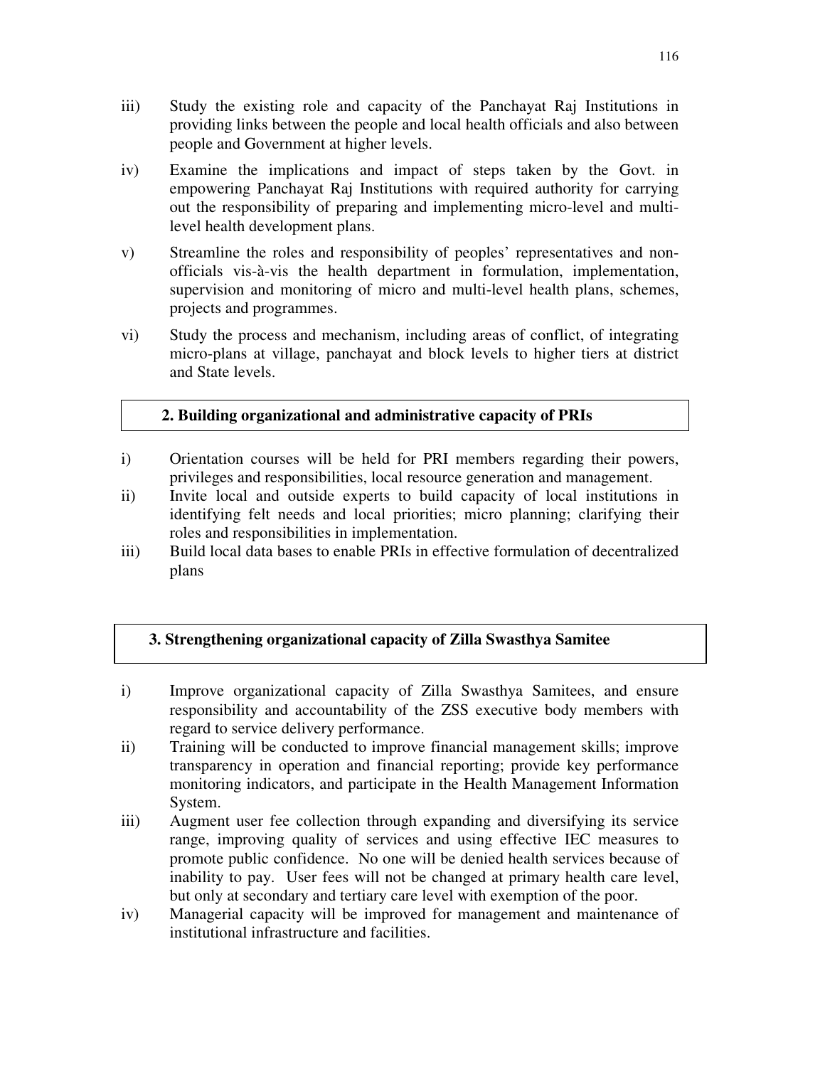iii) Study the existing role and capacity of the Panchayat Raj Institutions in providing links between the people and local health officials and also between people and Government at higher levels.

iv) Examine the implications and impact of steps taken by the Govt. in empowering Panchayat Raj Institutions with required authority for carrying out the responsibility of preparing and implementing micro-level and multi-level health development plans.

v) Streamline the roles and responsibility of peoples' representatives and non-officials vis-à-vis the health department in formulation, implementation, supervision and monitoring of micro and multi-level health plans, schemes, projects and programmes.

vi) Study the process and mechanism, including areas of conflict, of integrating micro-plans at village, panchayat and block levels to higher tiers at district and State levels.

### 2. Building organizational and administrative capacity of PRIs

i) Orientation courses will be held for PRI members regarding their powers, privileges and responsibilities, local resource generation and management.

ii) Invite local and outside experts to build capacity of local institutions in identifying felt needs and local priorities; micro planning; clarifying their roles and responsibilities in implementation.

iii) Build local data bases to enable PRIs in effective formulation of decentralized plans

### 3. Strengthening organizational capacity of Zilla Swasthya Samitee

i) Improve organizational capacity of Zilla Swasthya Samitees, and ensure responsibility and accountability of the ZSS executive body members with regard to service delivery performance.

ii) Training will be conducted to improve financial management skills; improve transparency in operation and financial reporting; provide key performance monitoring indicators, and participate in the Health Management Information System.

iii) Augment user fee collection through expanding and diversifying its service range, improving quality of services and using effective IEC measures to promote public confidence. No one will be denied health services because of inability to pay. User fees will not be changed at primary health care level, but only at secondary and tertiary care level with exemption of the poor.

iv) Managerial capacity will be improved for management and maintenance of institutional infrastructure and facilities.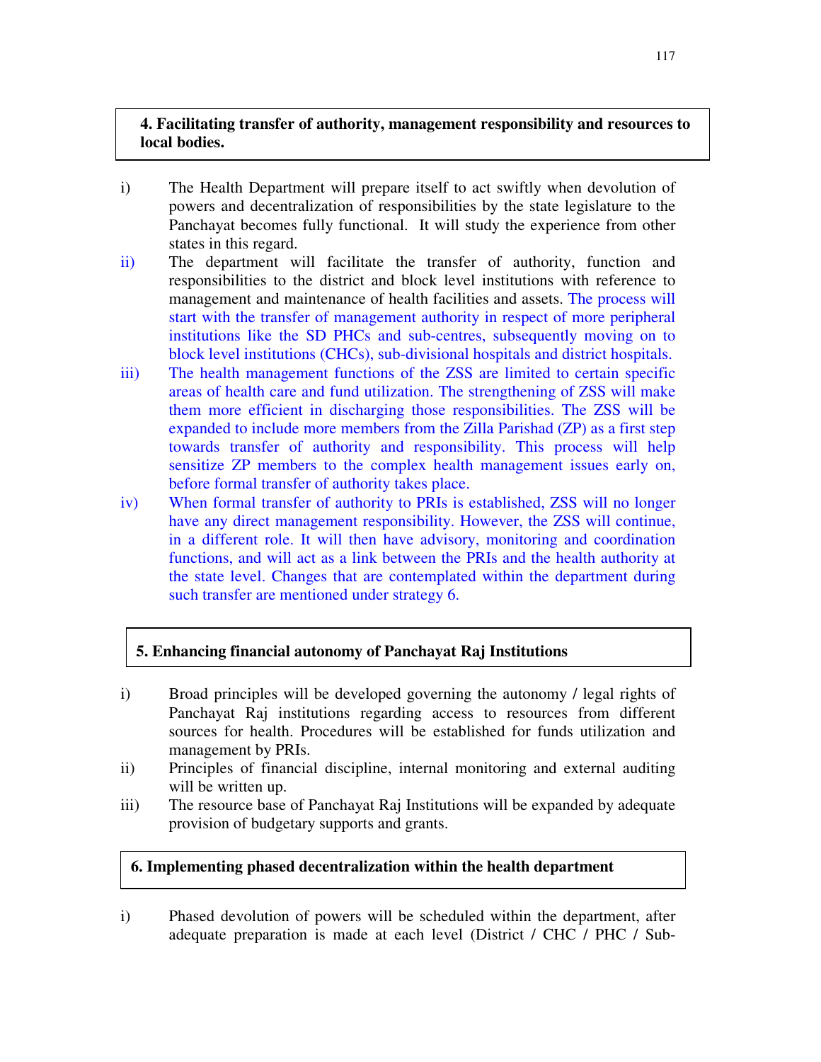**4. Facilitating transfer of authority, management responsibility and resources to local bodies.**

i) The Health Department will prepare itself to act swiftly when devolution of powers and decentralization of responsibilities by the state legislature to the Panchayat becomes fully functional. It will study the experience from other states in this regard.

ii) The department will facilitate the transfer of authority, function and responsibilities to the district and block level institutions with reference to management and maintenance of health facilities and assets. The process will start with the transfer of management authority in respect of more peripheral institutions like the SD PHCs and sub-centres, subsequently moving on to block level institutions (CHCs), sub-divisional hospitals and district hospitals.

iii) The health management functions of the ZSS are limited to certain specific areas of health care and fund utilization. The strengthening of ZSS will make them more efficient in discharging those responsibilities. The ZSS will be expanded to include more members from the Zilla Parishad (ZP) as a first step towards transfer of authority and responsibility. This process will help sensitize ZP members to the complex health management issues early on, before formal transfer of authority takes place.

iv) When formal transfer of authority to PRIs is established, ZSS will no longer have any direct management responsibility. However, the ZSS will continue, in a different role. It will then have advisory, monitoring and coordination functions, and will act as a link between the PRIs and the health authority at the state level. Changes that are contemplated within the department during such transfer are mentioned under strategy 6.

**5. Enhancing financial autonomy of Panchayat Raj Institutions**

i) Broad principles will be developed governing the autonomy / legal rights of Panchayat Raj institutions regarding access to resources from different sources for health. Procedures will be established for funds utilization and management by PRIs.

ii) Principles of financial discipline, internal monitoring and external auditing will be written up.

iii) The resource base of Panchayat Raj Institutions will be expanded by adequate provision of budgetary supports and grants.

**6. Implementing phased decentralization within the health department**

i) Phased devolution of powers will be scheduled within the department, after adequate preparation is made at each level (District / CHC / PHC / Sub-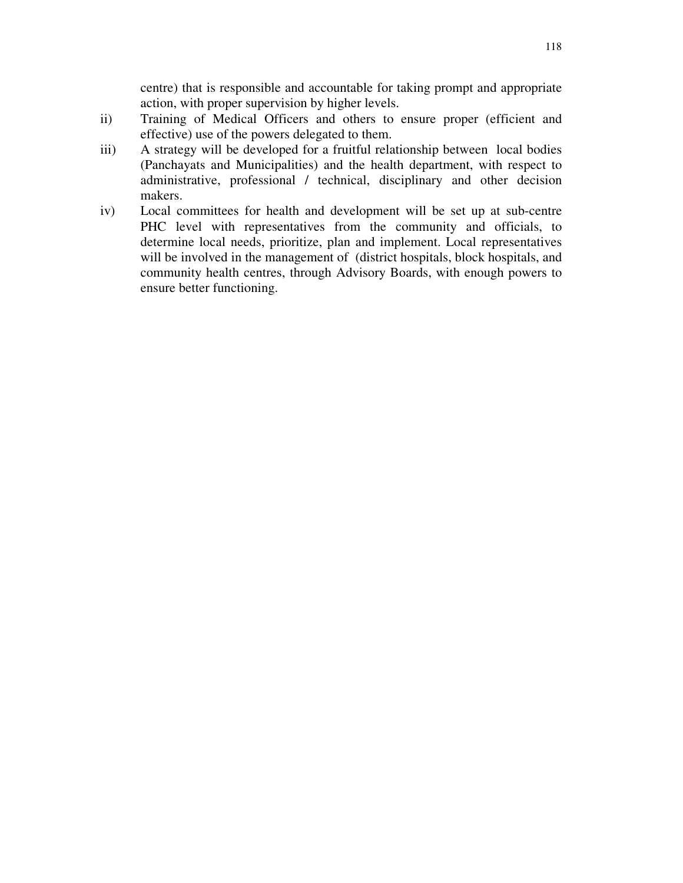centre) that is responsible and accountable for taking prompt and appropriate action, with proper supervision by higher levels.

ii) Training of Medical Officers and others to ensure proper (efficient and effective) use of the powers delegated to them.

iii) A strategy will be developed for a fruitful relationship between local bodies (Panchayats and Municipalities) and the health department, with respect to administrative, professional / technical, disciplinary and other decision makers.

iv) Local committees for health and development will be set up at sub-centre PHC level with representatives from the community and officials, to determine local needs, prioritize, plan and implement. Local representatives will be involved in the management of (district hospitals, block hospitals, and community health centres, through Advisory Boards, with enough powers to ensure better functioning.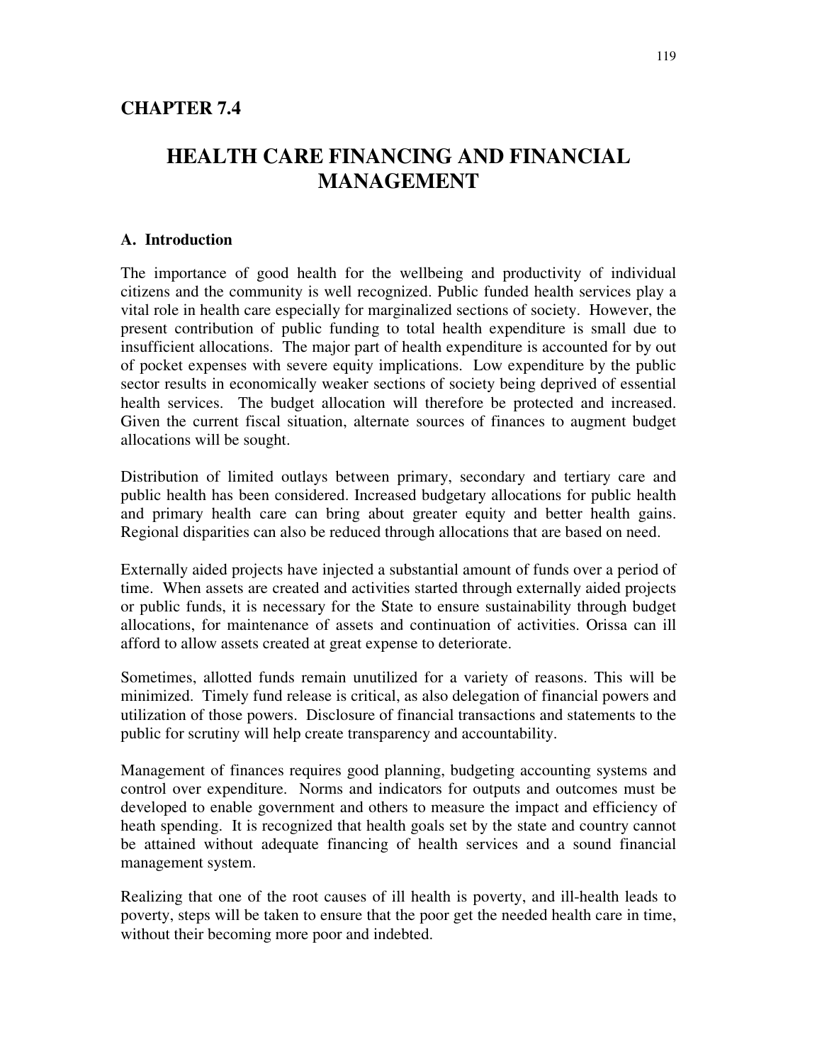## CHAPTER 7.4

# HEALTH CARE FINANCING AND FINANCIAL MANAGEMENT

### A. Introduction

The importance of good health for the wellbeing and productivity of individual citizens and the community is well recognized. Public funded health services play a vital role in health care especially for marginalized sections of society. However, the present contribution of public funding to total health expenditure is small due to insufficient allocations. The major part of health expenditure is accounted for by out of pocket expenses with severe equity implications. Low expenditure by the public sector results in economically weaker sections of society being deprived of essential health services. The budget allocation will therefore be protected and increased. Given the current fiscal situation, alternate sources of finances to augment budget allocations will be sought.

Distribution of limited outlays between primary, secondary and tertiary care and public health has been considered. Increased budgetary allocations for public health and primary health care can bring about greater equity and better health gains. Regional disparities can also be reduced through allocations that are based on need.

Externally aided projects have injected a substantial amount of funds over a period of time. When assets are created and activities started through externally aided projects or public funds, it is necessary for the State to ensure sustainability through budget allocations, for maintenance of assets and continuation of activities. Orissa can ill afford to allow assets created at great expense to deteriorate.

Sometimes, allotted funds remain unutilized for a variety of reasons. This will be minimized. Timely fund release is critical, as also delegation of financial powers and utilization of those powers. Disclosure of financial transactions and statements to the public for scrutiny will help create transparency and accountability.

Management of finances requires good planning, budgeting accounting systems and control over expenditure. Norms and indicators for outputs and outcomes must be developed to enable government and others to measure the impact and efficiency of heath spending. It is recognized that health goals set by the state and country cannot be attained without adequate financing of health services and a sound financial management system.

Realizing that one of the root causes of ill health is poverty, and ill-health leads to poverty, steps will be taken to ensure that the poor get the needed health care in time, without their becoming more poor and indebted.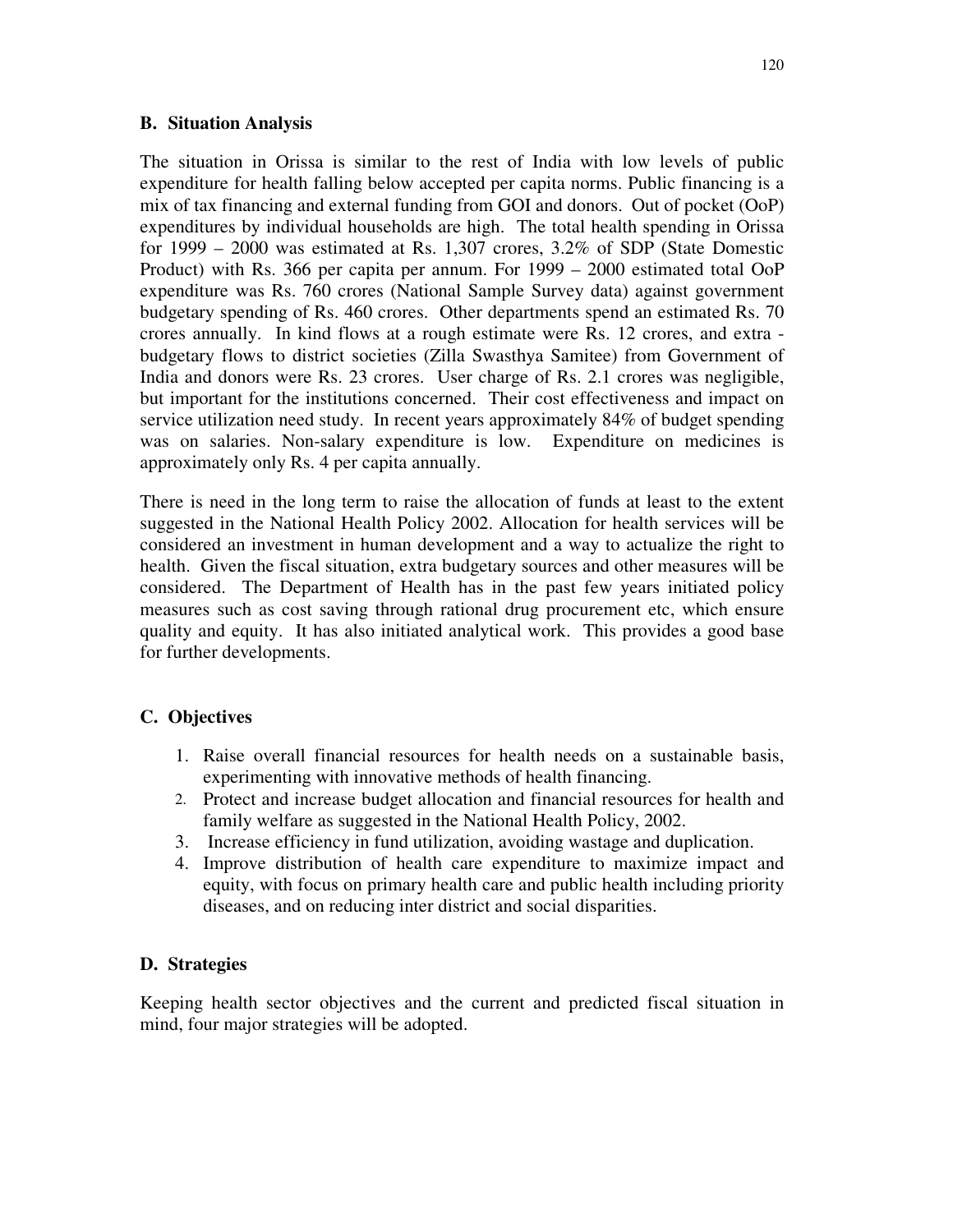## B. Situation Analysis

The situation in Orissa is similar to the rest of India with low levels of public expenditure for health falling below accepted per capita norms. Public financing is a mix of tax financing and external funding from GOI and donors. Out of pocket (OoP) expenditures by individual households are high. The total health spending in Orissa for 1999 – 2000 was estimated at Rs. 1,307 crores, 3.2% of SDP (State Domestic Product) with Rs. 366 per capita per annum. For 1999 – 2000 estimated total OoP expenditure was Rs. 760 crores (National Sample Survey data) against government budgetary spending of Rs. 460 crores. Other departments spend an estimated Rs. 70 crores annually. In kind flows at a rough estimate were Rs. 12 crores, and extra - budgetary flows to district societies (Zilla Swasthya Samitee) from Government of India and donors were Rs. 23 crores. User charge of Rs. 2.1 crores was negligible, but important for the institutions concerned. Their cost effectiveness and impact on service utilization need study. In recent years approximately 84% of budget spending was on salaries. Non-salary expenditure is low. Expenditure on medicines is approximately only Rs. 4 per capita annually.

There is need in the long term to raise the allocation of funds at least to the extent suggested in the National Health Policy 2002. Allocation for health services will be considered an investment in human development and a way to actualize the right to health. Given the fiscal situation, extra budgetary sources and other measures will be considered. The Department of Health has in the past few years initiated policy measures such as cost saving through rational drug procurement etc, which ensure quality and equity. It has also initiated analytical work. This provides a good base for further developments.

## C. Objectives

1. Raise overall financial resources for health needs on a sustainable basis, experimenting with innovative methods of health financing.
2. Protect and increase budget allocation and financial resources for health and family welfare as suggested in the National Health Policy, 2002.
3. Increase efficiency in fund utilization, avoiding wastage and duplication.
4. Improve distribution of health care expenditure to maximize impact and equity, with focus on primary health care and public health including priority diseases, and on reducing inter district and social disparities.

## D. Strategies

Keeping health sector objectives and the current and predicted fiscal situation in mind, four major strategies will be adopted.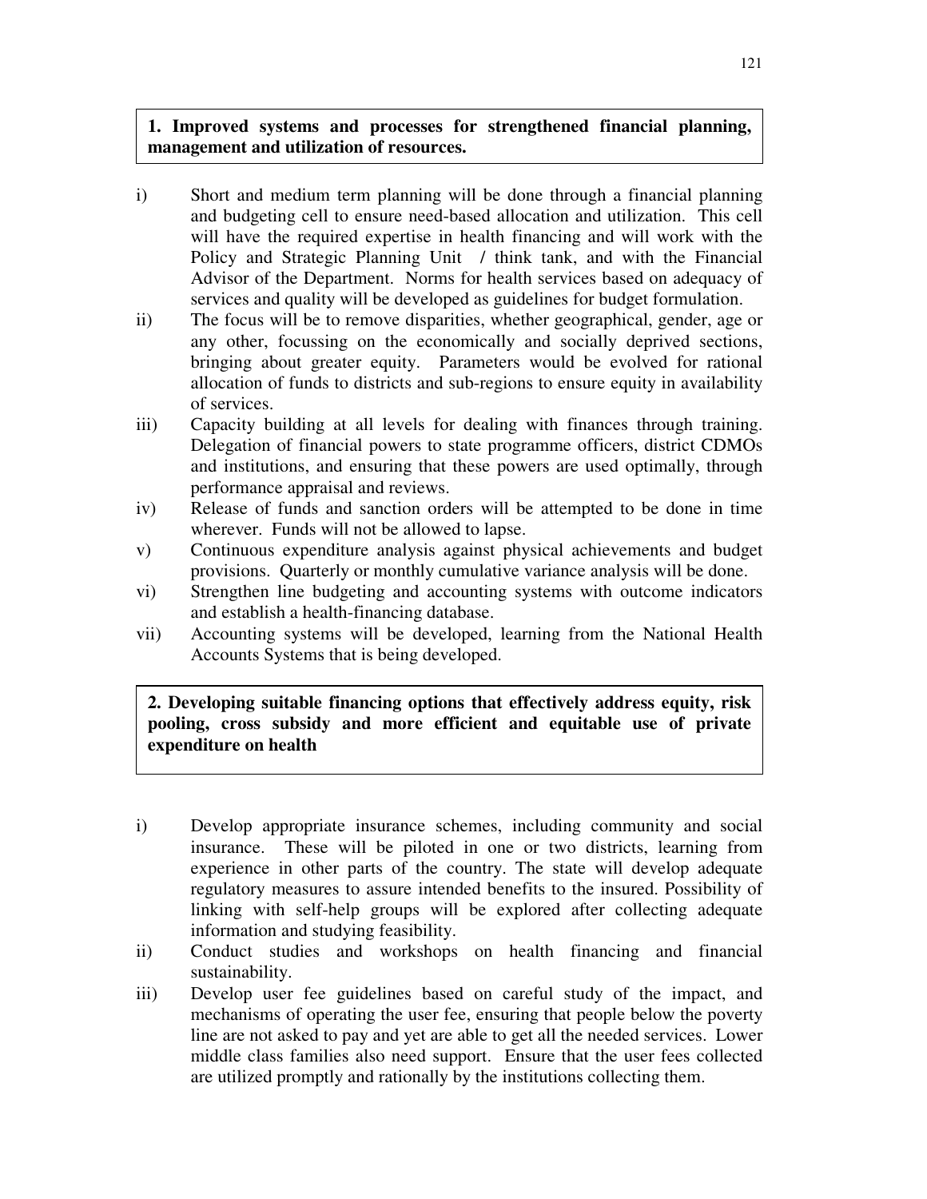**1. Improved systems and processes for strengthened financial planning, management and utilization of resources.**

i) Short and medium term planning will be done through a financial planning and budgeting cell to ensure need-based allocation and utilization. This cell will have the required expertise in health financing and will work with the Policy and Strategic Planning Unit / think tank, and with the Financial Advisor of the Department. Norms for health services based on adequacy of services and quality will be developed as guidelines for budget formulation.

ii) The focus will be to remove disparities, whether geographical, gender, age or any other, focussing on the economically and socially deprived sections, bringing about greater equity. Parameters would be evolved for rational allocation of funds to districts and sub-regions to ensure equity in availability of services.

iii) Capacity building at all levels for dealing with finances through training. Delegation of financial powers to state programme officers, district CDMOs and institutions, and ensuring that these powers are used optimally, through performance appraisal and reviews.

iv) Release of funds and sanction orders will be attempted to be done in time wherever. Funds will not be allowed to lapse.

v) Continuous expenditure analysis against physical achievements and budget provisions. Quarterly or monthly cumulative variance analysis will be done.

vi) Strengthen line budgeting and accounting systems with outcome indicators and establish a health-financing database.

vii) Accounting systems will be developed, learning from the National Health Accounts Systems that is being developed.

**2. Developing suitable financing options that effectively address equity, risk pooling, cross subsidy and more efficient and equitable use of private expenditure on health**

i) Develop appropriate insurance schemes, including community and social insurance. These will be piloted in one or two districts, learning from experience in other parts of the country. The state will develop adequate regulatory measures to assure intended benefits to the insured. Possibility of linking with self-help groups will be explored after collecting adequate information and studying feasibility.

ii) Conduct studies and workshops on health financing and financial sustainability.

iii) Develop user fee guidelines based on careful study of the impact, and mechanisms of operating the user fee, ensuring that people below the poverty line are not asked to pay and yet are able to get all the needed services. Lower middle class families also need support. Ensure that the user fees collected are utilized promptly and rationally by the institutions collecting them.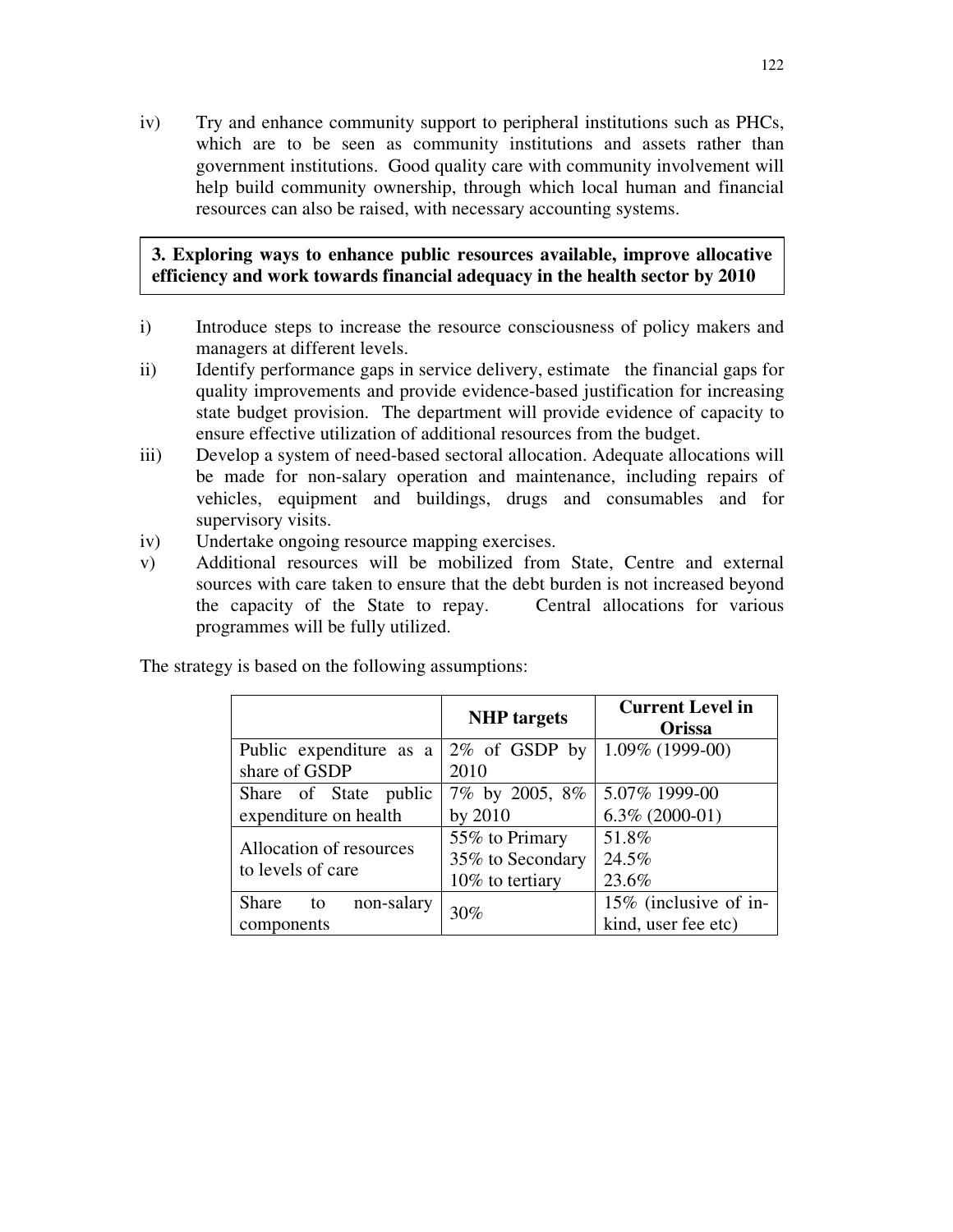iv) Try and enhance community support to peripheral institutions such as PHCs, which are to be seen as community institutions and assets rather than government institutions. Good quality care with community involvement will help build community ownership, through which local human and financial resources can also be raised, with necessary accounting systems.

**3. Exploring ways to enhance public resources available, improve allocative efficiency and work towards financial adequacy in the health sector by 2010**

i) Introduce steps to increase the resource consciousness of policy makers and managers at different levels.

ii) Identify performance gaps in service delivery, estimate the financial gaps for quality improvements and provide evidence-based justification for increasing state budget provision. The department will provide evidence of capacity to ensure effective utilization of additional resources from the budget.

iii) Develop a system of need-based sectoral allocation. Adequate allocations will be made for non-salary operation and maintenance, including repairs of vehicles, equipment and buildings, drugs and consumables and for supervisory visits.

iv) Undertake ongoing resource mapping exercises.

v) Additional resources will be mobilized from State, Centre and external sources with care taken to ensure that the debt burden is not increased beyond the capacity of the State to repay. Central allocations for various programmes will be fully utilized.

The strategy is based on the following assumptions:

| | **NHP targets** | **Current Level in Orissa** |
|---|---|---|
| Public expenditure as a share of GSDP | 2% of GSDP by 2010 | 1.09% (1999-00) |
| Share of State public expenditure on health | 7% by 2005, 8% by 2010 | 5.07% 1999-00<br>6.3% (2000-01) |
| Allocation of resources to levels of care | 55% to Primary<br>35% to Secondary<br>10% to tertiary | 51.8%<br>24.5%<br>23.6% |
| Share to non-salary components | 30% | 15% (inclusive of in-kind, user fee etc) |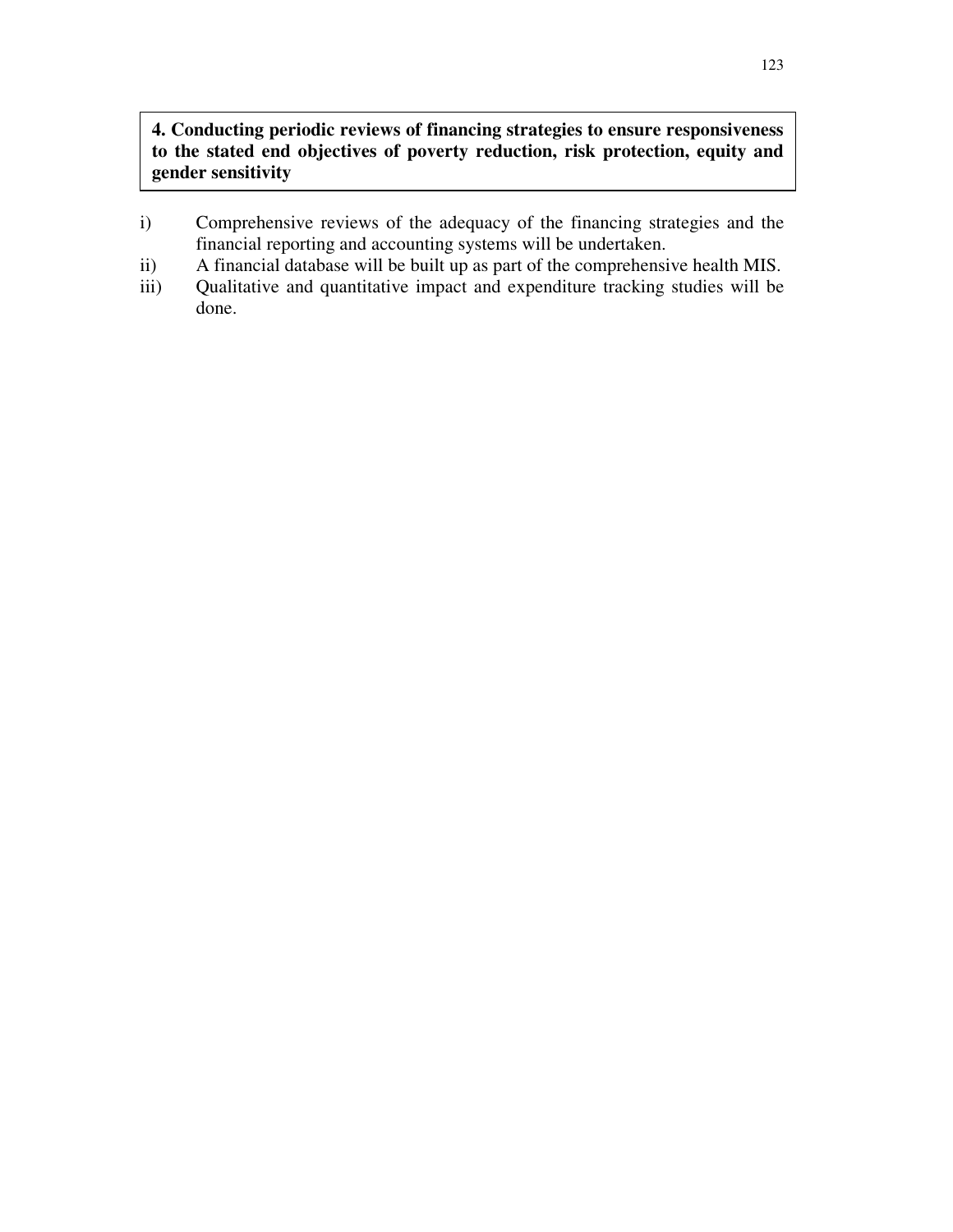**4. Conducting periodic reviews of financing strategies to ensure responsiveness to the stated end objectives of poverty reduction, risk protection, equity and gender sensitivity**

i) Comprehensive reviews of the adequacy of the financing strategies and the financial reporting and accounting systems will be undertaken.

ii) A financial database will be built up as part of the comprehensive health MIS.

iii) Qualitative and quantitative impact and expenditure tracking studies will be done.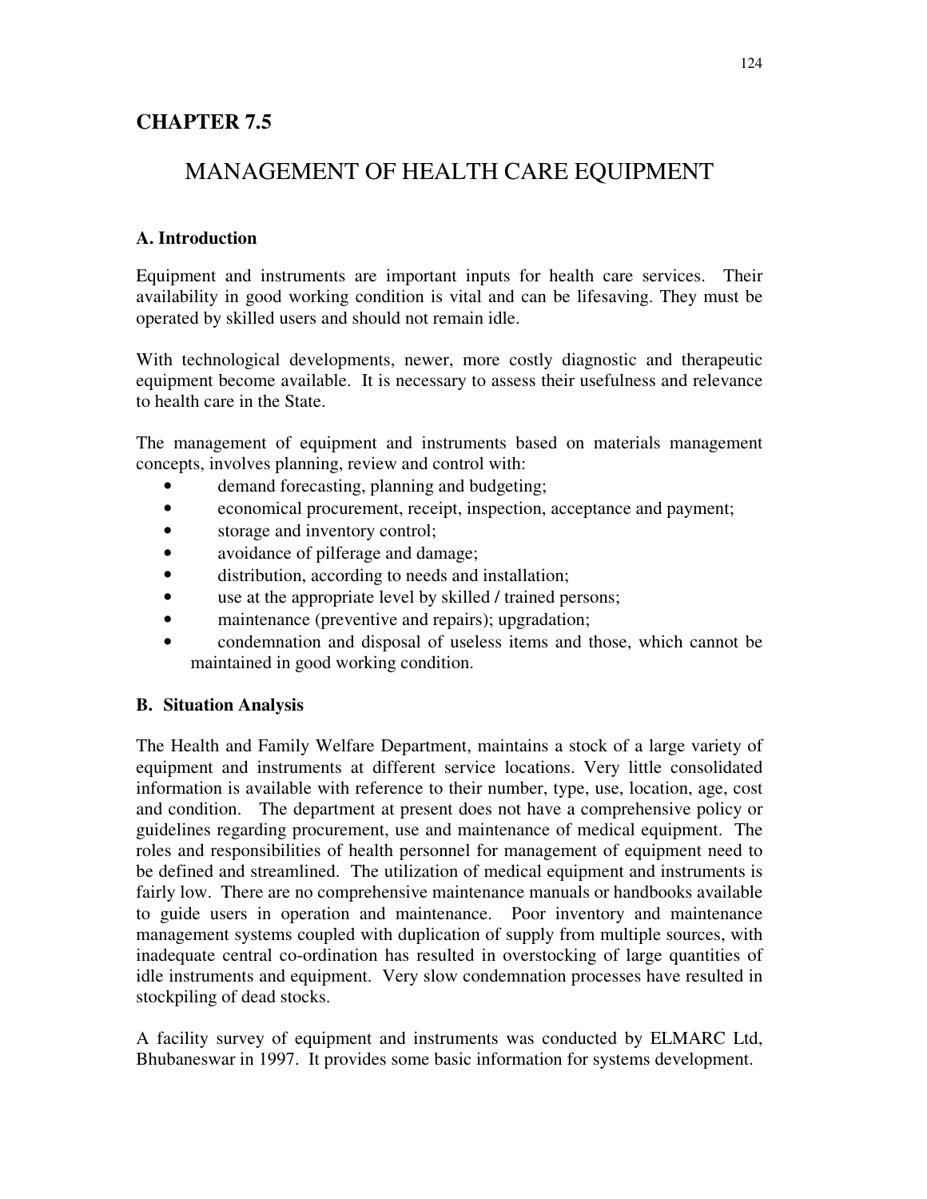# CHAPTER 7.5

## MANAGEMENT OF HEALTH CARE EQUIPMENT

### A. Introduction

Equipment and instruments are important inputs for health care services. Their availability in good working condition is vital and can be lifesaving. They must be operated by skilled users and should not remain idle.

With technological developments, newer, more costly diagnostic and therapeutic equipment become available. It is necessary to assess their usefulness and relevance to health care in the State.

The management of equipment and instruments based on materials management concepts, involves planning, review and control with:

- demand forecasting, planning and budgeting;
- economical procurement, receipt, inspection, acceptance and payment;
- storage and inventory control;
- avoidance of pilferage and damage;
- distribution, according to needs and installation;
- use at the appropriate level by skilled / trained persons;
- maintenance (preventive and repairs); upgradation;
- condemnation and disposal of useless items and those, which cannot be maintained in good working condition.

### B. Situation Analysis

The Health and Family Welfare Department, maintains a stock of a large variety of equipment and instruments at different service locations. Very little consolidated information is available with reference to their number, type, use, location, age, cost and condition. The department at present does not have a comprehensive policy or guidelines regarding procurement, use and maintenance of medical equipment. The roles and responsibilities of health personnel for management of equipment need to be defined and streamlined. The utilization of medical equipment and instruments is fairly low. There are no comprehensive maintenance manuals or handbooks available to guide users in operation and maintenance. Poor inventory and maintenance management systems coupled with duplication of supply from multiple sources, with inadequate central co-ordination has resulted in overstocking of large quantities of idle instruments and equipment. Very slow condemnation processes have resulted in stockpiling of dead stocks.

A facility survey of equipment and instruments was conducted by ELMARC Ltd, Bhubaneswar in 1997. It provides some basic information for systems development.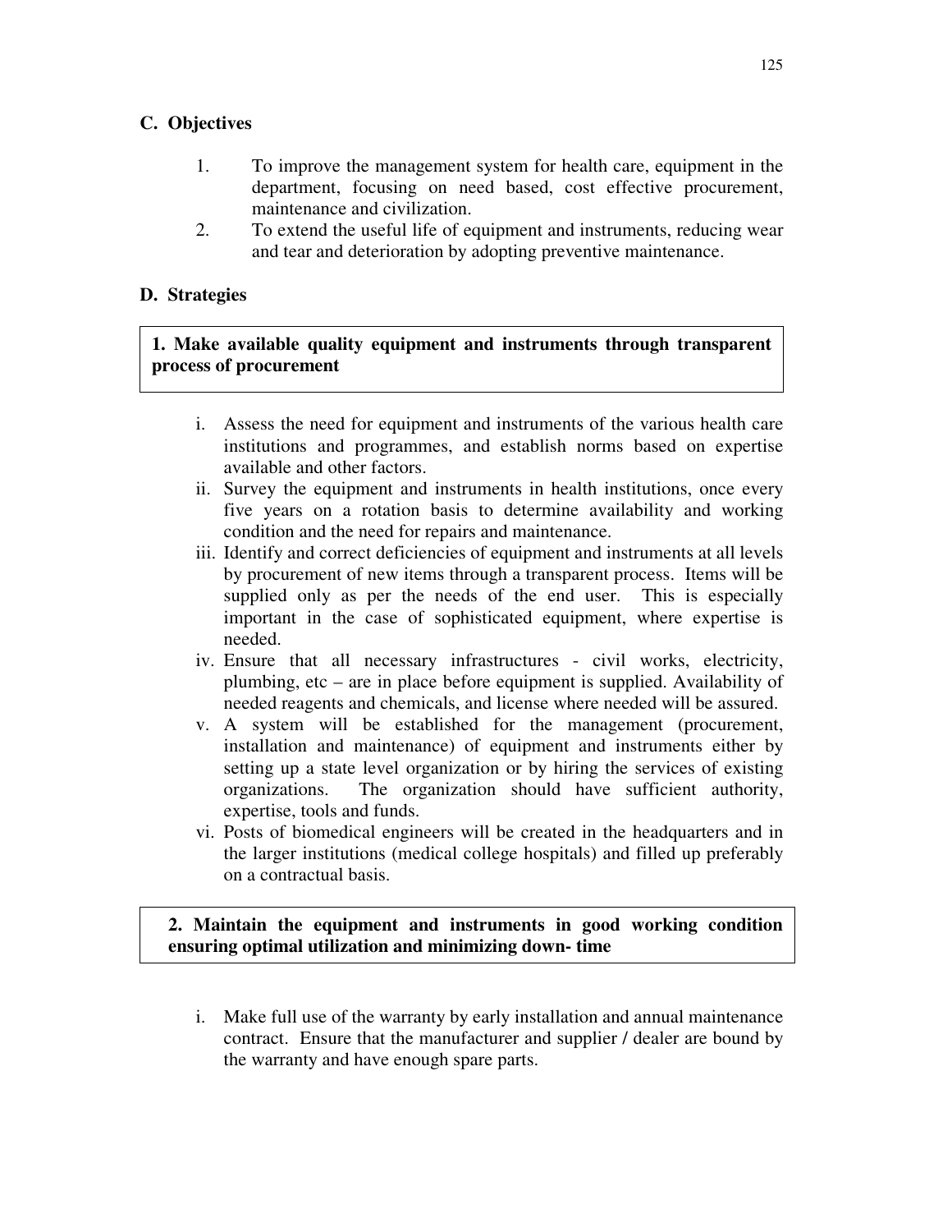## C. Objectives

1. To improve the management system for health care, equipment in the department, focusing on need based, cost effective procurement, maintenance and civilization.
2. To extend the useful life of equipment and instruments, reducing wear and tear and deterioration by adopting preventive maintenance.

## D. Strategies

**1. Make available quality equipment and instruments through transparent process of procurement**

i. Assess the need for equipment and instruments of the various health care institutions and programmes, and establish norms based on expertise available and other factors.
ii. Survey the equipment and instruments in health institutions, once every five years on a rotation basis to determine availability and working condition and the need for repairs and maintenance.
iii. Identify and correct deficiencies of equipment and instruments at all levels by procurement of new items through a transparent process. Items will be supplied only as per the needs of the end user. This is especially important in the case of sophisticated equipment, where expertise is needed.
iv. Ensure that all necessary infrastructures - civil works, electricity, plumbing, etc – are in place before equipment is supplied. Availability of needed reagents and chemicals, and license where needed will be assured.
v. A system will be established for the management (procurement, installation and maintenance) of equipment and instruments either by setting up a state level organization or by hiring the services of existing organizations. The organization should have sufficient authority, expertise, tools and funds.
vi. Posts of biomedical engineers will be created in the headquarters and in the larger institutions (medical college hospitals) and filled up preferably on a contractual basis.

**2. Maintain the equipment and instruments in good working condition ensuring optimal utilization and minimizing down- time**

i. Make full use of the warranty by early installation and annual maintenance contract. Ensure that the manufacturer and supplier / dealer are bound by the warranty and have enough spare parts.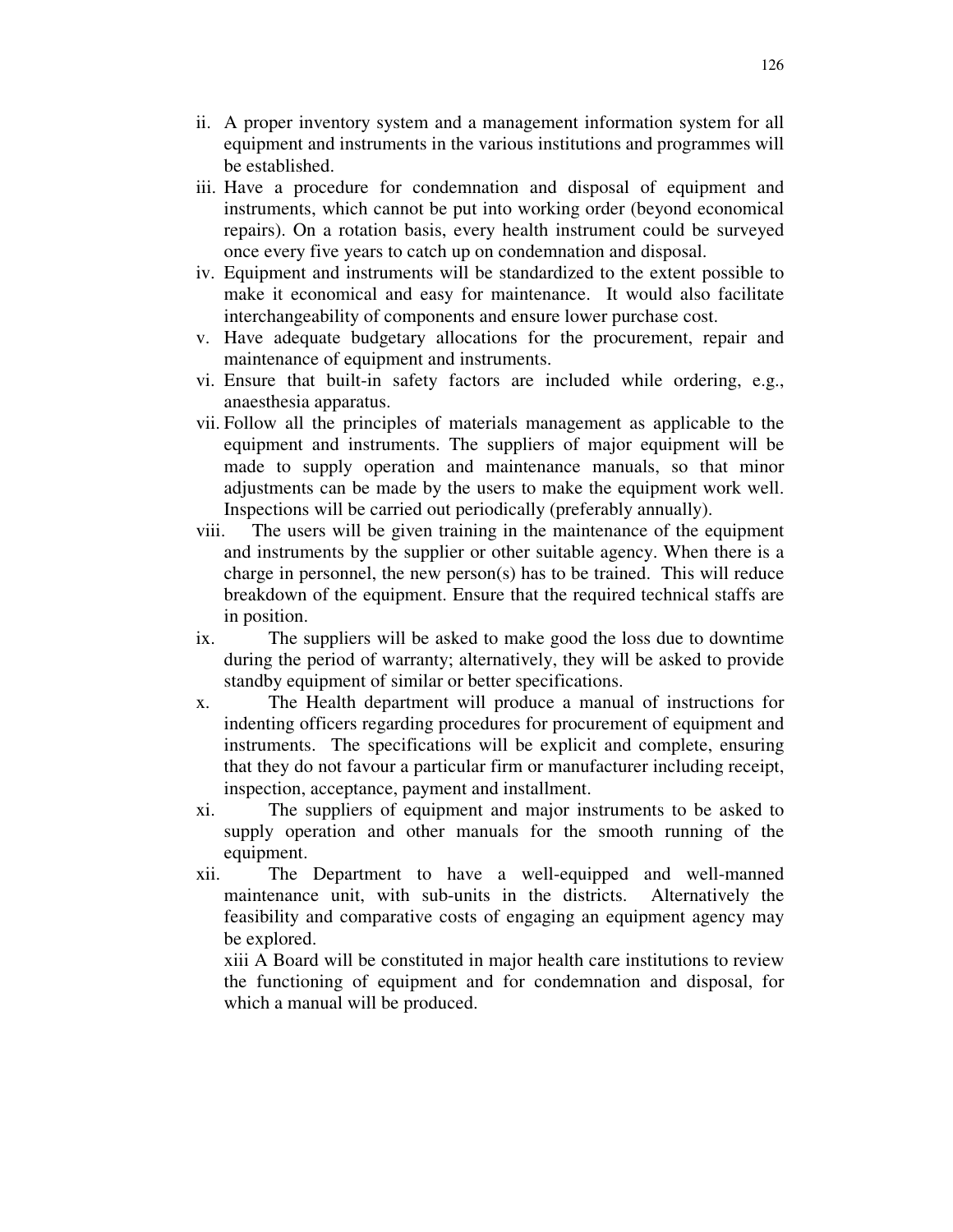ii. A proper inventory system and a management information system for all equipment and instruments in the various institutions and programmes will be established.

iii. Have a procedure for condemnation and disposal of equipment and instruments, which cannot be put into working order (beyond economical repairs). On a rotation basis, every health instrument could be surveyed once every five years to catch up on condemnation and disposal.

iv. Equipment and instruments will be standardized to the extent possible to make it economical and easy for maintenance. It would also facilitate interchangeability of components and ensure lower purchase cost.

v. Have adequate budgetary allocations for the procurement, repair and maintenance of equipment and instruments.

vi. Ensure that built-in safety factors are included while ordering, e.g., anaesthesia apparatus.

vii. Follow all the principles of materials management as applicable to the equipment and instruments. The suppliers of major equipment will be made to supply operation and maintenance manuals, so that minor adjustments can be made by the users to make the equipment work well. Inspections will be carried out periodically (preferably annually).

viii. The users will be given training in the maintenance of the equipment and instruments by the supplier or other suitable agency. When there is a charge in personnel, the new person(s) has to be trained. This will reduce breakdown of the equipment. Ensure that the required technical staffs are in position.

ix. The suppliers will be asked to make good the loss due to downtime during the period of warranty; alternatively, they will be asked to provide standby equipment of similar or better specifications.

x. The Health department will produce a manual of instructions for indenting officers regarding procedures for procurement of equipment and instruments. The specifications will be explicit and complete, ensuring that they do not favour a particular firm or manufacturer including receipt, inspection, acceptance, payment and installment.

xi. The suppliers of equipment and major instruments to be asked to supply operation and other manuals for the smooth running of the equipment.

xii. The Department to have a well-equipped and well-manned maintenance unit, with sub-units in the districts. Alternatively the feasibility and comparative costs of engaging an equipment agency may be explored.

xiii A Board will be constituted in major health care institutions to review the functioning of equipment and for condemnation and disposal, for which a manual will be produced.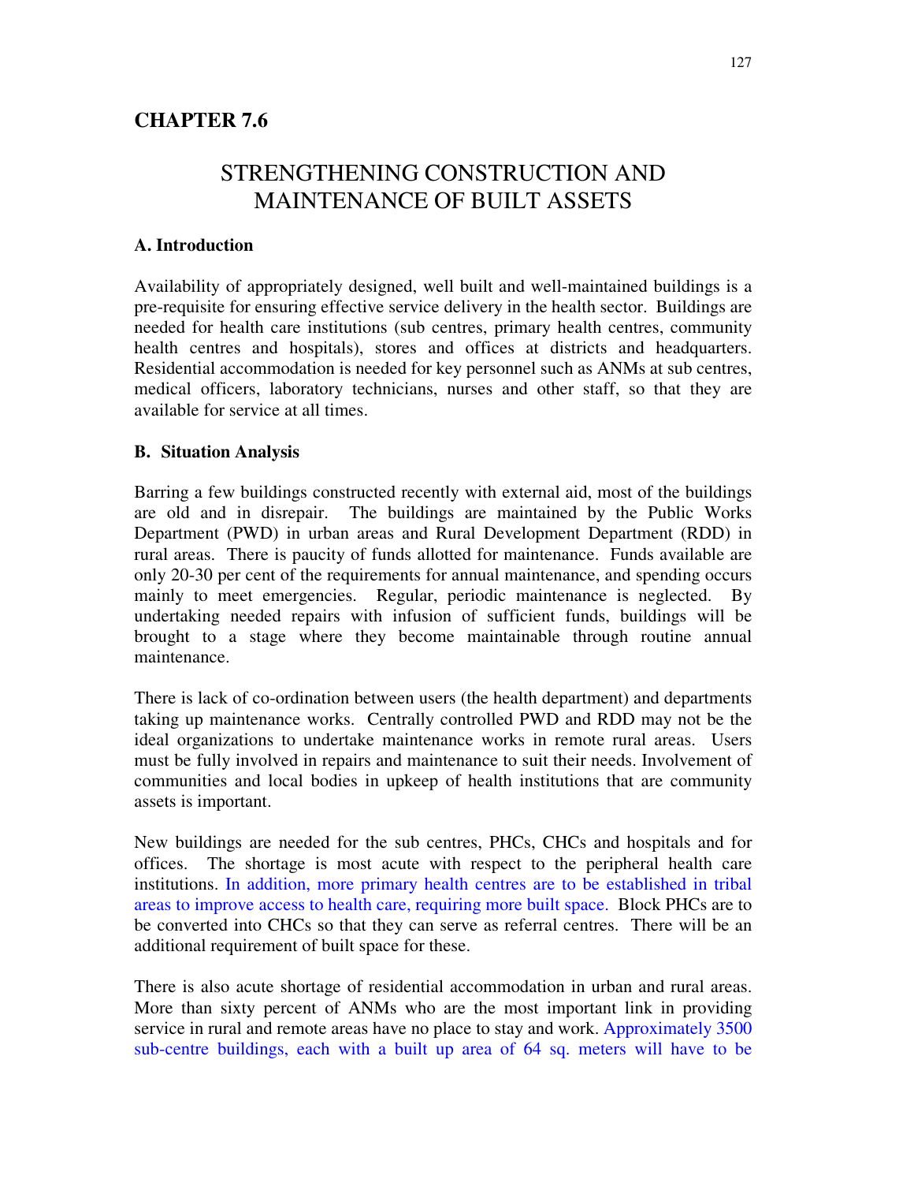## CHAPTER 7.6

# STRENGTHENING CONSTRUCTION AND MAINTENANCE OF BUILT ASSETS

### A. Introduction

Availability of appropriately designed, well built and well-maintained buildings is a pre-requisite for ensuring effective service delivery in the health sector. Buildings are needed for health care institutions (sub centres, primary health centres, community health centres and hospitals), stores and offices at districts and headquarters. Residential accommodation is needed for key personnel such as ANMs at sub centres, medical officers, laboratory technicians, nurses and other staff, so that they are available for service at all times.

### B. Situation Analysis

Barring a few buildings constructed recently with external aid, most of the buildings are old and in disrepair. The buildings are maintained by the Public Works Department (PWD) in urban areas and Rural Development Department (RDD) in rural areas. There is paucity of funds allotted for maintenance. Funds available are only 20-30 per cent of the requirements for annual maintenance, and spending occurs mainly to meet emergencies. Regular, periodic maintenance is neglected. By undertaking needed repairs with infusion of sufficient funds, buildings will be brought to a stage where they become maintainable through routine annual maintenance.

There is lack of co-ordination between users (the health department) and departments taking up maintenance works. Centrally controlled PWD and RDD may not be the ideal organizations to undertake maintenance works in remote rural areas. Users must be fully involved in repairs and maintenance to suit their needs. Involvement of communities and local bodies in upkeep of health institutions that are community assets is important.

New buildings are needed for the sub centres, PHCs, CHCs and hospitals and for offices. The shortage is most acute with respect to the peripheral health care institutions. In addition, more primary health centres are to be established in tribal areas to improve access to health care, requiring more built space. Block PHCs are to be converted into CHCs so that they can serve as referral centres. There will be an additional requirement of built space for these.

There is also acute shortage of residential accommodation in urban and rural areas. More than sixty percent of ANMs who are the most important link in providing service in rural and remote areas have no place to stay and work. Approximately 3500 sub-centre buildings, each with a built up area of 64 sq. meters will have to be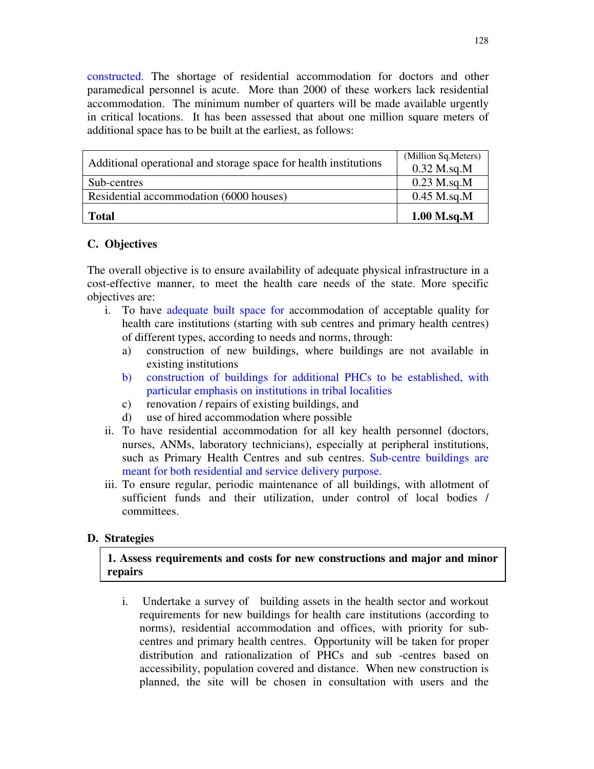constructed. The shortage of residential accommodation for doctors and other paramedical personnel is acute. More than 2000 of these workers lack residential accommodation. The minimum number of quarters will be made available urgently in critical locations. It has been assessed that about one million square meters of additional space has to be built at the earliest, as follows:

| | (Million Sq.Meters) |
|---|---|
| Additional operational and storage space for health institutions | 0.32 M.sq.M |
| Sub-centres | 0.23 M.sq.M |
| Residential accommodation (6000 houses) | 0.45 M.sq.M |
| **Total** | **1.00 M.sq.M** |

## C. Objectives

The overall objective is to ensure availability of adequate physical infrastructure in a cost-effective manner, to meet the health care needs of the state. More specific objectives are:

i. To have adequate built space for accommodation of acceptable quality for health care institutions (starting with sub centres and primary health centres) of different types, according to needs and norms, through:
   a) construction of new buildings, where buildings are not available in existing institutions
   b) construction of buildings for additional PHCs to be established, with particular emphasis on institutions in tribal localities
   c) renovation / repairs of existing buildings, and
   d) use of hired accommodation where possible

ii. To have residential accommodation for all key health personnel (doctors, nurses, ANMs, laboratory technicians), especially at peripheral institutions, such as Primary Health Centres and sub centres. Sub-centre buildings are meant for both residential and service delivery purpose.

iii. To ensure regular, periodic maintenance of all buildings, with allotment of sufficient funds and their utilization, under control of local bodies / committees.

## D. Strategies

**1. Assess requirements and costs for new constructions and major and minor repairs**

i. Undertake a survey of building assets in the health sector and workout requirements for new buildings for health care institutions (according to norms), residential accommodation and offices, with priority for sub-centres and primary health centres. Opportunity will be taken for proper distribution and rationalization of PHCs and sub -centres based on accessibility, population covered and distance. When new construction is planned, the site will be chosen in consultation with users and the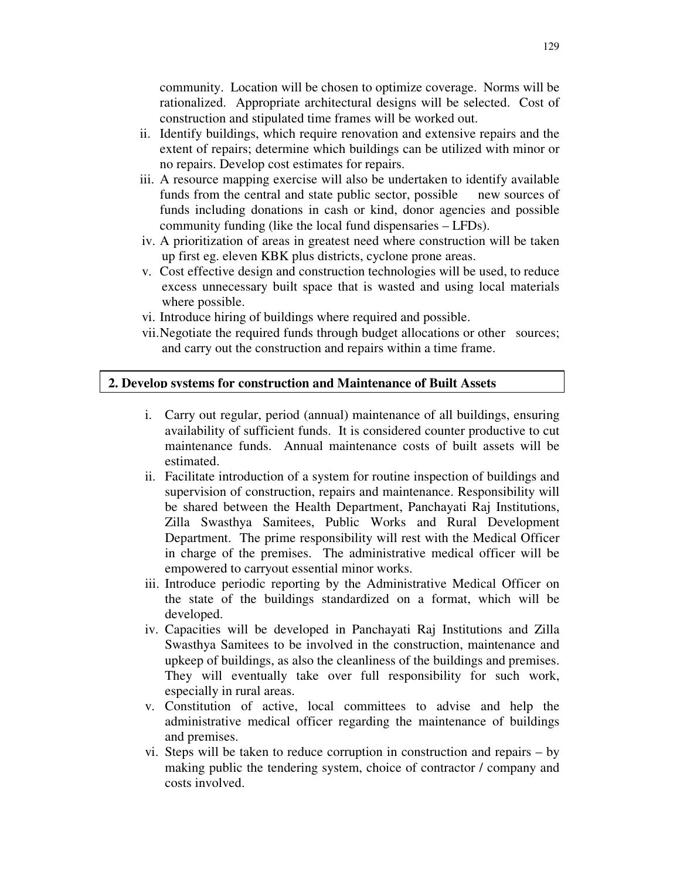community. Location will be chosen to optimize coverage. Norms will be rationalized. Appropriate architectural designs will be selected. Cost of construction and stipulated time frames will be worked out.

ii. Identify buildings, which require renovation and extensive repairs and the extent of repairs; determine which buildings can be utilized with minor or no repairs. Develop cost estimates for repairs.
iii. A resource mapping exercise will also be undertaken to identify available funds from the central and state public sector, possible new sources of funds including donations in cash or kind, donor agencies and possible community funding (like the local fund dispensaries – LFDs).
iv. A prioritization of areas in greatest need where construction will be taken up first eg. eleven KBK plus districts, cyclone prone areas.
v. Cost effective design and construction technologies will be used, to reduce excess unnecessary built space that is wasted and using local materials where possible.
vi. Introduce hiring of buildings where required and possible.
vii. Negotiate the required funds through budget allocations or other sources; and carry out the construction and repairs within a time frame.

**2. Develop systems for construction and Maintenance of Built Assets**

i. Carry out regular, period (annual) maintenance of all buildings, ensuring availability of sufficient funds. It is considered counter productive to cut maintenance funds. Annual maintenance costs of built assets will be estimated.
ii. Facilitate introduction of a system for routine inspection of buildings and supervision of construction, repairs and maintenance. Responsibility will be shared between the Health Department, Panchayati Raj Institutions, Zilla Swasthya Samitees, Public Works and Rural Development Department. The prime responsibility will rest with the Medical Officer in charge of the premises. The administrative medical officer will be empowered to carryout essential minor works.
iii. Introduce periodic reporting by the Administrative Medical Officer on the state of the buildings standardized on a format, which will be developed.
iv. Capacities will be developed in Panchayati Raj Institutions and Zilla Swasthya Samitees to be involved in the construction, maintenance and upkeep of buildings, as also the cleanliness of the buildings and premises. They will eventually take over full responsibility for such work, especially in rural areas.
v. Constitution of active, local committees to advise and help the administrative medical officer regarding the maintenance of buildings and premises.
vi. Steps will be taken to reduce corruption in construction and repairs – by making public the tendering system, choice of contractor / company and costs involved.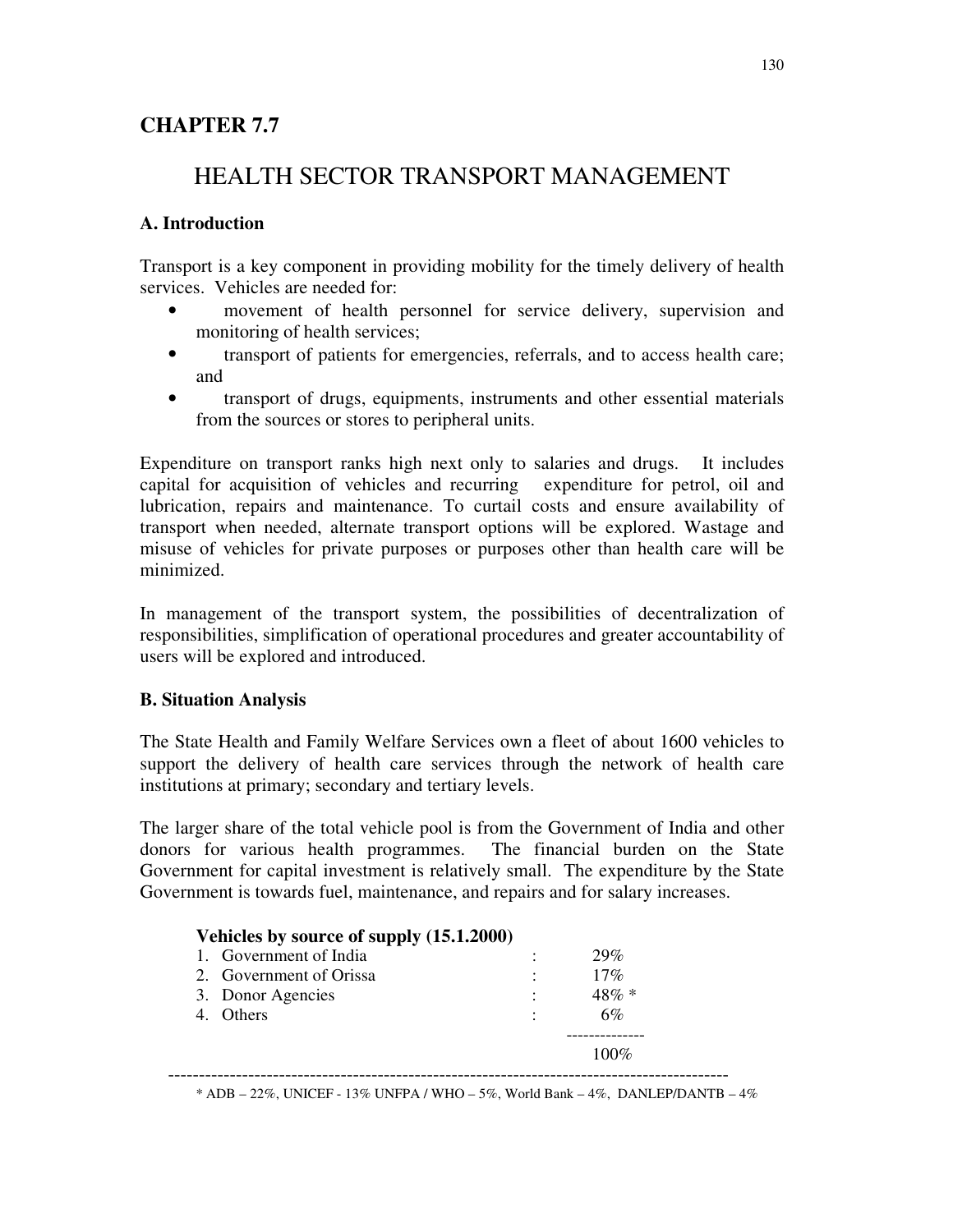## CHAPTER 7.7

# HEALTH SECTOR TRANSPORT MANAGEMENT

### A. Introduction

Transport is a key component in providing mobility for the timely delivery of health services. Vehicles are needed for:

- movement of health personnel for service delivery, supervision and monitoring of health services;
- transport of patients for emergencies, referrals, and to access health care; and
- transport of drugs, equipments, instruments and other essential materials from the sources or stores to peripheral units.

Expenditure on transport ranks high next only to salaries and drugs. It includes capital for acquisition of vehicles and recurring expenditure for petrol, oil and lubrication, repairs and maintenance. To curtail costs and ensure availability of transport when needed, alternate transport options will be explored. Wastage and misuse of vehicles for private purposes or purposes other than health care will be minimized.

In management of the transport system, the possibilities of decentralization of responsibilities, simplification of operational procedures and greater accountability of users will be explored and introduced.

### B. Situation Analysis

The State Health and Family Welfare Services own a fleet of about 1600 vehicles to support the delivery of health care services through the network of health care institutions at primary; secondary and tertiary levels.

The larger share of the total vehicle pool is from the Government of India and other donors for various health programmes. The financial burden on the State Government for capital investment is relatively small. The expenditure by the State Government is towards fuel, maintenance, and repairs and for salary increases.

**Vehicles by source of supply (15.1.2000)**

| Source | | Share |
|---|---|---|
| 1. Government of India | : | 29% |
| 2. Government of Orissa | : | 17% |
| 3. Donor Agencies | : | 48% * |
| 4. Others | : | 6% |
| | | 100% |

* ADB – 22%, UNICEF - 13% UNFPA / WHO – 5%, World Bank – 4%, DANLEP/DANTB – 4%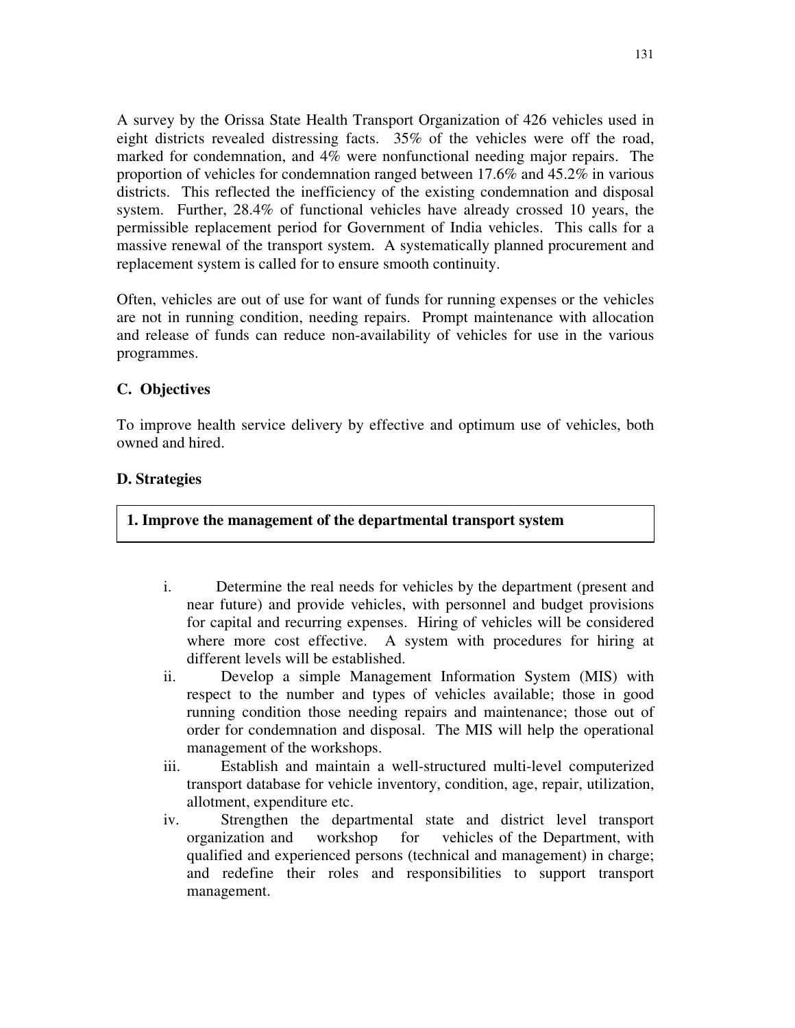A survey by the Orissa State Health Transport Organization of 426 vehicles used in eight districts revealed distressing facts. 35% of the vehicles were off the road, marked for condemnation, and 4% were nonfunctional needing major repairs. The proportion of vehicles for condemnation ranged between 17.6% and 45.2% in various districts. This reflected the inefficiency of the existing condemnation and disposal system. Further, 28.4% of functional vehicles have already crossed 10 years, the permissible replacement period for Government of India vehicles. This calls for a massive renewal of the transport system. A systematically planned procurement and replacement system is called for to ensure smooth continuity.

Often, vehicles are out of use for want of funds for running expenses or the vehicles are not in running condition, needing repairs. Prompt maintenance with allocation and release of funds can reduce non-availability of vehicles for use in the various programmes.

### C. Objectives

To improve health service delivery by effective and optimum use of vehicles, both owned and hired.

### D. Strategies

**1. Improve the management of the departmental transport system**

i. Determine the real needs for vehicles by the department (present and near future) and provide vehicles, with personnel and budget provisions for capital and recurring expenses. Hiring of vehicles will be considered where more cost effective. A system with procedures for hiring at different levels will be established.

ii. Develop a simple Management Information System (MIS) with respect to the number and types of vehicles available; those in good running condition those needing repairs and maintenance; those out of order for condemnation and disposal. The MIS will help the operational management of the workshops.

iii. Establish and maintain a well-structured multi-level computerized transport database for vehicle inventory, condition, age, repair, utilization, allotment, expenditure etc.

iv. Strengthen the departmental state and district level transport organization and workshop for vehicles of the Department, with qualified and experienced persons (technical and management) in charge; and redefine their roles and responsibilities to support transport management.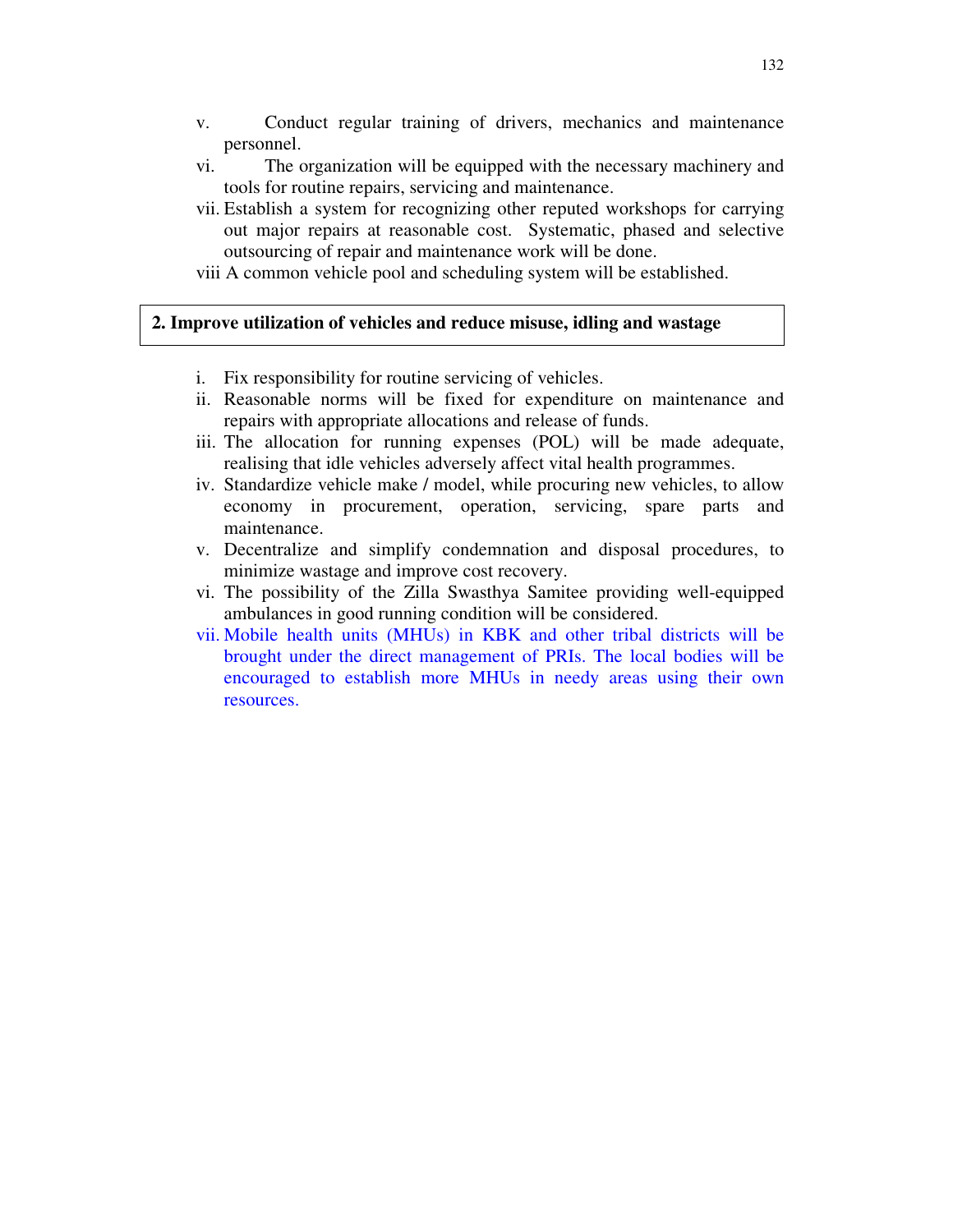v. Conduct regular training of drivers, mechanics and maintenance personnel.
vi. The organization will be equipped with the necessary machinery and tools for routine repairs, servicing and maintenance.
vii. Establish a system for recognizing other reputed workshops for carrying out major repairs at reasonable cost. Systematic, phased and selective outsourcing of repair and maintenance work will be done.
viii A common vehicle pool and scheduling system will be established.

**2. Improve utilization of vehicles and reduce misuse, idling and wastage**

i. Fix responsibility for routine servicing of vehicles.
ii. Reasonable norms will be fixed for expenditure on maintenance and repairs with appropriate allocations and release of funds.
iii. The allocation for running expenses (POL) will be made adequate, realising that idle vehicles adversely affect vital health programmes.
iv. Standardize vehicle make / model, while procuring new vehicles, to allow economy in procurement, operation, servicing, spare parts and maintenance.
v. Decentralize and simplify condemnation and disposal procedures, to minimize wastage and improve cost recovery.
vi. The possibility of the Zilla Swasthya Samitee providing well-equipped ambulances in good running condition will be considered.
vii. Mobile health units (MHUs) in KBK and other tribal districts will be brought under the direct management of PRIs. The local bodies will be encouraged to establish more MHUs in needy areas using their own resources.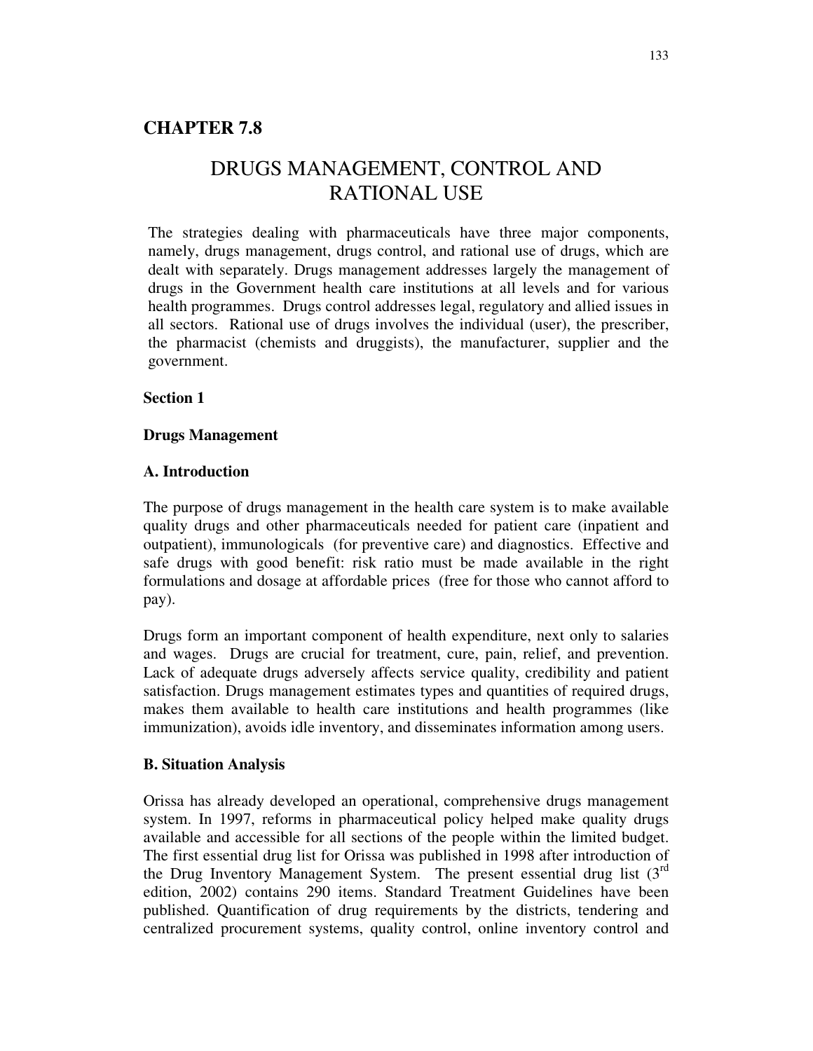## CHAPTER 7.8

# DRUGS MANAGEMENT, CONTROL AND RATIONAL USE

The strategies dealing with pharmaceuticals have three major components, namely, drugs management, drugs control, and rational use of drugs, which are dealt with separately. Drugs management addresses largely the management of drugs in the Government health care institutions at all levels and for various health programmes. Drugs control addresses legal, regulatory and allied issues in all sectors. Rational use of drugs involves the individual (user), the prescriber, the pharmacist (chemists and druggists), the manufacturer, supplier and the government.

**Section 1**

**Drugs Management**

### A. Introduction

The purpose of drugs management in the health care system is to make available quality drugs and other pharmaceuticals needed for patient care (inpatient and outpatient), immunologicals (for preventive care) and diagnostics. Effective and safe drugs with good benefit: risk ratio must be made available in the right formulations and dosage at affordable prices (free for those who cannot afford to pay).

Drugs form an important component of health expenditure, next only to salaries and wages. Drugs are crucial for treatment, cure, pain, relief, and prevention. Lack of adequate drugs adversely affects service quality, credibility and patient satisfaction. Drugs management estimates types and quantities of required drugs, makes them available to health care institutions and health programmes (like immunization), avoids idle inventory, and disseminates information among users.

### B. Situation Analysis

Orissa has already developed an operational, comprehensive drugs management system. In 1997, reforms in pharmaceutical policy helped make quality drugs available and accessible for all sections of the people within the limited budget. The first essential drug list for Orissa was published in 1998 after introduction of the Drug Inventory Management System. The present essential drug list (3rd edition, 2002) contains 290 items. Standard Treatment Guidelines have been published. Quantification of drug requirements by the districts, tendering and centralized procurement systems, quality control, online inventory control and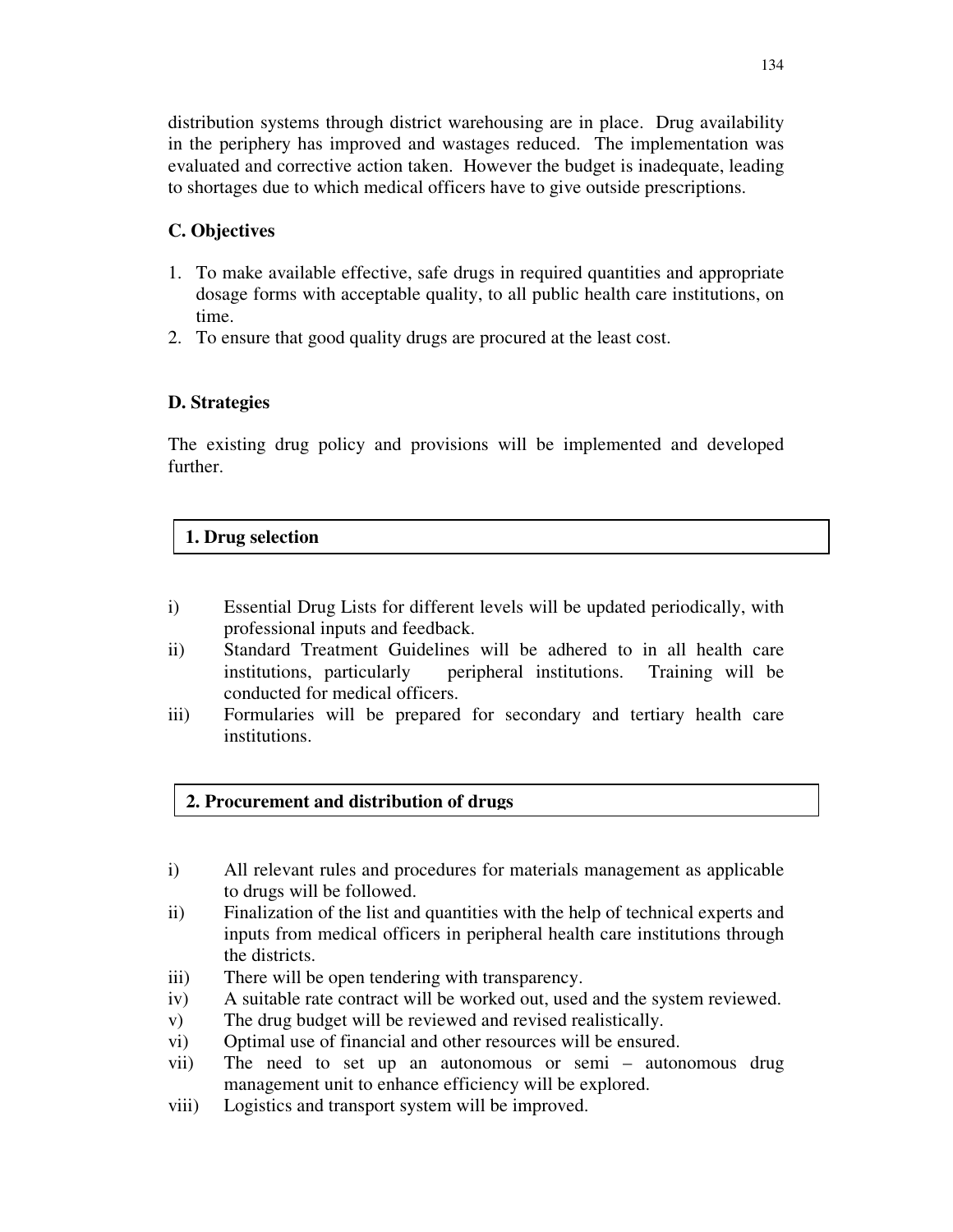distribution systems through district warehousing are in place. Drug availability in the periphery has improved and wastages reduced. The implementation was evaluated and corrective action taken. However the budget is inadequate, leading to shortages due to which medical officers have to give outside prescriptions.

### C. Objectives

1. To make available effective, safe drugs in required quantities and appropriate dosage forms with acceptable quality, to all public health care institutions, on time.
2. To ensure that good quality drugs are procured at the least cost.

### D. Strategies

The existing drug policy and provisions will be implemented and developed further.

#### 1. Drug selection

i) Essential Drug Lists for different levels will be updated periodically, with professional inputs and feedback.

ii) Standard Treatment Guidelines will be adhered to in all health care institutions, particularly peripheral institutions. Training will be conducted for medical officers.

iii) Formularies will be prepared for secondary and tertiary health care institutions.

#### 2. Procurement and distribution of drugs

i) All relevant rules and procedures for materials management as applicable to drugs will be followed.

ii) Finalization of the list and quantities with the help of technical experts and inputs from medical officers in peripheral health care institutions through the districts.

iii) There will be open tendering with transparency.

iv) A suitable rate contract will be worked out, used and the system reviewed.

v) The drug budget will be reviewed and revised realistically.

vi) Optimal use of financial and other resources will be ensured.

vii) The need to set up an autonomous or semi – autonomous drug management unit to enhance efficiency will be explored.

viii) Logistics and transport system will be improved.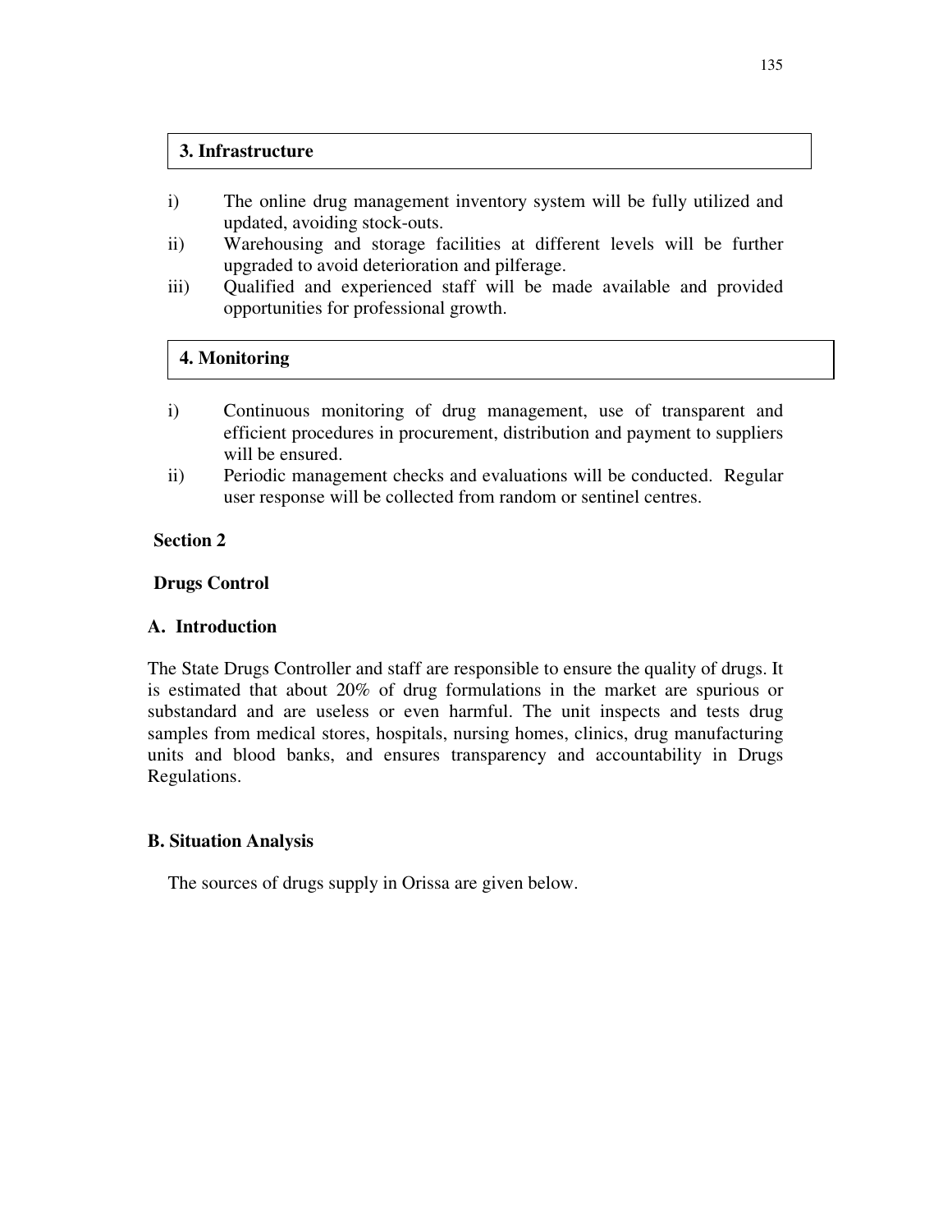### 3. Infrastructure

i) The online drug management inventory system will be fully utilized and updated, avoiding stock-outs.

ii) Warehousing and storage facilities at different levels will be further upgraded to avoid deterioration and pilferage.

iii) Qualified and experienced staff will be made available and provided opportunities for professional growth.

### 4. Monitoring

i) Continuous monitoring of drug management, use of transparent and efficient procedures in procurement, distribution and payment to suppliers will be ensured.

ii) Periodic management checks and evaluations will be conducted. Regular user response will be collected from random or sentinel centres.

## Section 2

## Drugs Control

### A. Introduction

The State Drugs Controller and staff are responsible to ensure the quality of drugs. It is estimated that about 20% of drug formulations in the market are spurious or substandard and are useless or even harmful. The unit inspects and tests drug samples from medical stores, hospitals, nursing homes, clinics, drug manufacturing units and blood banks, and ensures transparency and accountability in Drugs Regulations.

### B. Situation Analysis

The sources of drugs supply in Orissa are given below.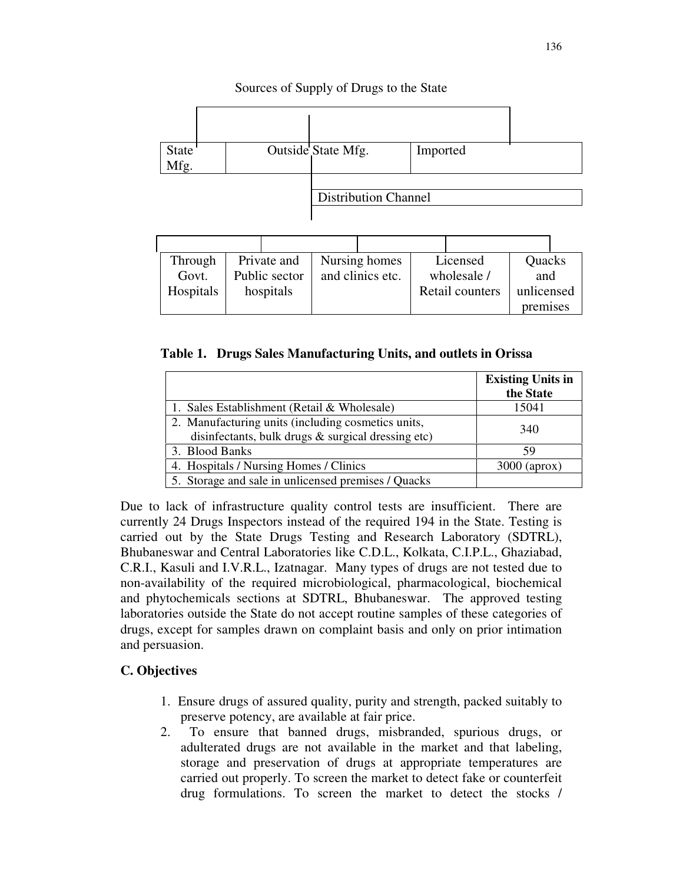Sources of Supply of Drugs to the State

| State Mfg. | Outside State Mfg. | Imported |
|---|---|---|

Distribution Channel

| Through Govt. Hospitals | Private and Public sector hospitals | Nursing homes and clinics etc. | Licensed wholesale / Retail counters | Quacks and unlicensed premises |
|---|---|---|---|---|

**Table 1. Drugs Sales Manufacturing Units, and outlets in Orissa**

| | **Existing Units in the State** |
|---|---|
| 1. Sales Establishment (Retail & Wholesale) | 15041 |
| 2. Manufacturing units (including cosmetics units, disinfectants, bulk drugs & surgical dressing etc) | 340 |
| 3. Blood Banks | 59 |
| 4. Hospitals / Nursing Homes / Clinics | 3000 (aprox) |
| 5. Storage and sale in unlicensed premises / Quacks | |

Due to lack of infrastructure quality control tests are insufficient. There are currently 24 Drugs Inspectors instead of the required 194 in the State. Testing is carried out by the State Drugs Testing and Research Laboratory (SDTRL), Bhubaneswar and Central Laboratories like C.D.L., Kolkata, C.I.P.L., Ghaziabad, C.R.I., Kasuli and I.V.R.L., Izatnagar. Many types of drugs are not tested due to non-availability of the required microbiological, pharmacological, biochemical and phytochemicals sections at SDTRL, Bhubaneswar. The approved testing laboratories outside the State do not accept routine samples of these categories of drugs, except for samples drawn on complaint basis and only on prior intimation and persuasion.

## C. Objectives

1. Ensure drugs of assured quality, purity and strength, packed suitably to preserve potency, are available at fair price.
2. To ensure that banned drugs, misbranded, spurious drugs, or adulterated drugs are not available in the market and that labeling, storage and preservation of drugs at appropriate temperatures are carried out properly. To screen the market to detect fake or counterfeit drug formulations. To screen the market to detect the stocks /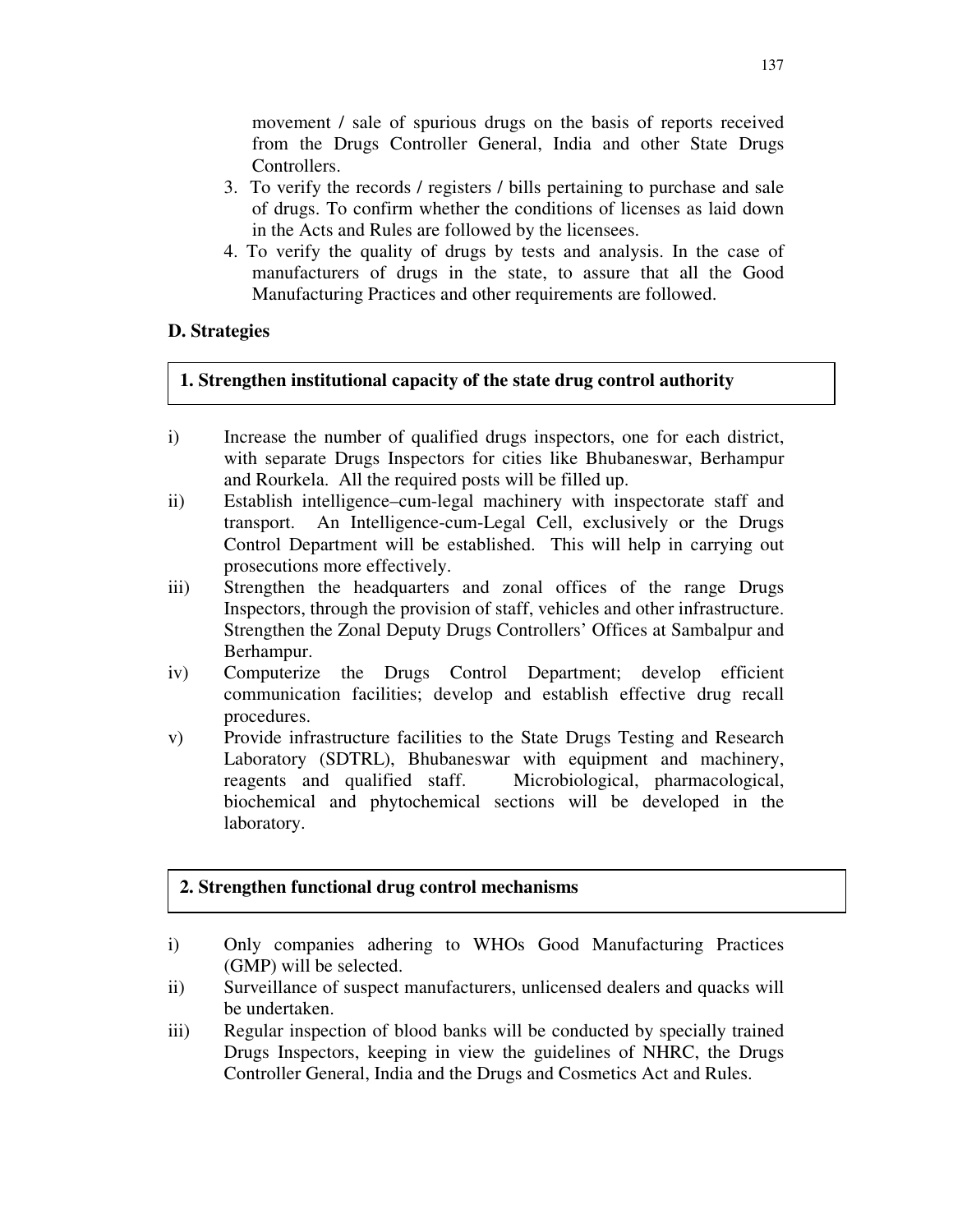movement / sale of spurious drugs on the basis of reports received from the Drugs Controller General, India and other State Drugs Controllers.

3. To verify the records / registers / bills pertaining to purchase and sale of drugs. To confirm whether the conditions of licenses as laid down in the Acts and Rules are followed by the licensees.
4. To verify the quality of drugs by tests and analysis. In the case of manufacturers of drugs in the state, to assure that all the Good Manufacturing Practices and other requirements are followed.

**D. Strategies**

**1. Strengthen institutional capacity of the state drug control authority**

i) Increase the number of qualified drugs inspectors, one for each district, with separate Drugs Inspectors for cities like Bhubaneswar, Berhampur and Rourkela. All the required posts will be filled up.

ii) Establish intelligence–cum-legal machinery with inspectorate staff and transport. An Intelligence-cum-Legal Cell, exclusively or the Drugs Control Department will be established. This will help in carrying out prosecutions more effectively.

iii) Strengthen the headquarters and zonal offices of the range Drugs Inspectors, through the provision of staff, vehicles and other infrastructure. Strengthen the Zonal Deputy Drugs Controllers' Offices at Sambalpur and Berhampur.

iv) Computerize the Drugs Control Department; develop efficient communication facilities; develop and establish effective drug recall procedures.

v) Provide infrastructure facilities to the State Drugs Testing and Research Laboratory (SDTRL), Bhubaneswar with equipment and machinery, reagents and qualified staff. Microbiological, pharmacological, biochemical and phytochemical sections will be developed in the laboratory.

**2. Strengthen functional drug control mechanisms**

i) Only companies adhering to WHOs Good Manufacturing Practices (GMP) will be selected.

ii) Surveillance of suspect manufacturers, unlicensed dealers and quacks will be undertaken.

iii) Regular inspection of blood banks will be conducted by specially trained Drugs Inspectors, keeping in view the guidelines of NHRC, the Drugs Controller General, India and the Drugs and Cosmetics Act and Rules.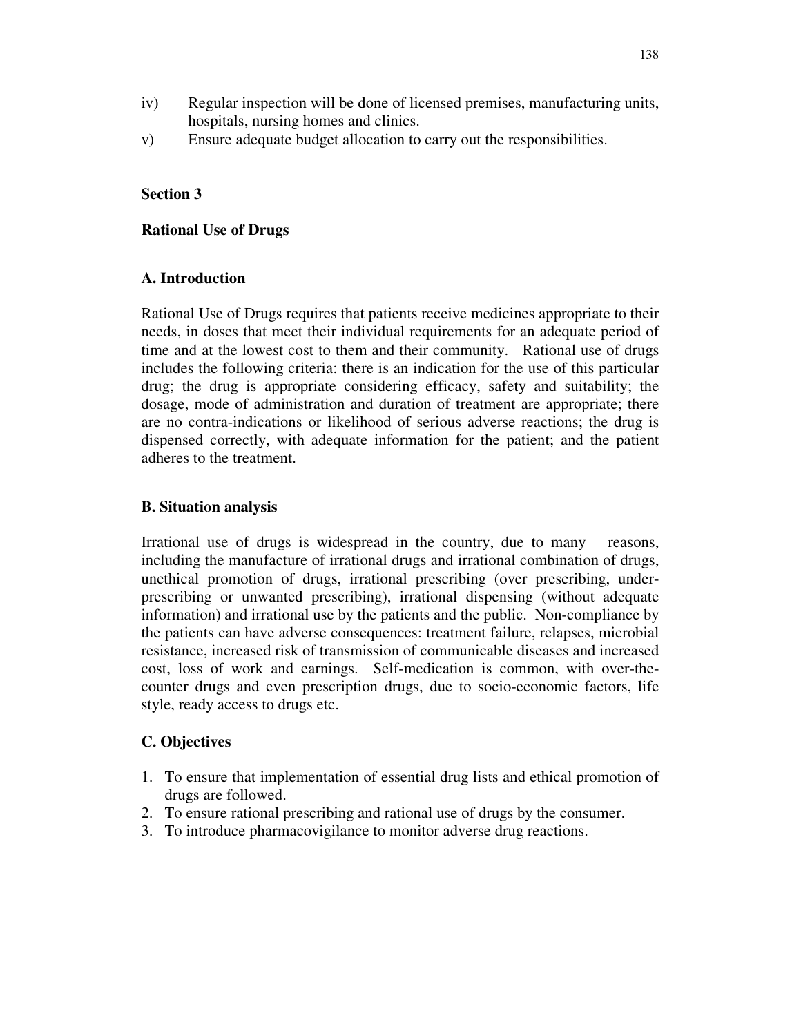iv) Regular inspection will be done of licensed premises, manufacturing units, hospitals, nursing homes and clinics.

v) Ensure adequate budget allocation to carry out the responsibilities.

## Section 3

## Rational Use of Drugs

### A. Introduction

Rational Use of Drugs requires that patients receive medicines appropriate to their needs, in doses that meet their individual requirements for an adequate period of time and at the lowest cost to them and their community. Rational use of drugs includes the following criteria: there is an indication for the use of this particular drug; the drug is appropriate considering efficacy, safety and suitability; the dosage, mode of administration and duration of treatment are appropriate; there are no contra-indications or likelihood of serious adverse reactions; the drug is dispensed correctly, with adequate information for the patient; and the patient adheres to the treatment.

### B. Situation analysis

Irrational use of drugs is widespread in the country, due to many reasons, including the manufacture of irrational drugs and irrational combination of drugs, unethical promotion of drugs, irrational prescribing (over prescribing, under-prescribing or unwanted prescribing), irrational dispensing (without adequate information) and irrational use by the patients and the public. Non-compliance by the patients can have adverse consequences: treatment failure, relapses, microbial resistance, increased risk of transmission of communicable diseases and increased cost, loss of work and earnings. Self-medication is common, with over-the-counter drugs and even prescription drugs, due to socio-economic factors, life style, ready access to drugs etc.

### C. Objectives

1. To ensure that implementation of essential drug lists and ethical promotion of drugs are followed.
2. To ensure rational prescribing and rational use of drugs by the consumer.
3. To introduce pharmacovigilance to monitor adverse drug reactions.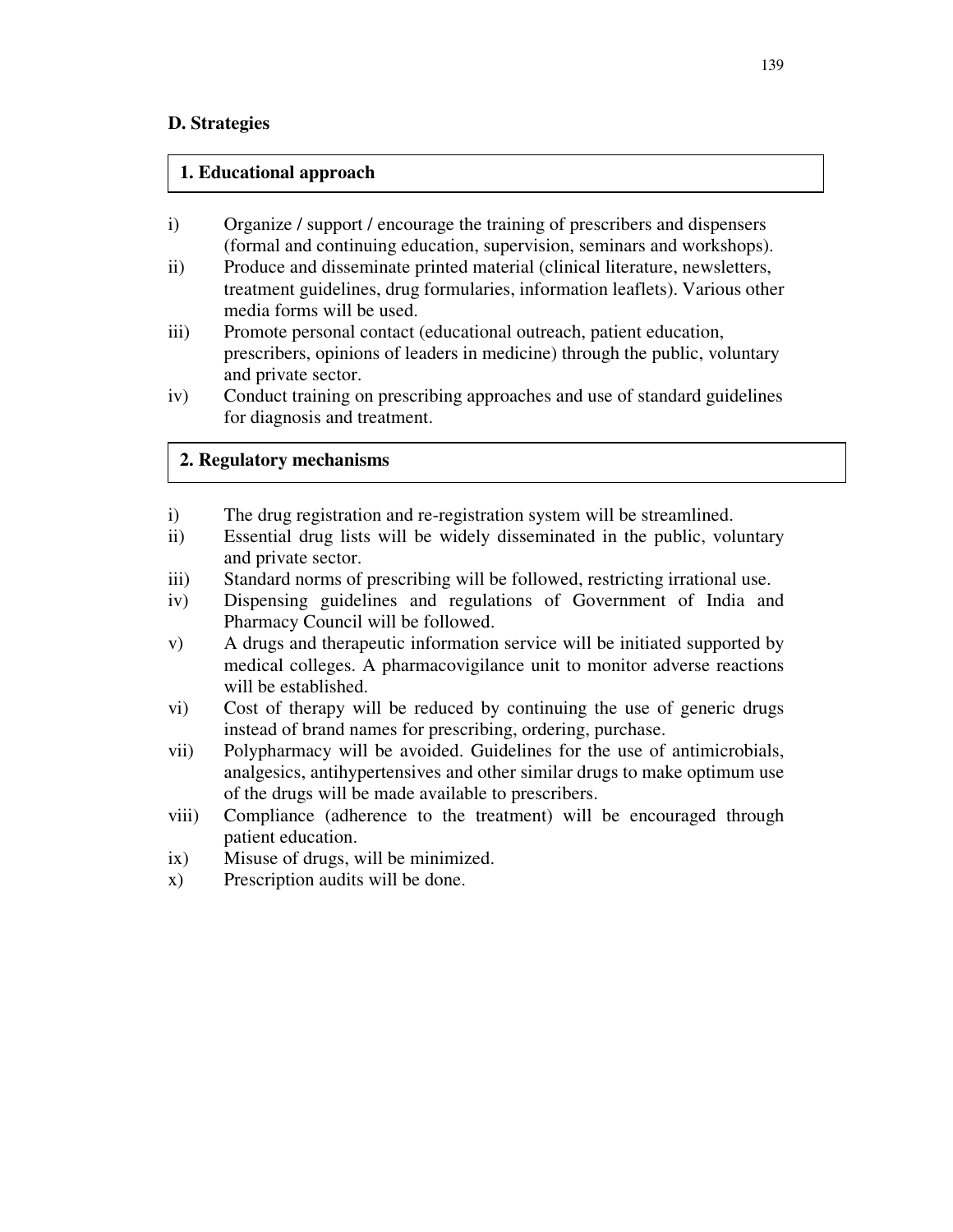## D. Strategies

### 1. Educational approach

i) Organize / support / encourage the training of prescribers and dispensers (formal and continuing education, supervision, seminars and workshops).

ii) Produce and disseminate printed material (clinical literature, newsletters, treatment guidelines, drug formularies, information leaflets). Various other media forms will be used.

iii) Promote personal contact (educational outreach, patient education, prescribers, opinions of leaders in medicine) through the public, voluntary and private sector.

iv) Conduct training on prescribing approaches and use of standard guidelines for diagnosis and treatment.

### 2. Regulatory mechanisms

i) The drug registration and re-registration system will be streamlined.

ii) Essential drug lists will be widely disseminated in the public, voluntary and private sector.

iii) Standard norms of prescribing will be followed, restricting irrational use.

iv) Dispensing guidelines and regulations of Government of India and Pharmacy Council will be followed.

v) A drugs and therapeutic information service will be initiated supported by medical colleges. A pharmacovigilance unit to monitor adverse reactions will be established.

vi) Cost of therapy will be reduced by continuing the use of generic drugs instead of brand names for prescribing, ordering, purchase.

vii) Polypharmacy will be avoided. Guidelines for the use of antimicrobials, analgesics, antihypertensives and other similar drugs to make optimum use of the drugs will be made available to prescribers.

viii) Compliance (adherence to the treatment) will be encouraged through patient education.

ix) Misuse of drugs, will be minimized.

x) Prescription audits will be done.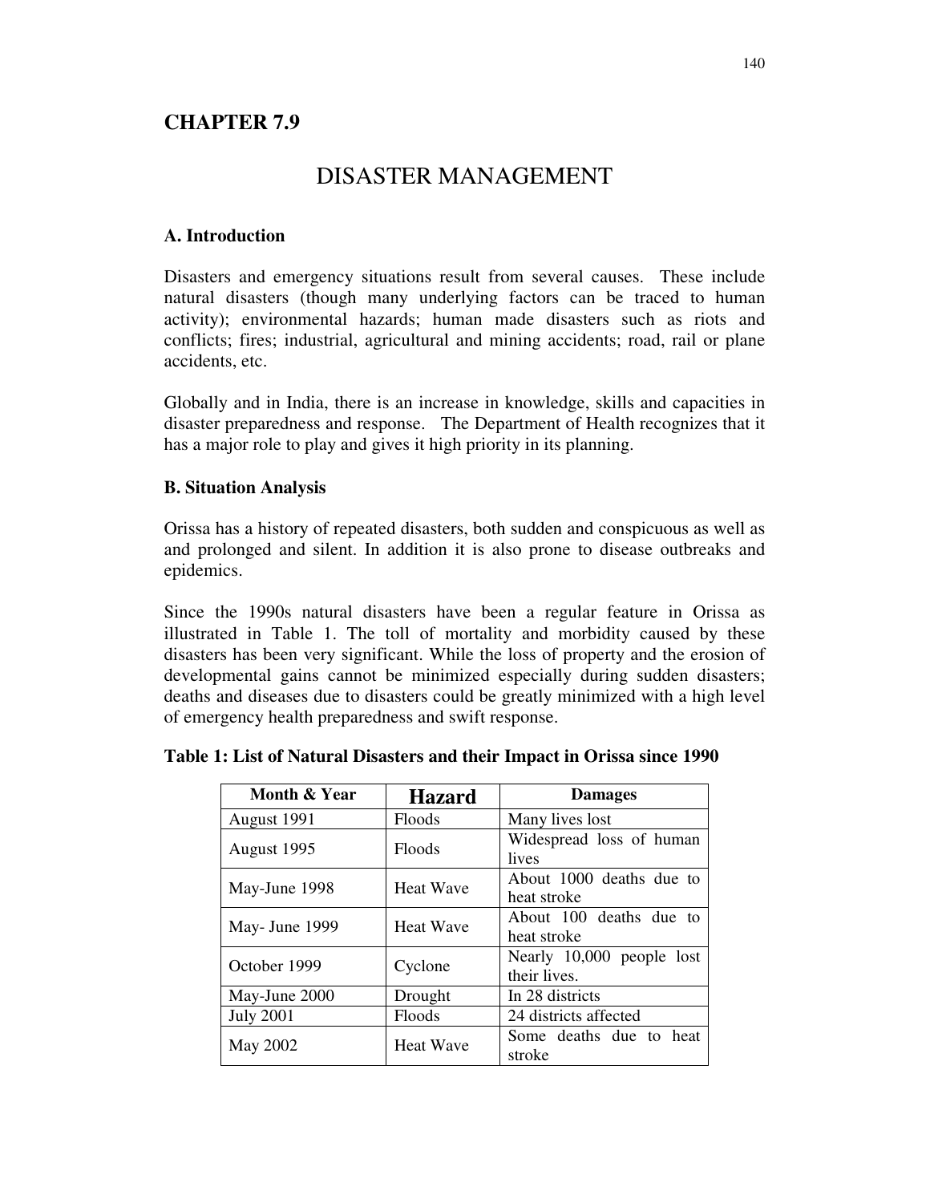## CHAPTER 7.9

# DISASTER MANAGEMENT

### A. Introduction

Disasters and emergency situations result from several causes. These include natural disasters (though many underlying factors can be traced to human activity); environmental hazards; human made disasters such as riots and conflicts; fires; industrial, agricultural and mining accidents; road, rail or plane accidents, etc.

Globally and in India, there is an increase in knowledge, skills and capacities in disaster preparedness and response. The Department of Health recognizes that it has a major role to play and gives it high priority in its planning.

### B. Situation Analysis

Orissa has a history of repeated disasters, both sudden and conspicuous as well as and prolonged and silent. In addition it is also prone to disease outbreaks and epidemics.

Since the 1990s natural disasters have been a regular feature in Orissa as illustrated in Table 1. The toll of mortality and morbidity caused by these disasters has been very significant. While the loss of property and the erosion of developmental gains cannot be minimized especially during sudden disasters; deaths and diseases due to disasters could be greatly minimized with a high level of emergency health preparedness and swift response.

**Table 1: List of Natural Disasters and their Impact in Orissa since 1990**

| Month & Year | Hazard | Damages |
|---|---|---|
| August 1991 | Floods | Many lives lost |
| August 1995 | Floods | Widespread loss of human lives |
| May-June 1998 | Heat Wave | About 1000 deaths due to heat stroke |
| May- June 1999 | Heat Wave | About 100 deaths due to heat stroke |
| October 1999 | Cyclone | Nearly 10,000 people lost their lives. |
| May-June 2000 | Drought | In 28 districts |
| July 2001 | Floods | 24 districts affected |
| May 2002 | Heat Wave | Some deaths due to heat stroke |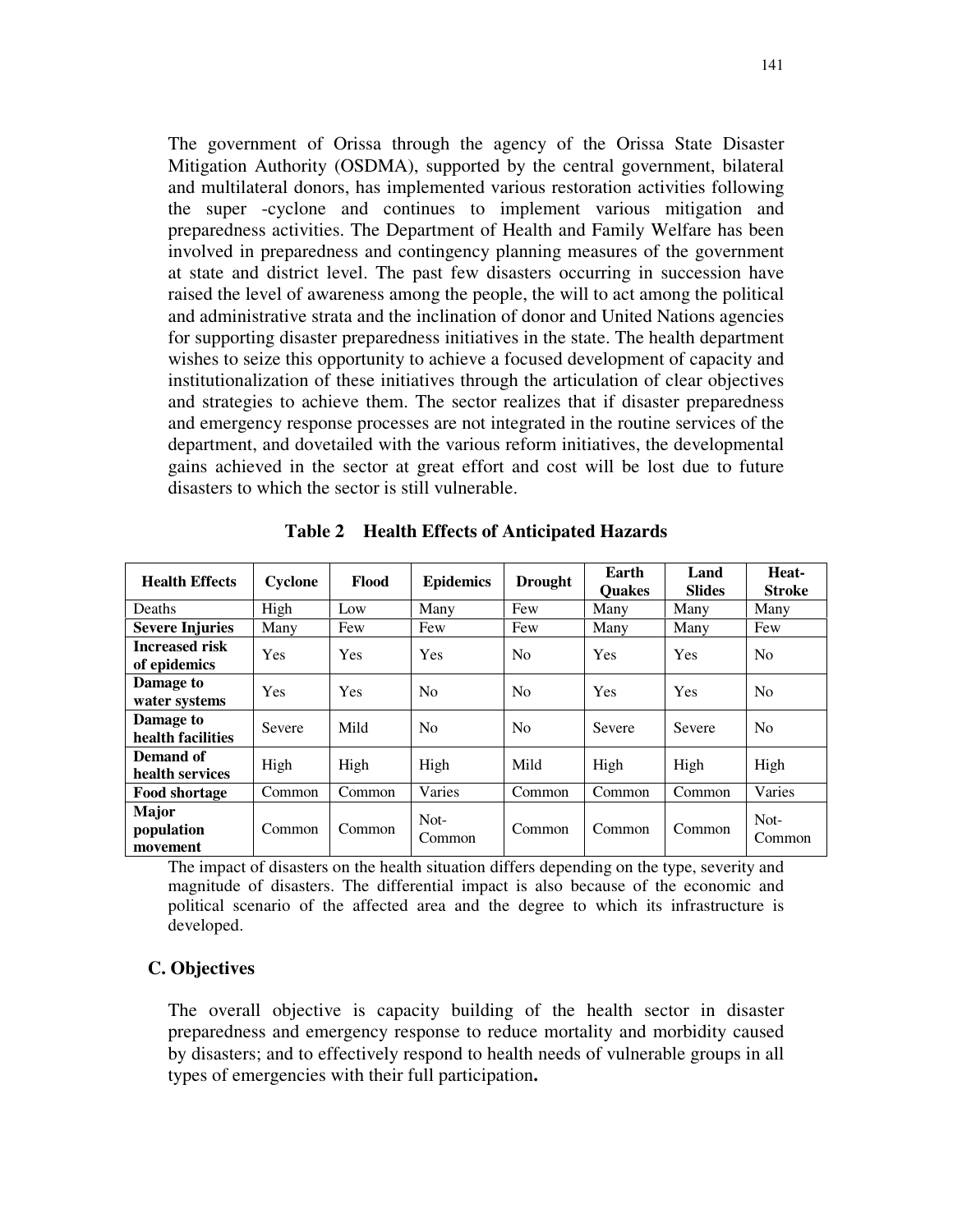The government of Orissa through the agency of the Orissa State Disaster Mitigation Authority (OSDMA), supported by the central government, bilateral and multilateral donors, has implemented various restoration activities following the super -cyclone and continues to implement various mitigation and preparedness activities. The Department of Health and Family Welfare has been involved in preparedness and contingency planning measures of the government at state and district level. The past few disasters occurring in succession have raised the level of awareness among the people, the will to act among the political and administrative strata and the inclination of donor and United Nations agencies for supporting disaster preparedness initiatives in the state. The health department wishes to seize this opportunity to achieve a focused development of capacity and institutionalization of these initiatives through the articulation of clear objectives and strategies to achieve them. The sector realizes that if disaster preparedness and emergency response processes are not integrated in the routine services of the department, and dovetailed with the various reform initiatives, the developmental gains achieved in the sector at great effort and cost will be lost due to future disasters to which the sector is still vulnerable.

**Table 2 Health Effects of Anticipated Hazards**

| Health Effects | Cyclone | Flood | Epidemics | Drought | Earth Quakes | Land Slides | Heat-Stroke |
|---|---|---|---|---|---|---|---|
| Deaths | High | Low | Many | Few | Many | Many | Many |
| **Severe Injuries** | Many | Few | Few | Few | Many | Many | Few |
| **Increased risk of epidemics** | Yes | Yes | Yes | No | Yes | Yes | No |
| **Damage to water systems** | Yes | Yes | No | No | Yes | Yes | No |
| **Damage to health facilities** | Severe | Mild | No | No | Severe | Severe | No |
| **Demand of health services** | High | High | High | Mild | High | High | High |
| **Food shortage** | Common | Common | Varies | Common | Common | Common | Varies |
| **Major population movement** | Common | Common | Not-Common | Common | Common | Common | Not-Common |

The impact of disasters on the health situation differs depending on the type, severity and magnitude of disasters. The differential impact is also because of the economic and political scenario of the affected area and the degree to which its infrastructure is developed.

### C. Objectives

The overall objective is capacity building of the health sector in disaster preparedness and emergency response to reduce mortality and morbidity caused by disasters; and to effectively respond to health needs of vulnerable groups in all types of emergencies with their full participation**.**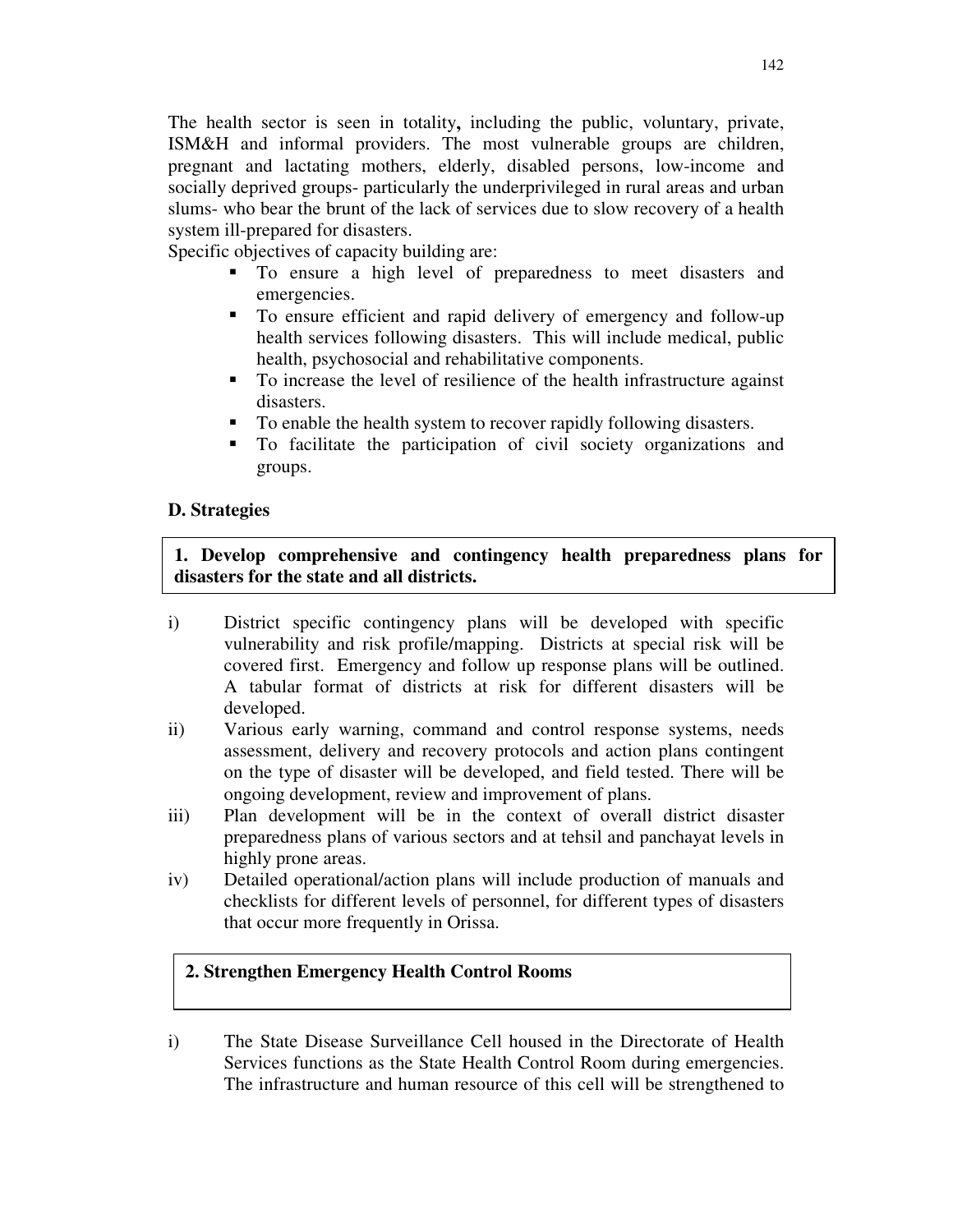The health sector is seen in totality**,** including the public, voluntary, private, ISM&H and informal providers. The most vulnerable groups are children, pregnant and lactating mothers, elderly, disabled persons, low-income and socially deprived groups- particularly the underprivileged in rural areas and urban slums- who bear the brunt of the lack of services due to slow recovery of a health system ill-prepared for disasters.

Specific objectives of capacity building are:

- To ensure a high level of preparedness to meet disasters and emergencies.
- To ensure efficient and rapid delivery of emergency and follow-up health services following disasters. This will include medical, public health, psychosocial and rehabilitative components.
- To increase the level of resilience of the health infrastructure against disasters.
- To enable the health system to recover rapidly following disasters.
- To facilitate the participation of civil society organizations and groups.

### D. Strategies

**1. Develop comprehensive and contingency health preparedness plans for disasters for the state and all districts.**

i) District specific contingency plans will be developed with specific vulnerability and risk profile/mapping. Districts at special risk will be covered first. Emergency and follow up response plans will be outlined. A tabular format of districts at risk for different disasters will be developed.

ii) Various early warning, command and control response systems, needs assessment, delivery and recovery protocols and action plans contingent on the type of disaster will be developed, and field tested. There will be ongoing development, review and improvement of plans.

iii) Plan development will be in the context of overall district disaster preparedness plans of various sectors and at tehsil and panchayat levels in highly prone areas.

iv) Detailed operational/action plans will include production of manuals and checklists for different levels of personnel, for different types of disasters that occur more frequently in Orissa.

**2. Strengthen Emergency Health Control Rooms**

i) The State Disease Surveillance Cell housed in the Directorate of Health Services functions as the State Health Control Room during emergencies. The infrastructure and human resource of this cell will be strengthened to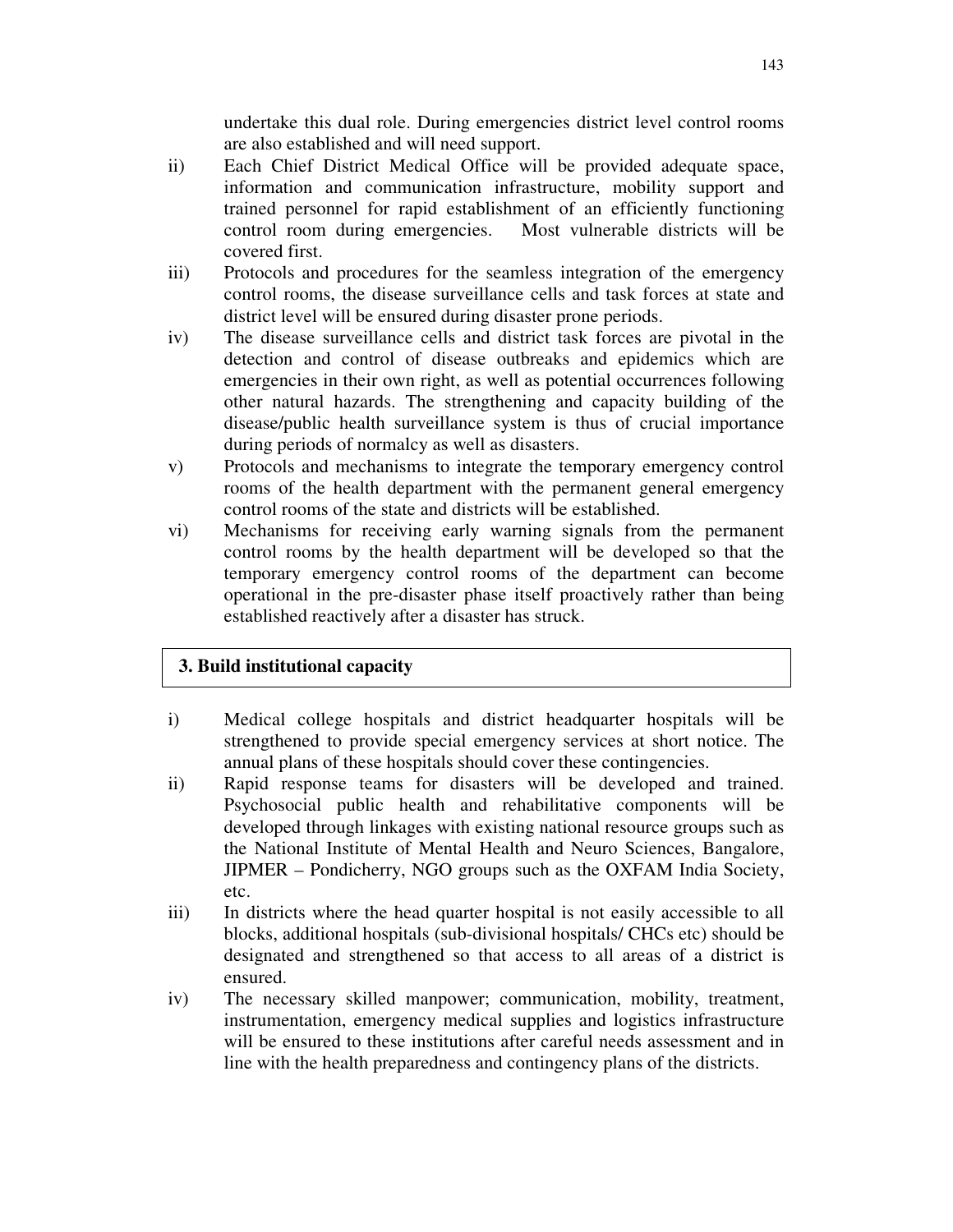undertake this dual role. During emergencies district level control rooms are also established and will need support.

ii) Each Chief District Medical Office will be provided adequate space, information and communication infrastructure, mobility support and trained personnel for rapid establishment of an efficiently functioning control room during emergencies. Most vulnerable districts will be covered first.

iii) Protocols and procedures for the seamless integration of the emergency control rooms, the disease surveillance cells and task forces at state and district level will be ensured during disaster prone periods.

iv) The disease surveillance cells and district task forces are pivotal in the detection and control of disease outbreaks and epidemics which are emergencies in their own right, as well as potential occurrences following other natural hazards. The strengthening and capacity building of the disease/public health surveillance system is thus of crucial importance during periods of normalcy as well as disasters.

v) Protocols and mechanisms to integrate the temporary emergency control rooms of the health department with the permanent general emergency control rooms of the state and districts will be established.

vi) Mechanisms for receiving early warning signals from the permanent control rooms by the health department will be developed so that the temporary emergency control rooms of the department can become operational in the pre-disaster phase itself proactively rather than being established reactively after a disaster has struck.

**3. Build institutional capacity**

i) Medical college hospitals and district headquarter hospitals will be strengthened to provide special emergency services at short notice. The annual plans of these hospitals should cover these contingencies.

ii) Rapid response teams for disasters will be developed and trained. Psychosocial public health and rehabilitative components will be developed through linkages with existing national resource groups such as the National Institute of Mental Health and Neuro Sciences, Bangalore, JIPMER – Pondicherry, NGO groups such as the OXFAM India Society, etc.

iii) In districts where the head quarter hospital is not easily accessible to all blocks, additional hospitals (sub-divisional hospitals/ CHCs etc) should be designated and strengthened so that access to all areas of a district is ensured.

iv) The necessary skilled manpower; communication, mobility, treatment, instrumentation, emergency medical supplies and logistics infrastructure will be ensured to these institutions after careful needs assessment and in line with the health preparedness and contingency plans of the districts.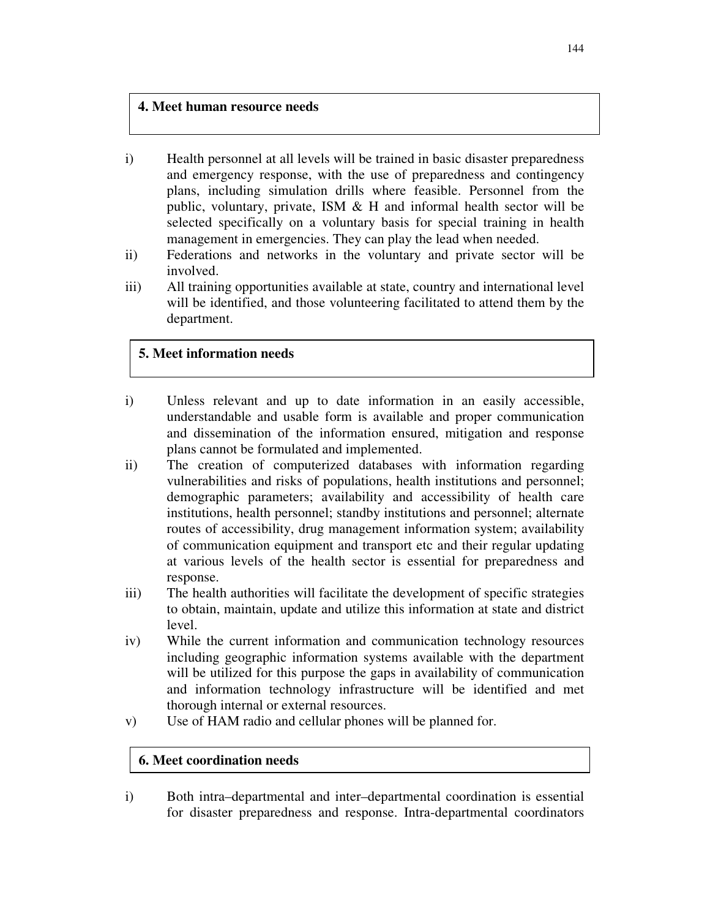### 4. Meet human resource needs

i) Health personnel at all levels will be trained in basic disaster preparedness and emergency response, with the use of preparedness and contingency plans, including simulation drills where feasible. Personnel from the public, voluntary, private, ISM & H and informal health sector will be selected specifically on a voluntary basis for special training in health management in emergencies. They can play the lead when needed.

ii) Federations and networks in the voluntary and private sector will be involved.

iii) All training opportunities available at state, country and international level will be identified, and those volunteering facilitated to attend them by the department.

### 5. Meet information needs

i) Unless relevant and up to date information in an easily accessible, understandable and usable form is available and proper communication and dissemination of the information ensured, mitigation and response plans cannot be formulated and implemented.

ii) The creation of computerized databases with information regarding vulnerabilities and risks of populations, health institutions and personnel; demographic parameters; availability and accessibility of health care institutions, health personnel; standby institutions and personnel; alternate routes of accessibility, drug management information system; availability of communication equipment and transport etc and their regular updating at various levels of the health sector is essential for preparedness and response.

iii) The health authorities will facilitate the development of specific strategies to obtain, maintain, update and utilize this information at state and district level.

iv) While the current information and communication technology resources including geographic information systems available with the department will be utilized for this purpose the gaps in availability of communication and information technology infrastructure will be identified and met thorough internal or external resources.

v) Use of HAM radio and cellular phones will be planned for.

### 6. Meet coordination needs

i) Both intra–departmental and inter–departmental coordination is essential for disaster preparedness and response. Intra-departmental coordinators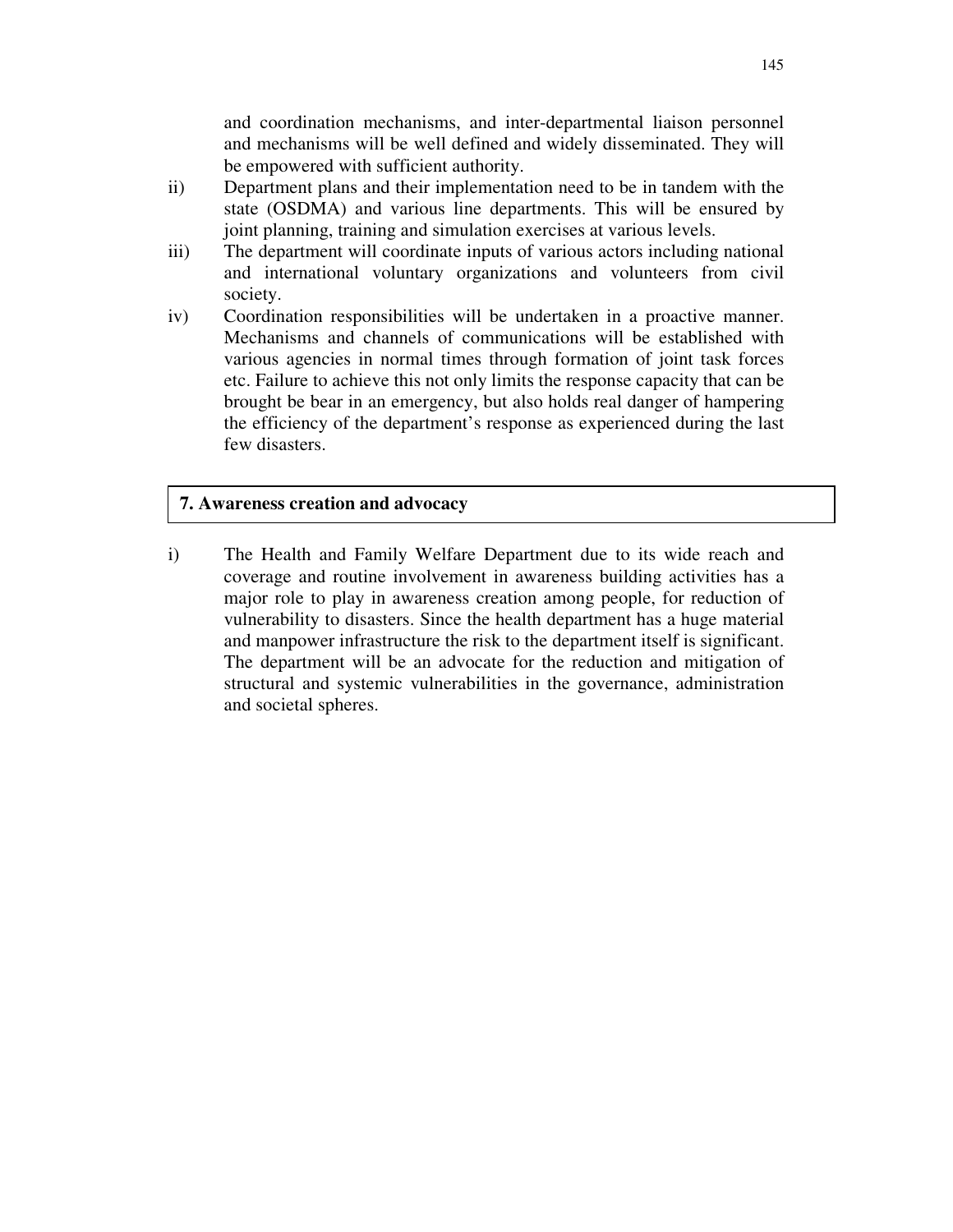and coordination mechanisms, and inter-departmental liaison personnel and mechanisms will be well defined and widely disseminated. They will be empowered with sufficient authority.

ii) Department plans and their implementation need to be in tandem with the state (OSDMA) and various line departments. This will be ensured by joint planning, training and simulation exercises at various levels.

iii) The department will coordinate inputs of various actors including national and international voluntary organizations and volunteers from civil society.

iv) Coordination responsibilities will be undertaken in a proactive manner. Mechanisms and channels of communications will be established with various agencies in normal times through formation of joint task forces etc. Failure to achieve this not only limits the response capacity that can be brought be bear in an emergency, but also holds real danger of hampering the efficiency of the department's response as experienced during the last few disasters.

## 7. Awareness creation and advocacy

i) The Health and Family Welfare Department due to its wide reach and coverage and routine involvement in awareness building activities has a major role to play in awareness creation among people, for reduction of vulnerability to disasters. Since the health department has a huge material and manpower infrastructure the risk to the department itself is significant. The department will be an advocate for the reduction and mitigation of structural and systemic vulnerabilities in the governance, administration and societal spheres.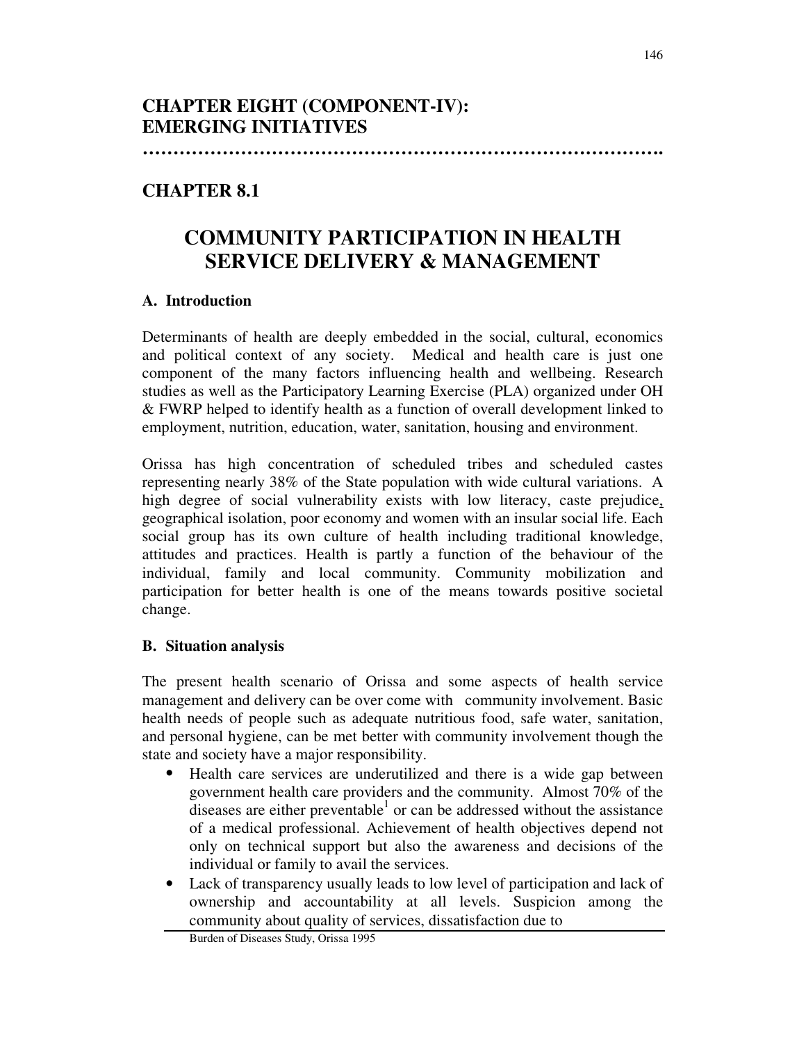# CHAPTER EIGHT (COMPONENT-IV): EMERGING INITIATIVES

…………………………………………………………………………….

## CHAPTER 8.1

## COMMUNITY PARTICIPATION IN HEALTH SERVICE DELIVERY & MANAGEMENT

### A. Introduction

Determinants of health are deeply embedded in the social, cultural, economics and political context of any society. Medical and health care is just one component of the many factors influencing health and wellbeing. Research studies as well as the Participatory Learning Exercise (PLA) organized under OH & FWRP helped to identify health as a function of overall development linked to employment, nutrition, education, water, sanitation, housing and environment.

Orissa has high concentration of scheduled tribes and scheduled castes representing nearly 38% of the State population with wide cultural variations. A high degree of social vulnerability exists with low literacy, caste prejudice, geographical isolation, poor economy and women with an insular social life. Each social group has its own culture of health including traditional knowledge, attitudes and practices. Health is partly a function of the behaviour of the individual, family and local community. Community mobilization and participation for better health is one of the means towards positive societal change.

### B. Situation analysis

The present health scenario of Orissa and some aspects of health service management and delivery can be over come with community involvement. Basic health needs of people such as adequate nutritious food, safe water, sanitation, and personal hygiene, can be met better with community involvement though the state and society have a major responsibility.

- Health care services are underutilized and there is a wide gap between government health care providers and the community. Almost 70% of the diseases are either preventable[1] or can be addressed without the assistance of a medical professional. Achievement of health objectives depend not only on technical support but also the awareness and decisions of the individual or family to avail the services.
- Lack of transparency usually leads to low level of participation and lack of ownership and accountability at all levels. Suspicion among the community about quality of services, dissatisfaction due to

[1] Burden of Diseases Study, Orissa 1995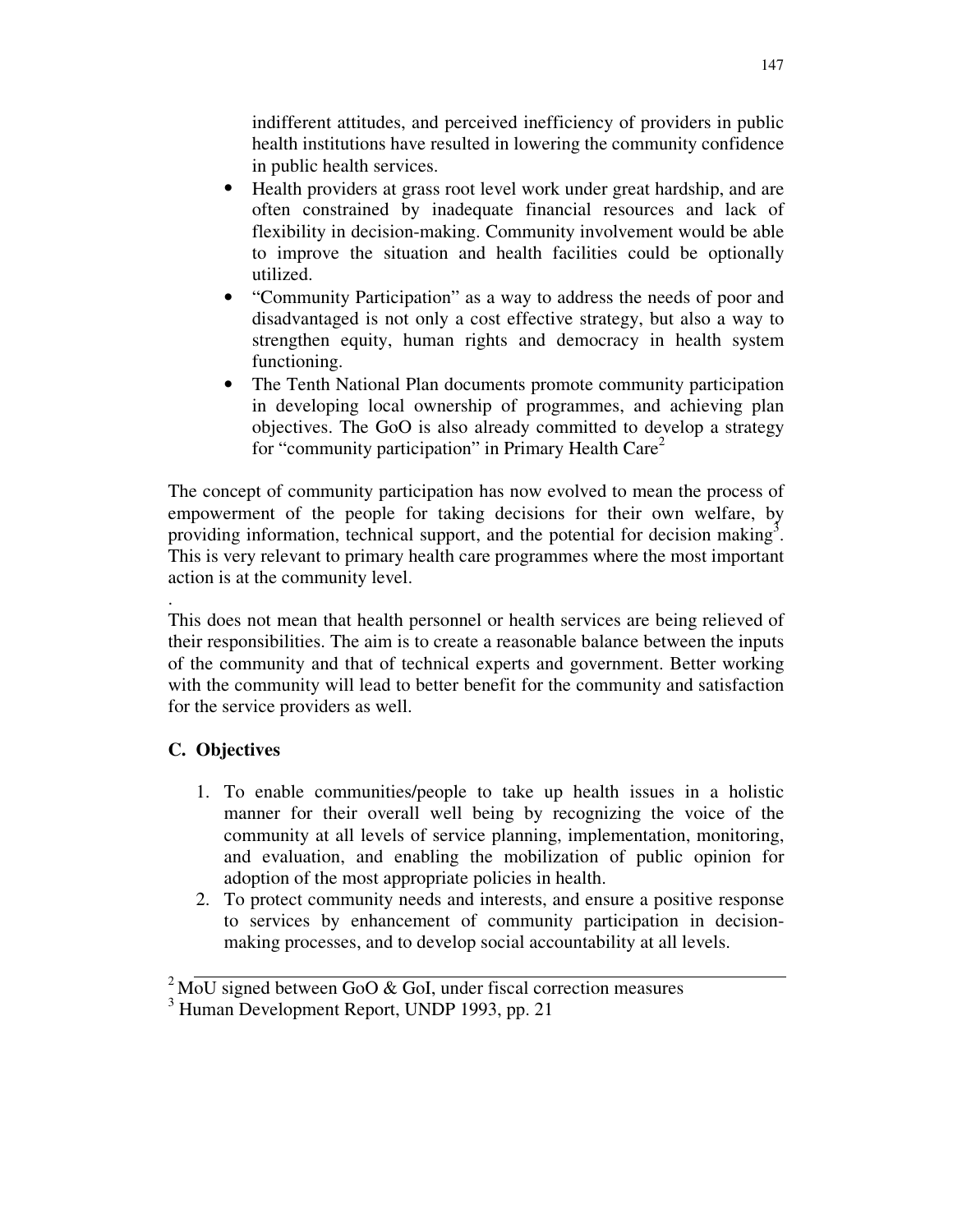indifferent attitudes, and perceived inefficiency of providers in public health institutions have resulted in lowering the community confidence in public health services.

- Health providers at grass root level work under great hardship, and are often constrained by inadequate financial resources and lack of flexibility in decision-making. Community involvement would be able to improve the situation and health facilities could be optionally utilized.
- "Community Participation" as a way to address the needs of poor and disadvantaged is not only a cost effective strategy, but also a way to strengthen equity, human rights and democracy in health system functioning.
- The Tenth National Plan documents promote community participation in developing local ownership of programmes, and achieving plan objectives. The GoO is also already committed to develop a strategy for "community participation" in Primary Health Care[2]

The concept of community participation has now evolved to mean the process of empowerment of the people for taking decisions for their own welfare, by providing information, technical support, and the potential for decision making[3]. This is very relevant to primary health care programmes where the most important action is at the community level.

.
This does not mean that health personnel or health services are being relieved of their responsibilities. The aim is to create a reasonable balance between the inputs of the community and that of technical experts and government. Better working with the community will lead to better benefit for the community and satisfaction for the service providers as well.

### C. Objectives

1. To enable communities/people to take up health issues in a holistic manner for their overall well being by recognizing the voice of the community at all levels of service planning, implementation, monitoring, and evaluation, and enabling the mobilization of public opinion for adoption of the most appropriate policies in health.
2. To protect community needs and interests, and ensure a positive response to services by enhancement of community participation in decision-making processes, and to develop social accountability at all levels.

---

[2] MoU signed between GoO & GoI, under fiscal correction measures
[3] Human Development Report, UNDP 1993, pp. 21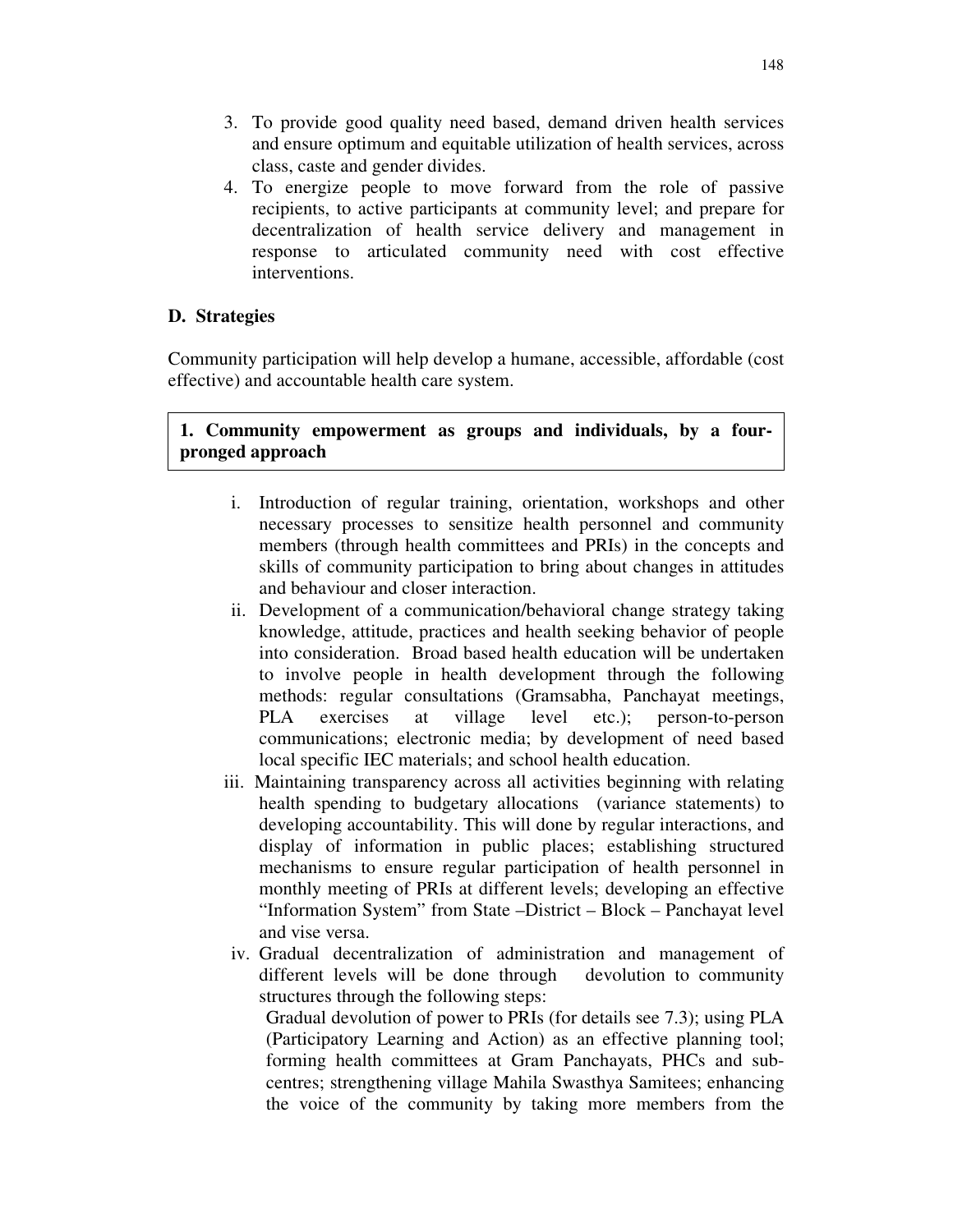3. To provide good quality need based, demand driven health services and ensure optimum and equitable utilization of health services, across class, caste and gender divides.
4. To energize people to move forward from the role of passive recipients, to active participants at community level; and prepare for decentralization of health service delivery and management in response to articulated community need with cost effective interventions.

## D. Strategies

Community participation will help develop a humane, accessible, affordable (cost effective) and accountable health care system.

**1. Community empowerment as groups and individuals, by a four-pronged approach**

i. Introduction of regular training, orientation, workshops and other necessary processes to sensitize health personnel and community members (through health committees and PRIs) in the concepts and skills of community participation to bring about changes in attitudes and behaviour and closer interaction.

ii. Development of a communication/behavioral change strategy taking knowledge, attitude, practices and health seeking behavior of people into consideration. Broad based health education will be undertaken to involve people in health development through the following methods: regular consultations (Gramsabha, Panchayat meetings, PLA exercises at village level etc.); person-to-person communications; electronic media; by development of need based local specific IEC materials; and school health education.

iii. Maintaining transparency across all activities beginning with relating health spending to budgetary allocations (variance statements) to developing accountability. This will done by regular interactions, and display of information in public places; establishing structured mechanisms to ensure regular participation of health personnel in monthly meeting of PRIs at different levels; developing an effective "Information System" from State –District – Block – Panchayat level and vise versa.

iv. Gradual decentralization of administration and management of different levels will be done through devolution to community structures through the following steps:
Gradual devolution of power to PRIs (for details see 7.3); using PLA (Participatory Learning and Action) as an effective planning tool; forming health committees at Gram Panchayats, PHCs and sub-centres; strengthening village Mahila Swasthya Samitees; enhancing the voice of the community by taking more members from the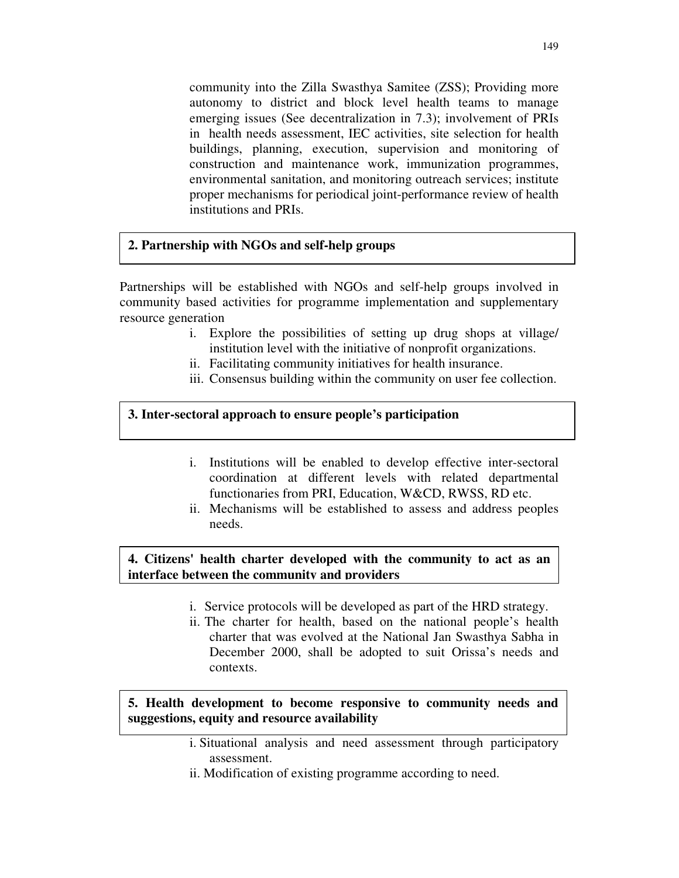community into the Zilla Swasthya Samitee (ZSS); Providing more autonomy to district and block level health teams to manage emerging issues (See decentralization in 7.3); involvement of PRIs in health needs assessment, IEC activities, site selection for health buildings, planning, execution, supervision and monitoring of construction and maintenance work, immunization programmes, environmental sanitation, and monitoring outreach services; institute proper mechanisms for periodical joint-performance review of health institutions and PRIs.

**2. Partnership with NGOs and self-help groups**

Partnerships will be established with NGOs and self-help groups involved in community based activities for programme implementation and supplementary resource generation

i. Explore the possibilities of setting up drug shops at village/ institution level with the initiative of nonprofit organizations.
ii. Facilitating community initiatives for health insurance.
iii. Consensus building within the community on user fee collection.

**3. Inter-sectoral approach to ensure people's participation**

i. Institutions will be enabled to develop effective inter-sectoral coordination at different levels with related departmental functionaries from PRI, Education, W&CD, RWSS, RD etc.
ii. Mechanisms will be established to assess and address peoples needs.

**4. Citizens' health charter developed with the community to act as an interface between the community and providers**

i. Service protocols will be developed as part of the HRD strategy.
ii. The charter for health, based on the national people's health charter that was evolved at the National Jan Swasthya Sabha in December 2000, shall be adopted to suit Orissa's needs and contexts.

**5. Health development to become responsive to community needs and suggestions, equity and resource availability**

i. Situational analysis and need assessment through participatory assessment.
ii. Modification of existing programme according to need.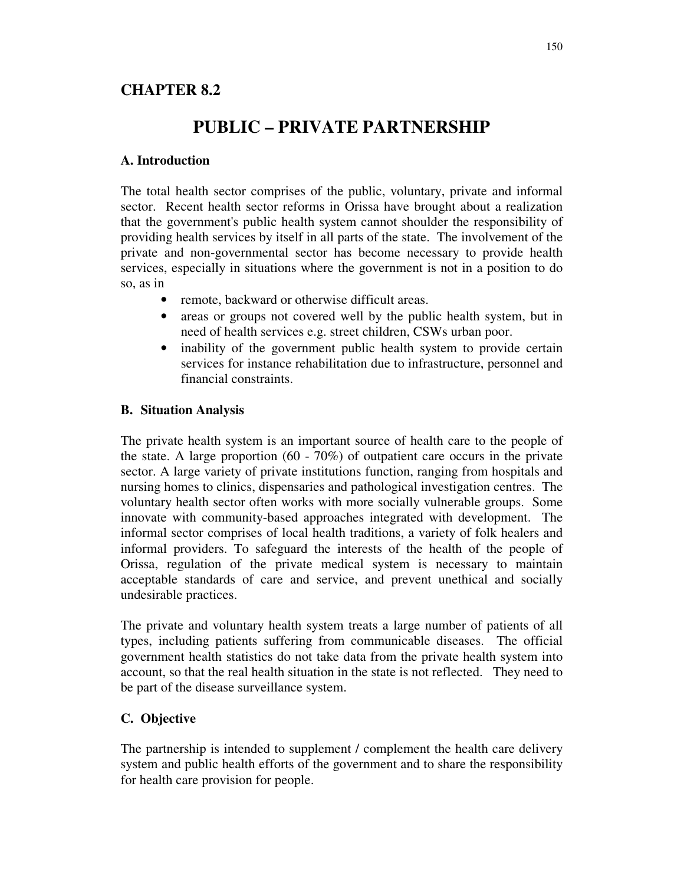# CHAPTER 8.2

## PUBLIC – PRIVATE PARTNERSHIP

### A. Introduction

The total health sector comprises of the public, voluntary, private and informal sector. Recent health sector reforms in Orissa have brought about a realization that the government's public health system cannot shoulder the responsibility of providing health services by itself in all parts of the state. The involvement of the private and non-governmental sector has become necessary to provide health services, especially in situations where the government is not in a position to do so, as in

- remote, backward or otherwise difficult areas.
- areas or groups not covered well by the public health system, but in need of health services e.g. street children, CSWs urban poor.
- inability of the government public health system to provide certain services for instance rehabilitation due to infrastructure, personnel and financial constraints.

### B. Situation Analysis

The private health system is an important source of health care to the people of the state. A large proportion (60 - 70%) of outpatient care occurs in the private sector. A large variety of private institutions function, ranging from hospitals and nursing homes to clinics, dispensaries and pathological investigation centres. The voluntary health sector often works with more socially vulnerable groups. Some innovate with community-based approaches integrated with development. The informal sector comprises of local health traditions, a variety of folk healers and informal providers. To safeguard the interests of the health of the people of Orissa, regulation of the private medical system is necessary to maintain acceptable standards of care and service, and prevent unethical and socially undesirable practices.

The private and voluntary health system treats a large number of patients of all types, including patients suffering from communicable diseases. The official government health statistics do not take data from the private health system into account, so that the real health situation in the state is not reflected. They need to be part of the disease surveillance system.

### C. Objective

The partnership is intended to supplement / complement the health care delivery system and public health efforts of the government and to share the responsibility for health care provision for people.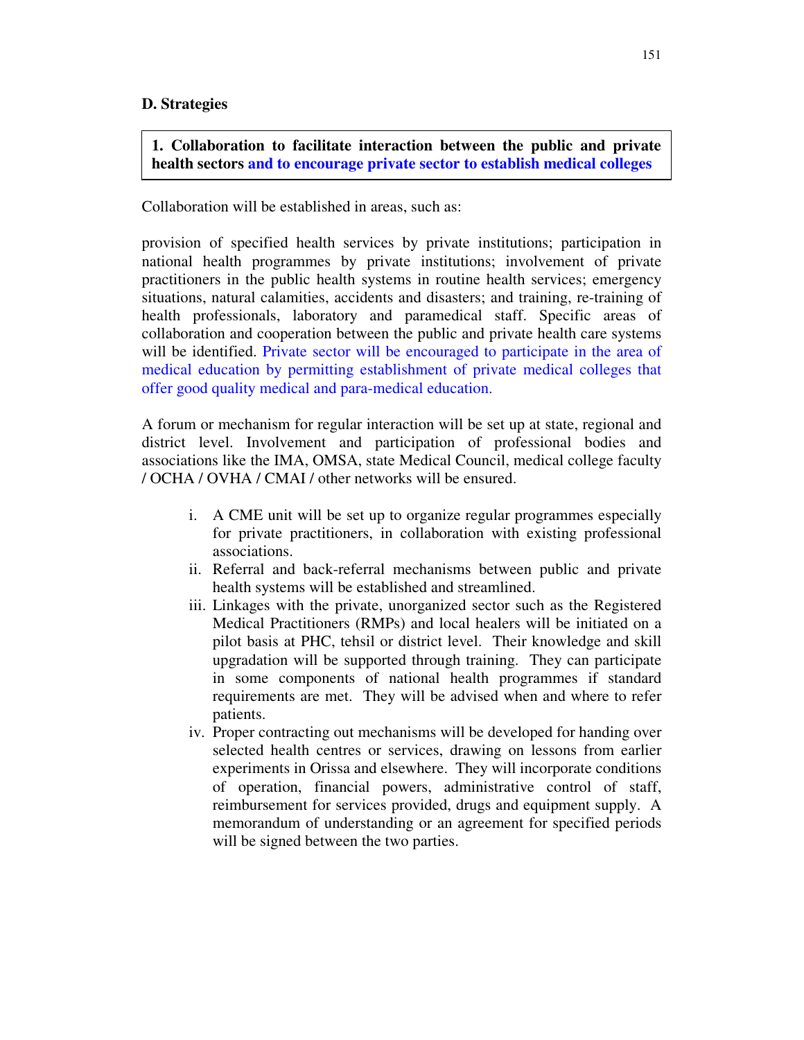### D. Strategies

**1. Collaboration to facilitate interaction between the public and private health sectors and to encourage private sector to establish medical colleges**

Collaboration will be established in areas, such as:

provision of specified health services by private institutions; participation in national health programmes by private institutions; involvement of private practitioners in the public health systems in routine health services; emergency situations, natural calamities, accidents and disasters; and training, re-training of health professionals, laboratory and paramedical staff. Specific areas of collaboration and cooperation between the public and private health care systems will be identified. Private sector will be encouraged to participate in the area of medical education by permitting establishment of private medical colleges that offer good quality medical and para-medical education.

A forum or mechanism for regular interaction will be set up at state, regional and district level. Involvement and participation of professional bodies and associations like the IMA, OMSA, state Medical Council, medical college faculty / OCHA / OVHA / CMAI / other networks will be ensured.

i. A CME unit will be set up to organize regular programmes especially for private practitioners, in collaboration with existing professional associations.
ii. Referral and back-referral mechanisms between public and private health systems will be established and streamlined.
iii. Linkages with the private, unorganized sector such as the Registered Medical Practitioners (RMPs) and local healers will be initiated on a pilot basis at PHC, tehsil or district level. Their knowledge and skill upgradation will be supported through training. They can participate in some components of national health programmes if standard requirements are met. They will be advised when and where to refer patients.
iv. Proper contracting out mechanisms will be developed for handing over selected health centres or services, drawing on lessons from earlier experiments in Orissa and elsewhere. They will incorporate conditions of operation, financial powers, administrative control of staff, reimbursement for services provided, drugs and equipment supply. A memorandum of understanding or an agreement for specified periods will be signed between the two parties.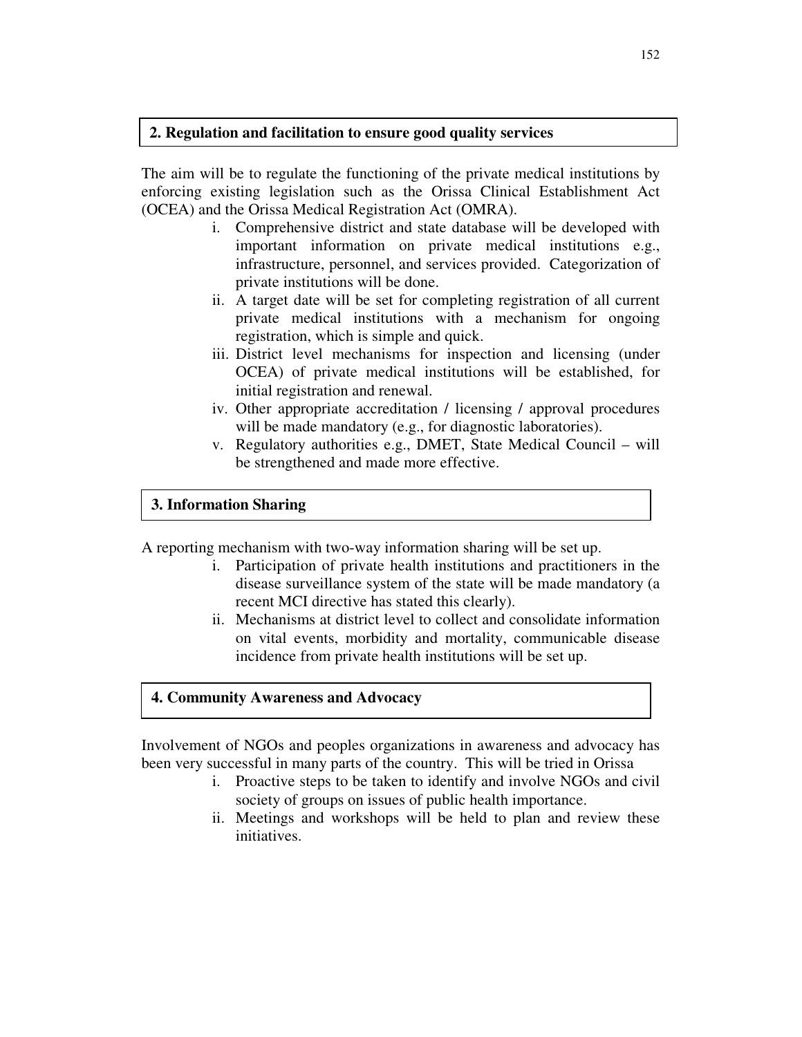## 2. Regulation and facilitation to ensure good quality services

The aim will be to regulate the functioning of the private medical institutions by enforcing existing legislation such as the Orissa Clinical Establishment Act (OCEA) and the Orissa Medical Registration Act (OMRA).

i. Comprehensive district and state database will be developed with important information on private medical institutions e.g., infrastructure, personnel, and services provided. Categorization of private institutions will be done.
ii. A target date will be set for completing registration of all current private medical institutions with a mechanism for ongoing registration, which is simple and quick.
iii. District level mechanisms for inspection and licensing (under OCEA) of private medical institutions will be established, for initial registration and renewal.
iv. Other appropriate accreditation / licensing / approval procedures will be made mandatory (e.g., for diagnostic laboratories).
v. Regulatory authorities e.g., DMET, State Medical Council – will be strengthened and made more effective.

## 3. Information Sharing

A reporting mechanism with two-way information sharing will be set up.

i. Participation of private health institutions and practitioners in the disease surveillance system of the state will be made mandatory (a recent MCI directive has stated this clearly).
ii. Mechanisms at district level to collect and consolidate information on vital events, morbidity and mortality, communicable disease incidence from private health institutions will be set up.

## 4. Community Awareness and Advocacy

Involvement of NGOs and peoples organizations in awareness and advocacy has been very successful in many parts of the country. This will be tried in Orissa

i. Proactive steps to be taken to identify and involve NGOs and civil society of groups on issues of public health importance.
ii. Meetings and workshops will be held to plan and review these initiatives.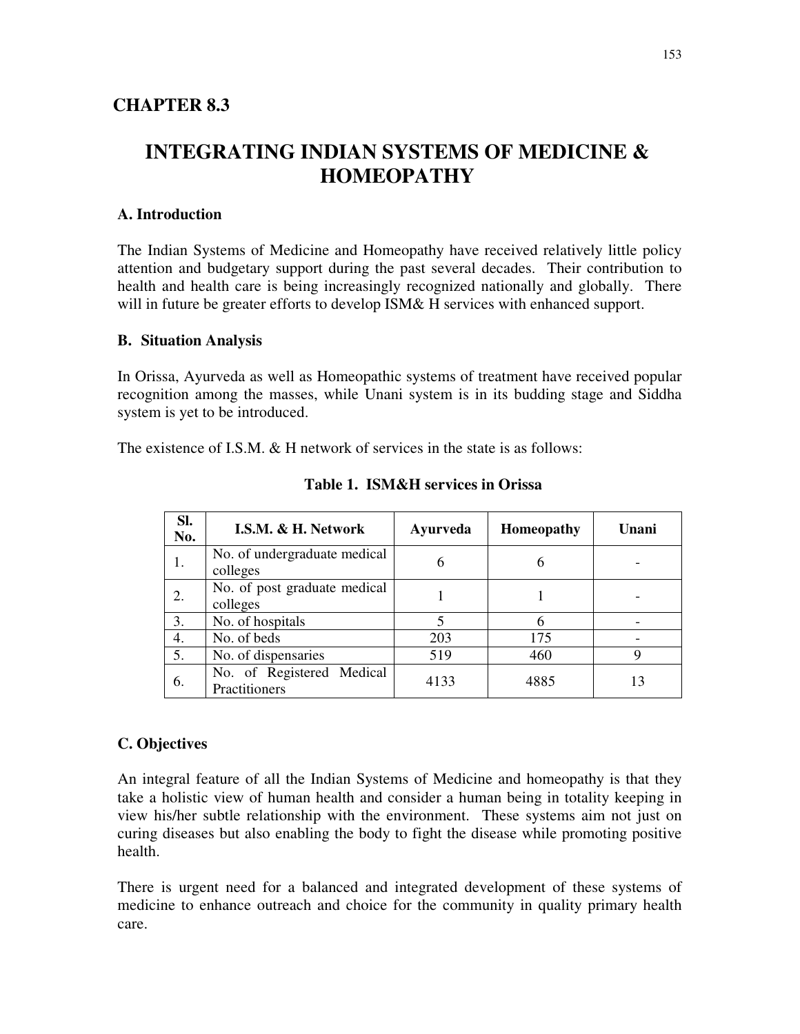## CHAPTER 8.3

# INTEGRATING INDIAN SYSTEMS OF MEDICINE & HOMEOPATHY

### A. Introduction

The Indian Systems of Medicine and Homeopathy have received relatively little policy attention and budgetary support during the past several decades. Their contribution to health and health care is being increasingly recognized nationally and globally. There will in future be greater efforts to develop ISM& H services with enhanced support.

### B. Situation Analysis

In Orissa, Ayurveda as well as Homeopathic systems of treatment have received popular recognition among the masses, while Unani system is in its budding stage and Siddha system is yet to be introduced.

The existence of I.S.M. & H network of services in the state is as follows:

**Table 1. ISM&H services in Orissa**

| Sl. No. | I.S.M. & H. Network | Ayurveda | Homeopathy | Unani |
|---|---|---|---|---|
| 1. | No. of undergraduate medical colleges | 6 | 6 | - |
| 2. | No. of post graduate medical colleges | 1 | 1 | - |
| 3. | No. of hospitals | 5 | 6 | - |
| 4. | No. of beds | 203 | 175 | - |
| 5. | No. of dispensaries | 519 | 460 | 9 |
| 6. | No. of Registered Medical Practitioners | 4133 | 4885 | 13 |

### C. Objectives

An integral feature of all the Indian Systems of Medicine and homeopathy is that they take a holistic view of human health and consider a human being in totality keeping in view his/her subtle relationship with the environment. These systems aim not just on curing diseases but also enabling the body to fight the disease while promoting positive health.

There is urgent need for a balanced and integrated development of these systems of medicine to enhance outreach and choice for the community in quality primary health care.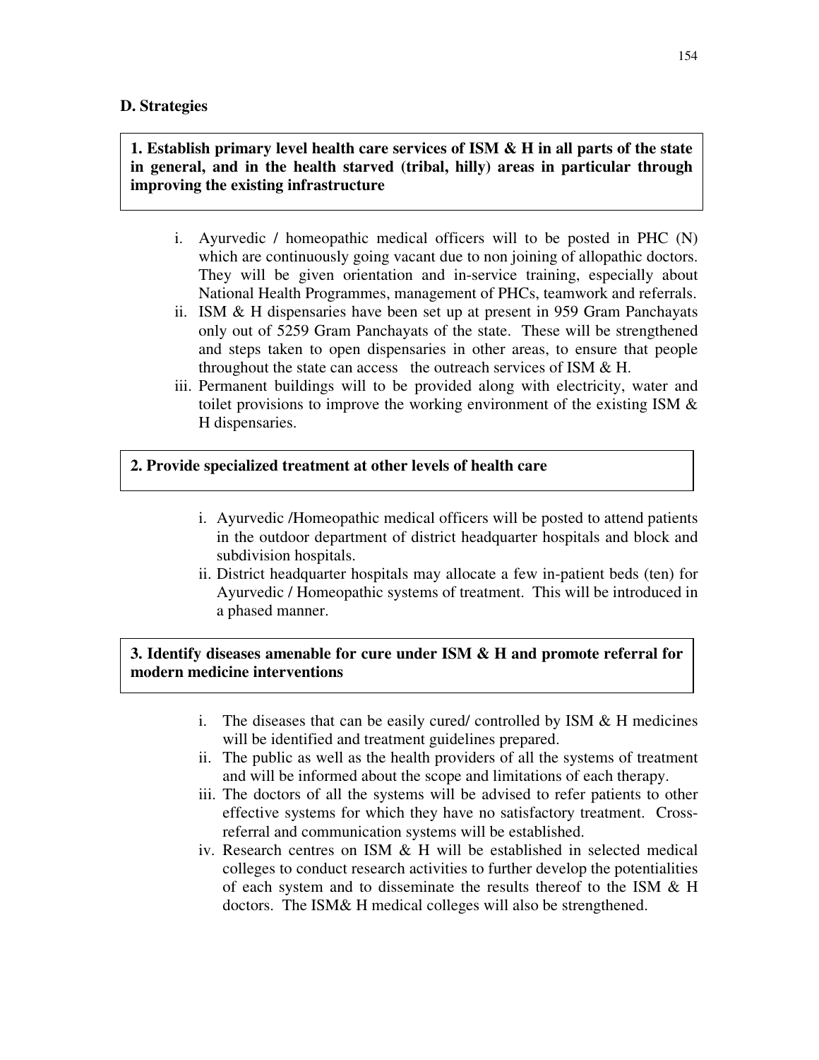## D. Strategies

**1. Establish primary level health care services of ISM & H in all parts of the state in general, and in the health starved (tribal, hilly) areas in particular through improving the existing infrastructure**

i. Ayurvedic / homeopathic medical officers will to be posted in PHC (N) which are continuously going vacant due to non joining of allopathic doctors. They will be given orientation and in-service training, especially about National Health Programmes, management of PHCs, teamwork and referrals.
ii. ISM & H dispensaries have been set up at present in 959 Gram Panchayats only out of 5259 Gram Panchayats of the state. These will be strengthened and steps taken to open dispensaries in other areas, to ensure that people throughout the state can access the outreach services of ISM & H.
iii. Permanent buildings will to be provided along with electricity, water and toilet provisions to improve the working environment of the existing ISM & H dispensaries.

**2. Provide specialized treatment at other levels of health care**

i. Ayurvedic /Homeopathic medical officers will be posted to attend patients in the outdoor department of district headquarter hospitals and block and subdivision hospitals.
ii. District headquarter hospitals may allocate a few in-patient beds (ten) for Ayurvedic / Homeopathic systems of treatment. This will be introduced in a phased manner.

**3. Identify diseases amenable for cure under ISM & H and promote referral for modern medicine interventions**

i. The diseases that can be easily cured/ controlled by ISM & H medicines will be identified and treatment guidelines prepared.
ii. The public as well as the health providers of all the systems of treatment and will be informed about the scope and limitations of each therapy.
iii. The doctors of all the systems will be advised to refer patients to other effective systems for which they have no satisfactory treatment. Cross-referral and communication systems will be established.
iv. Research centres on ISM & H will be established in selected medical colleges to conduct research activities to further develop the potentialities of each system and to disseminate the results thereof to the ISM & H doctors. The ISM& H medical colleges will also be strengthened.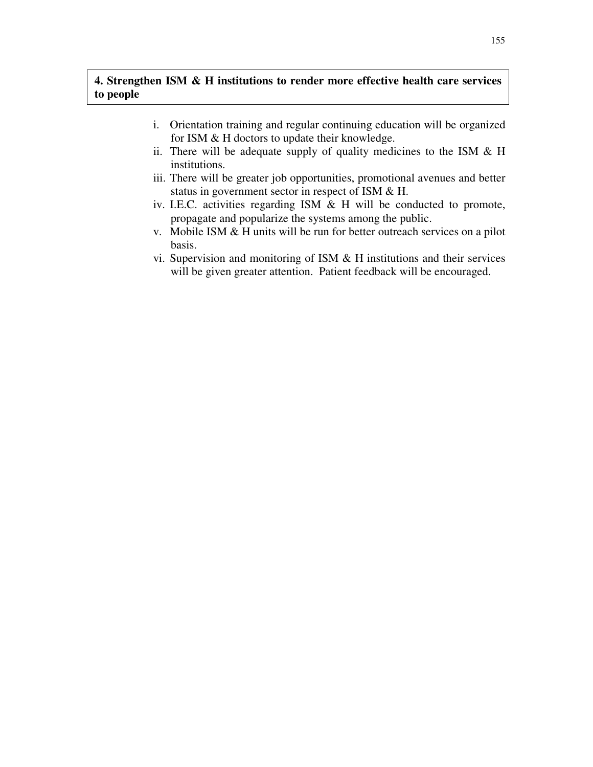**4. Strengthen ISM & H institutions to render more effective health care services to people**

i. Orientation training and regular continuing education will be organized for ISM & H doctors to update their knowledge.
ii. There will be adequate supply of quality medicines to the ISM & H institutions.
iii. There will be greater job opportunities, promotional avenues and better status in government sector in respect of ISM & H.
iv. I.E.C. activities regarding ISM & H will be conducted to promote, propagate and popularize the systems among the public.
v. Mobile ISM & H units will be run for better outreach services on a pilot basis.
vi. Supervision and monitoring of ISM & H institutions and their services will be given greater attention. Patient feedback will be encouraged.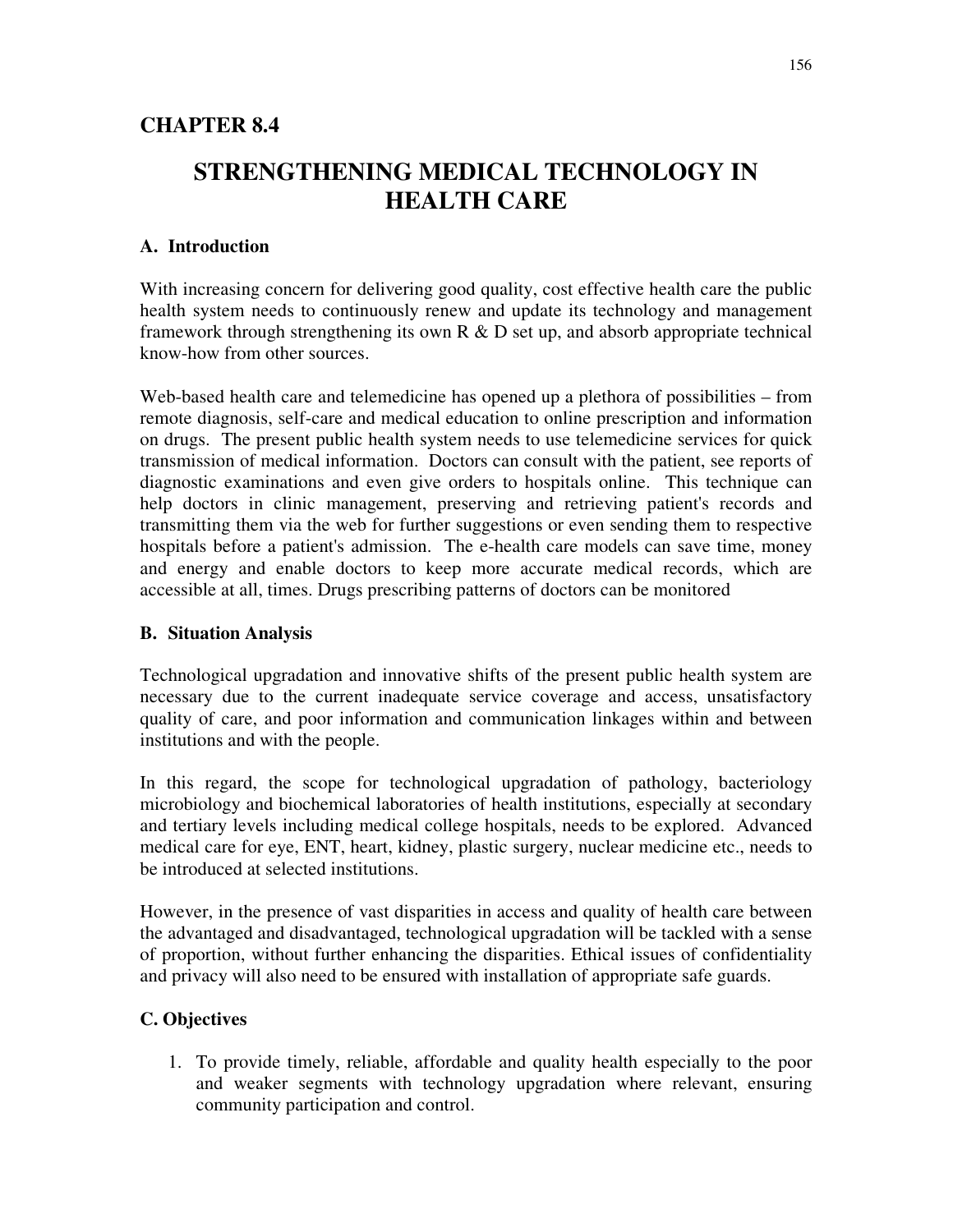## CHAPTER 8.4

# STRENGTHENING MEDICAL TECHNOLOGY IN HEALTH CARE

### A. Introduction

With increasing concern for delivering good quality, cost effective health care the public health system needs to continuously renew and update its technology and management framework through strengthening its own R & D set up, and absorb appropriate technical know-how from other sources.

Web-based health care and telemedicine has opened up a plethora of possibilities – from remote diagnosis, self-care and medical education to online prescription and information on drugs. The present public health system needs to use telemedicine services for quick transmission of medical information. Doctors can consult with the patient, see reports of diagnostic examinations and even give orders to hospitals online. This technique can help doctors in clinic management, preserving and retrieving patient's records and transmitting them via the web for further suggestions or even sending them to respective hospitals before a patient's admission. The e-health care models can save time, money and energy and enable doctors to keep more accurate medical records, which are accessible at all, times. Drugs prescribing patterns of doctors can be monitored

### B. Situation Analysis

Technological upgradation and innovative shifts of the present public health system are necessary due to the current inadequate service coverage and access, unsatisfactory quality of care, and poor information and communication linkages within and between institutions and with the people.

In this regard, the scope for technological upgradation of pathology, bacteriology microbiology and biochemical laboratories of health institutions, especially at secondary and tertiary levels including medical college hospitals, needs to be explored. Advanced medical care for eye, ENT, heart, kidney, plastic surgery, nuclear medicine etc., needs to be introduced at selected institutions.

However, in the presence of vast disparities in access and quality of health care between the advantaged and disadvantaged, technological upgradation will be tackled with a sense of proportion, without further enhancing the disparities. Ethical issues of confidentiality and privacy will also need to be ensured with installation of appropriate safe guards.

### C. Objectives

1. To provide timely, reliable, affordable and quality health especially to the poor and weaker segments with technology upgradation where relevant, ensuring community participation and control.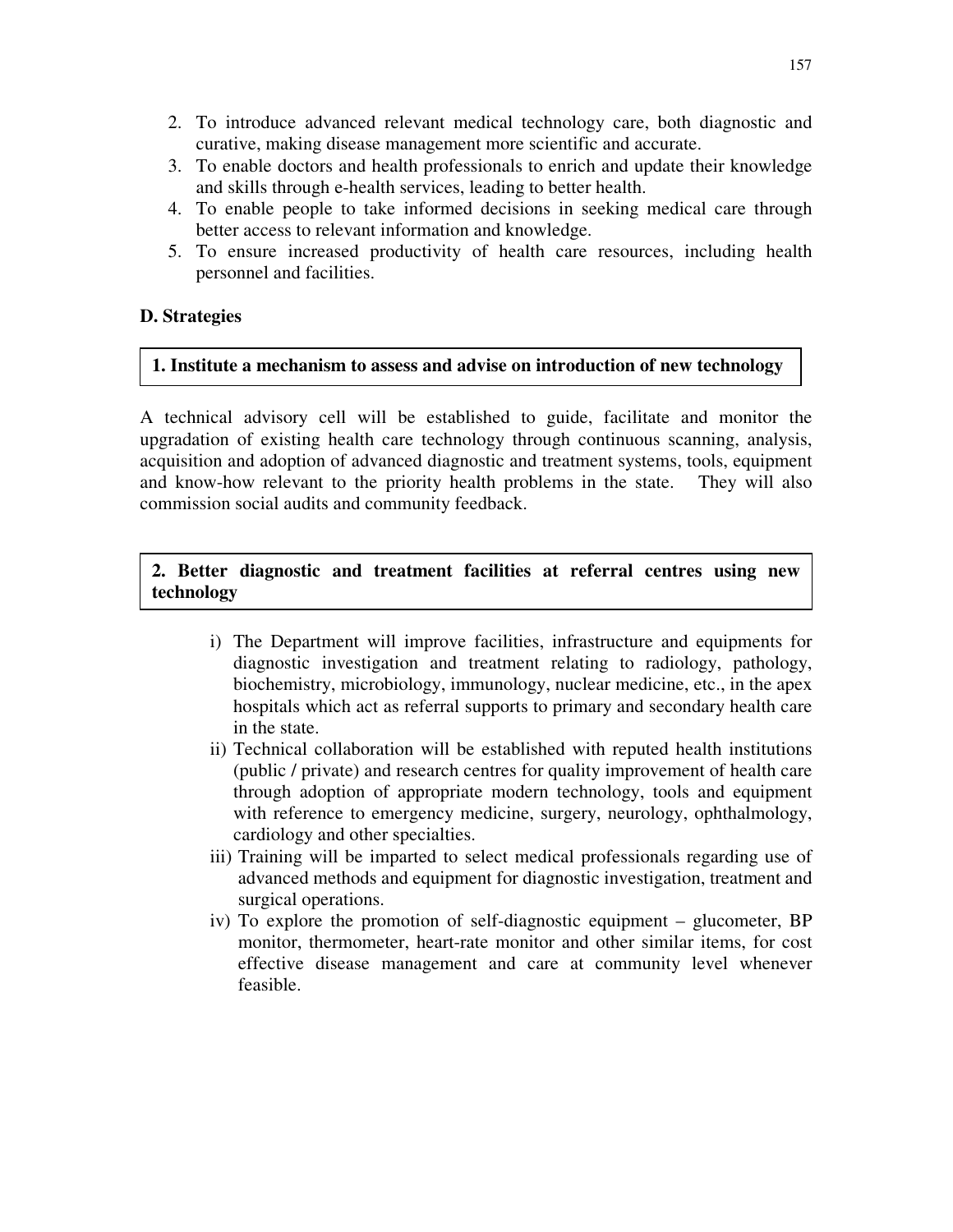2. To introduce advanced relevant medical technology care, both diagnostic and curative, making disease management more scientific and accurate.
3. To enable doctors and health professionals to enrich and update their knowledge and skills through e-health services, leading to better health.
4. To enable people to take informed decisions in seeking medical care through better access to relevant information and knowledge.
5. To ensure increased productivity of health care resources, including health personnel and facilities.

### D. Strategies

#### 1. Institute a mechanism to assess and advise on introduction of new technology

A technical advisory cell will be established to guide, facilitate and monitor the upgradation of existing health care technology through continuous scanning, analysis, acquisition and adoption of advanced diagnostic and treatment systems, tools, equipment and know-how relevant to the priority health problems in the state. They will also commission social audits and community feedback.

#### 2. Better diagnostic and treatment facilities at referral centres using new technology

i) The Department will improve facilities, infrastructure and equipments for diagnostic investigation and treatment relating to radiology, pathology, biochemistry, microbiology, immunology, nuclear medicine, etc., in the apex hospitals which act as referral supports to primary and secondary health care in the state.

ii) Technical collaboration will be established with reputed health institutions (public / private) and research centres for quality improvement of health care through adoption of appropriate modern technology, tools and equipment with reference to emergency medicine, surgery, neurology, ophthalmology, cardiology and other specialties.

iii) Training will be imparted to select medical professionals regarding use of advanced methods and equipment for diagnostic investigation, treatment and surgical operations.

iv) To explore the promotion of self-diagnostic equipment – glucometer, BP monitor, thermometer, heart-rate monitor and other similar items, for cost effective disease management and care at community level whenever feasible.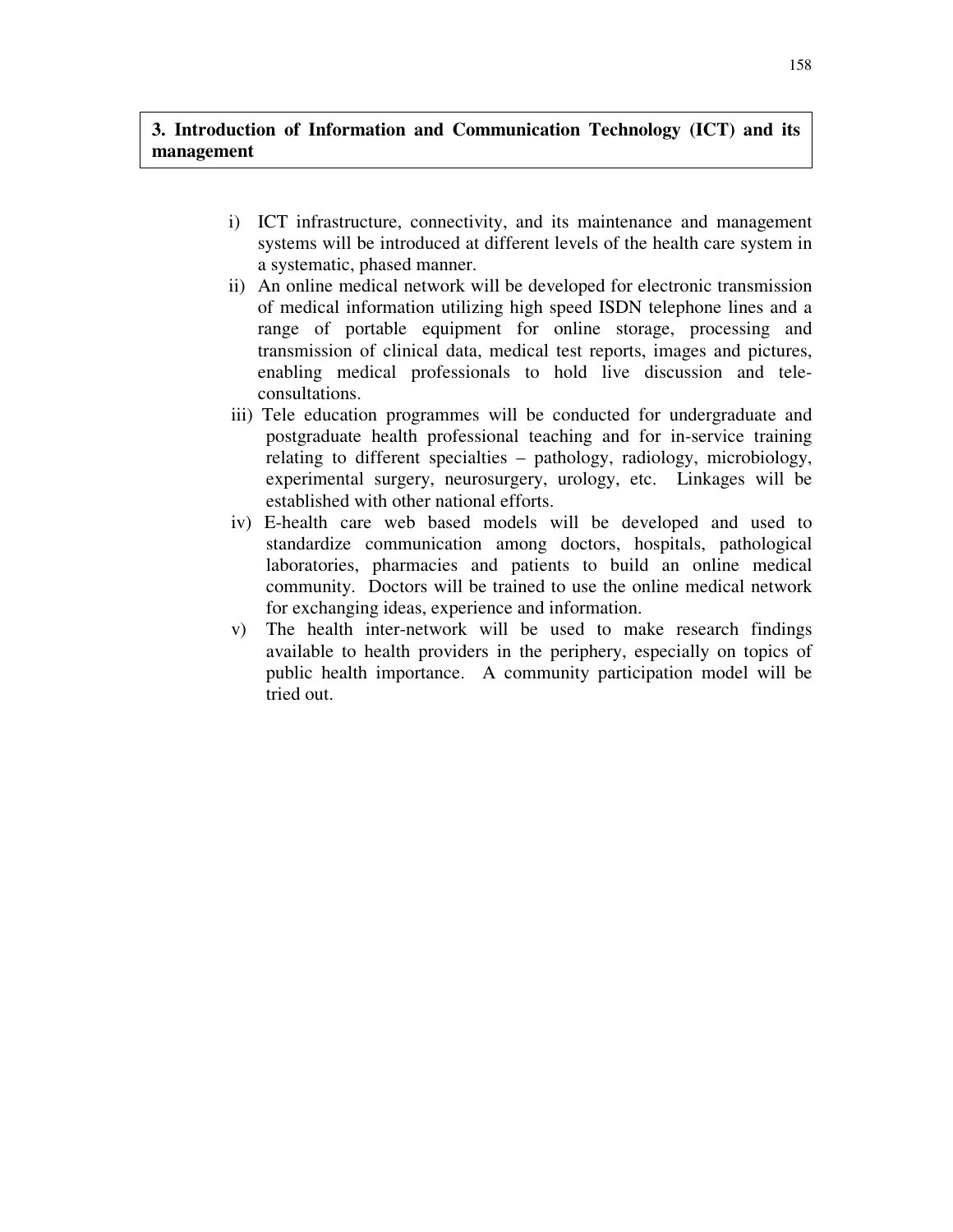## 3. Introduction of Information and Communication Technology (ICT) and its management

i) ICT infrastructure, connectivity, and its maintenance and management systems will be introduced at different levels of the health care system in a systematic, phased manner.

ii) An online medical network will be developed for electronic transmission of medical information utilizing high speed ISDN telephone lines and a range of portable equipment for online storage, processing and transmission of clinical data, medical test reports, images and pictures, enabling medical professionals to hold live discussion and tele-consultations.

iii) Tele education programmes will be conducted for undergraduate and postgraduate health professional teaching and for in-service training relating to different specialties – pathology, radiology, microbiology, experimental surgery, neurosurgery, urology, etc. Linkages will be established with other national efforts.

iv) E-health care web based models will be developed and used to standardize communication among doctors, hospitals, pathological laboratories, pharmacies and patients to build an online medical community. Doctors will be trained to use the online medical network for exchanging ideas, experience and information.

v) The health inter-network will be used to make research findings available to health providers in the periphery, especially on topics of public health importance. A community participation model will be tried out.